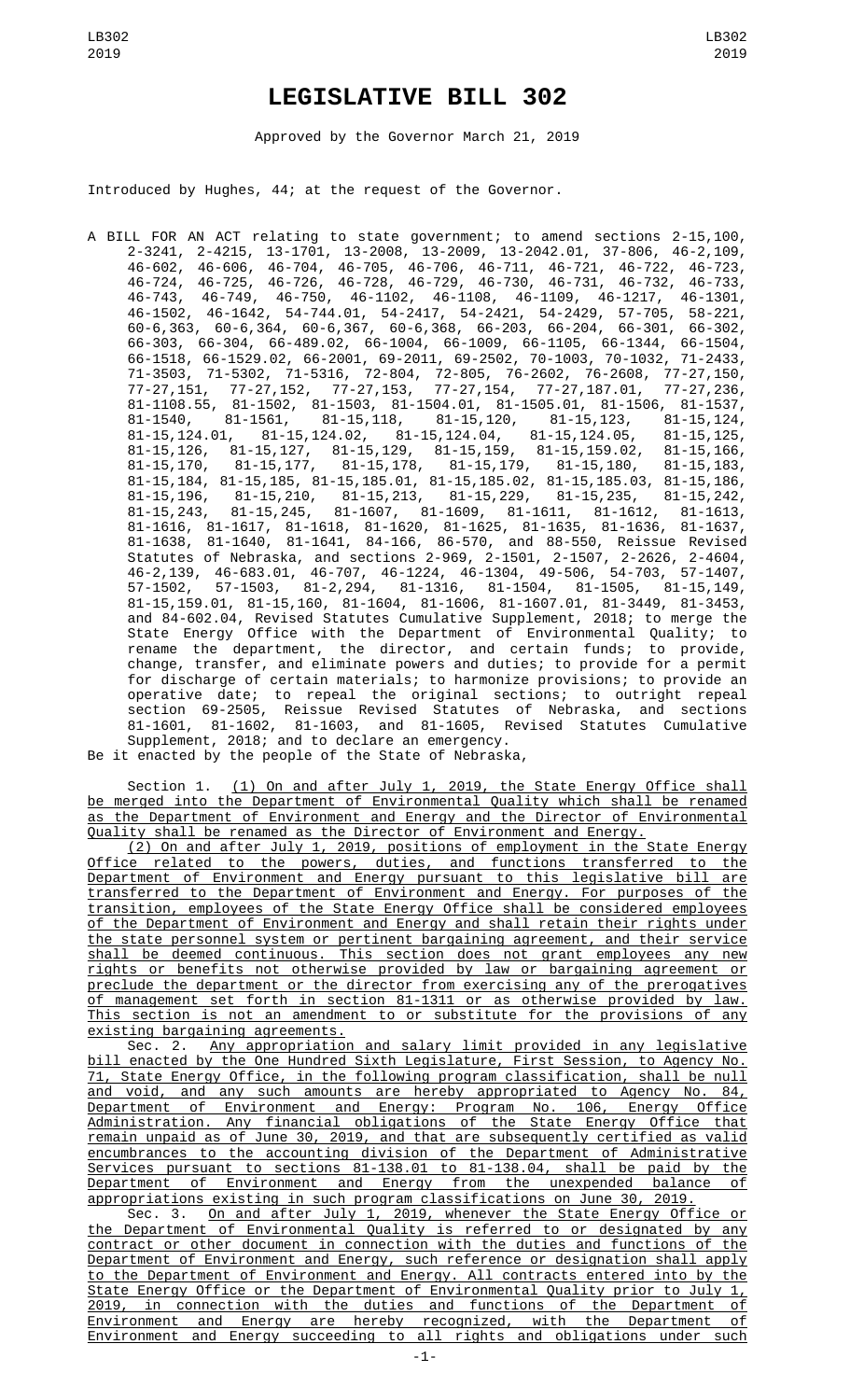# LEGISLATIVE BILL 302

Approved by the Governor March 21, 2019

Introduced by Hughes, 44; at the request of the Governor.

A BILL FOR AN ACT relating to state government; to amend sections 2-15,100, 2-3241, 2-4215, 13-1701, 13-2008, 13-2009, 13-2042.01, 37-806, 46-2,109, 46-602, 46-606, 46-704, 46-705, 46-706, 46-711, 46-721, 46-722, 46-723, 46-724, 46-725, 46-726, 46-728, 46-729, 46-730, 46-731, 46-732, 46-733, 46-743, 46-749, 46-750, 46-1102, 46-1108, 46-1109, 46-1217, 46-1301, 46-1502, 46-1642, 54-744.01, 54-2417, 54-2421, 54-2429, 57-705, 58-221, 60-6,363, 60-6,364, 60-6,367, 60-6,368, 66-203, 66-204, 66-301, 66-302, 66-303, 66-304, 66-489.02, 66-1004, 66-1009, 66-1105, 66-1344, 66-1504, 66-1518, 66-1529.02, 66-2001, 69-2011, 69-2502, 70-1003, 70-1032, 71-2433, 71-3503, 71-5302, 71-5316, 72-804, 72-805, 76-2602, 76-2608, 77-27,150, 77-27,151, 77-27,152, 77-27,153, 77-27,154, 77-27,187.01, 77-27,236, 81-1108.55, 81-1502, 81-1503, 81-1504.01, 81-1505.01, 81-1506, 81-1537, 81-1540, 81-1561, 81-15,118, 81-15,120, 81-15,123, 81-15,124, 81-15,124.01, 81-15,124.02, 81-15,124.04, 81-15,124.05, 81-15,125, 81-15,126, 81-15,127, 81-15,129, 81-15,159, 81-15,159.02, 81-15,166, 81-15,170, 81-15,177, 81-15,178, 81-15,179, 81-15,180, 81-15,183, 81-15,184, 81-15,185, 81-15,185.01, 81-15,185.02, 81-15,185.03, 81-15,186, 81-15,196, 81-15,210, 81-15,213, 81-15,229, 81-15,235, 81-15,242, 81-15,243, 81-15,245, 81-1607, 81-1609, 81-1611, 81-1612, 81-1613, 81-1616, 81-1617, 81-1618, 81-1620, 81-1625, 81-1635, 81-1636, 81-1637, 81-1638, 81-1640, 81-1641, 84-166, 86-570, and 88-550, Reissue Revised Statutes of Nebraska, and sections 2-969, 2-1501, 2-1507, 2-2626, 2-4604, 46-2,139, 46-683.01, 46-707, 46-1224, 46-1304, 49-506, 54-703, 57-1407, 57-1502, 57-1503, 81-2,294, 81-1316, 81-1504, 81-1505, 81-15,149, 81-15,159.01, 81-15,160, 81-1604, 81-1606, 81-1607.01, 81-3449, 81-3453, and 84-602.04, Revised Statutes Cumulative Supplement, 2018; to merge the State Energy Office with the Department of Environmental Quality; to rename the department, the director, and certain funds; to provide, change, transfer, and eliminate powers and duties; to provide for a permit for discharge of certain materials; to harmonize provisions; to provide an operative date; to repeal the original sections; to outright repeal section 69-2505, Reissue Revised Statutes of Nebraska, and sections 81-1601, 81-1602, 81-1603, and 81-1605, Revised Statutes Cumulative Supplement, 2018; and to declare an emergency.

Be it enacted by the people of the State of Nebraska,

Section 1. (1) On and after July 1, 2019, the State Energy Office shall be merged into the Department of Environmental Quality which shall be renamed as the Department of Environment and Energy and the Director of Environmental Quality shall be renamed as the Director of Environment and Energy.

(2) On and after July 1, 2019, positions of employment in the State Energy Office related to the powers, duties, and functions transferred to the Department of Environment and Energy pursuant to this legislative bill are transferred to the Department of Environment and Energy. For purposes of the transition, employees of the State Energy Office shall be considered employees of the Department of Environment and Energy and shall retain their rights under the state personnel system or pertinent bargaining agreement, and their service shall be deemed continuous. This section does not grant employees any new rights or benefits not otherwise provided by law or bargaining agreement or preclude the department or the director from exercising any of the prerogatives of management set forth in section 81-1311 or as otherwise provided by law. This section is not an amendment to or substitute for the provisions of any existing bargaining agreements.

Sec. 2. Any appropriation and salary limit provided in any legislative bill enacted by the One Hundred Sixth Legislature, First Session, to Agency No. 71, State Energy Office, in the following program classification, shall be null and void, and any such amounts are hereby appropriated to Agency No. 84, Department of Environment and Energy: Program No. 106, Energy Office Administration. Any financial obligations of the State Energy Office that remain unpaid as of June 30, 2019, and that are subsequently certified as valid encumbrances to the accounting division of the Department of Administrative Services pursuant to sections 81-138.01 to 81-138.04, shall be paid by the Department of Environment and Energy from the unexpended balance of appropriations existing in such program classifications on June 30, 2019.

Sec. 3. On and after July 1, 2019, whenever the State Energy Office or the Department of Environmental Quality is referred to or designated by any contract or other document in connection with the duties and functions of the Department of Environment and Energy, such reference or designation shall apply to the Department of Environment and Energy. All contracts entered into by the State Energy Office or the Department of Environmental Quality prior to July 1, 2019, in connection with the duties and functions of the Department of Environment and Energy are hereby recognized, with the Department of Environment and Energy succeeding to all rights and obligations under such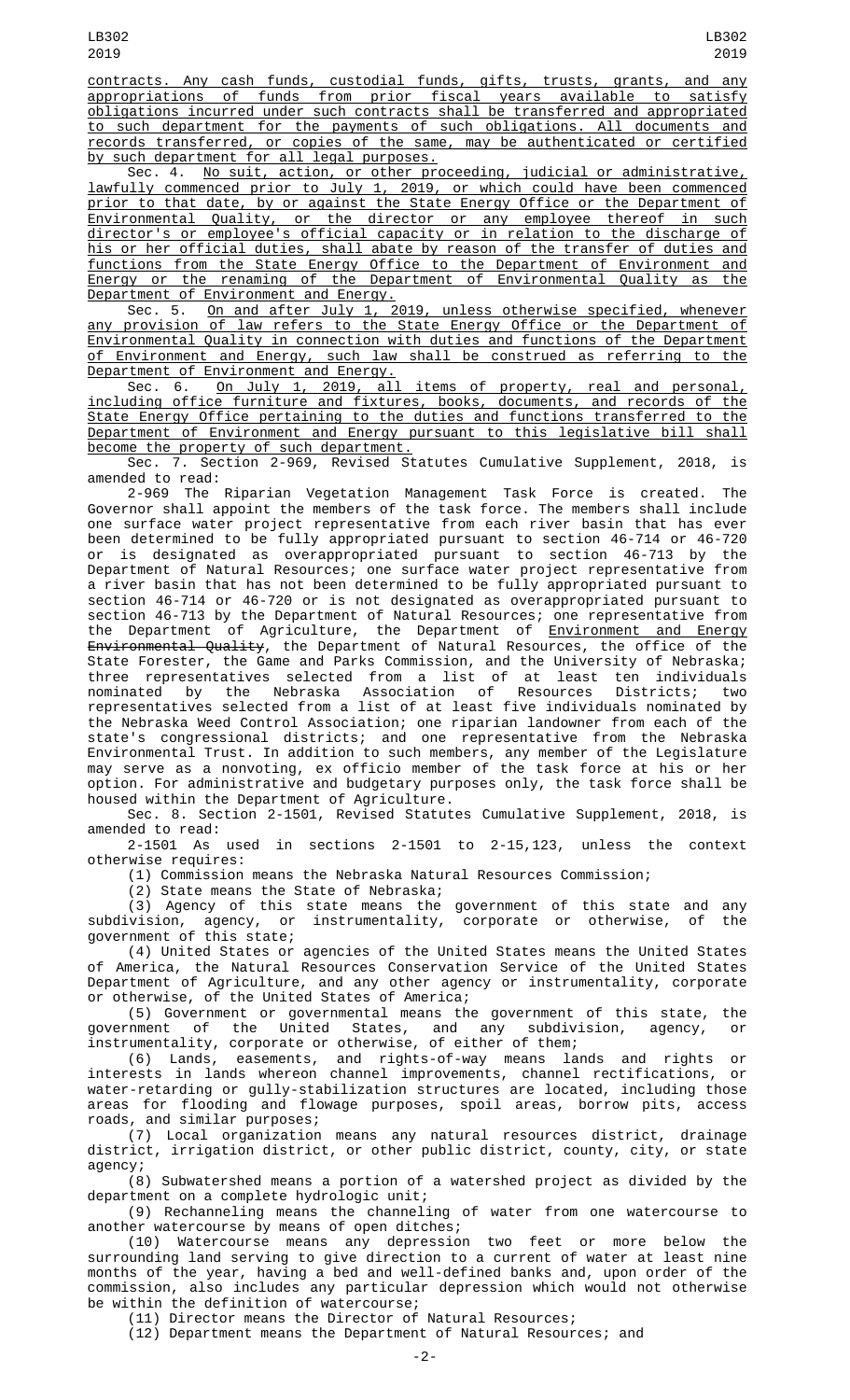contracts. Any cash funds, custodial funds, gifts, trusts, grants, and any appropriations of funds from prior fiscal years available to satisfy obligations incurred under such contracts shall be transferred and appropriated to such department for the payments of such obligations. All documents and records transferred, or copies of the same, may be authenticated or certified by such department for all legal purposes.

Sec. 4. No suit, action, or other proceeding, judicial or administrative, lawfully commenced prior to July 1, 2019, or which could have been commenced prior to that date, by or against the State Energy Office or the Department of Environmental Quality, or the director or any employee thereof in such director's or employee's official capacity or in relation to the discharge of his or her official duties, shall abate by reason of the transfer of duties and functions from the State Energy Office to the Department of Environment and Energy or the renaming of the Department of Environmental Quality as the Department of Environment and Energy.

Sec. 5. On and after July 1, 2019, unless otherwise specified, whenever any provision of law refers to the State Energy Office or the Department of Environmental Quality in connection with duties and functions of the Department of Environment and Energy, such law shall be construed as referring to the Department of Environment and Energy.

Sec. 6. On July 1, 2019, all items of property, real and personal, including office furniture and fixtures, books, documents, and records of the State Energy Office pertaining to the duties and functions transferred to the Department of Environment and Energy pursuant to this legislative bill shall become the property of such department.

Sec. 7. Section 2-969, Revised Statutes Cumulative Supplement, 2018, is amended to read:

2-969 The Riparian Vegetation Management Task Force is created. The Governor shall appoint the members of the task force. The members shall include one surface water project representative from each river basin that has ever been determined to be fully appropriated pursuant to section 46-714 or 46-720 or is designated as overappropriated pursuant to section 46-713 by the Department of Natural Resources; one surface water project representative from a river basin that has not been determined to be fully appropriated pursuant to section 46-714 or 46-720 or is not designated as overappropriated pursuant to section 46-713 by the Department of Natural Resources; one representative from the Department of Agriculture, the Department of Environment and Energy ~~Environmental Quality~~, the Department of Natural Resources, the office of the State Forester, the Game and Parks Commission, and the University of Nebraska; three representatives selected from a list of at least ten individuals nominated by the Nebraska Association of Resources Districts; two representatives selected from a list of at least five individuals nominated by the Nebraska Weed Control Association; one riparian landowner from each of the state's congressional districts; and one representative from the Nebraska Environmental Trust. In addition to such members, any member of the Legislature may serve as a nonvoting, ex officio member of the task force at his or her option. For administrative and budgetary purposes only, the task force shall be housed within the Department of Agriculture.

Sec. 8. Section 2-1501, Revised Statutes Cumulative Supplement, 2018, is amended to read:

2-1501 As used in sections 2-1501 to 2-15,123, unless the context otherwise requires:

(1) Commission means the Nebraska Natural Resources Commission;

(2) State means the State of Nebraska;

(3) Agency of this state means the government of this state and any subdivision, agency, or instrumentality, corporate or otherwise, of the government of this state;

(4) United States or agencies of the United States means the United States of America, the Natural Resources Conservation Service of the United States Department of Agriculture, and any other agency or instrumentality, corporate or otherwise, of the United States of America;

(5) Government or governmental means the government of this state, the government of the United States, and any subdivision, agency, or instrumentality, corporate or otherwise, of either of them;

(6) Lands, easements, and rights-of-way means lands and rights or interests in lands whereon channel improvements, channel rectifications, or water-retarding or gully-stabilization structures are located, including those areas for flooding and flowage purposes, spoil areas, borrow pits, access roads, and similar purposes;

(7) Local organization means any natural resources district, drainage district, irrigation district, or other public district, county, city, or state agency;

(8) Subwatershed means a portion of a watershed project as divided by the department on a complete hydrologic unit;

(9) Rechanneling means the channeling of water from one watercourse to another watercourse by means of open ditches;

(10) Watercourse means any depression two feet or more below the surrounding land serving to give direction to a current of water at least nine months of the year, having a bed and well-defined banks and, upon order of the commission, also includes any particular depression which would not otherwise be within the definition of watercourse;

(11) Director means the Director of Natural Resources;

(12) Department means the Department of Natural Resources; and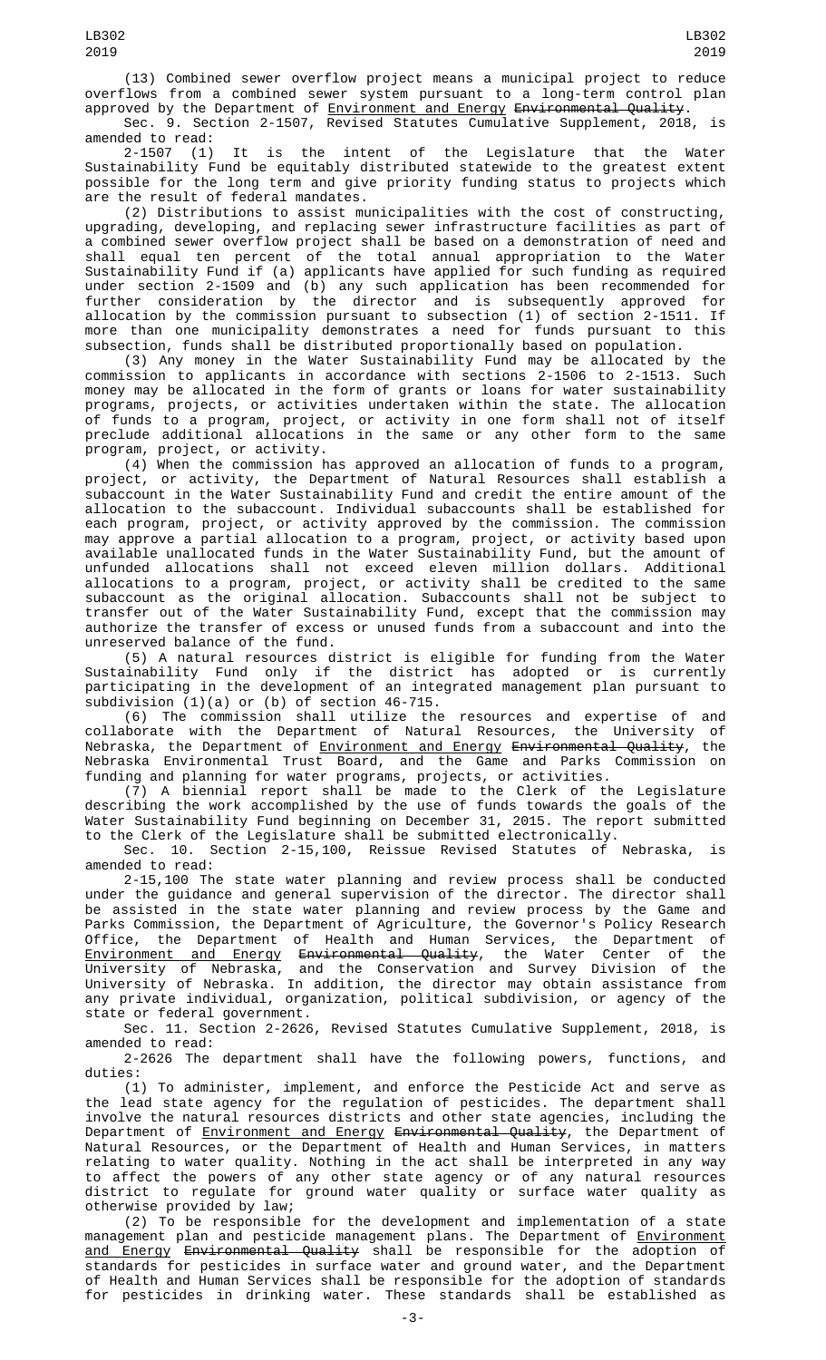(13) Combined sewer overflow project means a municipal project to reduce overflows from a combined sewer system pursuant to a long-term control plan approved by the Department of <u>Environment and Energy</u> ~~Environmental Quality~~.

Sec. 9. Section 2-1507, Revised Statutes Cumulative Supplement, 2018, is amended to read:

2-1507 (1) It is the intent of the Legislature that the Water Sustainability Fund be equitably distributed statewide to the greatest extent possible for the long term and give priority funding status to projects which are the result of federal mandates.

(2) Distributions to assist municipalities with the cost of constructing, upgrading, developing, and replacing sewer infrastructure facilities as part of a combined sewer overflow project shall be based on a demonstration of need and shall equal ten percent of the total annual appropriation to the Water Sustainability Fund if (a) applicants have applied for such funding as required under section 2-1509 and (b) any such application has been recommended for further consideration by the director and is subsequently approved for allocation by the commission pursuant to subsection (1) of section 2-1511. If more than one municipality demonstrates a need for funds pursuant to this subsection, funds shall be distributed proportionally based on population.

(3) Any money in the Water Sustainability Fund may be allocated by the commission to applicants in accordance with sections 2-1506 to 2-1513. Such money may be allocated in the form of grants or loans for water sustainability programs, projects, or activities undertaken within the state. The allocation of funds to a program, project, or activity in one form shall not of itself preclude additional allocations in the same or any other form to the same program, project, or activity.

(4) When the commission has approved an allocation of funds to a program, project, or activity, the Department of Natural Resources shall establish a subaccount in the Water Sustainability Fund and credit the entire amount of the allocation to the subaccount. Individual subaccounts shall be established for each program, project, or activity approved by the commission. The commission may approve a partial allocation to a program, project, or activity based upon available unallocated funds in the Water Sustainability Fund, but the amount of unfunded allocations shall not exceed eleven million dollars. Additional allocations to a program, project, or activity shall be credited to the same subaccount as the original allocation. Subaccounts shall not be subject to transfer out of the Water Sustainability Fund, except that the commission may authorize the transfer of excess or unused funds from a subaccount and into the unreserved balance of the fund.

(5) A natural resources district is eligible for funding from the Water Sustainability Fund only if the district has adopted or is currently participating in the development of an integrated management plan pursuant to subdivision (1)(a) or (b) of section 46-715.

(6) The commission shall utilize the resources and expertise of and collaborate with the Department of Natural Resources, the University of Nebraska, the Department of <u>Environment and Energy</u> ~~Environmental Quality~~, the Nebraska Environmental Trust Board, and the Game and Parks Commission on funding and planning for water programs, projects, or activities.

(7) A biennial report shall be made to the Clerk of the Legislature describing the work accomplished by the use of funds towards the goals of the Water Sustainability Fund beginning on December 31, 2015. The report submitted to the Clerk of the Legislature shall be submitted electronically.

Sec. 10. Section 2-15,100, Reissue Revised Statutes of Nebraska, is amended to read:

2-15,100 The state water planning and review process shall be conducted under the guidance and general supervision of the director. The director shall be assisted in the state water planning and review process by the Game and Parks Commission, the Department of Agriculture, the Governor's Policy Research Office, the Department of Health and Human Services, the Department of <u>Environment and Energy</u> ~~Environmental Quality~~, the Water Center of the University of Nebraska, and the Conservation and Survey Division of the University of Nebraska. In addition, the director may obtain assistance from any private individual, organization, political subdivision, or agency of the state or federal government.

Sec. 11. Section 2-2626, Revised Statutes Cumulative Supplement, 2018, is amended to read:

2-2626 The department shall have the following powers, functions, and duties:

(1) To administer, implement, and enforce the Pesticide Act and serve as the lead state agency for the regulation of pesticides. The department shall involve the natural resources districts and other state agencies, including the Department of <u>Environment and Energy</u> ~~Environmental Quality~~, the Department of Natural Resources, or the Department of Health and Human Services, in matters relating to water quality. Nothing in the act shall be interpreted in any way to affect the powers of any other state agency or of any natural resources district to regulate for ground water quality or surface water quality as otherwise provided by law;

(2) To be responsible for the development and implementation of a state management plan and pesticide management plans. The Department of <u>Environment and Energy</u> ~~Environmental Quality~~ shall be responsible for the adoption of standards for pesticides in surface water and ground water, and the Department of Health and Human Services shall be responsible for the adoption of standards for pesticides in drinking water. These standards shall be established as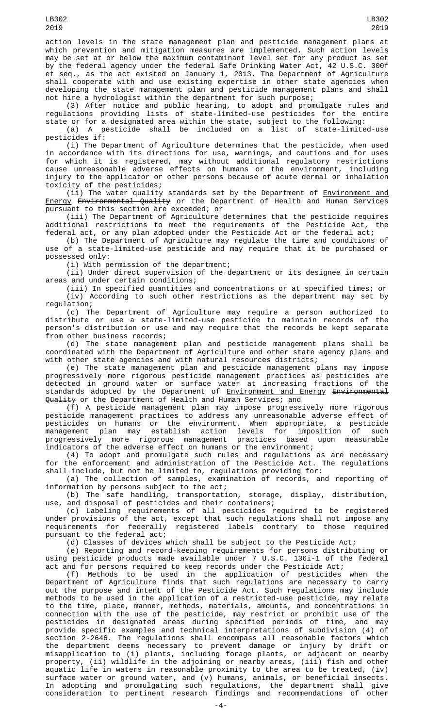action levels in the state management plan and pesticide management plans at which prevention and mitigation measures are implemented. Such action levels may be set at or below the maximum contaminant level set for any product as set by the federal agency under the federal Safe Drinking Water Act, 42 U.S.C. 300f et seq., as the act existed on January 1, 2013. The Department of Agriculture shall cooperate with and use existing expertise in other state agencies when developing the state management plan and pesticide management plans and shall not hire a hydrologist within the department for such purpose;

(3) After notice and public hearing, to adopt and promulgate rules and regulations providing lists of state-limited-use pesticides for the entire state or for a designated area within the state, subject to the following:

(a) A pesticide shall be included on a list of state-limited-use pesticides if:

(i) The Department of Agriculture determines that the pesticide, when used in accordance with its directions for use, warnings, and cautions and for uses for which it is registered, may without additional regulatory restrictions cause unreasonable adverse effects on humans or the environment, including injury to the applicator or other persons because of acute dermal or inhalation toxicity of the pesticides;

(ii) The water quality standards set by the Department of Environment and Energy ~~Environmental Quality~~ or the Department of Health and Human Services pursuant to this section are exceeded; or

(iii) The Department of Agriculture determines that the pesticide requires additional restrictions to meet the requirements of the Pesticide Act, the federal act, or any plan adopted under the Pesticide Act or the federal act;

(b) The Department of Agriculture may regulate the time and conditions of use of a state-limited-use pesticide and may require that it be purchased or possessed only:

(i) With permission of the department;

(ii) Under direct supervision of the department or its designee in certain areas and under certain conditions;

(iii) In specified quantities and concentrations or at specified times; or

(iv) According to such other restrictions as the department may set by regulation;

(c) The Department of Agriculture may require a person authorized to distribute or use a state-limited-use pesticide to maintain records of the person's distribution or use and may require that the records be kept separate from other business records;

(d) The state management plan and pesticide management plans shall be coordinated with the Department of Agriculture and other state agency plans and with other state agencies and with natural resources districts;

(e) The state management plan and pesticide management plans may impose progressively more rigorous pesticide management practices as pesticides are detected in ground water or surface water at increasing fractions of the standards adopted by the Department of Environment and Energy ~~Environmental Quality~~ or the Department of Health and Human Services; and

(f) A pesticide management plan may impose progressively more rigorous pesticide management practices to address any unreasonable adverse effect of pesticides on humans or the environment. When appropriate, a pesticide management plan may establish action levels for imposition of such progressively more rigorous management practices based upon measurable indicators of the adverse effect on humans or the environment;

(4) To adopt and promulgate such rules and regulations as are necessary for the enforcement and administration of the Pesticide Act. The regulations shall include, but not be limited to, regulations providing for:

(a) The collection of samples, examination of records, and reporting of information by persons subject to the act;

(b) The safe handling, transportation, storage, display, distribution, use, and disposal of pesticides and their containers;

(c) Labeling requirements of all pesticides required to be registered under provisions of the act, except that such regulations shall not impose any requirements for federally registered labels contrary to those required pursuant to the federal act;

(d) Classes of devices which shall be subject to the Pesticide Act;

(e) Reporting and record-keeping requirements for persons distributing or using pesticide products made available under 7 U.S.C. 136i-1 of the federal act and for persons required to keep records under the Pesticide Act;

(f) Methods to be used in the application of pesticides when the Department of Agriculture finds that such regulations are necessary to carry out the purpose and intent of the Pesticide Act. Such regulations may include methods to be used in the application of a restricted-use pesticide, may relate to the time, place, manner, methods, materials, amounts, and concentrations in connection with the use of the pesticide, may restrict or prohibit use of the pesticides in designated areas during specified periods of time, and may provide specific examples and technical interpretations of subdivision (4) of section 2-2646. The regulations shall encompass all reasonable factors which the department deems necessary to prevent damage or injury by drift or misapplication to (i) plants, including forage plants, or adjacent or nearby property, (ii) wildlife in the adjoining or nearby areas, (iii) fish and other aquatic life in waters in reasonable proximity to the area to be treated, (iv) surface water or ground water, and (v) humans, animals, or beneficial insects. In adopting and promulgating such regulations, the department shall give consideration to pertinent research findings and recommendations of other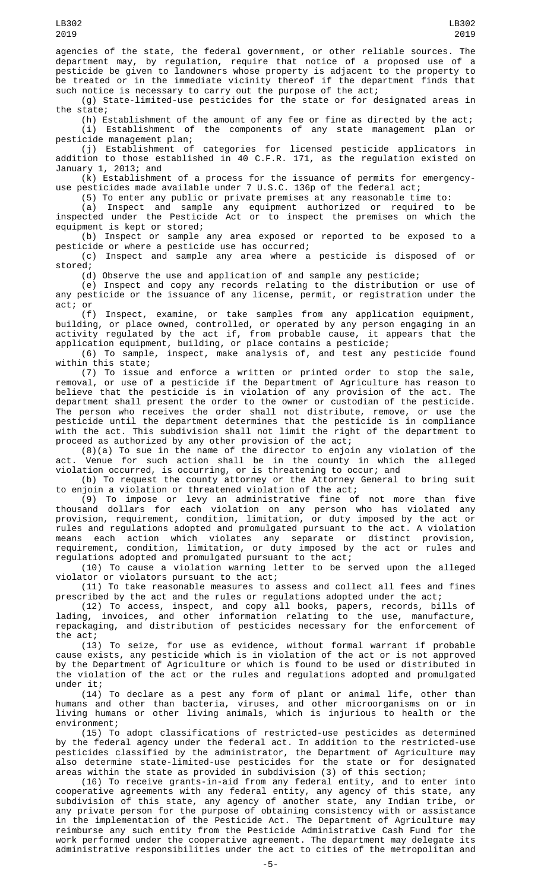agencies of the state, the federal government, or other reliable sources. The department may, by regulation, require that notice of a proposed use of a pesticide be given to landowners whose property is adjacent to the property to be treated or in the immediate vicinity thereof if the department finds that such notice is necessary to carry out the purpose of the act;

(g) State-limited-use pesticides for the state or for designated areas in the state;

(h) Establishment of the amount of any fee or fine as directed by the act;

(i) Establishment of the components of any state management plan or pesticide management plan;

(j) Establishment of categories for licensed pesticide applicators in addition to those established in 40 C.F.R. 171, as the regulation existed on January 1, 2013; and

(k) Establishment of a process for the issuance of permits for emergency-use pesticides made available under 7 U.S.C. 136p of the federal act;

(5) To enter any public or private premises at any reasonable time to:

(a) Inspect and sample any equipment authorized or required to be inspected under the Pesticide Act or to inspect the premises on which the equipment is kept or stored;

(b) Inspect or sample any area exposed or reported to be exposed to a pesticide or where a pesticide use has occurred;

(c) Inspect and sample any area where a pesticide is disposed of or stored;

(d) Observe the use and application of and sample any pesticide;

(e) Inspect and copy any records relating to the distribution or use of any pesticide or the issuance of any license, permit, or registration under the act; or

(f) Inspect, examine, or take samples from any application equipment, building, or place owned, controlled, or operated by any person engaging in an activity regulated by the act if, from probable cause, it appears that the application equipment, building, or place contains a pesticide;

(6) To sample, inspect, make analysis of, and test any pesticide found within this state;

(7) To issue and enforce a written or printed order to stop the sale, removal, or use of a pesticide if the Department of Agriculture has reason to believe that the pesticide is in violation of any provision of the act. The department shall present the order to the owner or custodian of the pesticide. The person who receives the order shall not distribute, remove, or use the pesticide until the department determines that the pesticide is in compliance with the act. This subdivision shall not limit the right of the department to proceed as authorized by any other provision of the act;

(8)(a) To sue in the name of the director to enjoin any violation of the act. Venue for such action shall be in the county in which the alleged violation occurred, is occurring, or is threatening to occur; and

(b) To request the county attorney or the Attorney General to bring suit to enjoin a violation or threatened violation of the act;

(9) To impose or levy an administrative fine of not more than five thousand dollars for each violation on any person who has violated any provision, requirement, condition, limitation, or duty imposed by the act or rules and regulations adopted and promulgated pursuant to the act. A violation means each action which violates any separate or distinct provision, requirement, condition, limitation, or duty imposed by the act or rules and regulations adopted and promulgated pursuant to the act;

(10) To cause a violation warning letter to be served upon the alleged violator or violators pursuant to the act;

(11) To take reasonable measures to assess and collect all fees and fines prescribed by the act and the rules or regulations adopted under the act;

(12) To access, inspect, and copy all books, papers, records, bills of lading, invoices, and other information relating to the use, manufacture, repackaging, and distribution of pesticides necessary for the enforcement of the act;

(13) To seize, for use as evidence, without formal warrant if probable cause exists, any pesticide which is in violation of the act or is not approved by the Department of Agriculture or which is found to be used or distributed in the violation of the act or the rules and regulations adopted and promulgated under it;

(14) To declare as a pest any form of plant or animal life, other than humans and other than bacteria, viruses, and other microorganisms on or in living humans or other living animals, which is injurious to health or the environment;

(15) To adopt classifications of restricted-use pesticides as determined by the federal agency under the federal act. In addition to the restricted-use pesticides classified by the administrator, the Department of Agriculture may also determine state-limited-use pesticides for the state or for designated areas within the state as provided in subdivision (3) of this section;

(16) To receive grants-in-aid from any federal entity, and to enter into cooperative agreements with any federal entity, any agency of this state, any subdivision of this state, any agency of another state, any Indian tribe, or any private person for the purpose of obtaining consistency with or assistance in the implementation of the Pesticide Act. The Department of Agriculture may reimburse any such entity from the Pesticide Administrative Cash Fund for the work performed under the cooperative agreement. The department may delegate its administrative responsibilities under the act to cities of the metropolitan and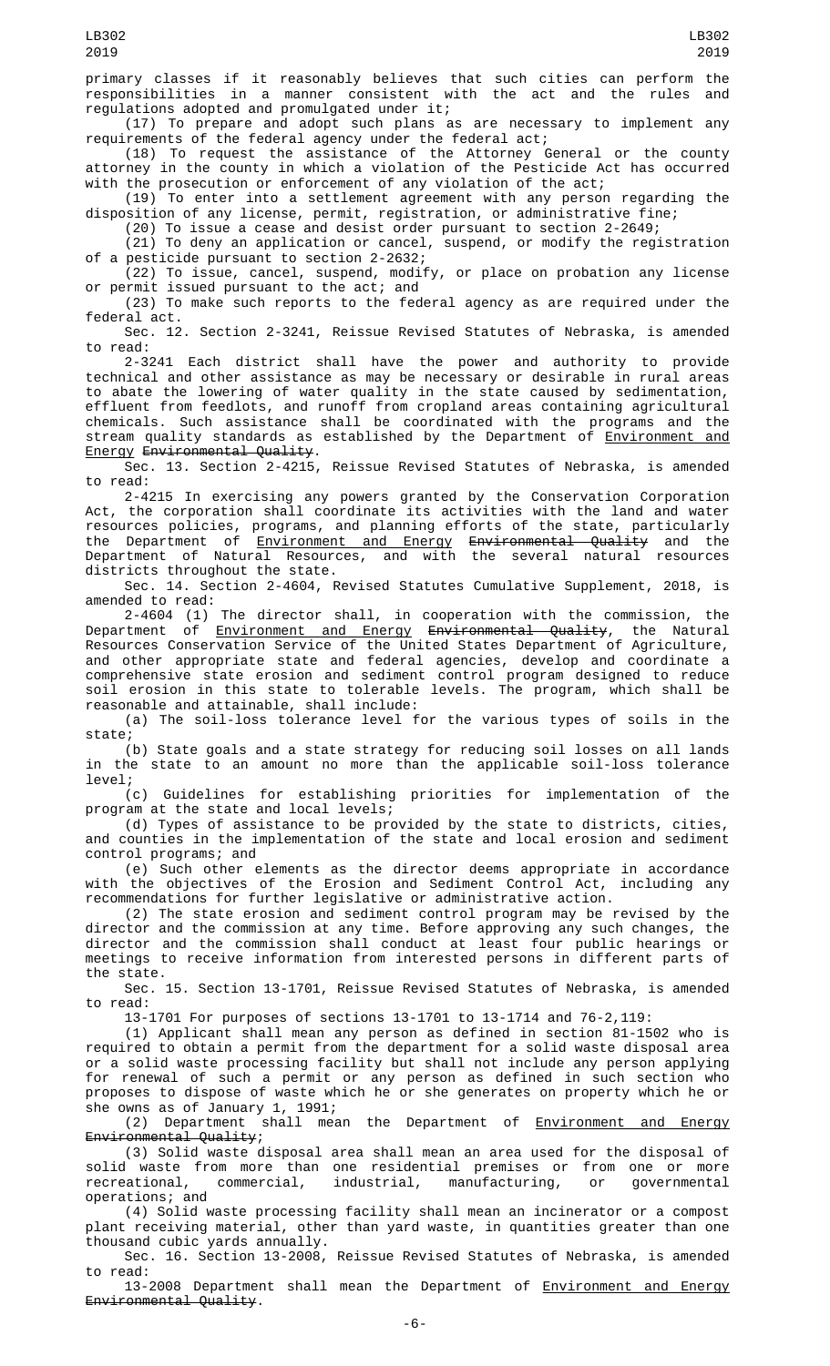primary classes if it reasonably believes that such cities can perform the responsibilities in a manner consistent with the act and the rules and regulations adopted and promulgated under it;

(17) To prepare and adopt such plans as are necessary to implement any requirements of the federal agency under the federal act;

(18) To request the assistance of the Attorney General or the county attorney in the county in which a violation of the Pesticide Act has occurred with the prosecution or enforcement of any violation of the act;

(19) To enter into a settlement agreement with any person regarding the disposition of any license, permit, registration, or administrative fine;

(20) To issue a cease and desist order pursuant to section 2-2649;

(21) To deny an application or cancel, suspend, or modify the registration of a pesticide pursuant to section 2-2632;

(22) To issue, cancel, suspend, modify, or place on probation any license or permit issued pursuant to the act; and

(23) To make such reports to the federal agency as are required under the federal act.

Sec. 12. Section 2-3241, Reissue Revised Statutes of Nebraska, is amended to read:

2-3241 Each district shall have the power and authority to provide technical and other assistance as may be necessary or desirable in rural areas to abate the lowering of water quality in the state caused by sedimentation, effluent from feedlots, and runoff from cropland areas containing agricultural chemicals. Such assistance shall be coordinated with the programs and the stream quality standards as established by the Department of Environment and Energy ~~Environmental Quality~~.

Sec. 13. Section 2-4215, Reissue Revised Statutes of Nebraska, is amended to read:

2-4215 In exercising any powers granted by the Conservation Corporation Act, the corporation shall coordinate its activities with the land and water resources policies, programs, and planning efforts of the state, particularly the Department of Environment and Energy ~~Environmental Quality~~ and the Department of Natural Resources, and with the several natural resources districts throughout the state.

Sec. 14. Section 2-4604, Revised Statutes Cumulative Supplement, 2018, is amended to read:

2-4604 (1) The director shall, in cooperation with the commission, the Department of Environment and Energy ~~Environmental Quality~~, the Natural Resources Conservation Service of the United States Department of Agriculture, and other appropriate state and federal agencies, develop and coordinate a comprehensive state erosion and sediment control program designed to reduce soil erosion in this state to tolerable levels. The program, which shall be reasonable and attainable, shall include:

(a) The soil-loss tolerance level for the various types of soils in the state;

(b) State goals and a state strategy for reducing soil losses on all lands in the state to an amount no more than the applicable soil-loss tolerance level;

(c) Guidelines for establishing priorities for implementation of the program at the state and local levels;

(d) Types of assistance to be provided by the state to districts, cities, and counties in the implementation of the state and local erosion and sediment control programs; and

(e) Such other elements as the director deems appropriate in accordance with the objectives of the Erosion and Sediment Control Act, including any recommendations for further legislative or administrative action.

(2) The state erosion and sediment control program may be revised by the director and the commission at any time. Before approving any such changes, the director and the commission shall conduct at least four public hearings or meetings to receive information from interested persons in different parts of the state.

Sec. 15. Section 13-1701, Reissue Revised Statutes of Nebraska, is amended to read:

13-1701 For purposes of sections 13-1701 to 13-1714 and 76-2,119:

(1) Applicant shall mean any person as defined in section 81-1502 who is required to obtain a permit from the department for a solid waste disposal area or a solid waste processing facility but shall not include any person applying for renewal of such a permit or any person as defined in such section who proposes to dispose of waste which he or she generates on property which he or she owns as of January 1, 1991;

(2) Department shall mean the Department of Environment and Energy ~~Environmental Quality~~;

(3) Solid waste disposal area shall mean an area used for the disposal of solid waste from more than one residential premises or from one or more recreational, commercial, industrial, manufacturing, or governmental operations; and

(4) Solid waste processing facility shall mean an incinerator or a compost plant receiving material, other than yard waste, in quantities greater than one thousand cubic yards annually.

Sec. 16. Section 13-2008, Reissue Revised Statutes of Nebraska, is amended to read:

13-2008 Department shall mean the Department of Environment and Energy ~~Environmental Quality~~.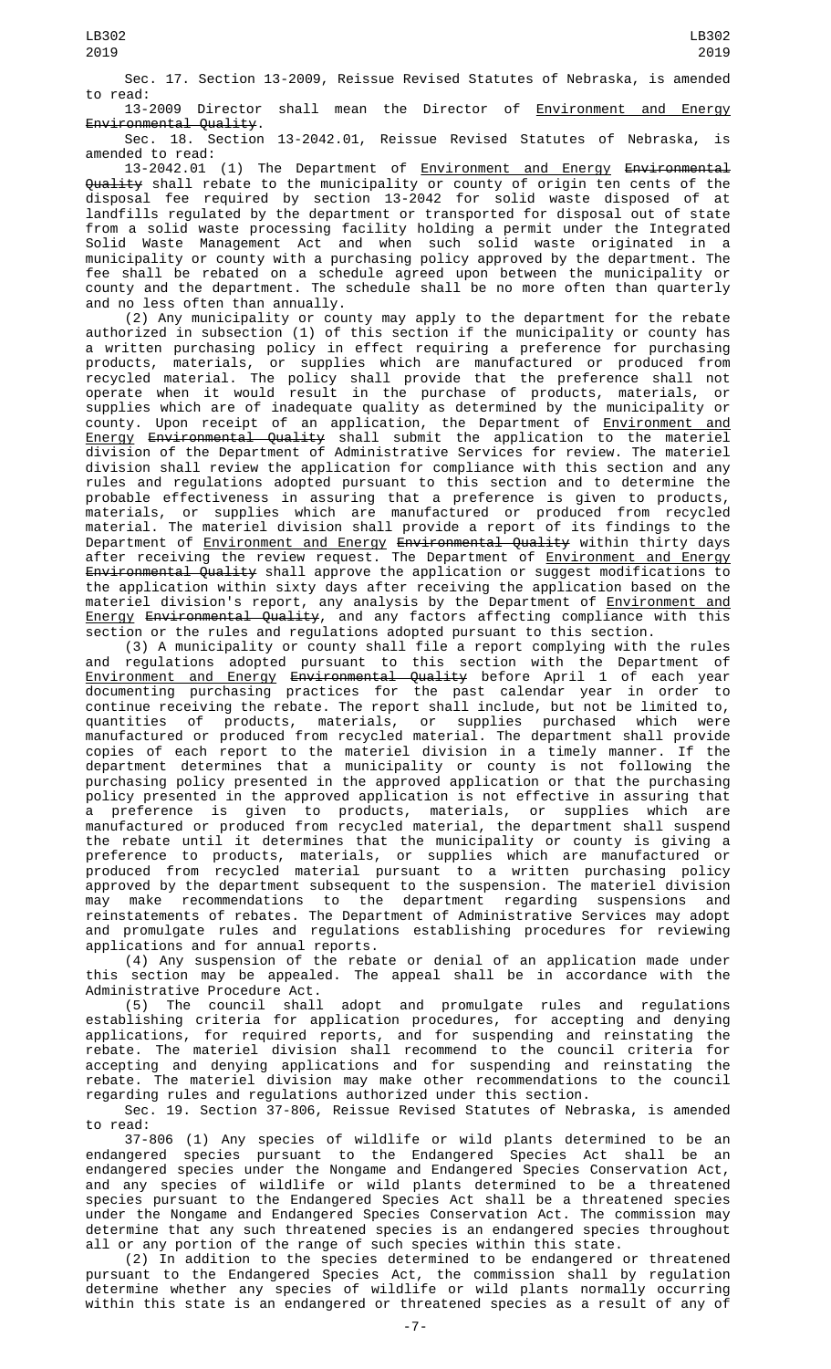Sec. 17. Section 13-2009, Reissue Revised Statutes of Nebraska, is amended to read:

13-2009 Director shall mean the Director of Environment and Energy ~~Environmental Quality~~.

Sec. 18. Section 13-2042.01, Reissue Revised Statutes of Nebraska, is amended to read:

13-2042.01 (1) The Department of Environment and Energy ~~Environmental Quality~~ shall rebate to the municipality or county of origin ten cents of the disposal fee required by section 13-2042 for solid waste disposed of at landfills regulated by the department or transported for disposal out of state from a solid waste processing facility holding a permit under the Integrated Solid Waste Management Act and when such solid waste originated in a municipality or county with a purchasing policy approved by the department. The fee shall be rebated on a schedule agreed upon between the municipality or county and the department. The schedule shall be no more often than quarterly and no less often than annually.

(2) Any municipality or county may apply to the department for the rebate authorized in subsection (1) of this section if the municipality or county has a written purchasing policy in effect requiring a preference for purchasing products, materials, or supplies which are manufactured or produced from recycled material. The policy shall provide that the preference shall not operate when it would result in the purchase of products, materials, or supplies which are of inadequate quality as determined by the municipality or county. Upon receipt of an application, the Department of Environment and Energy ~~Environmental Quality~~ shall submit the application to the materiel division of the Department of Administrative Services for review. The materiel division shall review the application for compliance with this section and any rules and regulations adopted pursuant to this section and to determine the probable effectiveness in assuring that a preference is given to products, materials, or supplies which are manufactured or produced from recycled material. The materiel division shall provide a report of its findings to the Department of Environment and Energy ~~Environmental Quality~~ within thirty days after receiving the review request. The Department of Environment and Energy ~~Environmental Quality~~ shall approve the application or suggest modifications to the application within sixty days after receiving the application based on the materiel division's report, any analysis by the Department of Environment and Energy ~~Environmental Quality~~, and any factors affecting compliance with this section or the rules and regulations adopted pursuant to this section.

(3) A municipality or county shall file a report complying with the rules and regulations adopted pursuant to this section with the Department of Environment and Energy ~~Environmental Quality~~ before April 1 of each year documenting purchasing practices for the past calendar year in order to continue receiving the rebate. The report shall include, but not be limited to, quantities of products, materials, or supplies purchased which were manufactured or produced from recycled material. The department shall provide copies of each report to the materiel division in a timely manner. If the department determines that a municipality or county is not following the purchasing policy presented in the approved application or that the purchasing policy presented in the approved application is not effective in assuring that a preference is given to products, materials, or supplies which are manufactured or produced from recycled material, the department shall suspend the rebate until it determines that the municipality or county is giving a preference to products, materials, or supplies which are manufactured or produced from recycled material pursuant to a written purchasing policy approved by the department subsequent to the suspension. The materiel division may make recommendations to the department regarding suspensions and reinstatements of rebates. The Department of Administrative Services may adopt and promulgate rules and regulations establishing procedures for reviewing applications and for annual reports.

(4) Any suspension of the rebate or denial of an application made under this section may be appealed. The appeal shall be in accordance with the Administrative Procedure Act.

(5) The council shall adopt and promulgate rules and regulations establishing criteria for application procedures, for accepting and denying applications, for required reports, and for suspending and reinstating the rebate. The materiel division shall recommend to the council criteria for accepting and denying applications and for suspending and reinstating the rebate. The materiel division may make other recommendations to the council regarding rules and regulations authorized under this section.

Sec. 19. Section 37-806, Reissue Revised Statutes of Nebraska, is amended to read:

37-806 (1) Any species of wildlife or wild plants determined to be an endangered species pursuant to the Endangered Species Act shall be an endangered species under the Nongame and Endangered Species Conservation Act, and any species of wildlife or wild plants determined to be a threatened species pursuant to the Endangered Species Act shall be a threatened species under the Nongame and Endangered Species Conservation Act. The commission may determine that any such threatened species is an endangered species throughout all or any portion of the range of such species within this state.

(2) In addition to the species determined to be endangered or threatened pursuant to the Endangered Species Act, the commission shall by regulation determine whether any species of wildlife or wild plants normally occurring within this state is an endangered or threatened species as a result of any of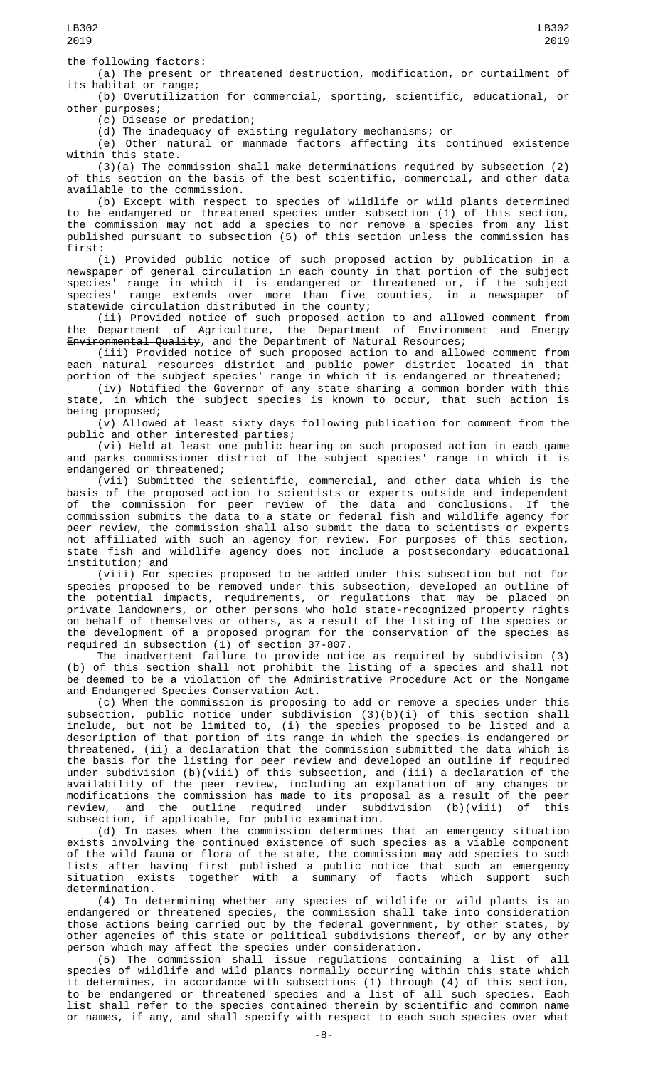the following factors:

(a) The present or threatened destruction, modification, or curtailment of its habitat or range;

(b) Overutilization for commercial, sporting, scientific, educational, or other purposes;

(c) Disease or predation;

(d) The inadequacy of existing regulatory mechanisms; or

(e) Other natural or manmade factors affecting its continued existence within this state.

(3)(a) The commission shall make determinations required by subsection (2) of this section on the basis of the best scientific, commercial, and other data available to the commission.

(b) Except with respect to species of wildlife or wild plants determined to be endangered or threatened species under subsection (1) of this section, the commission may not add a species to nor remove a species from any list published pursuant to subsection (5) of this section unless the commission has first:

(i) Provided public notice of such proposed action by publication in a newspaper of general circulation in each county in that portion of the subject species' range in which it is endangered or threatened or, if the subject species' range extends over more than five counties, in a newspaper of statewide circulation distributed in the county;

(ii) Provided notice of such proposed action to and allowed comment from the Department of Agriculture, the Department of Environment and Energy ~~Environmental Quality~~, and the Department of Natural Resources;

(iii) Provided notice of such proposed action to and allowed comment from each natural resources district and public power district located in that portion of the subject species' range in which it is endangered or threatened;

(iv) Notified the Governor of any state sharing a common border with this state, in which the subject species is known to occur, that such action is being proposed;

(v) Allowed at least sixty days following publication for comment from the public and other interested parties;

(vi) Held at least one public hearing on such proposed action in each game and parks commissioner district of the subject species' range in which it is endangered or threatened;

(vii) Submitted the scientific, commercial, and other data which is the basis of the proposed action to scientists or experts outside and independent of the commission for peer review of the data and conclusions. If the commission submits the data to a state or federal fish and wildlife agency for peer review, the commission shall also submit the data to scientists or experts not affiliated with such an agency for review. For purposes of this section, state fish and wildlife agency does not include a postsecondary educational institution; and

(viii) For species proposed to be added under this subsection but not for species proposed to be removed under this subsection, developed an outline of the potential impacts, requirements, or regulations that may be placed on private landowners, or other persons who hold state-recognized property rights on behalf of themselves or others, as a result of the listing of the species or the development of a proposed program for the conservation of the species as required in subsection (1) of section 37-807.

The inadvertent failure to provide notice as required by subdivision (3)(b) of this section shall not prohibit the listing of a species and shall not be deemed to be a violation of the Administrative Procedure Act or the Nongame and Endangered Species Conservation Act.

(c) When the commission is proposing to add or remove a species under this subsection, public notice under subdivision (3)(b)(i) of this section shall include, but not be limited to, (i) the species proposed to be listed and a description of that portion of its range in which the species is endangered or threatened, (ii) a declaration that the commission submitted the data which is the basis for the listing for peer review and developed an outline if required under subdivision (b)(viii) of this subsection, and (iii) a declaration of the availability of the peer review, including an explanation of any changes or modifications the commission has made to its proposal as a result of the peer review, and the outline required under subdivision (b)(viii) of this subsection, if applicable, for public examination.

(d) In cases when the commission determines that an emergency situation exists involving the continued existence of such species as a viable component of the wild fauna or flora of the state, the commission may add species to such lists after having first published a public notice that such an emergency situation exists together with a summary of facts which support such determination.

(4) In determining whether any species of wildlife or wild plants is an endangered or threatened species, the commission shall take into consideration those actions being carried out by the federal government, by other states, by other agencies of this state or political subdivisions thereof, or by any other person which may affect the species under consideration.

(5) The commission shall issue regulations containing a list of all species of wildlife and wild plants normally occurring within this state which it determines, in accordance with subsections (1) through (4) of this section, to be endangered or threatened species and a list of all such species. Each list shall refer to the species contained therein by scientific and common name or names, if any, and shall specify with respect to each such species over what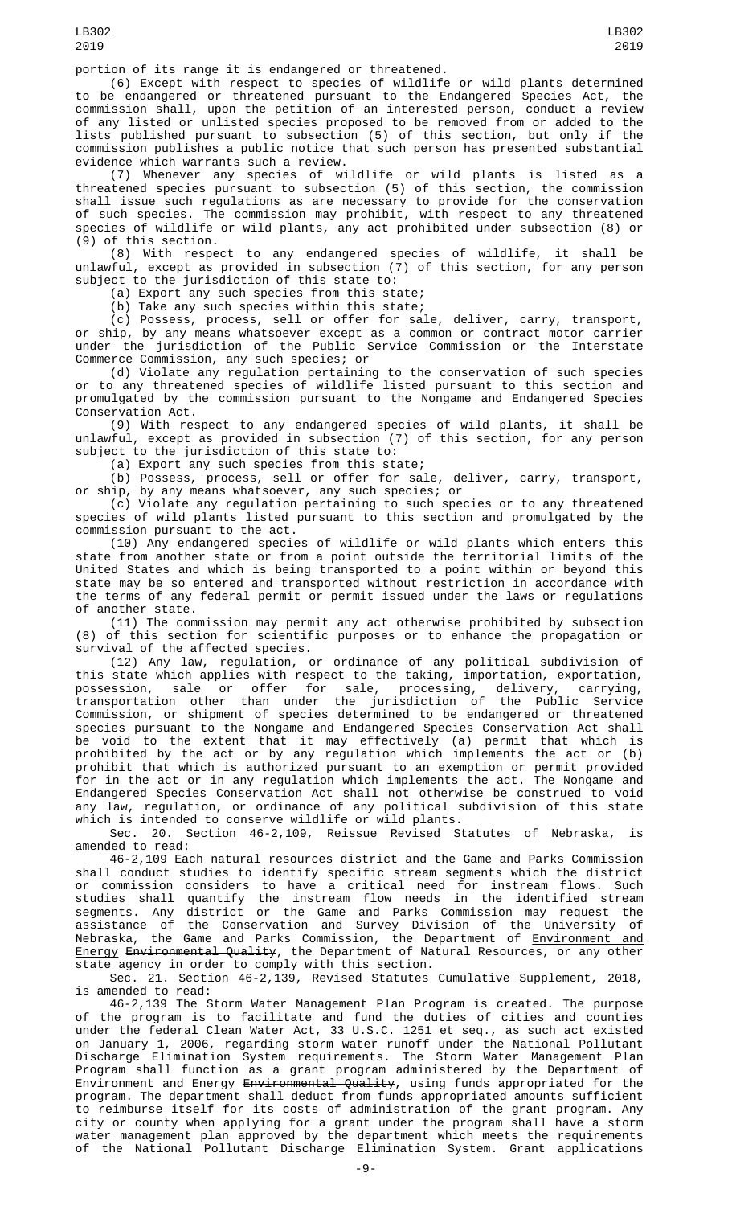portion of its range it is endangered or threatened.

(6) Except with respect to species of wildlife or wild plants determined to be endangered or threatened pursuant to the Endangered Species Act, the commission shall, upon the petition of an interested person, conduct a review of any listed or unlisted species proposed to be removed from or added to the lists published pursuant to subsection (5) of this section, but only if the commission publishes a public notice that such person has presented substantial evidence which warrants such a review.

(7) Whenever any species of wildlife or wild plants is listed as a threatened species pursuant to subsection (5) of this section, the commission shall issue such regulations as are necessary to provide for the conservation of such species. The commission may prohibit, with respect to any threatened species of wildlife or wild plants, any act prohibited under subsection (8) or (9) of this section.

(8) With respect to any endangered species of wildlife, it shall be unlawful, except as provided in subsection (7) of this section, for any person subject to the jurisdiction of this state to:

(a) Export any such species from this state;

(b) Take any such species within this state;

(c) Possess, process, sell or offer for sale, deliver, carry, transport, or ship, by any means whatsoever except as a common or contract motor carrier under the jurisdiction of the Public Service Commission or the Interstate Commerce Commission, any such species; or

(d) Violate any regulation pertaining to the conservation of such species or to any threatened species of wildlife listed pursuant to this section and promulgated by the commission pursuant to the Nongame and Endangered Species Conservation Act.

(9) With respect to any endangered species of wild plants, it shall be unlawful, except as provided in subsection (7) of this section, for any person subject to the jurisdiction of this state to:

(a) Export any such species from this state;

(b) Possess, process, sell or offer for sale, deliver, carry, transport, or ship, by any means whatsoever, any such species; or

(c) Violate any regulation pertaining to such species or to any threatened species of wild plants listed pursuant to this section and promulgated by the commission pursuant to the act.

(10) Any endangered species of wildlife or wild plants which enters this state from another state or from a point outside the territorial limits of the United States and which is being transported to a point within or beyond this state may be so entered and transported without restriction in accordance with the terms of any federal permit or permit issued under the laws or regulations of another state.

(11) The commission may permit any act otherwise prohibited by subsection (8) of this section for scientific purposes or to enhance the propagation or survival of the affected species.

(12) Any law, regulation, or ordinance of any political subdivision of this state which applies with respect to the taking, importation, exportation, possession, sale or offer for sale, processing, delivery, carrying, transportation other than under the jurisdiction of the Public Service Commission, or shipment of species determined to be endangered or threatened species pursuant to the Nongame and Endangered Species Conservation Act shall be void to the extent that it may effectively (a) permit that which is prohibited by the act or by any regulation which implements the act or (b) prohibit that which is authorized pursuant to an exemption or permit provided for in the act or in any regulation which implements the act. The Nongame and Endangered Species Conservation Act shall not otherwise be construed to void any law, regulation, or ordinance of any political subdivision of this state which is intended to conserve wildlife or wild plants.

Sec. 20. Section 46-2,109, Reissue Revised Statutes of Nebraska, is amended to read:

46-2,109 Each natural resources district and the Game and Parks Commission shall conduct studies to identify specific stream segments which the district or commission considers to have a critical need for instream flows. Such studies shall quantify the instream flow needs in the identified stream segments. Any district or the Game and Parks Commission may request the assistance of the Conservation and Survey Division of the University of Nebraska, the Game and Parks Commission, the Department of Environment and Energy ~~Environmental Quality~~, the Department of Natural Resources, or any other state agency in order to comply with this section.

Sec. 21. Section 46-2,139, Revised Statutes Cumulative Supplement, 2018, is amended to read:

46-2,139 The Storm Water Management Plan Program is created. The purpose of the program is to facilitate and fund the duties of cities and counties under the federal Clean Water Act, 33 U.S.C. 1251 et seq., as such act existed on January 1, 2006, regarding storm water runoff under the National Pollutant Discharge Elimination System requirements. The Storm Water Management Plan Program shall function as a grant program administered by the Department of Environment and Energy ~~Environmental Quality~~, using funds appropriated for the program. The department shall deduct from funds appropriated amounts sufficient to reimburse itself for its costs of administration of the grant program. Any city or county when applying for a grant under the program shall have a storm water management plan approved by the department which meets the requirements of the National Pollutant Discharge Elimination System. Grant applications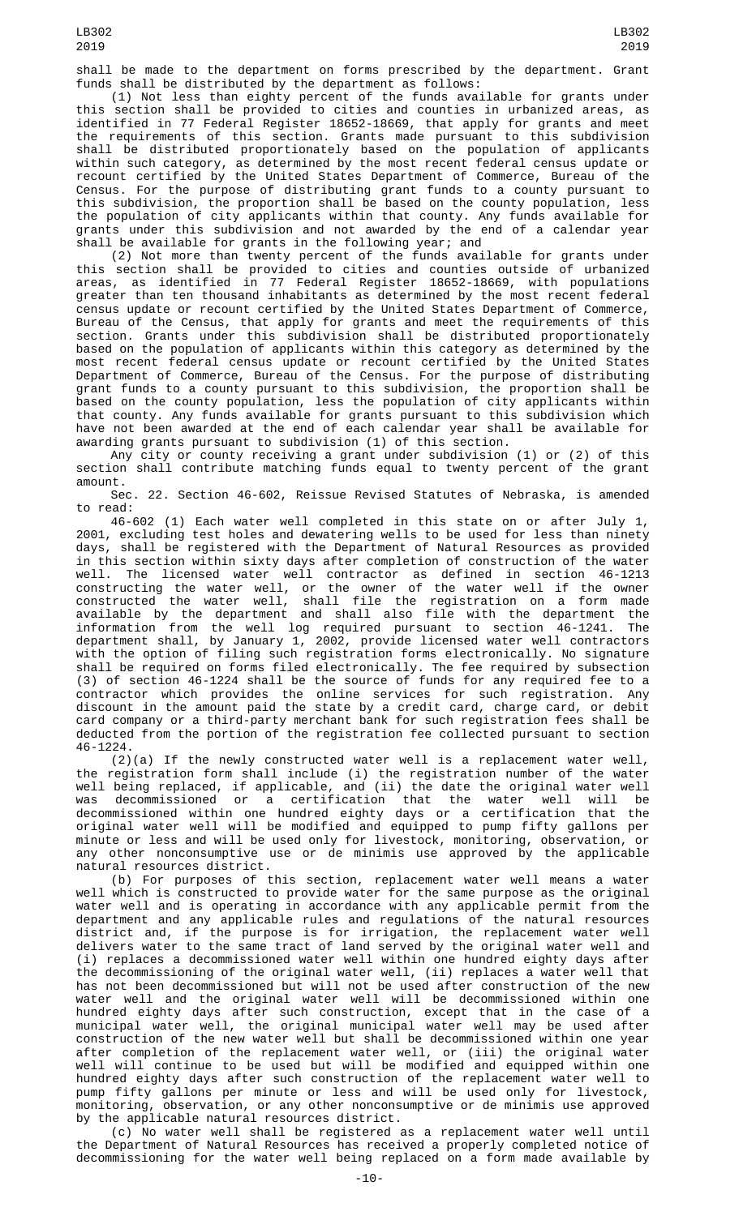shall be made to the department on forms prescribed by the department. Grant funds shall be distributed by the department as follows:

(1) Not less than eighty percent of the funds available for grants under this section shall be provided to cities and counties in urbanized areas, as identified in 77 Federal Register 18652-18669, that apply for grants and meet the requirements of this section. Grants made pursuant to this subdivision shall be distributed proportionately based on the population of applicants within such category, as determined by the most recent federal census update or recount certified by the United States Department of Commerce, Bureau of the Census. For the purpose of distributing grant funds to a county pursuant to this subdivision, the proportion shall be based on the county population, less the population of city applicants within that county. Any funds available for grants under this subdivision and not awarded by the end of a calendar year shall be available for grants in the following year; and

(2) Not more than twenty percent of the funds available for grants under this section shall be provided to cities and counties outside of urbanized areas, as identified in 77 Federal Register 18652-18669, with populations greater than ten thousand inhabitants as determined by the most recent federal census update or recount certified by the United States Department of Commerce, Bureau of the Census, that apply for grants and meet the requirements of this section. Grants under this subdivision shall be distributed proportionately based on the population of applicants within this category as determined by the most recent federal census update or recount certified by the United States Department of Commerce, Bureau of the Census. For the purpose of distributing grant funds to a county pursuant to this subdivision, the proportion shall be based on the county population, less the population of city applicants within that county. Any funds available for grants pursuant to this subdivision which have not been awarded at the end of each calendar year shall be available for awarding grants pursuant to subdivision (1) of this section.

Any city or county receiving a grant under subdivision (1) or (2) of this section shall contribute matching funds equal to twenty percent of the grant amount.

Sec. 22. Section 46-602, Reissue Revised Statutes of Nebraska, is amended to read:

46-602 (1) Each water well completed in this state on or after July 1, 2001, excluding test holes and dewatering wells to be used for less than ninety days, shall be registered with the Department of Natural Resources as provided in this section within sixty days after completion of construction of the water well. The licensed water well contractor as defined in section 46-1213 constructing the water well, or the owner of the water well if the owner constructed the water well, shall file the registration on a form made available by the department and shall also file with the department the information from the well log required pursuant to section 46-1241. The department shall, by January 1, 2002, provide licensed water well contractors with the option of filing such registration forms electronically. No signature shall be required on forms filed electronically. The fee required by subsection (3) of section 46-1224 shall be the source of funds for any required fee to a contractor which provides the online services for such registration. Any discount in the amount paid the state by a credit card, charge card, or debit card company or a third-party merchant bank for such registration fees shall be deducted from the portion of the registration fee collected pursuant to section 46-1224.

(2)(a) If the newly constructed water well is a replacement water well, the registration form shall include (i) the registration number of the water well being replaced, if applicable, and (ii) the date the original water well was decommissioned or a certification that the water well will be decommissioned within one hundred eighty days or a certification that the original water well will be modified and equipped to pump fifty gallons per minute or less and will be used only for livestock, monitoring, observation, or any other nonconsumptive use or de minimis use approved by the applicable natural resources district.

(b) For purposes of this section, replacement water well means a water well which is constructed to provide water for the same purpose as the original water well and is operating in accordance with any applicable permit from the department and any applicable rules and regulations of the natural resources district and, if the purpose is for irrigation, the replacement water well delivers water to the same tract of land served by the original water well and (i) replaces a decommissioned water well within one hundred eighty days after the decommissioning of the original water well, (ii) replaces a water well that has not been decommissioned but will not be used after construction of the new water well and the original water well will be decommissioned within one hundred eighty days after such construction, except that in the case of a municipal water well, the original municipal water well may be used after construction of the new water well but shall be decommissioned within one year after completion of the replacement water well, or (iii) the original water well will continue to be used but will be modified and equipped within one hundred eighty days after such construction of the replacement water well to pump fifty gallons per minute or less and will be used only for livestock, monitoring, observation, or any other nonconsumptive or de minimis use approved by the applicable natural resources district.

(c) No water well shall be registered as a replacement water well until the Department of Natural Resources has received a properly completed notice of decommissioning for the water well being replaced on a form made available by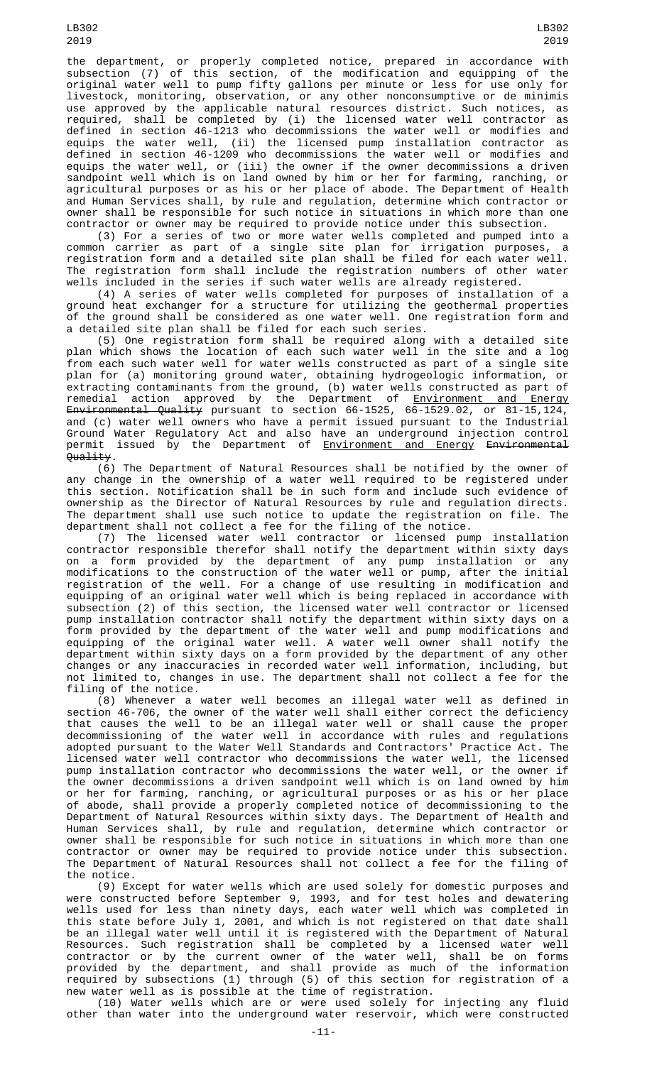the department, or properly completed notice, prepared in accordance with subsection (7) of this section, of the modification and equipping of the original water well to pump fifty gallons per minute or less for use only for livestock, monitoring, observation, or any other nonconsumptive or de minimis use approved by the applicable natural resources district. Such notices, as required, shall be completed by (i) the licensed water well contractor as defined in section 46-1213 who decommissions the water well or modifies and equips the water well, (ii) the licensed pump installation contractor as defined in section 46-1209 who decommissions the water well or modifies and equips the water well, or (iii) the owner if the owner decommissions a driven sandpoint well which is on land owned by him or her for farming, ranching, or agricultural purposes or as his or her place of abode. The Department of Health and Human Services shall, by rule and regulation, determine which contractor or owner shall be responsible for such notice in situations in which more than one contractor or owner may be required to provide notice under this subsection.

(3) For a series of two or more water wells completed and pumped into a common carrier as part of a single site plan for irrigation purposes, a registration form and a detailed site plan shall be filed for each water well. The registration form shall include the registration numbers of other water wells included in the series if such water wells are already registered.

(4) A series of water wells completed for purposes of installation of a ground heat exchanger for a structure for utilizing the geothermal properties of the ground shall be considered as one water well. One registration form and a detailed site plan shall be filed for each such series.

(5) One registration form shall be required along with a detailed site plan which shows the location of each such water well in the site and a log from each such water well for water wells constructed as part of a single site plan for (a) monitoring ground water, obtaining hydrogeologic information, or extracting contaminants from the ground, (b) water wells constructed as part of remedial action approved by the Department of Environment and Energy ~~Environmental Quality~~ pursuant to section 66-1525, 66-1529.02, or 81-15,124, and (c) water well owners who have a permit issued pursuant to the Industrial Ground Water Regulatory Act and also have an underground injection control permit issued by the Department of Environment and Energy ~~Environmental Quality~~.

(6) The Department of Natural Resources shall be notified by the owner of any change in the ownership of a water well required to be registered under this section. Notification shall be in such form and include such evidence of ownership as the Director of Natural Resources by rule and regulation directs. The department shall use such notice to update the registration on file. The department shall not collect a fee for the filing of the notice.

(7) The licensed water well contractor or licensed pump installation contractor responsible therefor shall notify the department within sixty days on a form provided by the department of any pump installation or any modifications to the construction of the water well or pump, after the initial registration of the well. For a change of use resulting in modification and equipping of an original water well which is being replaced in accordance with subsection (2) of this section, the licensed water well contractor or licensed pump installation contractor shall notify the department within sixty days on a form provided by the department of the water well and pump modifications and equipping of the original water well. A water well owner shall notify the department within sixty days on a form provided by the department of any other changes or any inaccuracies in recorded water well information, including, but not limited to, changes in use. The department shall not collect a fee for the filing of the notice.

(8) Whenever a water well becomes an illegal water well as defined in section 46-706, the owner of the water well shall either correct the deficiency that causes the well to be an illegal water well or shall cause the proper decommissioning of the water well in accordance with rules and regulations adopted pursuant to the Water Well Standards and Contractors' Practice Act. The licensed water well contractor who decommissions the water well, the licensed pump installation contractor who decommissions the water well, or the owner if the owner decommissions a driven sandpoint well which is on land owned by him or her for farming, ranching, or agricultural purposes or as his or her place of abode, shall provide a properly completed notice of decommissioning to the Department of Natural Resources within sixty days. The Department of Health and Human Services shall, by rule and regulation, determine which contractor or owner shall be responsible for such notice in situations in which more than one contractor or owner may be required to provide notice under this subsection. The Department of Natural Resources shall not collect a fee for the filing of the notice.

(9) Except for water wells which are used solely for domestic purposes and were constructed before September 9, 1993, and for test holes and dewatering wells used for less than ninety days, each water well which was completed in this state before July 1, 2001, and which is not registered on that date shall be an illegal water well until it is registered with the Department of Natural Resources. Such registration shall be completed by a licensed water well contractor or by the current owner of the water well, shall be on forms provided by the department, and shall provide as much of the information required by subsections (1) through (5) of this section for registration of a new water well as is possible at the time of registration.

(10) Water wells which are or were used solely for injecting any fluid other than water into the underground water reservoir, which were constructed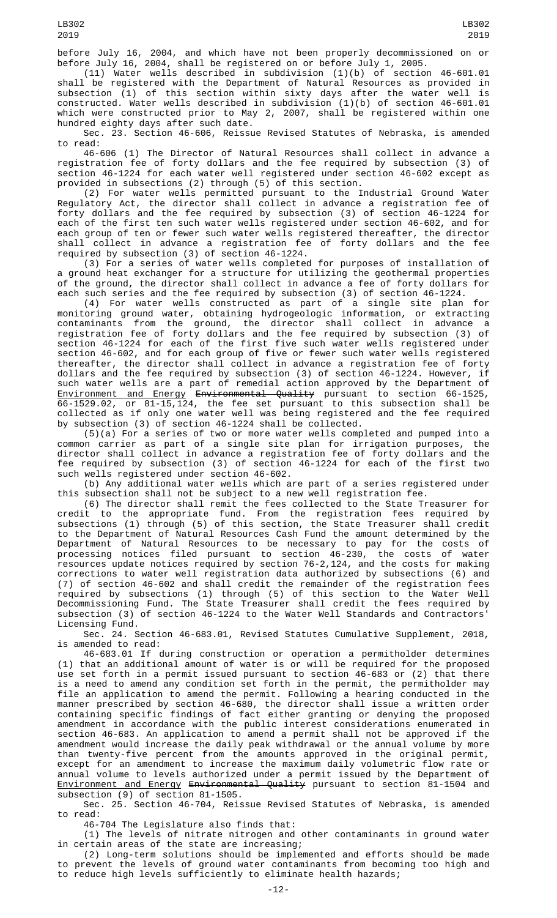before July 16, 2004, and which have not been properly decommissioned on or before July 16, 2004, shall be registered on or before July 1, 2005.

(11) Water wells described in subdivision (1)(b) of section 46-601.01 shall be registered with the Department of Natural Resources as provided in subsection (1) of this section within sixty days after the water well is constructed. Water wells described in subdivision (1)(b) of section 46-601.01 which were constructed prior to May 2, 2007, shall be registered within one hundred eighty days after such date.

Sec. 23. Section 46-606, Reissue Revised Statutes of Nebraska, is amended to read:

46-606 (1) The Director of Natural Resources shall collect in advance a registration fee of forty dollars and the fee required by subsection (3) of section 46-1224 for each water well registered under section 46-602 except as provided in subsections (2) through (5) of this section.

(2) For water wells permitted pursuant to the Industrial Ground Water Regulatory Act, the director shall collect in advance a registration fee of forty dollars and the fee required by subsection (3) of section 46-1224 for each of the first ten such water wells registered under section 46-602, and for each group of ten or fewer such water wells registered thereafter, the director shall collect in advance a registration fee of forty dollars and the fee required by subsection (3) of section 46-1224.

(3) For a series of water wells completed for purposes of installation of a ground heat exchanger for a structure for utilizing the geothermal properties of the ground, the director shall collect in advance a fee of forty dollars for each such series and the fee required by subsection (3) of section 46-1224.

(4) For water wells constructed as part of a single site plan for monitoring ground water, obtaining hydrogeologic information, or extracting contaminants from the ground, the director shall collect in advance a registration fee of forty dollars and the fee required by subsection (3) of section 46-1224 for each of the first five such water wells registered under section 46-602, and for each group of five or fewer such water wells registered thereafter, the director shall collect in advance a registration fee of forty dollars and the fee required by subsection (3) of section 46-1224. However, if such water wells are a part of remedial action approved by the Department of Environment and Energy ~~Environmental Quality~~ pursuant to section 66-1525, 66-1529.02, or 81-15,124, the fee set pursuant to this subsection shall be collected as if only one water well was being registered and the fee required by subsection (3) of section 46-1224 shall be collected.

(5)(a) For a series of two or more water wells completed and pumped into a common carrier as part of a single site plan for irrigation purposes, the director shall collect in advance a registration fee of forty dollars and the fee required by subsection (3) of section 46-1224 for each of the first two such wells registered under section 46-602.

(b) Any additional water wells which are part of a series registered under this subsection shall not be subject to a new well registration fee.

(6) The director shall remit the fees collected to the State Treasurer for credit to the appropriate fund. From the registration fees required by subsections (1) through (5) of this section, the State Treasurer shall credit to the Department of Natural Resources Cash Fund the amount determined by the Department of Natural Resources to be necessary to pay for the costs of processing notices filed pursuant to section 46-230, the costs of water resources update notices required by section 76-2,124, and the costs for making corrections to water well registration data authorized by subsections (6) and (7) of section 46-602 and shall credit the remainder of the registration fees required by subsections (1) through (5) of this section to the Water Well Decommissioning Fund. The State Treasurer shall credit the fees required by subsection (3) of section 46-1224 to the Water Well Standards and Contractors' Licensing Fund.

Sec. 24. Section 46-683.01, Revised Statutes Cumulative Supplement, 2018, is amended to read:

46-683.01 If during construction or operation a permitholder determines (1) that an additional amount of water is or will be required for the proposed use set forth in a permit issued pursuant to section 46-683 or (2) that there is a need to amend any condition set forth in the permit, the permitholder may file an application to amend the permit. Following a hearing conducted in the manner prescribed by section 46-680, the director shall issue a written order containing specific findings of fact either granting or denying the proposed amendment in accordance with the public interest considerations enumerated in section 46-683. An application to amend a permit shall not be approved if the amendment would increase the daily peak withdrawal or the annual volume by more than twenty-five percent from the amounts approved in the original permit, except for an amendment to increase the maximum daily volumetric flow rate or annual volume to levels authorized under a permit issued by the Department of Environment and Energy ~~Environmental Quality~~ pursuant to section 81-1504 and subsection (9) of section 81-1505.

Sec. 25. Section 46-704, Reissue Revised Statutes of Nebraska, is amended to read:

46-704 The Legislature also finds that:

(1) The levels of nitrate nitrogen and other contaminants in ground water in certain areas of the state are increasing;

(2) Long-term solutions should be implemented and efforts should be made to prevent the levels of ground water contaminants from becoming too high and to reduce high levels sufficiently to eliminate health hazards;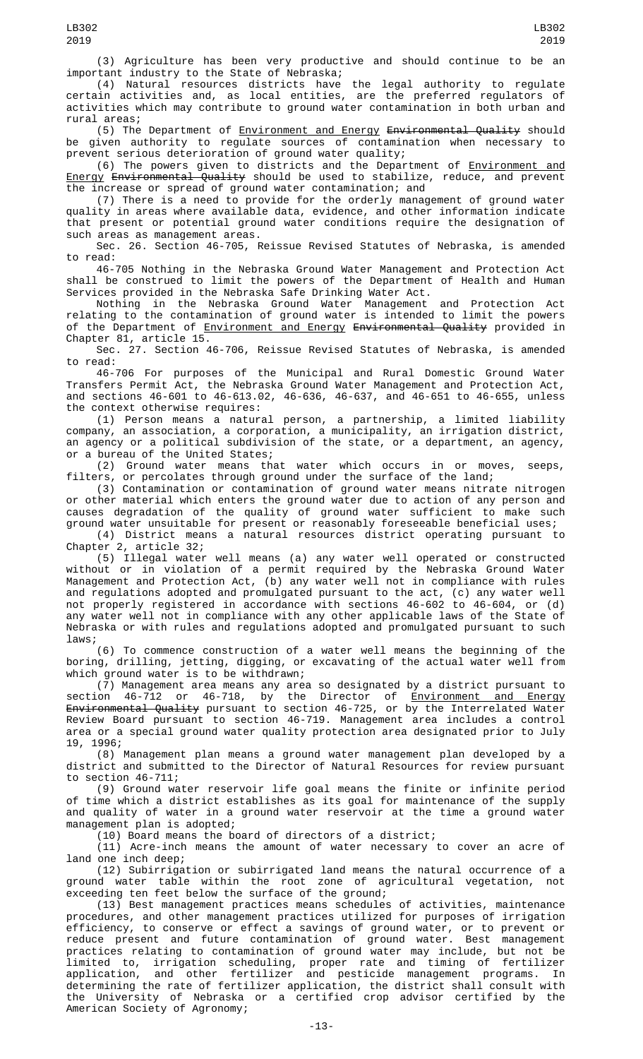(3) Agriculture has been very productive and should continue to be an important industry to the State of Nebraska;

(4) Natural resources districts have the legal authority to regulate certain activities and, as local entities, are the preferred regulators of activities which may contribute to ground water contamination in both urban and rural areas;

(5) The Department of Environment and Energy ~~Environmental Quality~~ should be given authority to regulate sources of contamination when necessary to prevent serious deterioration of ground water quality;

(6) The powers given to districts and the Department of Environment and Energy ~~Environmental Quality~~ should be used to stabilize, reduce, and prevent the increase or spread of ground water contamination; and

(7) There is a need to provide for the orderly management of ground water quality in areas where available data, evidence, and other information indicate that present or potential ground water conditions require the designation of such areas as management areas.

Sec. 26. Section 46-705, Reissue Revised Statutes of Nebraska, is amended to read:

46-705 Nothing in the Nebraska Ground Water Management and Protection Act shall be construed to limit the powers of the Department of Health and Human Services provided in the Nebraska Safe Drinking Water Act.

Nothing in the Nebraska Ground Water Management and Protection Act relating to the contamination of ground water is intended to limit the powers of the Department of Environment and Energy ~~Environmental Quality~~ provided in Chapter 81, article 15.

Sec. 27. Section 46-706, Reissue Revised Statutes of Nebraska, is amended to read:

46-706 For purposes of the Municipal and Rural Domestic Ground Water Transfers Permit Act, the Nebraska Ground Water Management and Protection Act, and sections 46-601 to 46-613.02, 46-636, 46-637, and 46-651 to 46-655, unless the context otherwise requires:

(1) Person means a natural person, a partnership, a limited liability company, an association, a corporation, a municipality, an irrigation district, an agency or a political subdivision of the state, or a department, an agency, or a bureau of the United States;

(2) Ground water means that water which occurs in or moves, seeps, filters, or percolates through ground under the surface of the land;

(3) Contamination or contamination of ground water means nitrate nitrogen or other material which enters the ground water due to action of any person and causes degradation of the quality of ground water sufficient to make such ground water unsuitable for present or reasonably foreseeable beneficial uses;

(4) District means a natural resources district operating pursuant to Chapter 2, article 32;

(5) Illegal water well means (a) any water well operated or constructed without or in violation of a permit required by the Nebraska Ground Water Management and Protection Act, (b) any water well not in compliance with rules and regulations adopted and promulgated pursuant to the act, (c) any water well not properly registered in accordance with sections 46-602 to 46-604, or (d) any water well not in compliance with any other applicable laws of the State of Nebraska or with rules and regulations adopted and promulgated pursuant to such laws;

(6) To commence construction of a water well means the beginning of the boring, drilling, jetting, digging, or excavating of the actual water well from which ground water is to be withdrawn;

(7) Management area means any area so designated by a district pursuant to section 46-712 or 46-718, by the Director of Environment and Energy ~~Environmental Quality~~ pursuant to section 46-725, or by the Interrelated Water Review Board pursuant to section 46-719. Management area includes a control area or a special ground water quality protection area designated prior to July 19, 1996;

(8) Management plan means a ground water management plan developed by a district and submitted to the Director of Natural Resources for review pursuant to section 46-711;

(9) Ground water reservoir life goal means the finite or infinite period of time which a district establishes as its goal for maintenance of the supply and quality of water in a ground water reservoir at the time a ground water management plan is adopted;

(10) Board means the board of directors of a district;

(11) Acre-inch means the amount of water necessary to cover an acre of land one inch deep;

(12) Subirrigation or subirrigated land means the natural occurrence of a ground water table within the root zone of agricultural vegetation, not exceeding ten feet below the surface of the ground;

(13) Best management practices means schedules of activities, maintenance procedures, and other management practices utilized for purposes of irrigation efficiency, to conserve or effect a savings of ground water, or to prevent or reduce present and future contamination of ground water. Best management practices relating to contamination of ground water may include, but not be limited to, irrigation scheduling, proper rate and timing of fertilizer application, and other fertilizer and pesticide management programs. In determining the rate of fertilizer application, the district shall consult with the University of Nebraska or a certified crop advisor certified by the American Society of Agronomy;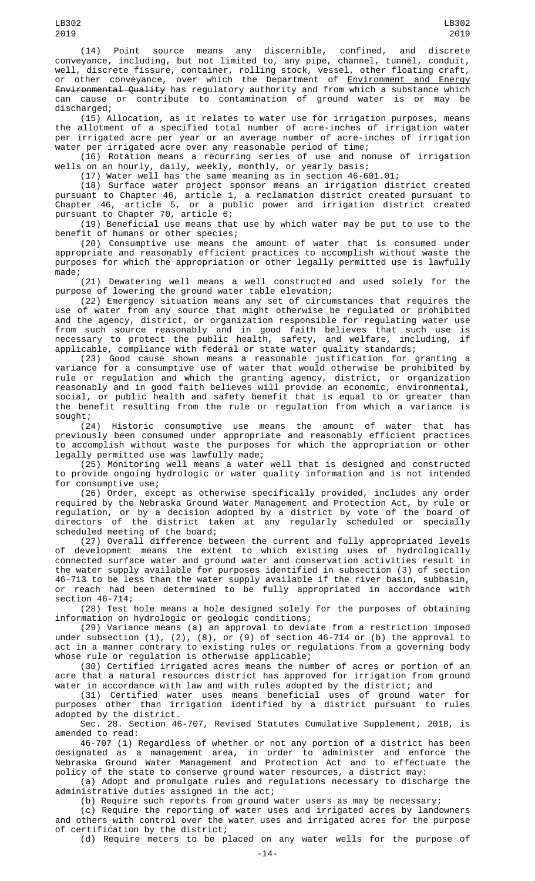(14) Point source means any discernible, confined, and discrete conveyance, including, but not limited to, any pipe, channel, tunnel, conduit, well, discrete fissure, container, rolling stock, vessel, other floating craft, or other conveyance, over which the Department of Environment and Energy ~~Environmental Quality~~ has regulatory authority and from which a substance which can cause or contribute to contamination of ground water is or may be discharged;

(15) Allocation, as it relates to water use for irrigation purposes, means the allotment of a specified total number of acre-inches of irrigation water per irrigated acre per year or an average number of acre-inches of irrigation water per irrigated acre over any reasonable period of time;

(16) Rotation means a recurring series of use and nonuse of irrigation wells on an hourly, daily, weekly, monthly, or yearly basis;

(17) Water well has the same meaning as in section 46-601.01;

(18) Surface water project sponsor means an irrigation district created pursuant to Chapter 46, article 1, a reclamation district created pursuant to Chapter 46, article 5, or a public power and irrigation district created pursuant to Chapter 70, article 6;

(19) Beneficial use means that use by which water may be put to use to the benefit of humans or other species;

(20) Consumptive use means the amount of water that is consumed under appropriate and reasonably efficient practices to accomplish without waste the purposes for which the appropriation or other legally permitted use is lawfully made;

(21) Dewatering well means a well constructed and used solely for the purpose of lowering the ground water table elevation;

(22) Emergency situation means any set of circumstances that requires the use of water from any source that might otherwise be regulated or prohibited and the agency, district, or organization responsible for regulating water use from such source reasonably and in good faith believes that such use is necessary to protect the public health, safety, and welfare, including, if applicable, compliance with federal or state water quality standards;

(23) Good cause shown means a reasonable justification for granting a variance for a consumptive use of water that would otherwise be prohibited by rule or regulation and which the granting agency, district, or organization reasonably and in good faith believes will provide an economic, environmental, social, or public health and safety benefit that is equal to or greater than the benefit resulting from the rule or regulation from which a variance is sought;

(24) Historic consumptive use means the amount of water that has previously been consumed under appropriate and reasonably efficient practices to accomplish without waste the purposes for which the appropriation or other legally permitted use was lawfully made;

(25) Monitoring well means a water well that is designed and constructed to provide ongoing hydrologic or water quality information and is not intended for consumptive use;

(26) Order, except as otherwise specifically provided, includes any order required by the Nebraska Ground Water Management and Protection Act, by rule or regulation, or by a decision adopted by a district by vote of the board of directors of the district taken at any regularly scheduled or specially scheduled meeting of the board;

(27) Overall difference between the current and fully appropriated levels of development means the extent to which existing uses of hydrologically connected surface water and ground water and conservation activities result in the water supply available for purposes identified in subsection (3) of section 46-713 to be less than the water supply available if the river basin, subbasin, or reach had been determined to be fully appropriated in accordance with section 46-714;

(28) Test hole means a hole designed solely for the purposes of obtaining information on hydrologic or geologic conditions;

(29) Variance means (a) an approval to deviate from a restriction imposed under subsection (1), (2), (8), or (9) of section 46-714 or (b) the approval to act in a manner contrary to existing rules or regulations from a governing body whose rule or regulation is otherwise applicable;

(30) Certified irrigated acres means the number of acres or portion of an acre that a natural resources district has approved for irrigation from ground water in accordance with law and with rules adopted by the district; and

(31) Certified water uses means beneficial uses of ground water for purposes other than irrigation identified by a district pursuant to rules adopted by the district.

Sec. 28. Section 46-707, Revised Statutes Cumulative Supplement, 2018, is amended to read:

46-707 (1) Regardless of whether or not any portion of a district has been designated as a management area, in order to administer and enforce the Nebraska Ground Water Management and Protection Act and to effectuate the policy of the state to conserve ground water resources, a district may:

(a) Adopt and promulgate rules and regulations necessary to discharge the administrative duties assigned in the act;

(b) Require such reports from ground water users as may be necessary;

(c) Require the reporting of water uses and irrigated acres by landowners and others with control over the water uses and irrigated acres for the purpose of certification by the district;

(d) Require meters to be placed on any water wells for the purpose of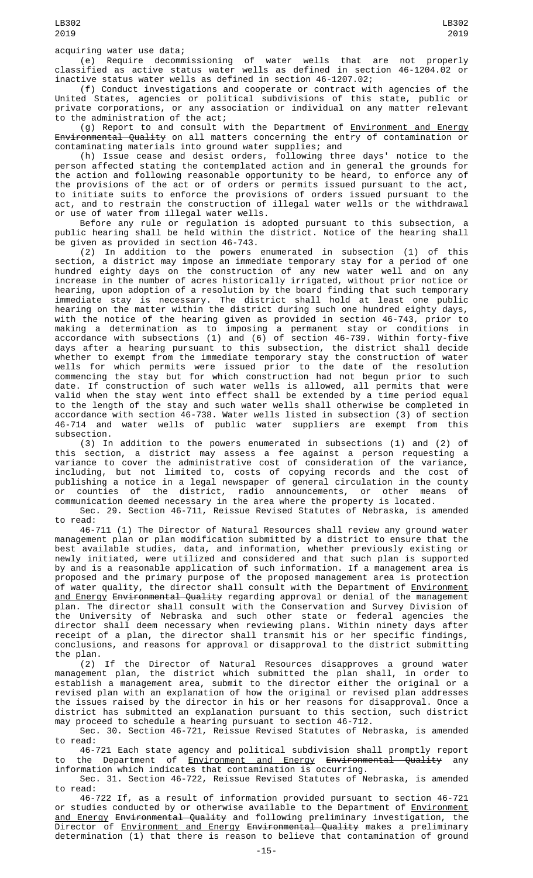acquiring water use data;

(e) Require decommissioning of water wells that are not properly classified as active status water wells as defined in section 46-1204.02 or inactive status water wells as defined in section 46-1207.02;

(f) Conduct investigations and cooperate or contract with agencies of the United States, agencies or political subdivisions of this state, public or private corporations, or any association or individual on any matter relevant to the administration of the act;

(g) Report to and consult with the Department of Environment and Energy ~~Environmental Quality~~ on all matters concerning the entry of contamination or contaminating materials into ground water supplies; and

(h) Issue cease and desist orders, following three days' notice to the person affected stating the contemplated action and in general the grounds for the action and following reasonable opportunity to be heard, to enforce any of the provisions of the act or of orders or permits issued pursuant to the act, to initiate suits to enforce the provisions of orders issued pursuant to the act, and to restrain the construction of illegal water wells or the withdrawal or use of water from illegal water wells.

Before any rule or regulation is adopted pursuant to this subsection, a public hearing shall be held within the district. Notice of the hearing shall be given as provided in section 46-743.

(2) In addition to the powers enumerated in subsection (1) of this section, a district may impose an immediate temporary stay for a period of one hundred eighty days on the construction of any new water well and on any increase in the number of acres historically irrigated, without prior notice or hearing, upon adoption of a resolution by the board finding that such temporary immediate stay is necessary. The district shall hold at least one public hearing on the matter within the district during such one hundred eighty days, with the notice of the hearing given as provided in section 46-743, prior to making a determination as to imposing a permanent stay or conditions in accordance with subsections (1) and (6) of section 46-739. Within forty-five days after a hearing pursuant to this subsection, the district shall decide whether to exempt from the immediate temporary stay the construction of water wells for which permits were issued prior to the date of the resolution commencing the stay but for which construction had not begun prior to such date. If construction of such water wells is allowed, all permits that were valid when the stay went into effect shall be extended by a time period equal to the length of the stay and such water wells shall otherwise be completed in accordance with section 46-738. Water wells listed in subsection (3) of section 46-714 and water wells of public water suppliers are exempt from this subsection.

(3) In addition to the powers enumerated in subsections (1) and (2) of this section, a district may assess a fee against a person requesting a variance to cover the administrative cost of consideration of the variance, including, but not limited to, costs of copying records and the cost of publishing a notice in a legal newspaper of general circulation in the county or counties of the district, radio announcements, or other means of communication deemed necessary in the area where the property is located.

Sec. 29. Section 46-711, Reissue Revised Statutes of Nebraska, is amended to read:

46-711 (1) The Director of Natural Resources shall review any ground water management plan or plan modification submitted by a district to ensure that the best available studies, data, and information, whether previously existing or newly initiated, were utilized and considered and that such plan is supported by and is a reasonable application of such information. If a management area is proposed and the primary purpose of the proposed management area is protection of water quality, the director shall consult with the Department of Environment and Energy ~~Environmental Quality~~ regarding approval or denial of the management plan. The director shall consult with the Conservation and Survey Division of the University of Nebraska and such other state or federal agencies the director shall deem necessary when reviewing plans. Within ninety days after receipt of a plan, the director shall transmit his or her specific findings, conclusions, and reasons for approval or disapproval to the district submitting the plan.

(2) If the Director of Natural Resources disapproves a ground water management plan, the district which submitted the plan shall, in order to establish a management area, submit to the director either the original or a revised plan with an explanation of how the original or revised plan addresses the issues raised by the director in his or her reasons for disapproval. Once a district has submitted an explanation pursuant to this section, such district may proceed to schedule a hearing pursuant to section 46-712.

Sec. 30. Section 46-721, Reissue Revised Statutes of Nebraska, is amended to read:

46-721 Each state agency and political subdivision shall promptly report to the Department of Environment and Energy ~~Environmental Quality~~ any information which indicates that contamination is occurring.

Sec. 31. Section 46-722, Reissue Revised Statutes of Nebraska, is amended to read:

46-722 If, as a result of information provided pursuant to section 46-721 or studies conducted by or otherwise available to the Department of Environment and Energy ~~Environmental Quality~~ and following preliminary investigation, the Director of Environment and Energy ~~Environmental Quality~~ makes a preliminary determination (1) that there is reason to believe that contamination of ground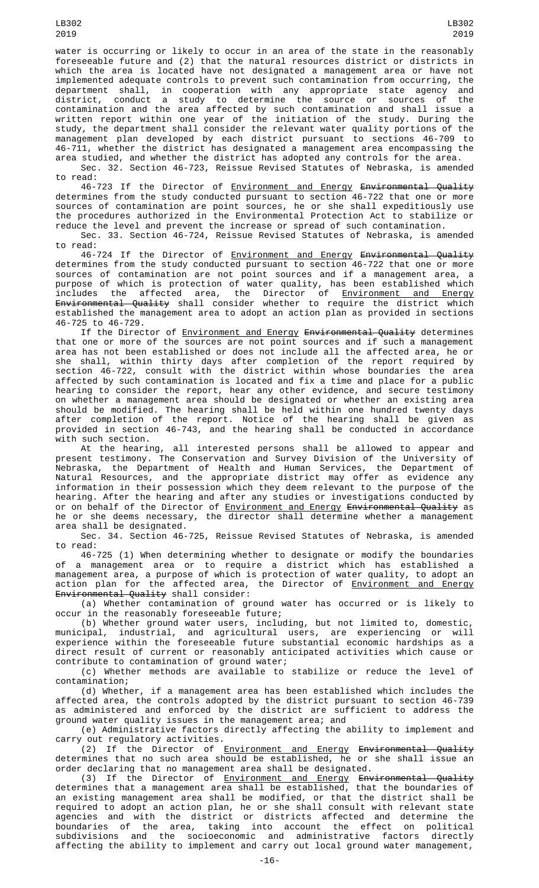water is occurring or likely to occur in an area of the state in the reasonably foreseeable future and (2) that the natural resources district or districts in which the area is located have not designated a management area or have not implemented adequate controls to prevent such contamination from occurring, the department shall, in cooperation with any appropriate state agency and district, conduct a study to determine the source or sources of the contamination and the area affected by such contamination and shall issue a written report within one year of the initiation of the study. During the study, the department shall consider the relevant water quality portions of the management plan developed by each district pursuant to sections 46-709 to 46-711, whether the district has designated a management area encompassing the area studied, and whether the district has adopted any controls for the area.

Sec. 32. Section 46-723, Reissue Revised Statutes of Nebraska, is amended to read:

46-723 If the Director of Environment and Energy ~~Environmental Quality~~ determines from the study conducted pursuant to section 46-722 that one or more sources of contamination are point sources, he or she shall expeditiously use the procedures authorized in the Environmental Protection Act to stabilize or reduce the level and prevent the increase or spread of such contamination.

Sec. 33. Section 46-724, Reissue Revised Statutes of Nebraska, is amended to read:

46-724 If the Director of Environment and Energy ~~Environmental Quality~~ determines from the study conducted pursuant to section 46-722 that one or more sources of contamination are not point sources and if a management area, a purpose of which is protection of water quality, has been established which includes the affected area, the Director of Environment and Energy ~~Environmental Quality~~ shall consider whether to require the district which established the management area to adopt an action plan as provided in sections 46-725 to 46-729.

If the Director of Environment and Energy ~~Environmental Quality~~ determines that one or more of the sources are not point sources and if such a management area has not been established or does not include all the affected area, he or she shall, within thirty days after completion of the report required by section 46-722, consult with the district within whose boundaries the area affected by such contamination is located and fix a time and place for a public hearing to consider the report, hear any other evidence, and secure testimony on whether a management area should be designated or whether an existing area should be modified. The hearing shall be held within one hundred twenty days after completion of the report. Notice of the hearing shall be given as provided in section 46-743, and the hearing shall be conducted in accordance with such section.

At the hearing, all interested persons shall be allowed to appear and present testimony. The Conservation and Survey Division of the University of Nebraska, the Department of Health and Human Services, the Department of Natural Resources, and the appropriate district may offer as evidence any information in their possession which they deem relevant to the purpose of the hearing. After the hearing and after any studies or investigations conducted by or on behalf of the Director of Environment and Energy ~~Environmental Quality~~ as he or she deems necessary, the director shall determine whether a management area shall be designated.

Sec. 34. Section 46-725, Reissue Revised Statutes of Nebraska, is amended to read:

46-725 (1) When determining whether to designate or modify the boundaries of a management area or to require a district which has established a management area, a purpose of which is protection of water quality, to adopt an action plan for the affected area, the Director of Environment and Energy ~~Environmental Quality~~ shall consider:

(a) Whether contamination of ground water has occurred or is likely to occur in the reasonably foreseeable future;

(b) Whether ground water users, including, but not limited to, domestic, municipal, industrial, and agricultural users, are experiencing or will experience within the foreseeable future substantial economic hardships as a direct result of current or reasonably anticipated activities which cause or contribute to contamination of ground water;

(c) Whether methods are available to stabilize or reduce the level of contamination;

(d) Whether, if a management area has been established which includes the affected area, the controls adopted by the district pursuant to section 46-739 as administered and enforced by the district are sufficient to address the ground water quality issues in the management area; and

(e) Administrative factors directly affecting the ability to implement and carry out regulatory activities.

(2) If the Director of Environment and Energy ~~Environmental Quality~~ determines that no such area should be established, he or she shall issue an order declaring that no management area shall be designated.

(3) If the Director of Environment and Energy ~~Environmental Quality~~ determines that a management area shall be established, that the boundaries of an existing management area shall be modified, or that the district shall be required to adopt an action plan, he or she shall consult with relevant state agencies and with the district or districts affected and determine the boundaries of the area, taking into account the effect on political subdivisions and the socioeconomic and administrative factors directly affecting the ability to implement and carry out local ground water management,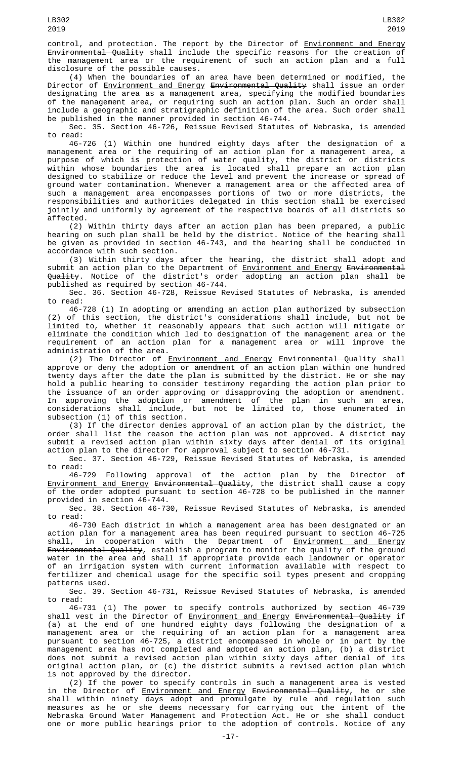control, and protection. The report by the Director of Environment and Energy ~~Environmental Quality~~ shall include the specific reasons for the creation of the management area or the requirement of such an action plan and a full disclosure of the possible causes.

(4) When the boundaries of an area have been determined or modified, the Director of Environment and Energy ~~Environmental Quality~~ shall issue an order designating the area as a management area, specifying the modified boundaries of the management area, or requiring such an action plan. Such an order shall include a geographic and stratigraphic definition of the area. Such order shall be published in the manner provided in section 46-744.

Sec. 35. Section 46-726, Reissue Revised Statutes of Nebraska, is amended to read:

46-726 (1) Within one hundred eighty days after the designation of a management area or the requiring of an action plan for a management area, a purpose of which is protection of water quality, the district or districts within whose boundaries the area is located shall prepare an action plan designed to stabilize or reduce the level and prevent the increase or spread of ground water contamination. Whenever a management area or the affected area of such a management area encompasses portions of two or more districts, the responsibilities and authorities delegated in this section shall be exercised jointly and uniformly by agreement of the respective boards of all districts so affected.

(2) Within thirty days after an action plan has been prepared, a public hearing on such plan shall be held by the district. Notice of the hearing shall be given as provided in section 46-743, and the hearing shall be conducted in accordance with such section.

(3) Within thirty days after the hearing, the district shall adopt and submit an action plan to the Department of Environment and Energy ~~Environmental Quality~~. Notice of the district's order adopting an action plan shall be published as required by section 46-744.

Sec. 36. Section 46-728, Reissue Revised Statutes of Nebraska, is amended to read:

46-728 (1) In adopting or amending an action plan authorized by subsection (2) of this section, the district's considerations shall include, but not be limited to, whether it reasonably appears that such action will mitigate or eliminate the condition which led to designation of the management area or the requirement of an action plan for a management area or will improve the administration of the area.

(2) The Director of Environment and Energy ~~Environmental Quality~~ shall approve or deny the adoption or amendment of an action plan within one hundred twenty days after the date the plan is submitted by the district. He or she may hold a public hearing to consider testimony regarding the action plan prior to the issuance of an order approving or disapproving the adoption or amendment. In approving the adoption or amendment of the plan in such an area, considerations shall include, but not be limited to, those enumerated in subsection (1) of this section.

(3) If the director denies approval of an action plan by the district, the order shall list the reason the action plan was not approved. A district may submit a revised action plan within sixty days after denial of its original action plan to the director for approval subject to section 46-731.

Sec. 37. Section 46-729, Reissue Revised Statutes of Nebraska, is amended to read:

46-729 Following approval of the action plan by the Director of Environment and Energy ~~Environmental Quality~~, the district shall cause a copy of the order adopted pursuant to section 46-728 to be published in the manner provided in section 46-744.

Sec. 38. Section 46-730, Reissue Revised Statutes of Nebraska, is amended to read:

46-730 Each district in which a management area has been designated or an action plan for a management area has been required pursuant to section 46-725 shall, in cooperation with the Department of Environment and Energy ~~Environmental Quality~~, establish a program to monitor the quality of the ground water in the area and shall if appropriate provide each landowner or operator of an irrigation system with current information available with respect to fertilizer and chemical usage for the specific soil types present and cropping patterns used.

Sec. 39. Section 46-731, Reissue Revised Statutes of Nebraska, is amended to read:

46-731 (1) The power to specify controls authorized by section 46-739 shall vest in the Director of Environment and Energy ~~Environmental Quality~~ if (a) at the end of one hundred eighty days following the designation of a management area or the requiring of an action plan for a management area pursuant to section 46-725, a district encompassed in whole or in part by the management area has not completed and adopted an action plan, (b) a district does not submit a revised action plan within sixty days after denial of its original action plan, or (c) the district submits a revised action plan which is not approved by the director.

(2) If the power to specify controls in such a management area is vested in the Director of Environment and Energy ~~Environmental Quality~~, he or she shall within ninety days adopt and promulgate by rule and regulation such measures as he or she deems necessary for carrying out the intent of the Nebraska Ground Water Management and Protection Act. He or she shall conduct one or more public hearings prior to the adoption of controls. Notice of any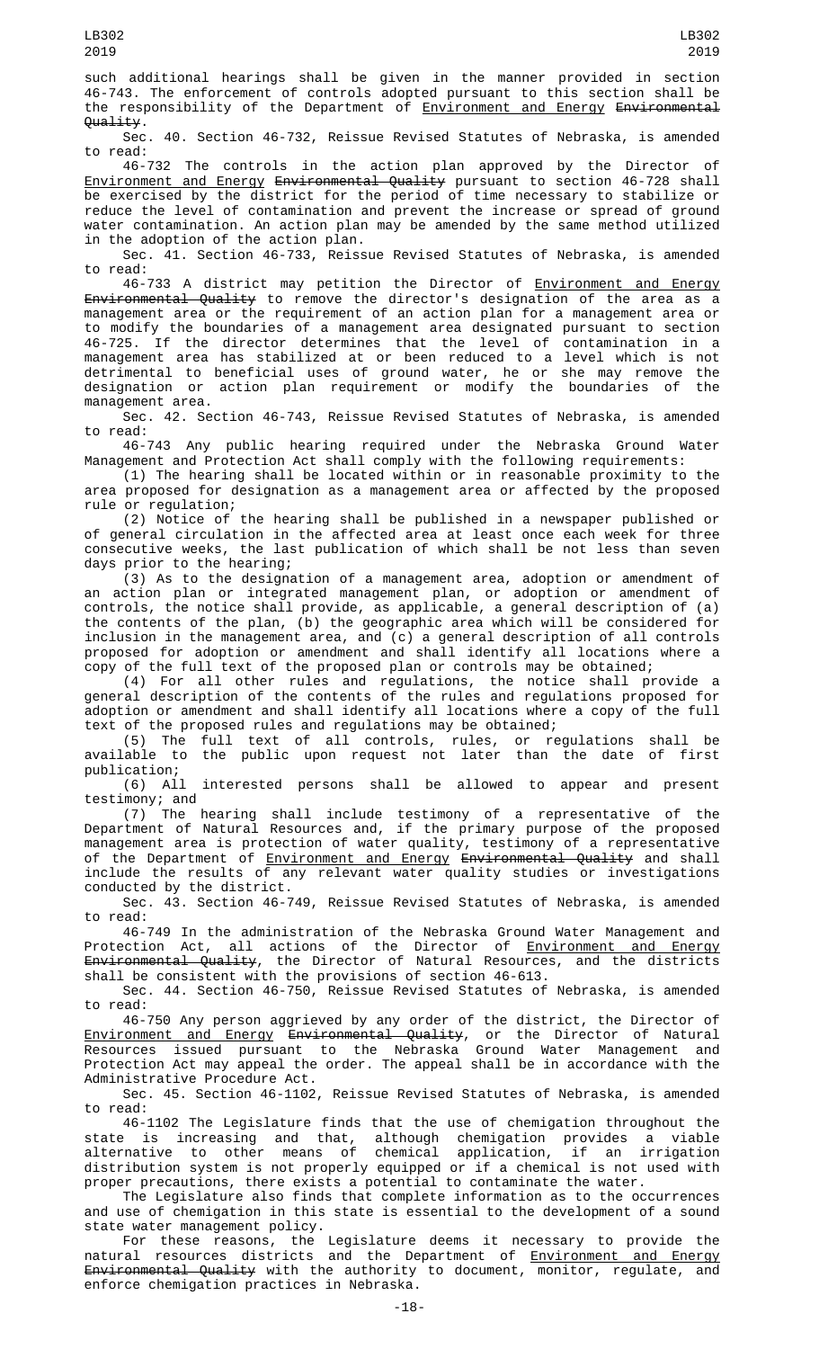such additional hearings shall be given in the manner provided in section 46-743. The enforcement of controls adopted pursuant to this section shall be the responsibility of the Department of Environment and Energy ~~Environmental Quality~~.

Sec. 40. Section 46-732, Reissue Revised Statutes of Nebraska, is amended to read:

46-732 The controls in the action plan approved by the Director of Environment and Energy ~~Environmental Quality~~ pursuant to section 46-728 shall be exercised by the district for the period of time necessary to stabilize or reduce the level of contamination and prevent the increase or spread of ground water contamination. An action plan may be amended by the same method utilized in the adoption of the action plan.

Sec. 41. Section 46-733, Reissue Revised Statutes of Nebraska, is amended to read:

46-733 A district may petition the Director of Environment and Energy ~~Environmental Quality~~ to remove the director's designation of the area as a management area or the requirement of an action plan for a management area or to modify the boundaries of a management area designated pursuant to section 46-725. If the director determines that the level of contamination in a management area has stabilized at or been reduced to a level which is not detrimental to beneficial uses of ground water, he or she may remove the designation or action plan requirement or modify the boundaries of the management area.

Sec. 42. Section 46-743, Reissue Revised Statutes of Nebraska, is amended to read:

46-743 Any public hearing required under the Nebraska Ground Water Management and Protection Act shall comply with the following requirements:

(1) The hearing shall be located within or in reasonable proximity to the area proposed for designation as a management area or affected by the proposed rule or regulation;

(2) Notice of the hearing shall be published in a newspaper published or of general circulation in the affected area at least once each week for three consecutive weeks, the last publication of which shall be not less than seven days prior to the hearing;

(3) As to the designation of a management area, adoption or amendment of an action plan or integrated management plan, or adoption or amendment of controls, the notice shall provide, as applicable, a general description of (a) the contents of the plan, (b) the geographic area which will be considered for inclusion in the management area, and (c) a general description of all controls proposed for adoption or amendment and shall identify all locations where a copy of the full text of the proposed plan or controls may be obtained;

(4) For all other rules and regulations, the notice shall provide a general description of the contents of the rules and regulations proposed for adoption or amendment and shall identify all locations where a copy of the full text of the proposed rules and regulations may be obtained;

(5) The full text of all controls, rules, or regulations shall be available to the public upon request not later than the date of first publication;

(6) All interested persons shall be allowed to appear and present testimony; and

(7) The hearing shall include testimony of a representative of the Department of Natural Resources and, if the primary purpose of the proposed management area is protection of water quality, testimony of a representative of the Department of Environment and Energy ~~Environmental Quality~~ and shall include the results of any relevant water quality studies or investigations conducted by the district.

Sec. 43. Section 46-749, Reissue Revised Statutes of Nebraska, is amended to read:

46-749 In the administration of the Nebraska Ground Water Management and Protection Act, all actions of the Director of Environment and Energy ~~Environmental Quality~~, the Director of Natural Resources, and the districts shall be consistent with the provisions of section 46-613.

Sec. 44. Section 46-750, Reissue Revised Statutes of Nebraska, is amended to read:

46-750 Any person aggrieved by any order of the district, the Director of Environment and Energy ~~Environmental Quality~~, or the Director of Natural Resources issued pursuant to the Nebraska Ground Water Management and Protection Act may appeal the order. The appeal shall be in accordance with the Administrative Procedure Act.

Sec. 45. Section 46-1102, Reissue Revised Statutes of Nebraska, is amended to read:

46-1102 The Legislature finds that the use of chemigation throughout the state is increasing and that, although chemigation provides a viable alternative to other means of chemical application, if an irrigation distribution system is not properly equipped or if a chemical is not used with proper precautions, there exists a potential to contaminate the water.

The Legislature also finds that complete information as to the occurrences and use of chemigation in this state is essential to the development of a sound state water management policy.

For these reasons, the Legislature deems it necessary to provide the natural resources districts and the Department of Environment and Energy ~~Environmental Quality~~ with the authority to document, monitor, regulate, and enforce chemigation practices in Nebraska.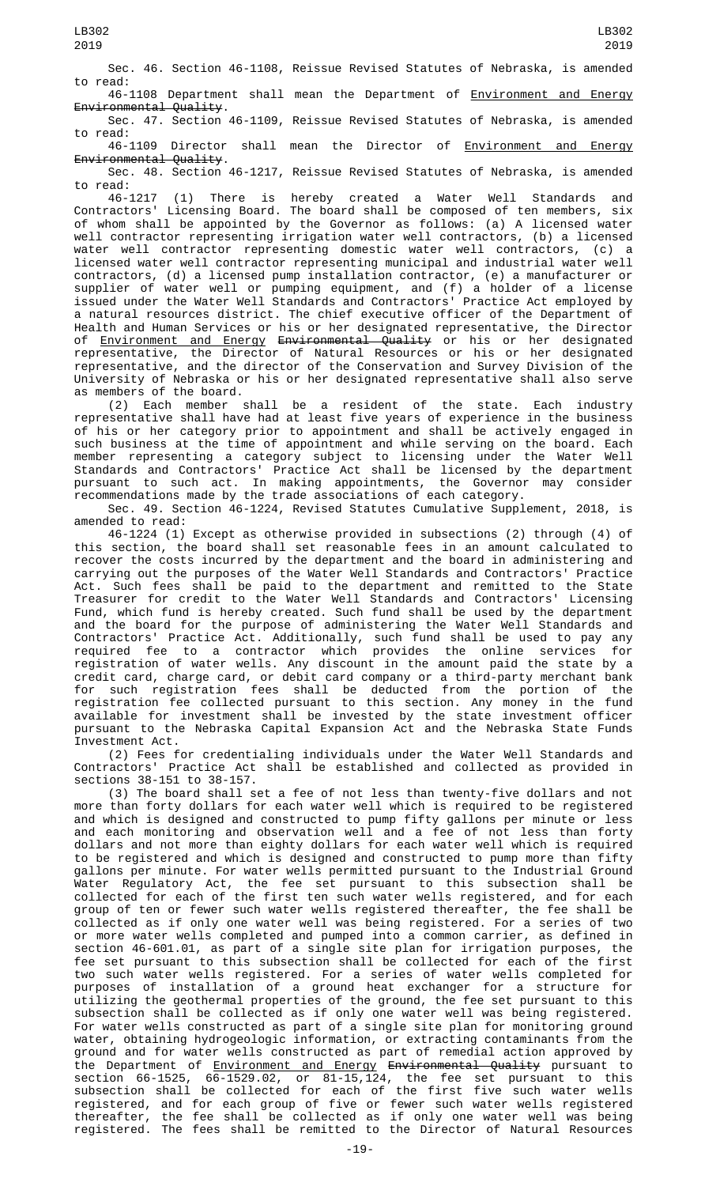Sec. 46. Section 46-1108, Reissue Revised Statutes of Nebraska, is amended to read:

46-1108 Department shall mean the Department of Environment and Energy ~~Environmental Quality~~.

Sec. 47. Section 46-1109, Reissue Revised Statutes of Nebraska, is amended to read:

46-1109 Director shall mean the Director of Environment and Energy ~~Environmental Quality~~.

Sec. 48. Section 46-1217, Reissue Revised Statutes of Nebraska, is amended to read:

46-1217 (1) There is hereby created a Water Well Standards and Contractors' Licensing Board. The board shall be composed of ten members, six of whom shall be appointed by the Governor as follows: (a) A licensed water well contractor representing irrigation water well contractors, (b) a licensed water well contractor representing domestic water well contractors, (c) a licensed water well contractor representing municipal and industrial water well contractors, (d) a licensed pump installation contractor, (e) a manufacturer or supplier of water well or pumping equipment, and (f) a holder of a license issued under the Water Well Standards and Contractors' Practice Act employed by a natural resources district. The chief executive officer of the Department of Health and Human Services or his or her designated representative, the Director of Environment and Energy ~~Environmental Quality~~ or his or her designated representative, the Director of Natural Resources or his or her designated representative, and the director of the Conservation and Survey Division of the University of Nebraska or his or her designated representative shall also serve as members of the board.

(2) Each member shall be a resident of the state. Each industry representative shall have had at least five years of experience in the business of his or her category prior to appointment and shall be actively engaged in such business at the time of appointment and while serving on the board. Each member representing a category subject to licensing under the Water Well Standards and Contractors' Practice Act shall be licensed by the department pursuant to such act. In making appointments, the Governor may consider recommendations made by the trade associations of each category.

Sec. 49. Section 46-1224, Revised Statutes Cumulative Supplement, 2018, is amended to read:

46-1224 (1) Except as otherwise provided in subsections (2) through (4) of this section, the board shall set reasonable fees in an amount calculated to recover the costs incurred by the department and the board in administering and carrying out the purposes of the Water Well Standards and Contractors' Practice Act. Such fees shall be paid to the department and remitted to the State Treasurer for credit to the Water Well Standards and Contractors' Licensing Fund, which fund is hereby created. Such fund shall be used by the department and the board for the purpose of administering the Water Well Standards and Contractors' Practice Act. Additionally, such fund shall be used to pay any required fee to a contractor which provides the online services for registration of water wells. Any discount in the amount paid the state by a credit card, charge card, or debit card company or a third-party merchant bank for such registration fees shall be deducted from the portion of the registration fee collected pursuant to this section. Any money in the fund available for investment shall be invested by the state investment officer pursuant to the Nebraska Capital Expansion Act and the Nebraska State Funds Investment Act.

(2) Fees for credentialing individuals under the Water Well Standards and Contractors' Practice Act shall be established and collected as provided in sections 38-151 to 38-157.

(3) The board shall set a fee of not less than twenty-five dollars and not more than forty dollars for each water well which is required to be registered and which is designed and constructed to pump fifty gallons per minute or less and each monitoring and observation well and a fee of not less than forty dollars and not more than eighty dollars for each water well which is required to be registered and which is designed and constructed to pump more than fifty gallons per minute. For water wells permitted pursuant to the Industrial Ground Water Regulatory Act, the fee set pursuant to this subsection shall be collected for each of the first ten such water wells registered, and for each group of ten or fewer such water wells registered thereafter, the fee shall be collected as if only one water well was being registered. For a series of two or more water wells completed and pumped into a common carrier, as defined in section 46-601.01, as part of a single site plan for irrigation purposes, the fee set pursuant to this subsection shall be collected for each of the first two such water wells registered. For a series of water wells completed for purposes of installation of a ground heat exchanger for a structure for utilizing the geothermal properties of the ground, the fee set pursuant to this subsection shall be collected as if only one water well was being registered. For water wells constructed as part of a single site plan for monitoring ground water, obtaining hydrogeologic information, or extracting contaminants from the ground and for water wells constructed as part of remedial action approved by the Department of Environment and Energy ~~Environmental Quality~~ pursuant to section 66-1525, 66-1529.02, or 81-15,124, the fee set pursuant to this subsection shall be collected for each of the first five such water wells registered, and for each group of five or fewer such water wells registered thereafter, the fee shall be collected as if only one water well was being registered. The fees shall be remitted to the Director of Natural Resources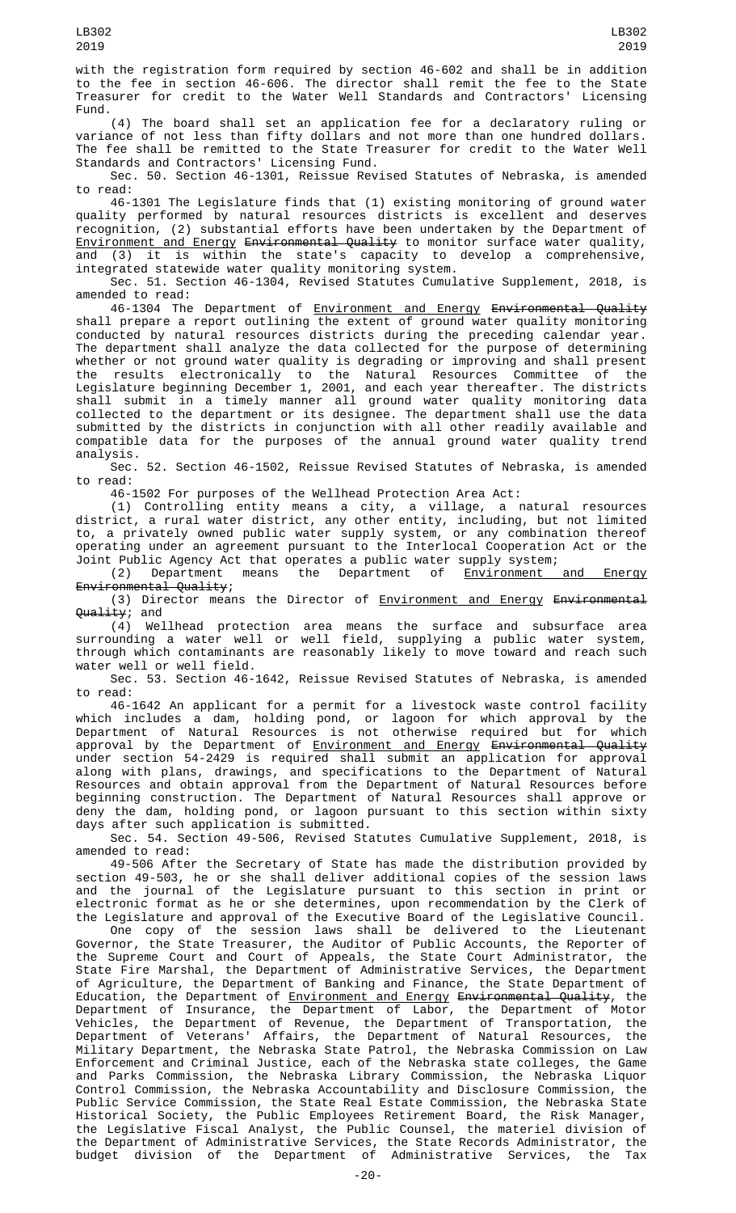with the registration form required by section 46-602 and shall be in addition to the fee in section 46-606. The director shall remit the fee to the State Treasurer for credit to the Water Well Standards and Contractors' Licensing Fund.

(4) The board shall set an application fee for a declaratory ruling or variance of not less than fifty dollars and not more than one hundred dollars. The fee shall be remitted to the State Treasurer for credit to the Water Well Standards and Contractors' Licensing Fund.

Sec. 50. Section 46-1301, Reissue Revised Statutes of Nebraska, is amended to read:

46-1301 The Legislature finds that (1) existing monitoring of ground water quality performed by natural resources districts is excellent and deserves recognition, (2) substantial efforts have been undertaken by the Department of Environment and Energy ~~Environmental Quality~~ to monitor surface water quality, and (3) it is within the state's capacity to develop a comprehensive, integrated statewide water quality monitoring system.

Sec. 51. Section 46-1304, Revised Statutes Cumulative Supplement, 2018, is amended to read:

46-1304 The Department of Environment and Energy ~~Environmental Quality~~ shall prepare a report outlining the extent of ground water quality monitoring conducted by natural resources districts during the preceding calendar year. The department shall analyze the data collected for the purpose of determining whether or not ground water quality is degrading or improving and shall present the results electronically to the Natural Resources Committee of the Legislature beginning December 1, 2001, and each year thereafter. The districts shall submit in a timely manner all ground water quality monitoring data collected to the department or its designee. The department shall use the data submitted by the districts in conjunction with all other readily available and compatible data for the purposes of the annual ground water quality trend analysis.

Sec. 52. Section 46-1502, Reissue Revised Statutes of Nebraska, is amended to read:

46-1502 For purposes of the Wellhead Protection Area Act:

(1) Controlling entity means a city, a village, a natural resources district, a rural water district, any other entity, including, but not limited to, a privately owned public water supply system, or any combination thereof operating under an agreement pursuant to the Interlocal Cooperation Act or the Joint Public Agency Act that operates a public water supply system;

(2) Department means the Department of Environment and Energy ~~Environmental Quality~~;

(3) Director means the Director of Environment and Energy ~~Environmental Quality~~; and

(4) Wellhead protection area means the surface and subsurface area surrounding a water well or well field, supplying a public water system, through which contaminants are reasonably likely to move toward and reach such water well or well field.

Sec. 53. Section 46-1642, Reissue Revised Statutes of Nebraska, is amended to read:

46-1642 An applicant for a permit for a livestock waste control facility which includes a dam, holding pond, or lagoon for which approval by the Department of Natural Resources is not otherwise required but for which approval by the Department of Environment and Energy ~~Environmental Quality~~ under section 54-2429 is required shall submit an application for approval along with plans, drawings, and specifications to the Department of Natural Resources and obtain approval from the Department of Natural Resources before beginning construction. The Department of Natural Resources shall approve or deny the dam, holding pond, or lagoon pursuant to this section within sixty days after such application is submitted.

Sec. 54. Section 49-506, Revised Statutes Cumulative Supplement, 2018, is amended to read:

49-506 After the Secretary of State has made the distribution provided by section 49-503, he or she shall deliver additional copies of the session laws and the journal of the Legislature pursuant to this section in print or electronic format as he or she determines, upon recommendation by the Clerk of the Legislature and approval of the Executive Board of the Legislative Council.

One copy of the session laws shall be delivered to the Lieutenant Governor, the State Treasurer, the Auditor of Public Accounts, the Reporter of the Supreme Court and Court of Appeals, the State Court Administrator, the State Fire Marshal, the Department of Administrative Services, the Department of Agriculture, the Department of Banking and Finance, the State Department of Education, the Department of Environment and Energy ~~Environmental Quality~~, the Department of Insurance, the Department of Labor, the Department of Motor Vehicles, the Department of Revenue, the Department of Transportation, the Department of Veterans' Affairs, the Department of Natural Resources, the Military Department, the Nebraska State Patrol, the Nebraska Commission on Law Enforcement and Criminal Justice, each of the Nebraska state colleges, the Game and Parks Commission, the Nebraska Library Commission, the Nebraska Liquor Control Commission, the Nebraska Accountability and Disclosure Commission, the Public Service Commission, the State Real Estate Commission, the Nebraska State Historical Society, the Public Employees Retirement Board, the Risk Manager, the Legislative Fiscal Analyst, the Public Counsel, the materiel division of the Department of Administrative Services, the State Records Administrator, the budget division of the Department of Administrative Services, the Tax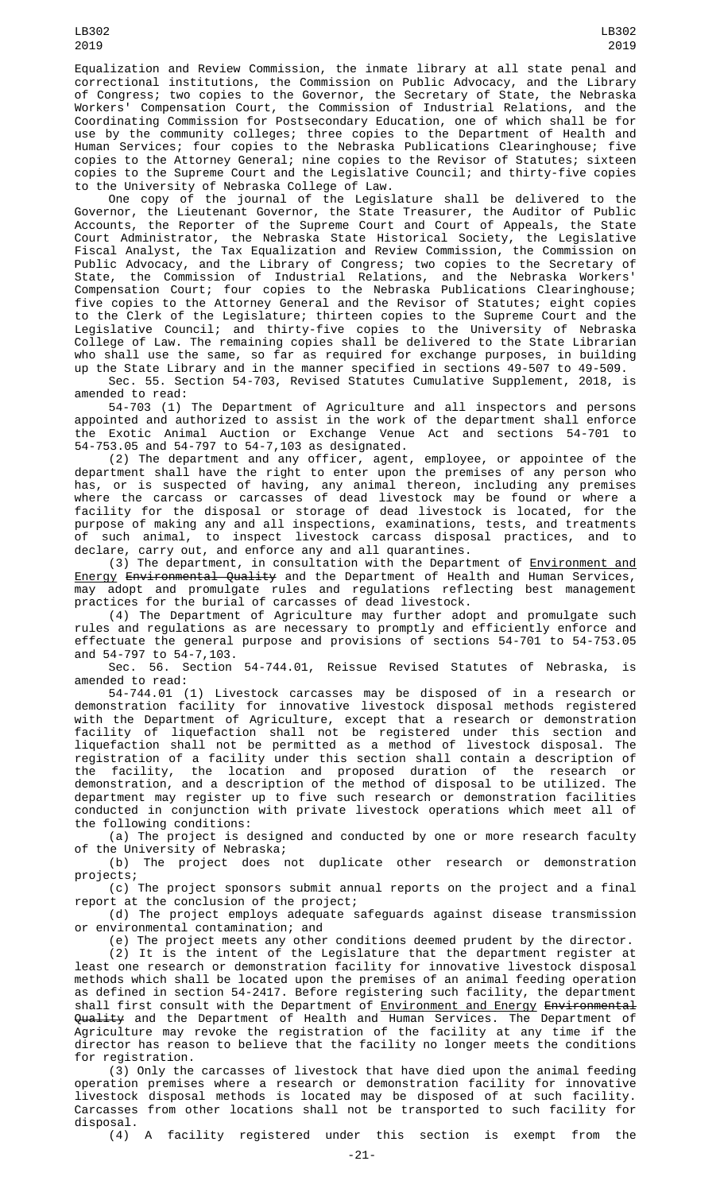Equalization and Review Commission, the inmate library at all state penal and correctional institutions, the Commission on Public Advocacy, and the Library of Congress; two copies to the Governor, the Secretary of State, the Nebraska Workers' Compensation Court, the Commission of Industrial Relations, and the Coordinating Commission for Postsecondary Education, one of which shall be for use by the community colleges; three copies to the Department of Health and Human Services; four copies to the Nebraska Publications Clearinghouse; five copies to the Attorney General; nine copies to the Revisor of Statutes; sixteen copies to the Supreme Court and the Legislative Council; and thirty-five copies to the University of Nebraska College of Law.

One copy of the journal of the Legislature shall be delivered to the Governor, the Lieutenant Governor, the State Treasurer, the Auditor of Public Accounts, the Reporter of the Supreme Court and Court of Appeals, the State Court Administrator, the Nebraska State Historical Society, the Legislative Fiscal Analyst, the Tax Equalization and Review Commission, the Commission on Public Advocacy, and the Library of Congress; two copies to the Secretary of State, the Commission of Industrial Relations, and the Nebraska Workers' Compensation Court; four copies to the Nebraska Publications Clearinghouse; five copies to the Attorney General and the Revisor of Statutes; eight copies to the Clerk of the Legislature; thirteen copies to the Supreme Court and the Legislative Council; and thirty-five copies to the University of Nebraska College of Law. The remaining copies shall be delivered to the State Librarian who shall use the same, so far as required for exchange purposes, in building up the State Library and in the manner specified in sections 49-507 to 49-509.

Sec. 55. Section 54-703, Revised Statutes Cumulative Supplement, 2018, is amended to read:

54-703 (1) The Department of Agriculture and all inspectors and persons appointed and authorized to assist in the work of the department shall enforce the Exotic Animal Auction or Exchange Venue Act and sections 54-701 to 54-753.05 and 54-797 to 54-7,103 as designated.

(2) The department and any officer, agent, employee, or appointee of the department shall have the right to enter upon the premises of any person who has, or is suspected of having, any animal thereon, including any premises where the carcass or carcasses of dead livestock may be found or where a facility for the disposal or storage of dead livestock is located, for the purpose of making any and all inspections, examinations, tests, and treatments of such animal, to inspect livestock carcass disposal practices, and to declare, carry out, and enforce any and all quarantines.

(3) The department, in consultation with the Department of Environment and Energy ~~Environmental Quality~~ and the Department of Health and Human Services, may adopt and promulgate rules and regulations reflecting best management practices for the burial of carcasses of dead livestock.

(4) The Department of Agriculture may further adopt and promulgate such rules and regulations as are necessary to promptly and efficiently enforce and effectuate the general purpose and provisions of sections 54-701 to 54-753.05 and 54-797 to 54-7,103.

Sec. 56. Section 54-744.01, Reissue Revised Statutes of Nebraska, is amended to read:

54-744.01 (1) Livestock carcasses may be disposed of in a research or demonstration facility for innovative livestock disposal methods registered with the Department of Agriculture, except that a research or demonstration facility of liquefaction shall not be registered under this section and liquefaction shall not be permitted as a method of livestock disposal. The registration of a facility under this section shall contain a description of the facility, the location and proposed duration of the research or demonstration, and a description of the method of disposal to be utilized. The department may register up to five such research or demonstration facilities conducted in conjunction with private livestock operations which meet all of the following conditions:

(a) The project is designed and conducted by one or more research faculty of the University of Nebraska;

(b) The project does not duplicate other research or demonstration projects;

(c) The project sponsors submit annual reports on the project and a final report at the conclusion of the project;

(d) The project employs adequate safeguards against disease transmission or environmental contamination; and

(e) The project meets any other conditions deemed prudent by the director.

(2) It is the intent of the Legislature that the department register at least one research or demonstration facility for innovative livestock disposal methods which shall be located upon the premises of an animal feeding operation as defined in section 54-2417. Before registering such facility, the department shall first consult with the Department of Environment and Energy ~~Environmental Quality~~ and the Department of Health and Human Services. The Department of Agriculture may revoke the registration of the facility at any time if the director has reason to believe that the facility no longer meets the conditions for registration.

(3) Only the carcasses of livestock that have died upon the animal feeding operation premises where a research or demonstration facility for innovative livestock disposal methods is located may be disposed of at such facility. Carcasses from other locations shall not be transported to such facility for disposal.

(4) A facility registered under this section is exempt from the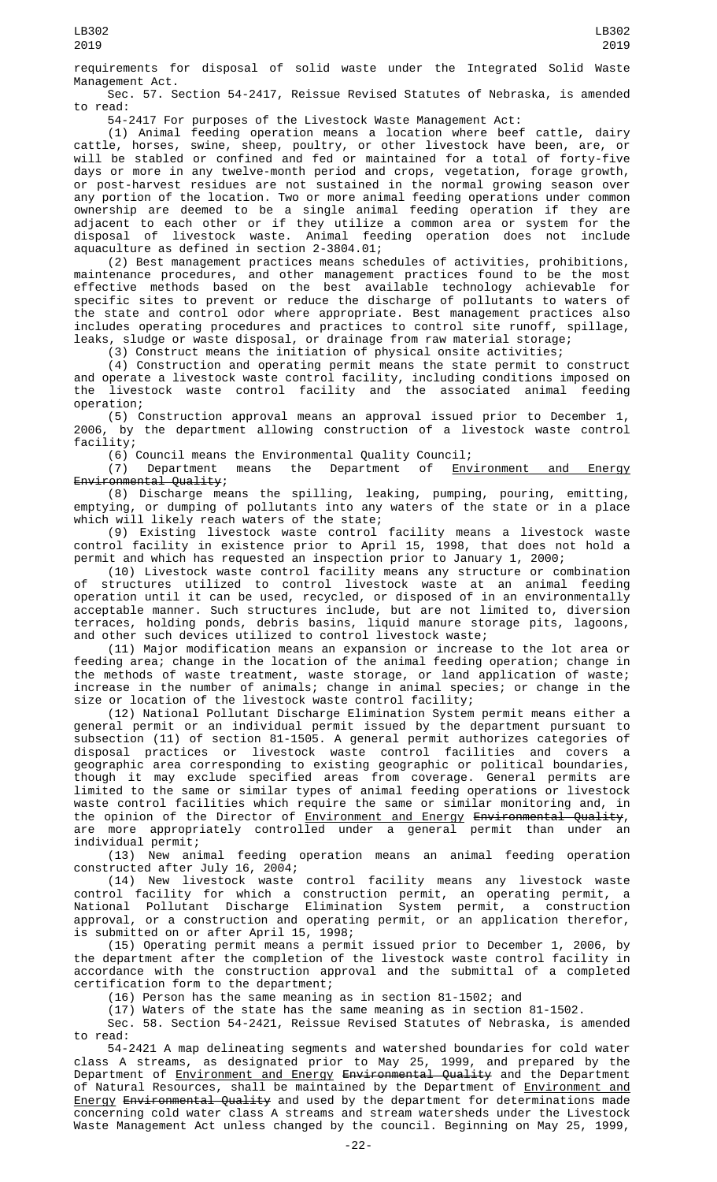requirements for disposal of solid waste under the Integrated Solid Waste Management Act.

Sec. 57. Section 54-2417, Reissue Revised Statutes of Nebraska, is amended to read:

54-2417 For purposes of the Livestock Waste Management Act:

(1) Animal feeding operation means a location where beef cattle, dairy cattle, horses, swine, sheep, poultry, or other livestock have been, are, or will be stabled or confined and fed or maintained for a total of forty-five days or more in any twelve-month period and crops, vegetation, forage growth, or post-harvest residues are not sustained in the normal growing season over any portion of the location. Two or more animal feeding operations under common ownership are deemed to be a single animal feeding operation if they are adjacent to each other or if they utilize a common area or system for the disposal of livestock waste. Animal feeding operation does not include aquaculture as defined in section 2-3804.01;

(2) Best management practices means schedules of activities, prohibitions, maintenance procedures, and other management practices found to be the most effective methods based on the best available technology achievable for specific sites to prevent or reduce the discharge of pollutants to waters of the state and control odor where appropriate. Best management practices also includes operating procedures and practices to control site runoff, spillage, leaks, sludge or waste disposal, or drainage from raw material storage;

(3) Construct means the initiation of physical onsite activities;

(4) Construction and operating permit means the state permit to construct and operate a livestock waste control facility, including conditions imposed on the livestock waste control facility and the associated animal feeding operation;

(5) Construction approval means an approval issued prior to December 1, 2006, by the department allowing construction of a livestock waste control facility;

(6) Council means the Environmental Quality Council;

(7) Department means the Department of Environment and Energy ~~Environmental Quality~~;

(8) Discharge means the spilling, leaking, pumping, pouring, emitting, emptying, or dumping of pollutants into any waters of the state or in a place which will likely reach waters of the state;

(9) Existing livestock waste control facility means a livestock waste control facility in existence prior to April 15, 1998, that does not hold a permit and which has requested an inspection prior to January 1, 2000;

(10) Livestock waste control facility means any structure or combination of structures utilized to control livestock waste at an animal feeding operation until it can be used, recycled, or disposed of in an environmentally acceptable manner. Such structures include, but are not limited to, diversion terraces, holding ponds, debris basins, liquid manure storage pits, lagoons, and other such devices utilized to control livestock waste;

(11) Major modification means an expansion or increase to the lot area or feeding area; change in the location of the animal feeding operation; change in the methods of waste treatment, waste storage, or land application of waste; increase in the number of animals; change in animal species; or change in the size or location of the livestock waste control facility;

(12) National Pollutant Discharge Elimination System permit means either a general permit or an individual permit issued by the department pursuant to subsection (11) of section 81-1505. A general permit authorizes categories of disposal practices or livestock waste control facilities and covers a geographic area corresponding to existing geographic or political boundaries, though it may exclude specified areas from coverage. General permits are limited to the same or similar types of animal feeding operations or livestock waste control facilities which require the same or similar monitoring and, in the opinion of the Director of Environment and Energy ~~Environmental Quality~~, are more appropriately controlled under a general permit than under an individual permit;

(13) New animal feeding operation means an animal feeding operation constructed after July 16, 2004;

(14) New livestock waste control facility means any livestock waste control facility for which a construction permit, an operating permit, a National Pollutant Discharge Elimination System permit, a construction approval, or a construction and operating permit, or an application therefor, is submitted on or after April 15, 1998;

(15) Operating permit means a permit issued prior to December 1, 2006, by the department after the completion of the livestock waste control facility in accordance with the construction approval and the submittal of a completed certification form to the department;

(16) Person has the same meaning as in section 81-1502; and

(17) Waters of the state has the same meaning as in section 81-1502.

Sec. 58. Section 54-2421, Reissue Revised Statutes of Nebraska, is amended to read:

54-2421 A map delineating segments and watershed boundaries for cold water class A streams, as designated prior to May 25, 1999, and prepared by the Department of Environment and Energy ~~Environmental Quality~~ and the Department of Natural Resources, shall be maintained by the Department of Environment and Energy ~~Environmental Quality~~ and used by the department for determinations made concerning cold water class A streams and stream watersheds under the Livestock Waste Management Act unless changed by the council. Beginning on May 25, 1999,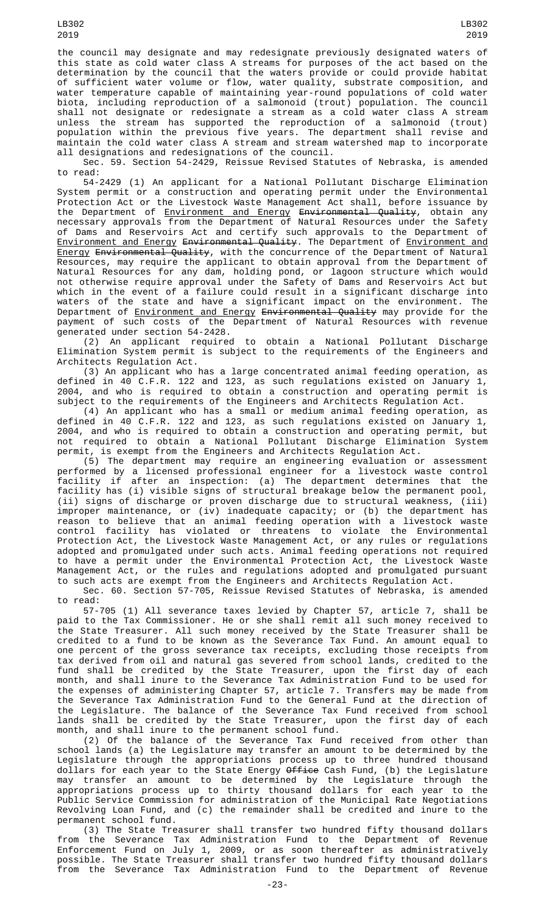the council may designate and may redesignate previously designated waters of this state as cold water class A streams for purposes of the act based on the determination by the council that the waters provide or could provide habitat of sufficient water volume or flow, water quality, substrate composition, and water temperature capable of maintaining year-round populations of cold water biota, including reproduction of a salmonoid (trout) population. The council shall not designate or redesignate a stream as a cold water class A stream unless the stream has supported the reproduction of a salmonoid (trout) population within the previous five years. The department shall revise and maintain the cold water class A stream and stream watershed map to incorporate all designations and redesignations of the council.

Sec. 59. Section 54-2429, Reissue Revised Statutes of Nebraska, is amended to read:

54-2429 (1) An applicant for a National Pollutant Discharge Elimination System permit or a construction and operating permit under the Environmental Protection Act or the Livestock Waste Management Act shall, before issuance by the Department of <u>Environment and Energy</u> ~~Environmental Quality~~, obtain any necessary approvals from the Department of Natural Resources under the Safety of Dams and Reservoirs Act and certify such approvals to the Department of <u>Environment and Energy</u> ~~Environmental Quality~~. The Department of <u>Environment and Energy</u> ~~Environmental Quality~~, with the concurrence of the Department of Natural Resources, may require the applicant to obtain approval from the Department of Natural Resources for any dam, holding pond, or lagoon structure which would not otherwise require approval under the Safety of Dams and Reservoirs Act but which in the event of a failure could result in a significant discharge into waters of the state and have a significant impact on the environment. The Department of <u>Environment and Energy</u> ~~Environmental Quality~~ may provide for the payment of such costs of the Department of Natural Resources with revenue generated under section 54-2428.

(2) An applicant required to obtain a National Pollutant Discharge Elimination System permit is subject to the requirements of the Engineers and Architects Regulation Act.

(3) An applicant who has a large concentrated animal feeding operation, as defined in 40 C.F.R. 122 and 123, as such regulations existed on January 1, 2004, and who is required to obtain a construction and operating permit is subject to the requirements of the Engineers and Architects Regulation Act.

(4) An applicant who has a small or medium animal feeding operation, as defined in 40 C.F.R. 122 and 123, as such regulations existed on January 1, 2004, and who is required to obtain a construction and operating permit, but not required to obtain a National Pollutant Discharge Elimination System permit, is exempt from the Engineers and Architects Regulation Act.

(5) The department may require an engineering evaluation or assessment performed by a licensed professional engineer for a livestock waste control facility if after an inspection: (a) The department determines that the facility has (i) visible signs of structural breakage below the permanent pool, (ii) signs of discharge or proven discharge due to structural weakness, (iii) improper maintenance, or (iv) inadequate capacity; or (b) the department has reason to believe that an animal feeding operation with a livestock waste control facility has violated or threatens to violate the Environmental Protection Act, the Livestock Waste Management Act, or any rules or regulations adopted and promulgated under such acts. Animal feeding operations not required to have a permit under the Environmental Protection Act, the Livestock Waste Management Act, or the rules and regulations adopted and promulgated pursuant to such acts are exempt from the Engineers and Architects Regulation Act.

Sec. 60. Section 57-705, Reissue Revised Statutes of Nebraska, is amended to read:

57-705 (1) All severance taxes levied by Chapter 57, article 7, shall be paid to the Tax Commissioner. He or she shall remit all such money received to the State Treasurer. All such money received by the State Treasurer shall be credited to a fund to be known as the Severance Tax Fund. An amount equal to one percent of the gross severance tax receipts, excluding those receipts from tax derived from oil and natural gas severed from school lands, credited to the fund shall be credited by the State Treasurer, upon the first day of each month, and shall inure to the Severance Tax Administration Fund to be used for the expenses of administering Chapter 57, article 7. Transfers may be made from the Severance Tax Administration Fund to the General Fund at the direction of the Legislature. The balance of the Severance Tax Fund received from school lands shall be credited by the State Treasurer, upon the first day of each month, and shall inure to the permanent school fund.

(2) Of the balance of the Severance Tax Fund received from other than school lands (a) the Legislature may transfer an amount to be determined by the Legislature through the appropriations process up to three hundred thousand dollars for each year to the State Energy ~~Office~~ Cash Fund, (b) the Legislature may transfer an amount to be determined by the Legislature through the appropriations process up to thirty thousand dollars for each year to the Public Service Commission for administration of the Municipal Rate Negotiations Revolving Loan Fund, and (c) the remainder shall be credited and inure to the permanent school fund.

(3) The State Treasurer shall transfer two hundred fifty thousand dollars from the Severance Tax Administration Fund to the Department of Revenue Enforcement Fund on July 1, 2009, or as soon thereafter as administratively possible. The State Treasurer shall transfer two hundred fifty thousand dollars from the Severance Tax Administration Fund to the Department of Revenue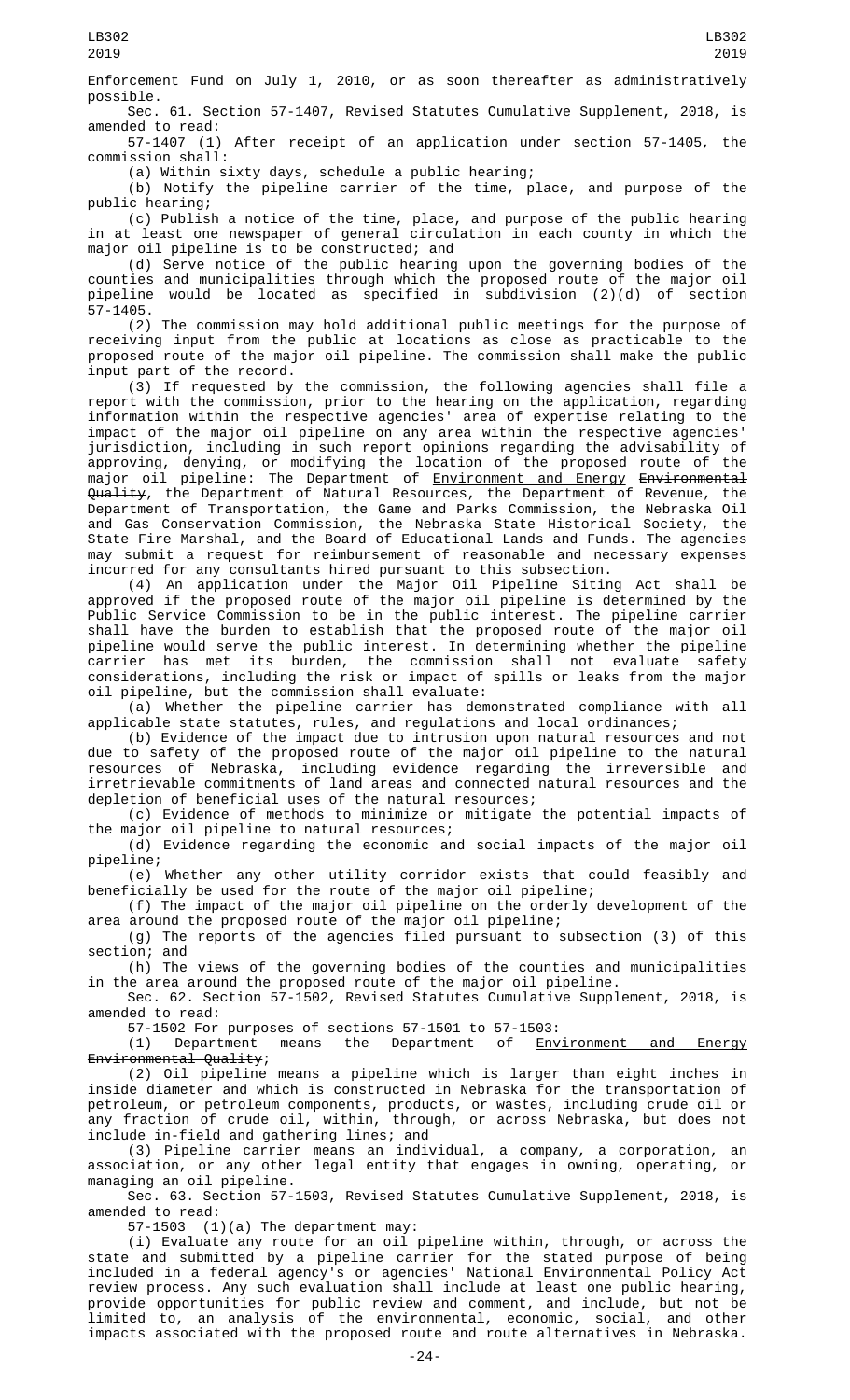Enforcement Fund on July 1, 2010, or as soon thereafter as administratively possible.

Sec. 61. Section 57-1407, Revised Statutes Cumulative Supplement, 2018, is amended to read:

57-1407 (1) After receipt of an application under section 57-1405, the commission shall:

(a) Within sixty days, schedule a public hearing;

(b) Notify the pipeline carrier of the time, place, and purpose of the public hearing;

(c) Publish a notice of the time, place, and purpose of the public hearing in at least one newspaper of general circulation in each county in which the major oil pipeline is to be constructed; and

(d) Serve notice of the public hearing upon the governing bodies of the counties and municipalities through which the proposed route of the major oil pipeline would be located as specified in subdivision (2)(d) of section 57-1405.

(2) The commission may hold additional public meetings for the purpose of receiving input from the public at locations as close as practicable to the proposed route of the major oil pipeline. The commission shall make the public input part of the record.

(3) If requested by the commission, the following agencies shall file a report with the commission, prior to the hearing on the application, regarding information within the respective agencies' area of expertise relating to the impact of the major oil pipeline on any area within the respective agencies' jurisdiction, including in such report opinions regarding the advisability of approving, denying, or modifying the location of the proposed route of the major oil pipeline: The Department of Environment and Energy ~~Environmental Quality~~, the Department of Natural Resources, the Department of Revenue, the Department of Transportation, the Game and Parks Commission, the Nebraska Oil and Gas Conservation Commission, the Nebraska State Historical Society, the State Fire Marshal, and the Board of Educational Lands and Funds. The agencies may submit a request for reimbursement of reasonable and necessary expenses incurred for any consultants hired pursuant to this subsection.

(4) An application under the Major Oil Pipeline Siting Act shall be approved if the proposed route of the major oil pipeline is determined by the Public Service Commission to be in the public interest. The pipeline carrier shall have the burden to establish that the proposed route of the major oil pipeline would serve the public interest. In determining whether the pipeline carrier has met its burden, the commission shall not evaluate safety considerations, including the risk or impact of spills or leaks from the major oil pipeline, but the commission shall evaluate:

(a) Whether the pipeline carrier has demonstrated compliance with all applicable state statutes, rules, and regulations and local ordinances;

(b) Evidence of the impact due to intrusion upon natural resources and not due to safety of the proposed route of the major oil pipeline to the natural resources of Nebraska, including evidence regarding the irreversible and irretrievable commitments of land areas and connected natural resources and the depletion of beneficial uses of the natural resources;

(c) Evidence of methods to minimize or mitigate the potential impacts of the major oil pipeline to natural resources;

(d) Evidence regarding the economic and social impacts of the major oil pipeline;

(e) Whether any other utility corridor exists that could feasibly and beneficially be used for the route of the major oil pipeline;

(f) The impact of the major oil pipeline on the orderly development of the area around the proposed route of the major oil pipeline;

(g) The reports of the agencies filed pursuant to subsection (3) of this section; and

(h) The views of the governing bodies of the counties and municipalities in the area around the proposed route of the major oil pipeline.

Sec. 62. Section 57-1502, Revised Statutes Cumulative Supplement, 2018, is amended to read:

57-1502 For purposes of sections 57-1501 to 57-1503:

(1) Department means the Department of Environment and Energy ~~Environmental Quality~~;

(2) Oil pipeline means a pipeline which is larger than eight inches in inside diameter and which is constructed in Nebraska for the transportation of petroleum, or petroleum components, products, or wastes, including crude oil or any fraction of crude oil, within, through, or across Nebraska, but does not include in-field and gathering lines; and

(3) Pipeline carrier means an individual, a company, a corporation, an association, or any other legal entity that engages in owning, operating, or managing an oil pipeline.

Sec. 63. Section 57-1503, Revised Statutes Cumulative Supplement, 2018, is amended to read:

57-1503 (1)(a) The department may:

(i) Evaluate any route for an oil pipeline within, through, or across the state and submitted by a pipeline carrier for the stated purpose of being included in a federal agency's or agencies' National Environmental Policy Act review process. Any such evaluation shall include at least one public hearing, provide opportunities for public review and comment, and include, but not be limited to, an analysis of the environmental, economic, social, and other impacts associated with the proposed route and route alternatives in Nebraska.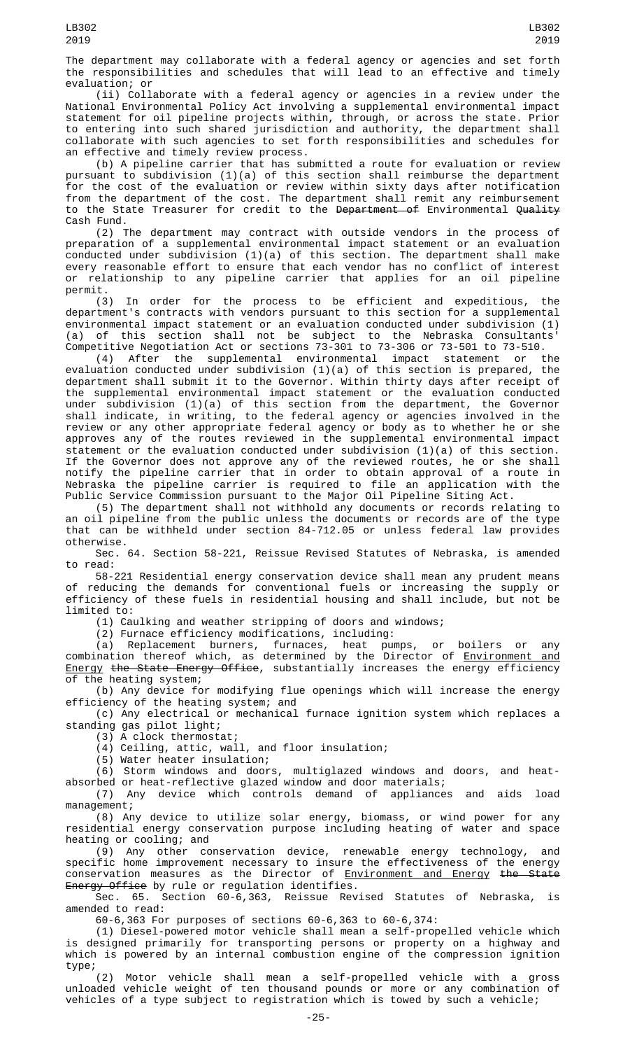The department may collaborate with a federal agency or agencies and set forth the responsibilities and schedules that will lead to an effective and timely evaluation; or

(ii) Collaborate with a federal agency or agencies in a review under the National Environmental Policy Act involving a supplemental environmental impact statement for oil pipeline projects within, through, or across the state. Prior to entering into such shared jurisdiction and authority, the department shall collaborate with such agencies to set forth responsibilities and schedules for an effective and timely review process.

(b) A pipeline carrier that has submitted a route for evaluation or review pursuant to subdivision (1)(a) of this section shall reimburse the department for the cost of the evaluation or review within sixty days after notification from the department of the cost. The department shall remit any reimbursement to the State Treasurer for credit to the ~~Department of~~ Environmental ~~Quality~~ Cash Fund.

(2) The department may contract with outside vendors in the process of preparation of a supplemental environmental impact statement or an evaluation conducted under subdivision (1)(a) of this section. The department shall make every reasonable effort to ensure that each vendor has no conflict of interest or relationship to any pipeline carrier that applies for an oil pipeline permit.

(3) In order for the process to be efficient and expeditious, the department's contracts with vendors pursuant to this section for a supplemental environmental impact statement or an evaluation conducted under subdivision (1)(a) of this section shall not be subject to the Nebraska Consultants' Competitive Negotiation Act or sections 73-301 to 73-306 or 73-501 to 73-510.

(4) After the supplemental environmental impact statement or the evaluation conducted under subdivision (1)(a) of this section is prepared, the department shall submit it to the Governor. Within thirty days after receipt of the supplemental environmental impact statement or the evaluation conducted under subdivision (1)(a) of this section from the department, the Governor shall indicate, in writing, to the federal agency or agencies involved in the review or any other appropriate federal agency or body as to whether he or she approves any of the routes reviewed in the supplemental environmental impact statement or the evaluation conducted under subdivision (1)(a) of this section. If the Governor does not approve any of the reviewed routes, he or she shall notify the pipeline carrier that in order to obtain approval of a route in Nebraska the pipeline carrier is required to file an application with the Public Service Commission pursuant to the Major Oil Pipeline Siting Act.

(5) The department shall not withhold any documents or records relating to an oil pipeline from the public unless the documents or records are of the type that can be withheld under section 84-712.05 or unless federal law provides otherwise.

Sec. 64. Section 58-221, Reissue Revised Statutes of Nebraska, is amended to read:

58-221 Residential energy conservation device shall mean any prudent means of reducing the demands for conventional fuels or increasing the supply or efficiency of these fuels in residential housing and shall include, but not be limited to:

(1) Caulking and weather stripping of doors and windows;

(2) Furnace efficiency modifications, including:

(a) Replacement burners, furnaces, heat pumps, or boilers or any combination thereof which, as determined by the Director of Environment and Energy ~~the State Energy Office~~, substantially increases the energy efficiency of the heating system;

(b) Any device for modifying flue openings which will increase the energy efficiency of the heating system; and

(c) Any electrical or mechanical furnace ignition system which replaces a standing gas pilot light;

(3) A clock thermostat;

(4) Ceiling, attic, wall, and floor insulation;

(5) Water heater insulation;

(6) Storm windows and doors, multiglazed windows and doors, and heat-absorbed or heat-reflective glazed window and door materials;

(7) Any device which controls demand of appliances and aids load management;

(8) Any device to utilize solar energy, biomass, or wind power for any residential energy conservation purpose including heating of water and space heating or cooling; and

(9) Any other conservation device, renewable energy technology, and specific home improvement necessary to insure the effectiveness of the energy conservation measures as the Director of Environment and Energy ~~the State Energy Office~~ by rule or regulation identifies.

Sec. 65. Section 60-6,363, Reissue Revised Statutes of Nebraska, is amended to read:

60-6,363 For purposes of sections 60-6,363 to 60-6,374:

(1) Diesel-powered motor vehicle shall mean a self-propelled vehicle which is designed primarily for transporting persons or property on a highway and which is powered by an internal combustion engine of the compression ignition type;

(2) Motor vehicle shall mean a self-propelled vehicle with a gross unloaded vehicle weight of ten thousand pounds or more or any combination of vehicles of a type subject to registration which is towed by such a vehicle;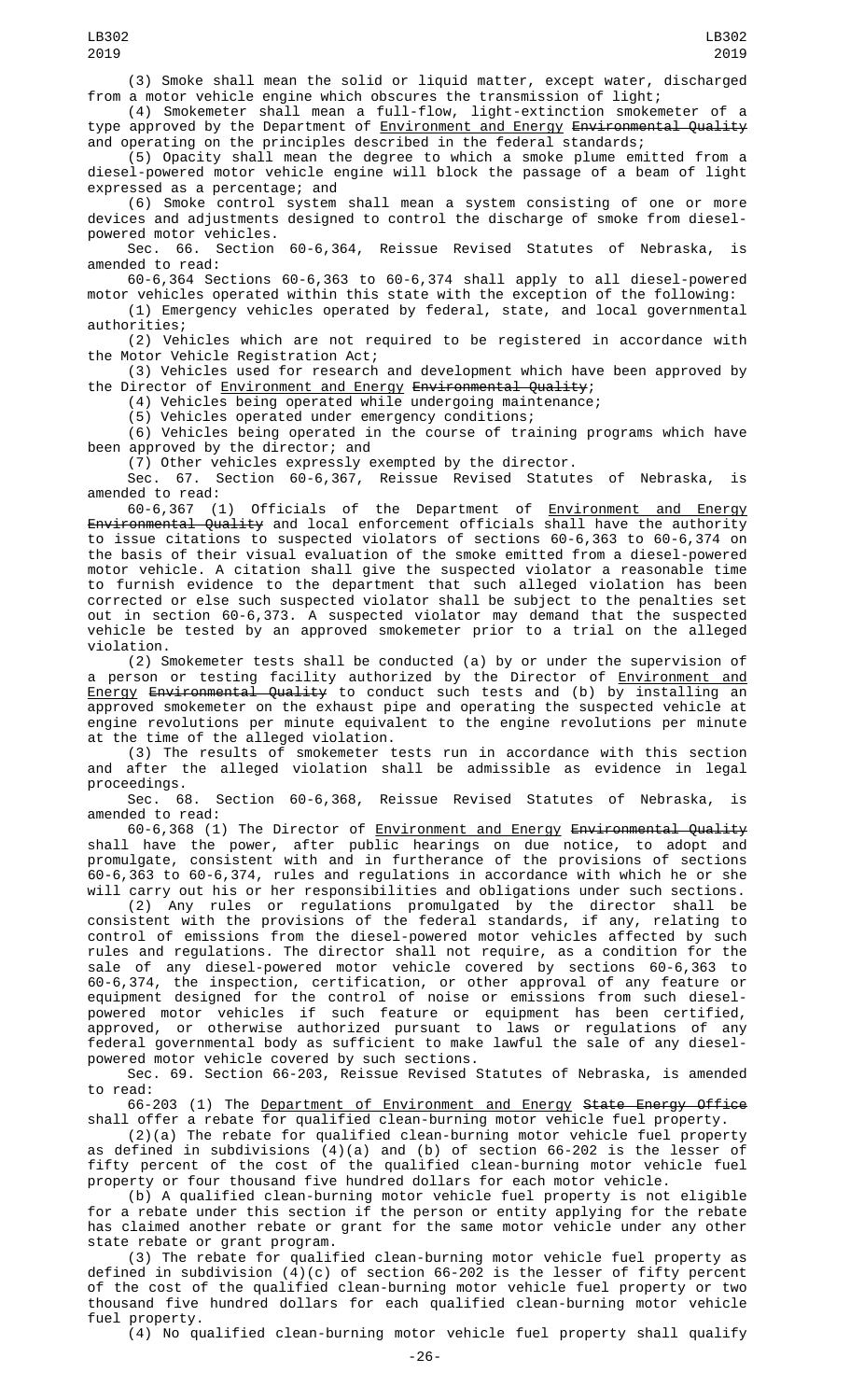(3) Smoke shall mean the solid or liquid matter, except water, discharged from a motor vehicle engine which obscures the transmission of light;

(4) Smokemeter shall mean a full-flow, light-extinction smokemeter of a type approved by the Department of Environment and Energy ~~Environmental Quality~~ and operating on the principles described in the federal standards;

(5) Opacity shall mean the degree to which a smoke plume emitted from a diesel-powered motor vehicle engine will block the passage of a beam of light expressed as a percentage; and

(6) Smoke control system shall mean a system consisting of one or more devices and adjustments designed to control the discharge of smoke from diesel-powered motor vehicles.

Sec. 66. Section 60-6,364, Reissue Revised Statutes of Nebraska, is amended to read:

60-6,364 Sections 60-6,363 to 60-6,374 shall apply to all diesel-powered motor vehicles operated within this state with the exception of the following:

(1) Emergency vehicles operated by federal, state, and local governmental authorities;

(2) Vehicles which are not required to be registered in accordance with the Motor Vehicle Registration Act;

(3) Vehicles used for research and development which have been approved by the Director of Environment and Energy ~~Environmental Quality~~;

(4) Vehicles being operated while undergoing maintenance;

(5) Vehicles operated under emergency conditions;

(6) Vehicles being operated in the course of training programs which have been approved by the director; and

(7) Other vehicles expressly exempted by the director.

Sec. 67. Section 60-6,367, Reissue Revised Statutes of Nebraska, is amended to read:

60-6,367 (1) Officials of the Department of Environment and Energy ~~Environmental Quality~~ and local enforcement officials shall have the authority to issue citations to suspected violators of sections 60-6,363 to 60-6,374 on the basis of their visual evaluation of the smoke emitted from a diesel-powered motor vehicle. A citation shall give the suspected violator a reasonable time to furnish evidence to the department that such alleged violation has been corrected or else such suspected violator shall be subject to the penalties set out in section 60-6,373. A suspected violator may demand that the suspected vehicle be tested by an approved smokemeter prior to a trial on the alleged violation.

(2) Smokemeter tests shall be conducted (a) by or under the supervision of a person or testing facility authorized by the Director of Environment and Energy ~~Environmental Quality~~ to conduct such tests and (b) by installing an approved smokemeter on the exhaust pipe and operating the suspected vehicle at engine revolutions per minute equivalent to the engine revolutions per minute at the time of the alleged violation.

(3) The results of smokemeter tests run in accordance with this section and after the alleged violation shall be admissible as evidence in legal proceedings.

Sec. 68. Section 60-6,368, Reissue Revised Statutes of Nebraska, is amended to read:

60-6,368 (1) The Director of Environment and Energy ~~Environmental Quality~~ shall have the power, after public hearings on due notice, to adopt and promulgate, consistent with and in furtherance of the provisions of sections 60-6,363 to 60-6,374, rules and regulations in accordance with which he or she will carry out his or her responsibilities and obligations under such sections.

(2) Any rules or regulations promulgated by the director shall be consistent with the provisions of the federal standards, if any, relating to control of emissions from the diesel-powered motor vehicles affected by such rules and regulations. The director shall not require, as a condition for the sale of any diesel-powered motor vehicle covered by sections 60-6,363 to 60-6,374, the inspection, certification, or other approval of any feature or equipment designed for the control of noise or emissions from such diesel-powered motor vehicles if such feature or equipment has been certified, approved, or otherwise authorized pursuant to laws or regulations of any federal governmental body as sufficient to make lawful the sale of any diesel-powered motor vehicle covered by such sections.

Sec. 69. Section 66-203, Reissue Revised Statutes of Nebraska, is amended to read:

66-203 (1) The Department of Environment and Energy ~~State Energy Office~~ shall offer a rebate for qualified clean-burning motor vehicle fuel property.

(2)(a) The rebate for qualified clean-burning motor vehicle fuel property as defined in subdivisions (4)(a) and (b) of section 66-202 is the lesser of fifty percent of the cost of the qualified clean-burning motor vehicle fuel property or four thousand five hundred dollars for each motor vehicle.

(b) A qualified clean-burning motor vehicle fuel property is not eligible for a rebate under this section if the person or entity applying for the rebate has claimed another rebate or grant for the same motor vehicle under any other state rebate or grant program.

(3) The rebate for qualified clean-burning motor vehicle fuel property as defined in subdivision (4)(c) of section 66-202 is the lesser of fifty percent of the cost of the qualified clean-burning motor vehicle fuel property or two thousand five hundred dollars for each qualified clean-burning motor vehicle fuel property.

(4) No qualified clean-burning motor vehicle fuel property shall qualify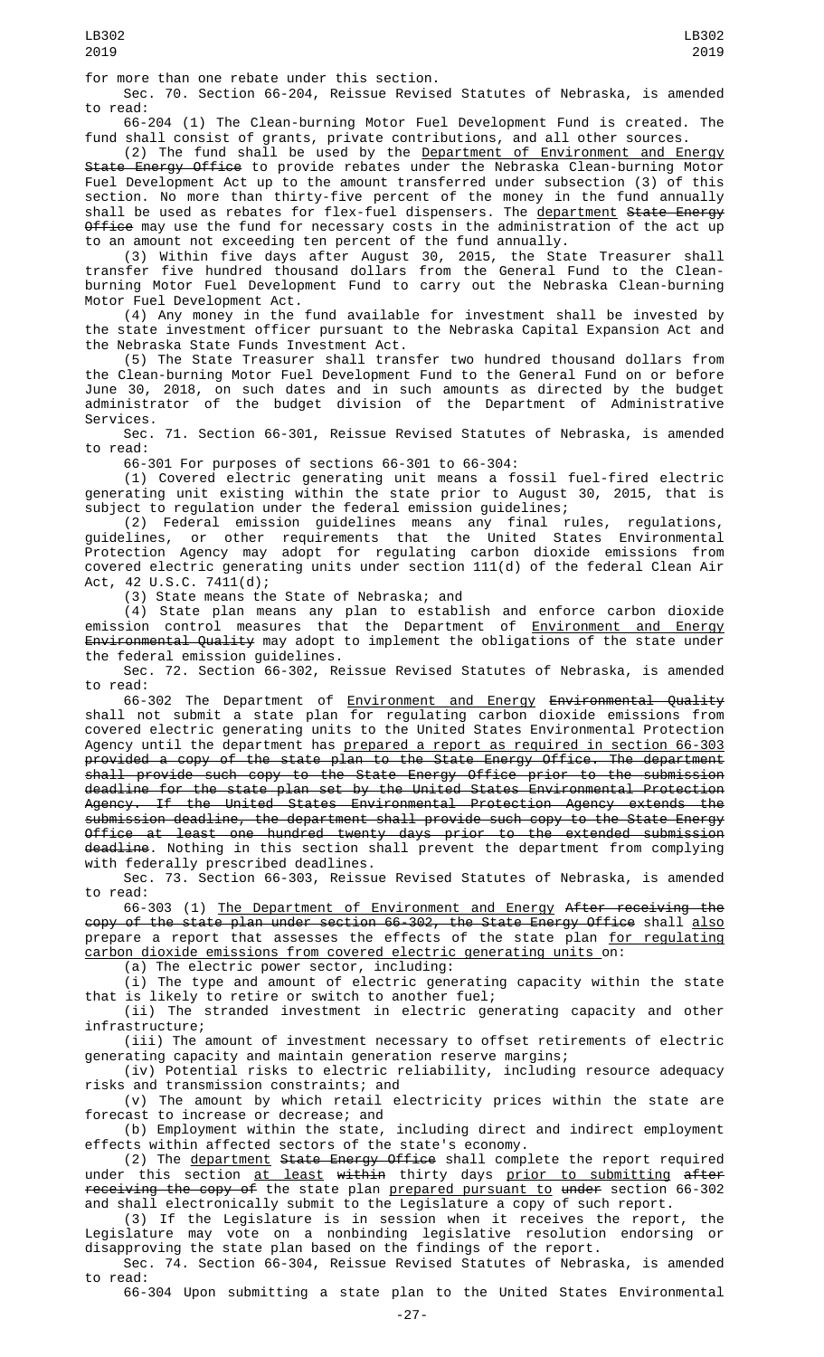for more than one rebate under this section.

Sec. 70. Section 66-204, Reissue Revised Statutes of Nebraska, is amended to read:

66-204 (1) The Clean-burning Motor Fuel Development Fund is created. The fund shall consist of grants, private contributions, and all other sources.

(2) The fund shall be used by the Department of Environment and Energy ~~State Energy Office~~ to provide rebates under the Nebraska Clean-burning Motor Fuel Development Act up to the amount transferred under subsection (3) of this section. No more than thirty-five percent of the money in the fund annually shall be used as rebates for flex-fuel dispensers. The department ~~State Energy Office~~ may use the fund for necessary costs in the administration of the act up to an amount not exceeding ten percent of the fund annually.

(3) Within five days after August 30, 2015, the State Treasurer shall transfer five hundred thousand dollars from the General Fund to the Clean-burning Motor Fuel Development Fund to carry out the Nebraska Clean-burning Motor Fuel Development Act.

(4) Any money in the fund available for investment shall be invested by the state investment officer pursuant to the Nebraska Capital Expansion Act and the Nebraska State Funds Investment Act.

(5) The State Treasurer shall transfer two hundred thousand dollars from the Clean-burning Motor Fuel Development Fund to the General Fund on or before June 30, 2018, on such dates and in such amounts as directed by the budget administrator of the budget division of the Department of Administrative Services.

Sec. 71. Section 66-301, Reissue Revised Statutes of Nebraska, is amended to read:

66-301 For purposes of sections 66-301 to 66-304:

(1) Covered electric generating unit means a fossil fuel-fired electric generating unit existing within the state prior to August 30, 2015, that is subject to regulation under the federal emission guidelines;

(2) Federal emission guidelines means any final rules, regulations, guidelines, or other requirements that the United States Environmental Protection Agency may adopt for regulating carbon dioxide emissions from covered electric generating units under section 111(d) of the federal Clean Air Act, 42 U.S.C. 7411(d);

(3) State means the State of Nebraska; and

(4) State plan means any plan to establish and enforce carbon dioxide emission control measures that the Department of Environment and Energy ~~Environmental Quality~~ may adopt to implement the obligations of the state under the federal emission guidelines.

Sec. 72. Section 66-302, Reissue Revised Statutes of Nebraska, is amended to read:

66-302 The Department of Environment and Energy ~~Environmental Quality~~ shall not submit a state plan for regulating carbon dioxide emissions from covered electric generating units to the United States Environmental Protection Agency until the department has prepared a report as required in section 66-303 ~~provided a copy of the state plan to the State Energy Office. The department shall provide such copy to the State Energy Office prior to the submission deadline for the state plan set by the United States Environmental Protection Agency. If the United States Environmental Protection Agency extends the submission deadline, the department shall provide such copy to the State Energy Office at least one hundred twenty days prior to the extended submission deadline~~. Nothing in this section shall prevent the department from complying with federally prescribed deadlines.

Sec. 73. Section 66-303, Reissue Revised Statutes of Nebraska, is amended to read:

66-303 (1) The Department of Environment and Energy ~~After receiving the copy of the state plan under section 66-302, the State Energy Office~~ shall also prepare a report that assesses the effects of the state plan for regulating carbon dioxide emissions from covered electric generating units on:

(a) The electric power sector, including:

(i) The type and amount of electric generating capacity within the state that is likely to retire or switch to another fuel;

(ii) The stranded investment in electric generating capacity and other infrastructure;

(iii) The amount of investment necessary to offset retirements of electric generating capacity and maintain generation reserve margins;

(iv) Potential risks to electric reliability, including resource adequacy risks and transmission constraints; and

(v) The amount by which retail electricity prices within the state are forecast to increase or decrease; and

(b) Employment within the state, including direct and indirect employment effects within affected sectors of the state's economy.

(2) The department ~~State Energy Office~~ shall complete the report required under this section at least ~~within~~ thirty days prior to submitting ~~after receiving the copy of~~ the state plan prepared pursuant to ~~under~~ section 66-302 and shall electronically submit to the Legislature a copy of such report.

(3) If the Legislature is in session when it receives the report, the Legislature may vote on a nonbinding legislative resolution endorsing or disapproving the state plan based on the findings of the report.

Sec. 74. Section 66-304, Reissue Revised Statutes of Nebraska, is amended to read:

66-304 Upon submitting a state plan to the United States Environmental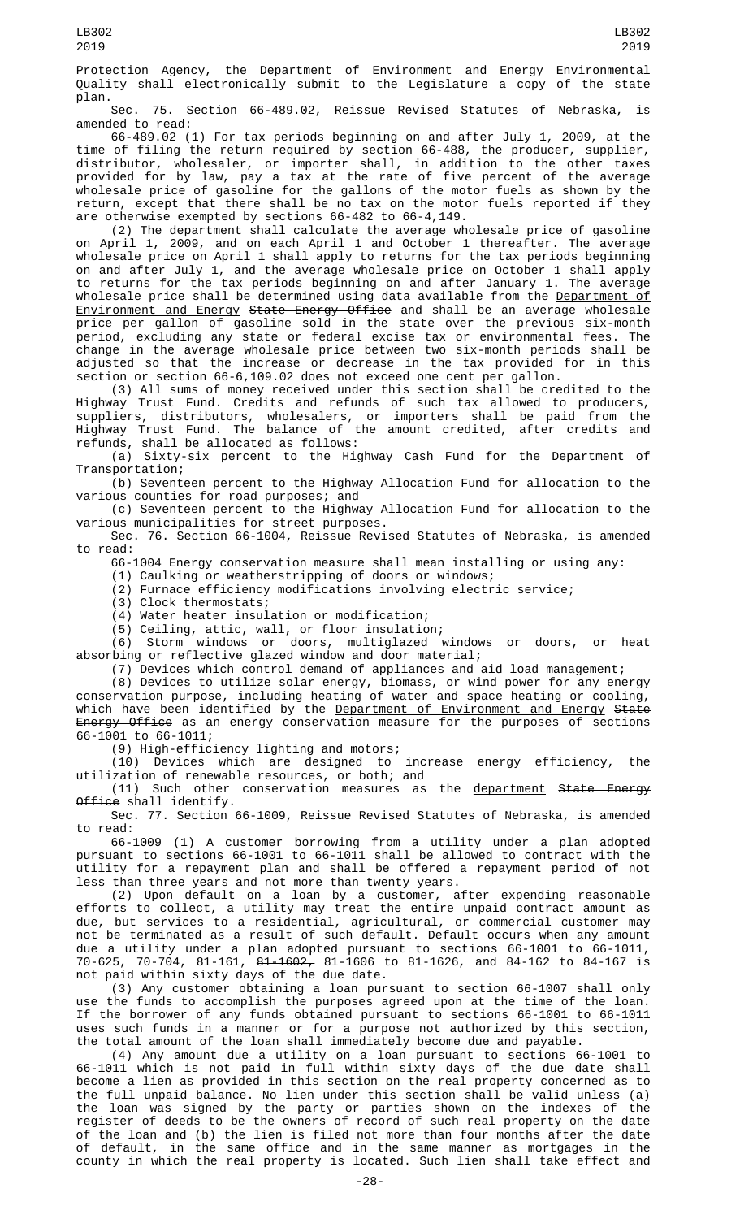Protection Agency, the Department of Environment and Energy ~~Environmental Quality~~ shall electronically submit to the Legislature a copy of the state plan.

Sec. 75. Section 66-489.02, Reissue Revised Statutes of Nebraska, is amended to read:

66-489.02 (1) For tax periods beginning on and after July 1, 2009, at the time of filing the return required by section 66-488, the producer, supplier, distributor, wholesaler, or importer shall, in addition to the other taxes provided for by law, pay a tax at the rate of five percent of the average wholesale price of gasoline for the gallons of the motor fuels as shown by the return, except that there shall be no tax on the motor fuels reported if they are otherwise exempted by sections 66-482 to 66-4,149.

(2) The department shall calculate the average wholesale price of gasoline on April 1, 2009, and on each April 1 and October 1 thereafter. The average wholesale price on April 1 shall apply to returns for the tax periods beginning on and after July 1, and the average wholesale price on October 1 shall apply to returns for the tax periods beginning on and after January 1. The average wholesale price shall be determined using data available from the Department of Environment and Energy ~~State Energy Office~~ and shall be an average wholesale price per gallon of gasoline sold in the state over the previous six-month period, excluding any state or federal excise tax or environmental fees. The change in the average wholesale price between two six-month periods shall be adjusted so that the increase or decrease in the tax provided for in this section or section 66-6,109.02 does not exceed one cent per gallon.

(3) All sums of money received under this section shall be credited to the Highway Trust Fund. Credits and refunds of such tax allowed to producers, suppliers, distributors, wholesalers, or importers shall be paid from the Highway Trust Fund. The balance of the amount credited, after credits and refunds, shall be allocated as follows:

(a) Sixty-six percent to the Highway Cash Fund for the Department of Transportation;

(b) Seventeen percent to the Highway Allocation Fund for allocation to the various counties for road purposes; and

(c) Seventeen percent to the Highway Allocation Fund for allocation to the various municipalities for street purposes.

Sec. 76. Section 66-1004, Reissue Revised Statutes of Nebraska, is amended to read:

66-1004 Energy conservation measure shall mean installing or using any:

(1) Caulking or weatherstripping of doors or windows;

(2) Furnace efficiency modifications involving electric service;

(3) Clock thermostats;

(4) Water heater insulation or modification;

(5) Ceiling, attic, wall, or floor insulation;

(6) Storm windows or doors, multiglazed windows or doors, or heat absorbing or reflective glazed window and door material;

(7) Devices which control demand of appliances and aid load management;

(8) Devices to utilize solar energy, biomass, or wind power for any energy conservation purpose, including heating of water and space heating or cooling, which have been identified by the Department of Environment and Energy ~~State Energy Office~~ as an energy conservation measure for the purposes of sections 66-1001 to 66-1011;

(9) High-efficiency lighting and motors;

(10) Devices which are designed to increase energy efficiency, the utilization of renewable resources, or both; and

(11) Such other conservation measures as the department ~~State Energy Office~~ shall identify.

Sec. 77. Section 66-1009, Reissue Revised Statutes of Nebraska, is amended to read:

66-1009 (1) A customer borrowing from a utility under a plan adopted pursuant to sections 66-1001 to 66-1011 shall be allowed to contract with the utility for a repayment plan and shall be offered a repayment period of not less than three years and not more than twenty years.

(2) Upon default on a loan by a customer, after expending reasonable efforts to collect, a utility may treat the entire unpaid contract amount as due, but services to a residential, agricultural, or commercial customer may not be terminated as a result of such default. Default occurs when any amount due a utility under a plan adopted pursuant to sections 66-1001 to 66-1011, 70-625, 70-704, 81-161, ~~81-1602,~~ 81-1606 to 81-1626, and 84-162 to 84-167 is not paid within sixty days of the due date.

(3) Any customer obtaining a loan pursuant to section 66-1007 shall only use the funds to accomplish the purposes agreed upon at the time of the loan. If the borrower of any funds obtained pursuant to sections 66-1001 to 66-1011 uses such funds in a manner or for a purpose not authorized by this section, the total amount of the loan shall immediately become due and payable.

(4) Any amount due a utility on a loan pursuant to sections 66-1001 to 66-1011 which is not paid in full within sixty days of the due date shall become a lien as provided in this section on the real property concerned as to the full unpaid balance. No lien under this section shall be valid unless (a) the loan was signed by the party or parties shown on the indexes of the register of deeds to be the owners of record of such real property on the date of the loan and (b) the lien is filed not more than four months after the date of default, in the same office and in the same manner as mortgages in the county in which the real property is located. Such lien shall take effect and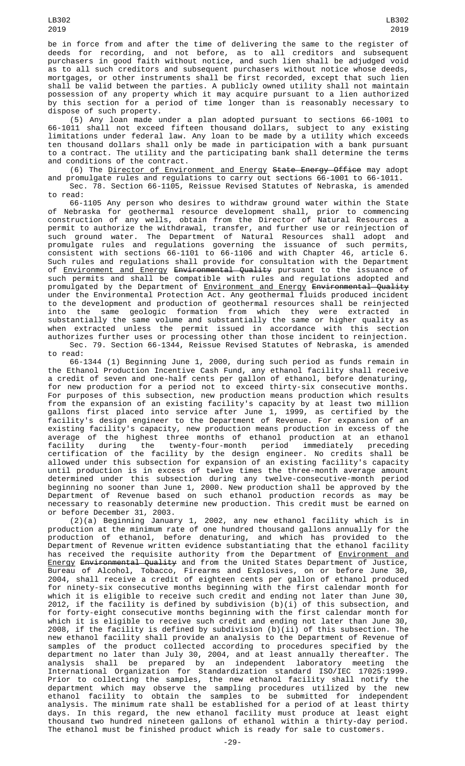be in force from and after the time of delivering the same to the register of deeds for recording, and not before, as to all creditors and subsequent purchasers in good faith without notice, and such lien shall be adjudged void as to all such creditors and subsequent purchasers without notice whose deeds, mortgages, or other instruments shall be first recorded, except that such lien shall be valid between the parties. A publicly owned utility shall not maintain possession of any property which it may acquire pursuant to a lien authorized by this section for a period of time longer than is reasonably necessary to dispose of such property.

(5) Any loan made under a plan adopted pursuant to sections 66-1001 to 66-1011 shall not exceed fifteen thousand dollars, subject to any existing limitations under federal law. Any loan to be made by a utility which exceeds ten thousand dollars shall only be made in participation with a bank pursuant to a contract. The utility and the participating bank shall determine the terms and conditions of the contract.

(6) The Director of Environment and Energy ~~State Energy Office~~ may adopt and promulgate rules and regulations to carry out sections 66-1001 to 66-1011.

Sec. 78. Section 66-1105, Reissue Revised Statutes of Nebraska, is amended to read:

66-1105 Any person who desires to withdraw ground water within the State of Nebraska for geothermal resource development shall, prior to commencing construction of any wells, obtain from the Director of Natural Resources a permit to authorize the withdrawal, transfer, and further use or reinjection of such ground water. The Department of Natural Resources shall adopt and promulgate rules and regulations governing the issuance of such permits, consistent with sections 66-1101 to 66-1106 and with Chapter 46, article 6. Such rules and regulations shall provide for consultation with the Department of Environment and Energy ~~Environmental Quality~~ pursuant to the issuance of such permits and shall be compatible with rules and regulations adopted and promulgated by the Department of Environment and Energy ~~Environmental Quality~~ under the Environmental Protection Act. Any geothermal fluids produced incident to the development and production of geothermal resources shall be reinjected into the same geologic formation from which they were extracted in substantially the same volume and substantially the same or higher quality as when extracted unless the permit issued in accordance with this section authorizes further uses or processing other than those incident to reinjection.

Sec. 79. Section 66-1344, Reissue Revised Statutes of Nebraska, is amended to read:

66-1344 (1) Beginning June 1, 2000, during such period as funds remain in the Ethanol Production Incentive Cash Fund, any ethanol facility shall receive a credit of seven and one-half cents per gallon of ethanol, before denaturing, for new production for a period not to exceed thirty-six consecutive months. For purposes of this subsection, new production means production which results from the expansion of an existing facility's capacity by at least two million gallons first placed into service after June 1, 1999, as certified by the facility's design engineer to the Department of Revenue. For expansion of an existing facility's capacity, new production means production in excess of the average of the highest three months of ethanol production at an ethanol facility during the twenty-four-month period immediately preceding certification of the facility by the design engineer. No credits shall be allowed under this subsection for expansion of an existing facility's capacity until production is in excess of twelve times the three-month average amount determined under this subsection during any twelve-consecutive-month period beginning no sooner than June 1, 2000. New production shall be approved by the Department of Revenue based on such ethanol production records as may be necessary to reasonably determine new production. This credit must be earned on or before December 31, 2003.

(2)(a) Beginning January 1, 2002, any new ethanol facility which is in production at the minimum rate of one hundred thousand gallons annually for the production of ethanol, before denaturing, and which has provided to the Department of Revenue written evidence substantiating that the ethanol facility has received the requisite authority from the Department of Environment and Energy ~~Environmental Quality~~ and from the United States Department of Justice, Bureau of Alcohol, Tobacco, Firearms and Explosives, on or before June 30, 2004, shall receive a credit of eighteen cents per gallon of ethanol produced for ninety-six consecutive months beginning with the first calendar month for which it is eligible to receive such credit and ending not later than June 30, 2012, if the facility is defined by subdivision (b)(i) of this subsection, and for forty-eight consecutive months beginning with the first calendar month for which it is eligible to receive such credit and ending not later than June 30, 2008, if the facility is defined by subdivision (b)(ii) of this subsection. The new ethanol facility shall provide an analysis to the Department of Revenue of samples of the product collected according to procedures specified by the department no later than July 30, 2004, and at least annually thereafter. The analysis shall be prepared by an independent laboratory meeting the International Organization for Standardization standard ISO/IEC 17025:1999. Prior to collecting the samples, the new ethanol facility shall notify the department which may observe the sampling procedures utilized by the new ethanol facility to obtain the samples to be submitted for independent analysis. The minimum rate shall be established for a period of at least thirty days. In this regard, the new ethanol facility must produce at least eight thousand two hundred nineteen gallons of ethanol within a thirty-day period. The ethanol must be finished product which is ready for sale to customers.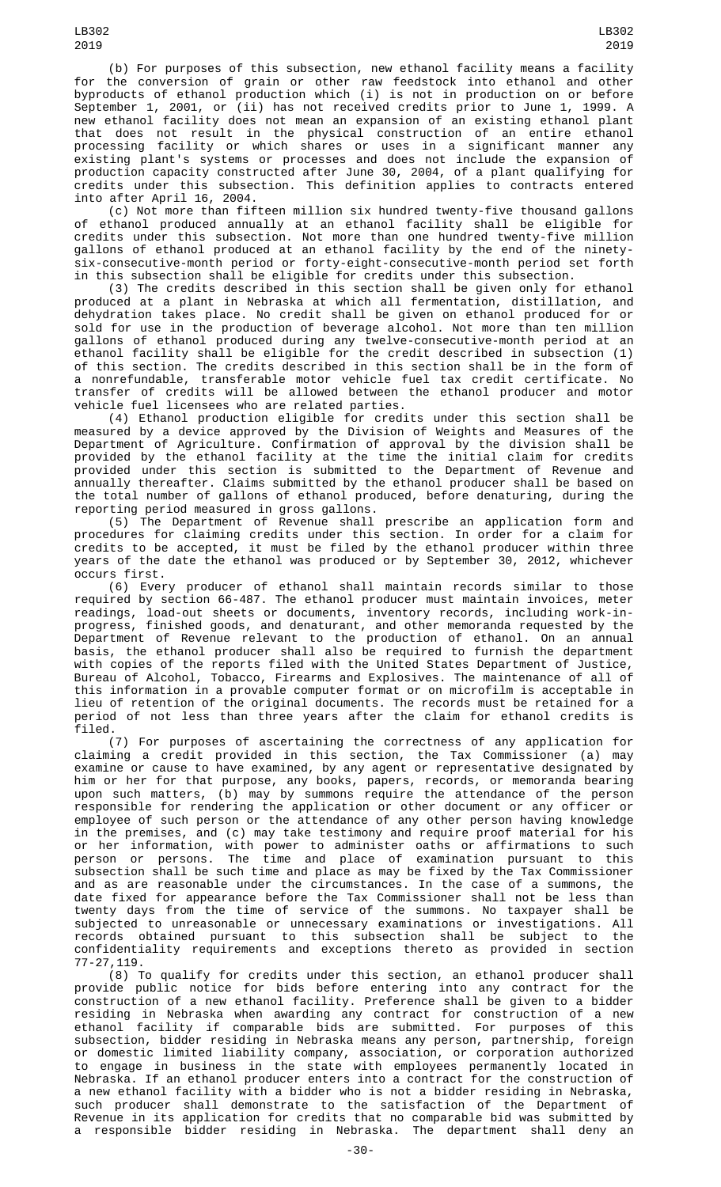(b) For purposes of this subsection, new ethanol facility means a facility for the conversion of grain or other raw feedstock into ethanol and other byproducts of ethanol production which (i) is not in production on or before September 1, 2001, or (ii) has not received credits prior to June 1, 1999. A new ethanol facility does not mean an expansion of an existing ethanol plant that does not result in the physical construction of an entire ethanol processing facility or which shares or uses in a significant manner any existing plant's systems or processes and does not include the expansion of production capacity constructed after June 30, 2004, of a plant qualifying for credits under this subsection. This definition applies to contracts entered into after April 16, 2004.

(c) Not more than fifteen million six hundred twenty-five thousand gallons of ethanol produced annually at an ethanol facility shall be eligible for credits under this subsection. Not more than one hundred twenty-five million gallons of ethanol produced at an ethanol facility by the end of the ninety-six-consecutive-month period or forty-eight-consecutive-month period set forth in this subsection shall be eligible for credits under this subsection.

(3) The credits described in this section shall be given only for ethanol produced at a plant in Nebraska at which all fermentation, distillation, and dehydration takes place. No credit shall be given on ethanol produced for or sold for use in the production of beverage alcohol. Not more than ten million gallons of ethanol produced during any twelve-consecutive-month period at an ethanol facility shall be eligible for the credit described in subsection (1) of this section. The credits described in this section shall be in the form of a nonrefundable, transferable motor vehicle fuel tax credit certificate. No transfer of credits will be allowed between the ethanol producer and motor vehicle fuel licensees who are related parties.

(4) Ethanol production eligible for credits under this section shall be measured by a device approved by the Division of Weights and Measures of the Department of Agriculture. Confirmation of approval by the division shall be provided by the ethanol facility at the time the initial claim for credits provided under this section is submitted to the Department of Revenue and annually thereafter. Claims submitted by the ethanol producer shall be based on the total number of gallons of ethanol produced, before denaturing, during the reporting period measured in gross gallons.

(5) The Department of Revenue shall prescribe an application form and procedures for claiming credits under this section. In order for a claim for credits to be accepted, it must be filed by the ethanol producer within three years of the date the ethanol was produced or by September 30, 2012, whichever occurs first.

(6) Every producer of ethanol shall maintain records similar to those required by section 66-487. The ethanol producer must maintain invoices, meter readings, load-out sheets or documents, inventory records, including work-in-progress, finished goods, and denaturant, and other memoranda requested by the Department of Revenue relevant to the production of ethanol. On an annual basis, the ethanol producer shall also be required to furnish the department with copies of the reports filed with the United States Department of Justice, Bureau of Alcohol, Tobacco, Firearms and Explosives. The maintenance of all of this information in a provable computer format or on microfilm is acceptable in lieu of retention of the original documents. The records must be retained for a period of not less than three years after the claim for ethanol credits is filed.

(7) For purposes of ascertaining the correctness of any application for claiming a credit provided in this section, the Tax Commissioner (a) may examine or cause to have examined, by any agent or representative designated by him or her for that purpose, any books, papers, records, or memoranda bearing upon such matters, (b) may by summons require the attendance of the person responsible for rendering the application or other document or any officer or employee of such person or the attendance of any other person having knowledge in the premises, and (c) may take testimony and require proof material for his or her information, with power to administer oaths or affirmations to such person or persons. The time and place of examination pursuant to this subsection shall be such time and place as may be fixed by the Tax Commissioner and as are reasonable under the circumstances. In the case of a summons, the date fixed for appearance before the Tax Commissioner shall not be less than twenty days from the time of service of the summons. No taxpayer shall be subjected to unreasonable or unnecessary examinations or investigations. All records obtained pursuant to this subsection shall be subject to the confidentiality requirements and exceptions thereto as provided in section 77-27,119.

(8) To qualify for credits under this section, an ethanol producer shall provide public notice for bids before entering into any contract for the construction of a new ethanol facility. Preference shall be given to a bidder residing in Nebraska when awarding any contract for construction of a new ethanol facility if comparable bids are submitted. For purposes of this subsection, bidder residing in Nebraska means any person, partnership, foreign or domestic limited liability company, association, or corporation authorized to engage in business in the state with employees permanently located in Nebraska. If an ethanol producer enters into a contract for the construction of a new ethanol facility with a bidder who is not a bidder residing in Nebraska, such producer shall demonstrate to the satisfaction of the Department of Revenue in its application for credits that no comparable bid was submitted by a responsible bidder residing in Nebraska. The department shall deny an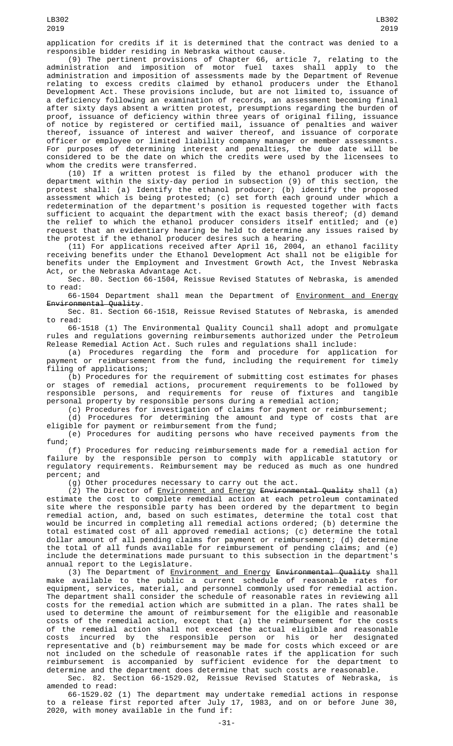application for credits if it is determined that the contract was denied to a responsible bidder residing in Nebraska without cause.

(9) The pertinent provisions of Chapter 66, article 7, relating to the administration and imposition of motor fuel taxes shall apply to the administration and imposition of assessments made by the Department of Revenue relating to excess credits claimed by ethanol producers under the Ethanol Development Act. These provisions include, but are not limited to, issuance of a deficiency following an examination of records, an assessment becoming final after sixty days absent a written protest, presumptions regarding the burden of proof, issuance of deficiency within three years of original filing, issuance of notice by registered or certified mail, issuance of penalties and waiver thereof, issuance of interest and waiver thereof, and issuance of corporate officer or employee or limited liability company manager or member assessments. For purposes of determining interest and penalties, the due date will be considered to be the date on which the credits were used by the licensees to whom the credits were transferred.

(10) If a written protest is filed by the ethanol producer with the department within the sixty-day period in subsection (9) of this section, the protest shall: (a) Identify the ethanol producer; (b) identify the proposed assessment which is being protested; (c) set forth each ground under which a redetermination of the department's position is requested together with facts sufficient to acquaint the department with the exact basis thereof; (d) demand the relief to which the ethanol producer considers itself entitled; and (e) request that an evidentiary hearing be held to determine any issues raised by the protest if the ethanol producer desires such a hearing.

(11) For applications received after April 16, 2004, an ethanol facility receiving benefits under the Ethanol Development Act shall not be eligible for benefits under the Employment and Investment Growth Act, the Invest Nebraska Act, or the Nebraska Advantage Act.

Sec. 80. Section 66-1504, Reissue Revised Statutes of Nebraska, is amended to read:

66-1504 Department shall mean the Department of Environment and Energy ~~Environmental Quality~~.

Sec. 81. Section 66-1518, Reissue Revised Statutes of Nebraska, is amended to read:

66-1518 (1) The Environmental Quality Council shall adopt and promulgate rules and regulations governing reimbursements authorized under the Petroleum Release Remedial Action Act. Such rules and regulations shall include:

(a) Procedures regarding the form and procedure for application for payment or reimbursement from the fund, including the requirement for timely filing of applications;

(b) Procedures for the requirement of submitting cost estimates for phases or stages of remedial actions, procurement requirements to be followed by responsible persons, and requirements for reuse of fixtures and tangible personal property by responsible persons during a remedial action;

(c) Procedures for investigation of claims for payment or reimbursement;

(d) Procedures for determining the amount and type of costs that are eligible for payment or reimbursement from the fund;

(e) Procedures for auditing persons who have received payments from the fund;

(f) Procedures for reducing reimbursements made for a remedial action for failure by the responsible person to comply with applicable statutory or regulatory requirements. Reimbursement may be reduced as much as one hundred percent; and

(g) Other procedures necessary to carry out the act.

(2) The Director of Environment and Energy ~~Environmental Quality~~ shall (a) estimate the cost to complete remedial action at each petroleum contaminated site where the responsible party has been ordered by the department to begin remedial action, and, based on such estimates, determine the total cost that would be incurred in completing all remedial actions ordered; (b) determine the total estimated cost of all approved remedial actions; (c) determine the total dollar amount of all pending claims for payment or reimbursement; (d) determine the total of all funds available for reimbursement of pending claims; and (e) include the determinations made pursuant to this subsection in the department's annual report to the Legislature.

(3) The Department of Environment and Energy ~~Environmental Quality~~ shall make available to the public a current schedule of reasonable rates for equipment, services, material, and personnel commonly used for remedial action. The department shall consider the schedule of reasonable rates in reviewing all costs for the remedial action which are submitted in a plan. The rates shall be used to determine the amount of reimbursement for the eligible and reasonable costs of the remedial action, except that (a) the reimbursement for the costs of the remedial action shall not exceed the actual eligible and reasonable costs incurred by the responsible person or his or her designated representative and (b) reimbursement may be made for costs which exceed or are not included on the schedule of reasonable rates if the application for such reimbursement is accompanied by sufficient evidence for the department to determine and the department does determine that such costs are reasonable.

Sec. 82. Section 66-1529.02, Reissue Revised Statutes of Nebraska, is amended to read:

66-1529.02 (1) The department may undertake remedial actions in response to a release first reported after July 17, 1983, and on or before June 30, 2020, with money available in the fund if: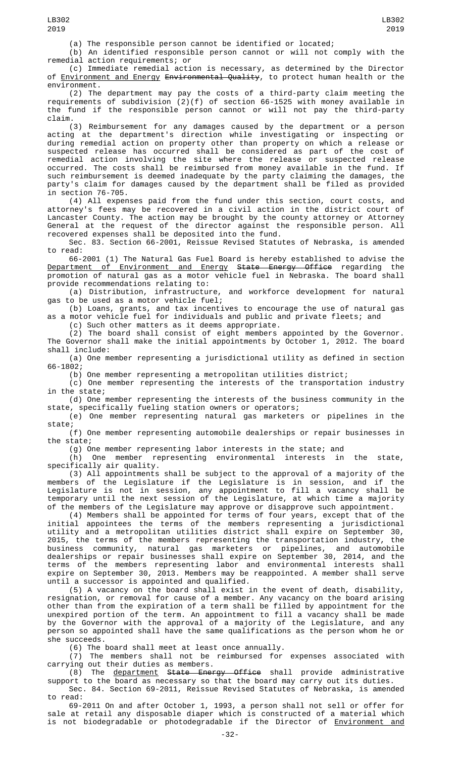(a) The responsible person cannot be identified or located;

(b) An identified responsible person cannot or will not comply with the remedial action requirements; or

(c) Immediate remedial action is necessary, as determined by the Director of Environment and Energy ~~Environmental Quality~~, to protect human health or the environment.

(2) The department may pay the costs of a third-party claim meeting the requirements of subdivision (2)(f) of section 66-1525 with money available in the fund if the responsible person cannot or will not pay the third-party claim.

(3) Reimbursement for any damages caused by the department or a person acting at the department's direction while investigating or inspecting or during remedial action on property other than property on which a release or suspected release has occurred shall be considered as part of the cost of remedial action involving the site where the release or suspected release occurred. The costs shall be reimbursed from money available in the fund. If such reimbursement is deemed inadequate by the party claiming the damages, the party's claim for damages caused by the department shall be filed as provided in section 76-705.

(4) All expenses paid from the fund under this section, court costs, and attorney's fees may be recovered in a civil action in the district court of Lancaster County. The action may be brought by the county attorney or Attorney General at the request of the director against the responsible person. All recovered expenses shall be deposited into the fund.

Sec. 83. Section 66-2001, Reissue Revised Statutes of Nebraska, is amended to read:

66-2001 (1) The Natural Gas Fuel Board is hereby established to advise the Department of Environment and Energy ~~State Energy Office~~ regarding the promotion of natural gas as a motor vehicle fuel in Nebraska. The board shall provide recommendations relating to:

(a) Distribution, infrastructure, and workforce development for natural gas to be used as a motor vehicle fuel;

(b) Loans, grants, and tax incentives to encourage the use of natural gas as a motor vehicle fuel for individuals and public and private fleets; and

(c) Such other matters as it deems appropriate.

(2) The board shall consist of eight members appointed by the Governor. The Governor shall make the initial appointments by October 1, 2012. The board shall include:

(a) One member representing a jurisdictional utility as defined in section 66-1802;

(b) One member representing a metropolitan utilities district;

(c) One member representing the interests of the transportation industry in the state;

(d) One member representing the interests of the business community in the state, specifically fueling station owners or operators;

(e) One member representing natural gas marketers or pipelines in the state;

(f) One member representing automobile dealerships or repair businesses in the state;

(g) One member representing labor interests in the state; and

(h) One member representing environmental interests in the state, specifically air quality.

(3) All appointments shall be subject to the approval of a majority of the members of the Legislature if the Legislature is in session, and if the Legislature is not in session, any appointment to fill a vacancy shall be temporary until the next session of the Legislature, at which time a majority of the members of the Legislature may approve or disapprove such appointment.

(4) Members shall be appointed for terms of four years, except that of the initial appointees the terms of the members representing a jurisdictional utility and a metropolitan utilities district shall expire on September 30, 2015, the terms of the members representing the transportation industry, the business community, natural gas marketers or pipelines, and automobile dealerships or repair businesses shall expire on September 30, 2014, and the terms of the members representing labor and environmental interests shall expire on September 30, 2013. Members may be reappointed. A member shall serve until a successor is appointed and qualified.

(5) A vacancy on the board shall exist in the event of death, disability, resignation, or removal for cause of a member. Any vacancy on the board arising other than from the expiration of a term shall be filled by appointment for the unexpired portion of the term. An appointment to fill a vacancy shall be made by the Governor with the approval of a majority of the Legislature, and any person so appointed shall have the same qualifications as the person whom he or she succeeds.

(6) The board shall meet at least once annually.

(7) The members shall not be reimbursed for expenses associated with carrying out their duties as members.

(8) The department ~~State Energy Office~~ shall provide administrative support to the board as necessary so that the board may carry out its duties.

Sec. 84. Section 69-2011, Reissue Revised Statutes of Nebraska, is amended to read:

69-2011 On and after October 1, 1993, a person shall not sell or offer for sale at retail any disposable diaper which is constructed of a material which is not biodegradable or photodegradable if the Director of Environment and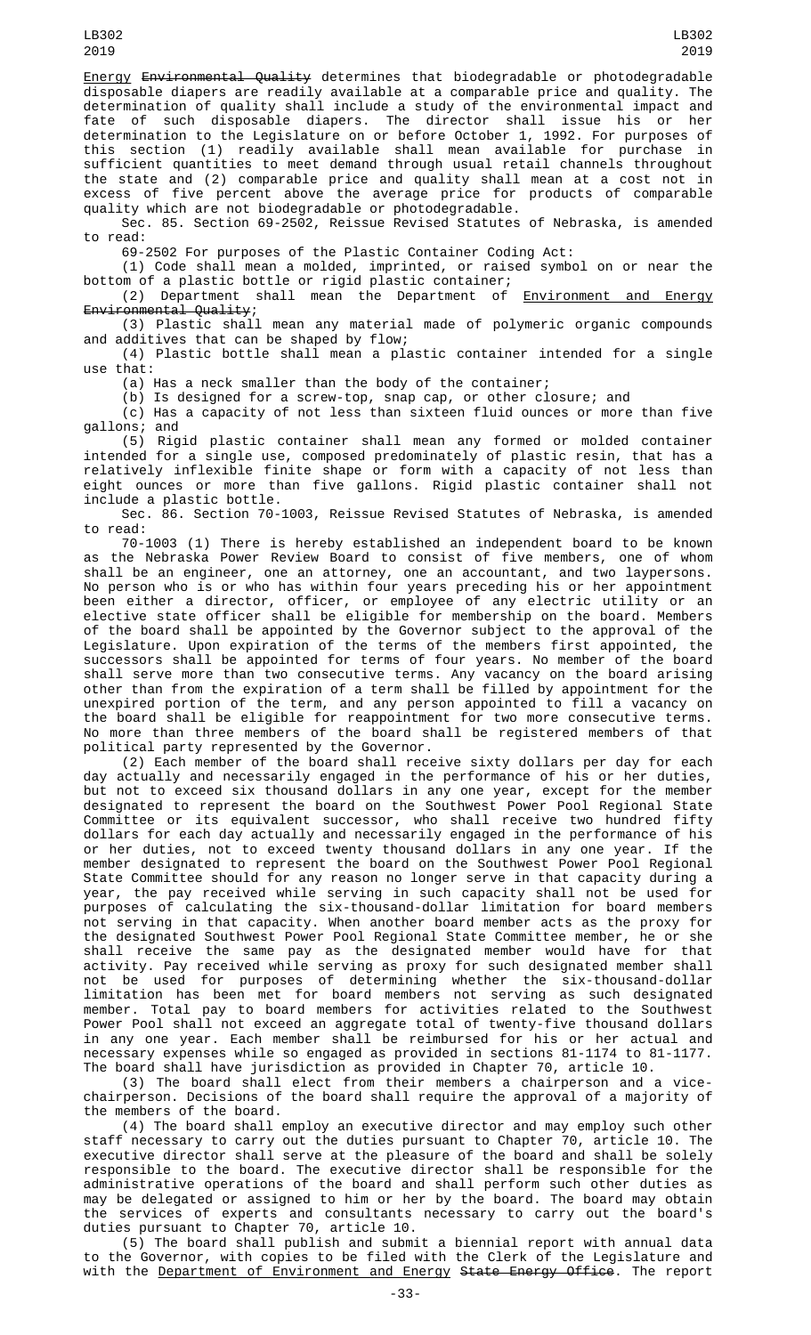Energy ~~Environmental Quality~~ determines that biodegradable or photodegradable disposable diapers are readily available at a comparable price and quality. The determination of quality shall include a study of the environmental impact and fate of such disposable diapers. The director shall issue his or her determination to the Legislature on or before October 1, 1992. For purposes of this section (1) readily available shall mean available for purchase in sufficient quantities to meet demand through usual retail channels throughout the state and (2) comparable price and quality shall mean at a cost not in excess of five percent above the average price for products of comparable quality which are not biodegradable or photodegradable.

Sec. 85. Section 69-2502, Reissue Revised Statutes of Nebraska, is amended to read:

69-2502 For purposes of the Plastic Container Coding Act:

(1) Code shall mean a molded, imprinted, or raised symbol on or near the bottom of a plastic bottle or rigid plastic container;

(2) Department shall mean the Department of Environment and Energy ~~Environmental Quality~~;

(3) Plastic shall mean any material made of polymeric organic compounds and additives that can be shaped by flow;

(4) Plastic bottle shall mean a plastic container intended for a single use that:

(a) Has a neck smaller than the body of the container;

(b) Is designed for a screw-top, snap cap, or other closure; and

(c) Has a capacity of not less than sixteen fluid ounces or more than five gallons; and

(5) Rigid plastic container shall mean any formed or molded container intended for a single use, composed predominately of plastic resin, that has a relatively inflexible finite shape or form with a capacity of not less than eight ounces or more than five gallons. Rigid plastic container shall not include a plastic bottle.

Sec. 86. Section 70-1003, Reissue Revised Statutes of Nebraska, is amended to read:

70-1003 (1) There is hereby established an independent board to be known as the Nebraska Power Review Board to consist of five members, one of whom shall be an engineer, one an attorney, one an accountant, and two laypersons. No person who is or who has within four years preceding his or her appointment been either a director, officer, or employee of any electric utility or an elective state officer shall be eligible for membership on the board. Members of the board shall be appointed by the Governor subject to the approval of the Legislature. Upon expiration of the terms of the members first appointed, the successors shall be appointed for terms of four years. No member of the board shall serve more than two consecutive terms. Any vacancy on the board arising other than from the expiration of a term shall be filled by appointment for the unexpired portion of the term, and any person appointed to fill a vacancy on the board shall be eligible for reappointment for two more consecutive terms. No more than three members of the board shall be registered members of that political party represented by the Governor.

(2) Each member of the board shall receive sixty dollars per day for each day actually and necessarily engaged in the performance of his or her duties, but not to exceed six thousand dollars in any one year, except for the member designated to represent the board on the Southwest Power Pool Regional State Committee or its equivalent successor, who shall receive two hundred fifty dollars for each day actually and necessarily engaged in the performance of his or her duties, not to exceed twenty thousand dollars in any one year. If the member designated to represent the board on the Southwest Power Pool Regional State Committee should for any reason no longer serve in that capacity during a year, the pay received while serving in such capacity shall not be used for purposes of calculating the six-thousand-dollar limitation for board members not serving in that capacity. When another board member acts as the proxy for the designated Southwest Power Pool Regional State Committee member, he or she shall receive the same pay as the designated member would have for that activity. Pay received while serving as proxy for such designated member shall not be used for purposes of determining whether the six-thousand-dollar limitation has been met for board members not serving as such designated member. Total pay to board members for activities related to the Southwest Power Pool shall not exceed an aggregate total of twenty-five thousand dollars in any one year. Each member shall be reimbursed for his or her actual and necessary expenses while so engaged as provided in sections 81-1174 to 81-1177. The board shall have jurisdiction as provided in Chapter 70, article 10.

(3) The board shall elect from their members a chairperson and a vice-chairperson. Decisions of the board shall require the approval of a majority of the members of the board.

(4) The board shall employ an executive director and may employ such other staff necessary to carry out the duties pursuant to Chapter 70, article 10. The executive director shall serve at the pleasure of the board and shall be solely responsible to the board. The executive director shall be responsible for the administrative operations of the board and shall perform such other duties as may be delegated or assigned to him or her by the board. The board may obtain the services of experts and consultants necessary to carry out the board's duties pursuant to Chapter 70, article 10.

(5) The board shall publish and submit a biennial report with annual data to the Governor, with copies to be filed with the Clerk of the Legislature and with the Department of Environment and Energy ~~State Energy Office~~. The report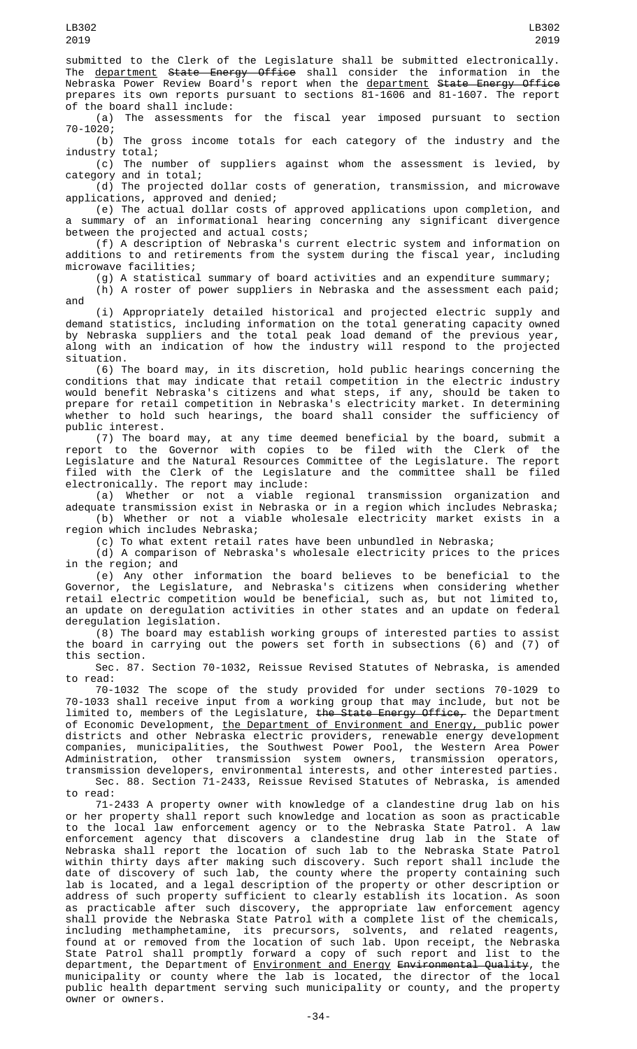submitted to the Clerk of the Legislature shall be submitted electronically. The department ~~State Energy Office~~ shall consider the information in the Nebraska Power Review Board's report when the department ~~State Energy Office~~ prepares its own reports pursuant to sections 81-1606 and 81-1607. The report of the board shall include:

(a) The assessments for the fiscal year imposed pursuant to section 70-1020;

(b) The gross income totals for each category of the industry and the industry total;

(c) The number of suppliers against whom the assessment is levied, by category and in total;

(d) The projected dollar costs of generation, transmission, and microwave applications, approved and denied;

(e) The actual dollar costs of approved applications upon completion, and a summary of an informational hearing concerning any significant divergence between the projected and actual costs;

(f) A description of Nebraska's current electric system and information on additions to and retirements from the system during the fiscal year, including microwave facilities;

(g) A statistical summary of board activities and an expenditure summary;

(h) A roster of power suppliers in Nebraska and the assessment each paid; and

(i) Appropriately detailed historical and projected electric supply and demand statistics, including information on the total generating capacity owned by Nebraska suppliers and the total peak load demand of the previous year, along with an indication of how the industry will respond to the projected situation.

(6) The board may, in its discretion, hold public hearings concerning the conditions that may indicate that retail competition in the electric industry would benefit Nebraska's citizens and what steps, if any, should be taken to prepare for retail competition in Nebraska's electricity market. In determining whether to hold such hearings, the board shall consider the sufficiency of public interest.

(7) The board may, at any time deemed beneficial by the board, submit a report to the Governor with copies to be filed with the Clerk of the Legislature and the Natural Resources Committee of the Legislature. The report filed with the Clerk of the Legislature and the committee shall be filed electronically. The report may include:

(a) Whether or not a viable regional transmission organization and adequate transmission exist in Nebraska or in a region which includes Nebraska;

(b) Whether or not a viable wholesale electricity market exists in a region which includes Nebraska;

(c) To what extent retail rates have been unbundled in Nebraska;

(d) A comparison of Nebraska's wholesale electricity prices to the prices in the region; and

(e) Any other information the board believes to be beneficial to the Governor, the Legislature, and Nebraska's citizens when considering whether retail electric competition would be beneficial, such as, but not limited to, an update on deregulation activities in other states and an update on federal deregulation legislation.

(8) The board may establish working groups of interested parties to assist the board in carrying out the powers set forth in subsections (6) and (7) of this section.

Sec. 87. Section 70-1032, Reissue Revised Statutes of Nebraska, is amended to read:

70-1032 The scope of the study provided for under sections 70-1029 to 70-1033 shall receive input from a working group that may include, but not be limited to, members of the Legislature, ~~the State Energy Office,~~ the Department of Economic Development, the Department of Environment and Energy, public power districts and other Nebraska electric providers, renewable energy development companies, municipalities, the Southwest Power Pool, the Western Area Power Administration, other transmission system owners, transmission operators, transmission developers, environmental interests, and other interested parties.

Sec. 88. Section 71-2433, Reissue Revised Statutes of Nebraska, is amended to read:

71-2433 A property owner with knowledge of a clandestine drug lab on his or her property shall report such knowledge and location as soon as practicable to the local law enforcement agency or to the Nebraska State Patrol. A law enforcement agency that discovers a clandestine drug lab in the State of Nebraska shall report the location of such lab to the Nebraska State Patrol within thirty days after making such discovery. Such report shall include the date of discovery of such lab, the county where the property containing such lab is located, and a legal description of the property or other description or address of such property sufficient to clearly establish its location. As soon as practicable after such discovery, the appropriate law enforcement agency shall provide the Nebraska State Patrol with a complete list of the chemicals, including methamphetamine, its precursors, solvents, and related reagents, found at or removed from the location of such lab. Upon receipt, the Nebraska State Patrol shall promptly forward a copy of such report and list to the department, the Department of Environment and Energy ~~Environmental Quality~~, the municipality or county where the lab is located, the director of the local public health department serving such municipality or county, and the property owner or owners.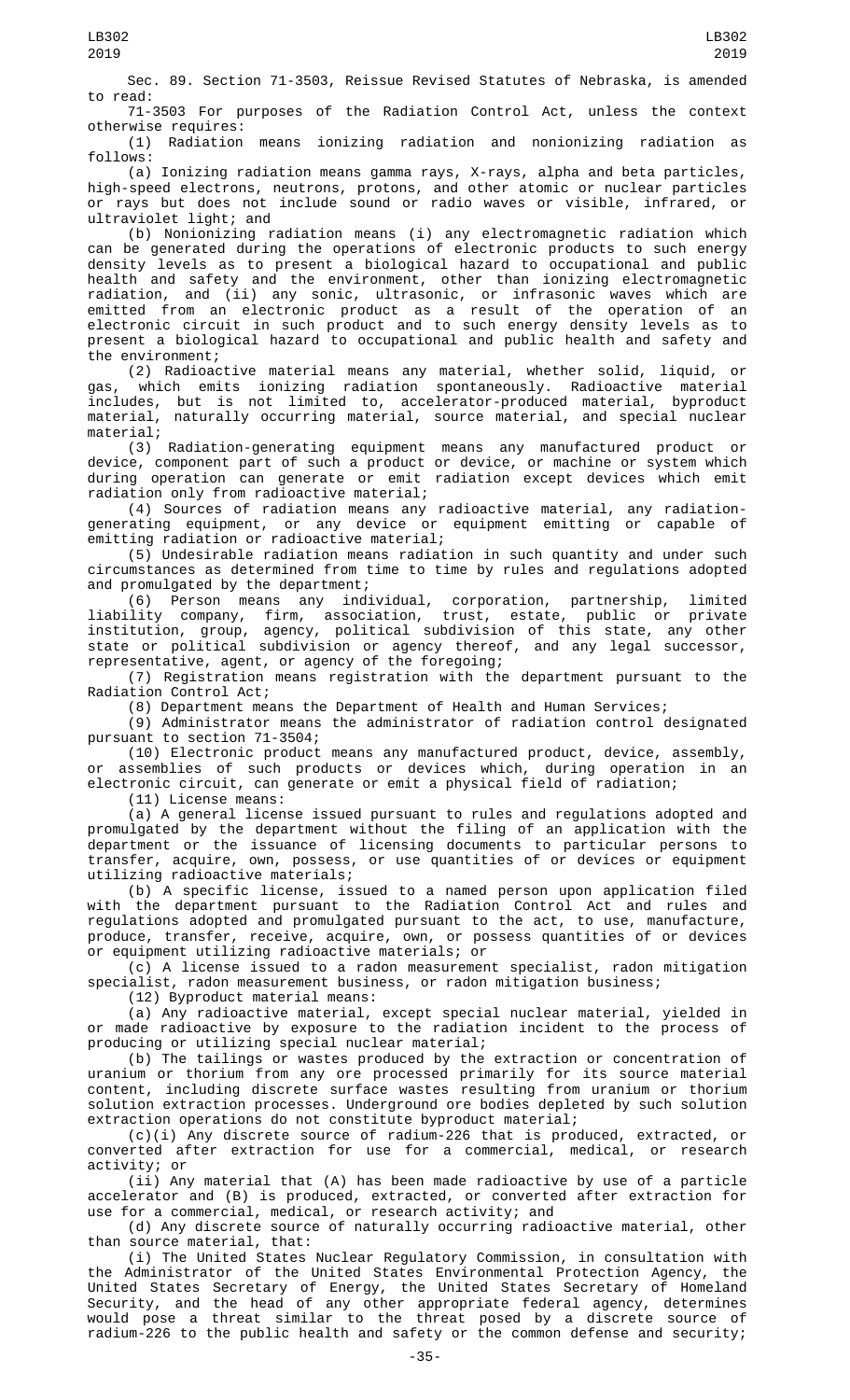Sec. 89. Section 71-3503, Reissue Revised Statutes of Nebraska, is amended to read:

71-3503 For purposes of the Radiation Control Act, unless the context otherwise requires:

(1) Radiation means ionizing radiation and nonionizing radiation as follows:

(a) Ionizing radiation means gamma rays, X-rays, alpha and beta particles, high-speed electrons, neutrons, protons, and other atomic or nuclear particles or rays but does not include sound or radio waves or visible, infrared, or ultraviolet light; and

(b) Nonionizing radiation means (i) any electromagnetic radiation which can be generated during the operations of electronic products to such energy density levels as to present a biological hazard to occupational and public health and safety and the environment, other than ionizing electromagnetic radiation, and (ii) any sonic, ultrasonic, or infrasonic waves which are emitted from an electronic product as a result of the operation of an electronic circuit in such product and to such energy density levels as to present a biological hazard to occupational and public health and safety and the environment;

(2) Radioactive material means any material, whether solid, liquid, or gas, which emits ionizing radiation spontaneously. Radioactive material includes, but is not limited to, accelerator-produced material, byproduct material, naturally occurring material, source material, and special nuclear material;

(3) Radiation-generating equipment means any manufactured product or device, component part of such a product or device, or machine or system which during operation can generate or emit radiation except devices which emit radiation only from radioactive material;

(4) Sources of radiation means any radioactive material, any radiation-generating equipment, or any device or equipment emitting or capable of emitting radiation or radioactive material;

(5) Undesirable radiation means radiation in such quantity and under such circumstances as determined from time to time by rules and regulations adopted and promulgated by the department;

(6) Person means any individual, corporation, partnership, limited liability company, firm, association, trust, estate, public or private institution, group, agency, political subdivision of this state, any other state or political subdivision or agency thereof, and any legal successor, representative, agent, or agency of the foregoing;

(7) Registration means registration with the department pursuant to the Radiation Control Act;

(8) Department means the Department of Health and Human Services;

(9) Administrator means the administrator of radiation control designated pursuant to section 71-3504;

(10) Electronic product means any manufactured product, device, assembly, or assemblies of such products or devices which, during operation in an electronic circuit, can generate or emit a physical field of radiation;

(11) License means:

(a) A general license issued pursuant to rules and regulations adopted and promulgated by the department without the filing of an application with the department or the issuance of licensing documents to particular persons to transfer, acquire, own, possess, or use quantities of or devices or equipment utilizing radioactive materials;

(b) A specific license, issued to a named person upon application filed with the department pursuant to the Radiation Control Act and rules and regulations adopted and promulgated pursuant to the act, to use, manufacture, produce, transfer, receive, acquire, own, or possess quantities of or devices or equipment utilizing radioactive materials; or

(c) A license issued to a radon measurement specialist, radon mitigation specialist, radon measurement business, or radon mitigation business;

(12) Byproduct material means:

(a) Any radioactive material, except special nuclear material, yielded in or made radioactive by exposure to the radiation incident to the process of producing or utilizing special nuclear material;

(b) The tailings or wastes produced by the extraction or concentration of uranium or thorium from any ore processed primarily for its source material content, including discrete surface wastes resulting from uranium or thorium solution extraction processes. Underground ore bodies depleted by such solution extraction operations do not constitute byproduct material;

(c)(i) Any discrete source of radium-226 that is produced, extracted, or converted after extraction for use for a commercial, medical, or research activity; or

(ii) Any material that (A) has been made radioactive by use of a particle accelerator and (B) is produced, extracted, or converted after extraction for use for a commercial, medical, or research activity; and

(d) Any discrete source of naturally occurring radioactive material, other than source material, that:

(i) The United States Nuclear Regulatory Commission, in consultation with the Administrator of the United States Environmental Protection Agency, the United States Secretary of Energy, the United States Secretary of Homeland Security, and the head of any other appropriate federal agency, determines would pose a threat similar to the threat posed by a discrete source of radium-226 to the public health and safety or the common defense and security;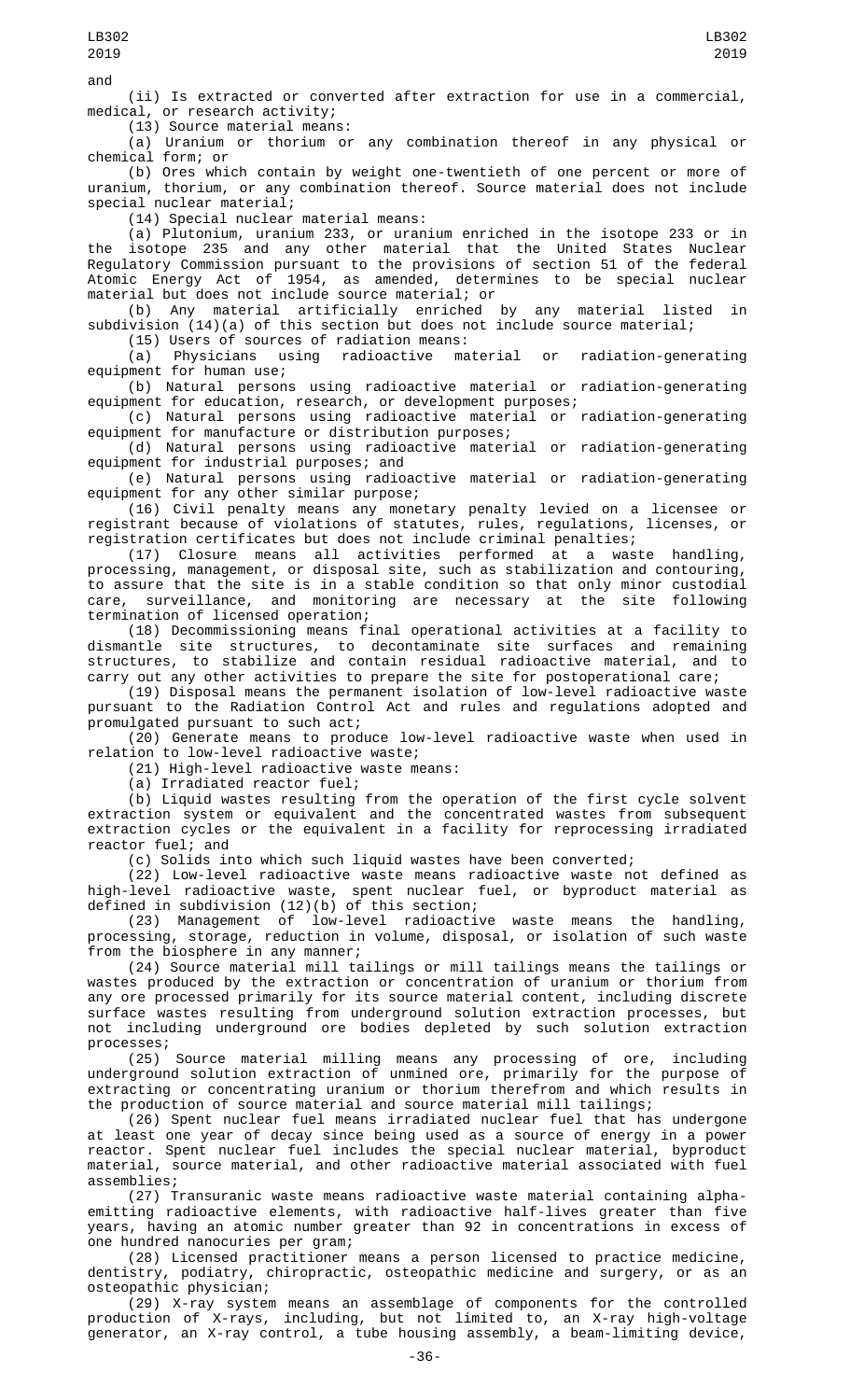and

(ii) Is extracted or converted after extraction for use in a commercial, medical, or research activity;

(13) Source material means:

(a) Uranium or thorium or any combination thereof in any physical or chemical form; or

(b) Ores which contain by weight one-twentieth of one percent or more of uranium, thorium, or any combination thereof. Source material does not include special nuclear material;

(14) Special nuclear material means:

(a) Plutonium, uranium 233, or uranium enriched in the isotope 233 or in the isotope 235 and any other material that the United States Nuclear Regulatory Commission pursuant to the provisions of section 51 of the federal Atomic Energy Act of 1954, as amended, determines to be special nuclear material but does not include source material; or

(b) Any material artificially enriched by any material listed in subdivision (14)(a) of this section but does not include source material;

(15) Users of sources of radiation means:

(a) Physicians using radioactive material or radiation-generating equipment for human use;

(b) Natural persons using radioactive material or radiation-generating equipment for education, research, or development purposes;

(c) Natural persons using radioactive material or radiation-generating equipment for manufacture or distribution purposes;

(d) Natural persons using radioactive material or radiation-generating equipment for industrial purposes; and

(e) Natural persons using radioactive material or radiation-generating equipment for any other similar purpose;

(16) Civil penalty means any monetary penalty levied on a licensee or registrant because of violations of statutes, rules, regulations, licenses, or registration certificates but does not include criminal penalties;

(17) Closure means all activities performed at a waste handling, processing, management, or disposal site, such as stabilization and contouring, to assure that the site is in a stable condition so that only minor custodial care, surveillance, and monitoring are necessary at the site following termination of licensed operation;

(18) Decommissioning means final operational activities at a facility to dismantle site structures, to decontaminate site surfaces and remaining structures, to stabilize and contain residual radioactive material, and to carry out any other activities to prepare the site for postoperational care;

(19) Disposal means the permanent isolation of low-level radioactive waste pursuant to the Radiation Control Act and rules and regulations adopted and promulgated pursuant to such act;

(20) Generate means to produce low-level radioactive waste when used in relation to low-level radioactive waste;

(21) High-level radioactive waste means:

(a) Irradiated reactor fuel;

(b) Liquid wastes resulting from the operation of the first cycle solvent extraction system or equivalent and the concentrated wastes from subsequent extraction cycles or the equivalent in a facility for reprocessing irradiated reactor fuel; and

(c) Solids into which such liquid wastes have been converted;

(22) Low-level radioactive waste means radioactive waste not defined as high-level radioactive waste, spent nuclear fuel, or byproduct material as defined in subdivision (12)(b) of this section;

(23) Management of low-level radioactive waste means the handling, processing, storage, reduction in volume, disposal, or isolation of such waste from the biosphere in any manner;

(24) Source material mill tailings or mill tailings means the tailings or wastes produced by the extraction or concentration of uranium or thorium from any ore processed primarily for its source material content, including discrete surface wastes resulting from underground solution extraction processes, but not including underground ore bodies depleted by such solution extraction processes;

(25) Source material milling means any processing of ore, including underground solution extraction of unmined ore, primarily for the purpose of extracting or concentrating uranium or thorium therefrom and which results in the production of source material and source material mill tailings;

(26) Spent nuclear fuel means irradiated nuclear fuel that has undergone at least one year of decay since being used as a source of energy in a power reactor. Spent nuclear fuel includes the special nuclear material, byproduct material, source material, and other radioactive material associated with fuel assemblies;

(27) Transuranic waste means radioactive waste material containing alpha-emitting radioactive elements, with radioactive half-lives greater than five years, having an atomic number greater than 92 in concentrations in excess of one hundred nanocuries per gram;

(28) Licensed practitioner means a person licensed to practice medicine, dentistry, podiatry, chiropractic, osteopathic medicine and surgery, or as an osteopathic physician;

(29) X-ray system means an assemblage of components for the controlled production of X-rays, including, but not limited to, an X-ray high-voltage generator, an X-ray control, a tube housing assembly, a beam-limiting device,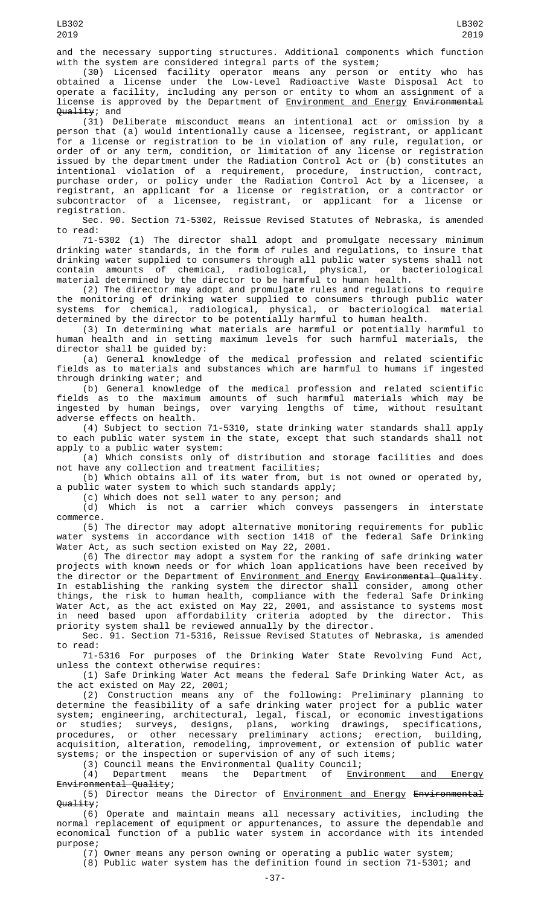and the necessary supporting structures. Additional components which function with the system are considered integral parts of the system;

(30) Licensed facility operator means any person or entity who has obtained a license under the Low-Level Radioactive Waste Disposal Act to operate a facility, including any person or entity to whom an assignment of a license is approved by the Department of Environment and Energy ~~Environmental Quality~~; and

(31) Deliberate misconduct means an intentional act or omission by a person that (a) would intentionally cause a licensee, registrant, or applicant for a license or registration to be in violation of any rule, regulation, or order of or any term, condition, or limitation of any license or registration issued by the department under the Radiation Control Act or (b) constitutes an intentional violation of a requirement, procedure, instruction, contract, purchase order, or policy under the Radiation Control Act by a licensee, a registrant, an applicant for a license or registration, or a contractor or subcontractor of a licensee, registrant, or applicant for a license or registration.

Sec. 90. Section 71-5302, Reissue Revised Statutes of Nebraska, is amended to read:

71-5302 (1) The director shall adopt and promulgate necessary minimum drinking water standards, in the form of rules and regulations, to insure that drinking water supplied to consumers through all public water systems shall not contain amounts of chemical, radiological, physical, or bacteriological material determined by the director to be harmful to human health.

(2) The director may adopt and promulgate rules and regulations to require the monitoring of drinking water supplied to consumers through public water systems for chemical, radiological, physical, or bacteriological material determined by the director to be potentially harmful to human health.

(3) In determining what materials are harmful or potentially harmful to human health and in setting maximum levels for such harmful materials, the director shall be guided by:

(a) General knowledge of the medical profession and related scientific fields as to materials and substances which are harmful to humans if ingested through drinking water; and

(b) General knowledge of the medical profession and related scientific fields as to the maximum amounts of such harmful materials which may be ingested by human beings, over varying lengths of time, without resultant adverse effects on health.

(4) Subject to section 71-5310, state drinking water standards shall apply to each public water system in the state, except that such standards shall not apply to a public water system:

(a) Which consists only of distribution and storage facilities and does not have any collection and treatment facilities;

(b) Which obtains all of its water from, but is not owned or operated by, a public water system to which such standards apply;

(c) Which does not sell water to any person; and

(d) Which is not a carrier which conveys passengers in interstate commerce.

(5) The director may adopt alternative monitoring requirements for public water systems in accordance with section 1418 of the federal Safe Drinking Water Act, as such section existed on May 22, 2001.

(6) The director may adopt a system for the ranking of safe drinking water projects with known needs or for which loan applications have been received by the director or the Department of Environment and Energy ~~Environmental Quality~~. In establishing the ranking system the director shall consider, among other things, the risk to human health, compliance with the federal Safe Drinking Water Act, as the act existed on May 22, 2001, and assistance to systems most in need based upon affordability criteria adopted by the director. This priority system shall be reviewed annually by the director.

Sec. 91. Section 71-5316, Reissue Revised Statutes of Nebraska, is amended to read:

71-5316 For purposes of the Drinking Water State Revolving Fund Act, unless the context otherwise requires:

(1) Safe Drinking Water Act means the federal Safe Drinking Water Act, as the act existed on May 22, 2001;

(2) Construction means any of the following: Preliminary planning to determine the feasibility of a safe drinking water project for a public water system; engineering, architectural, legal, fiscal, or economic investigations or studies; surveys, designs, plans, working drawings, specifications, procedures, or other necessary preliminary actions; erection, building, acquisition, alteration, remodeling, improvement, or extension of public water systems; or the inspection or supervision of any of such items;

(3) Council means the Environmental Quality Council;

(4) Department means the Department of Environment and Energy ~~Environmental Quality~~;

(5) Director means the Director of Environment and Energy ~~Environmental Quality~~;

(6) Operate and maintain means all necessary activities, including the normal replacement of equipment or appurtenances, to assure the dependable and economical function of a public water system in accordance with its intended purpose;

(7) Owner means any person owning or operating a public water system;

(8) Public water system has the definition found in section 71-5301; and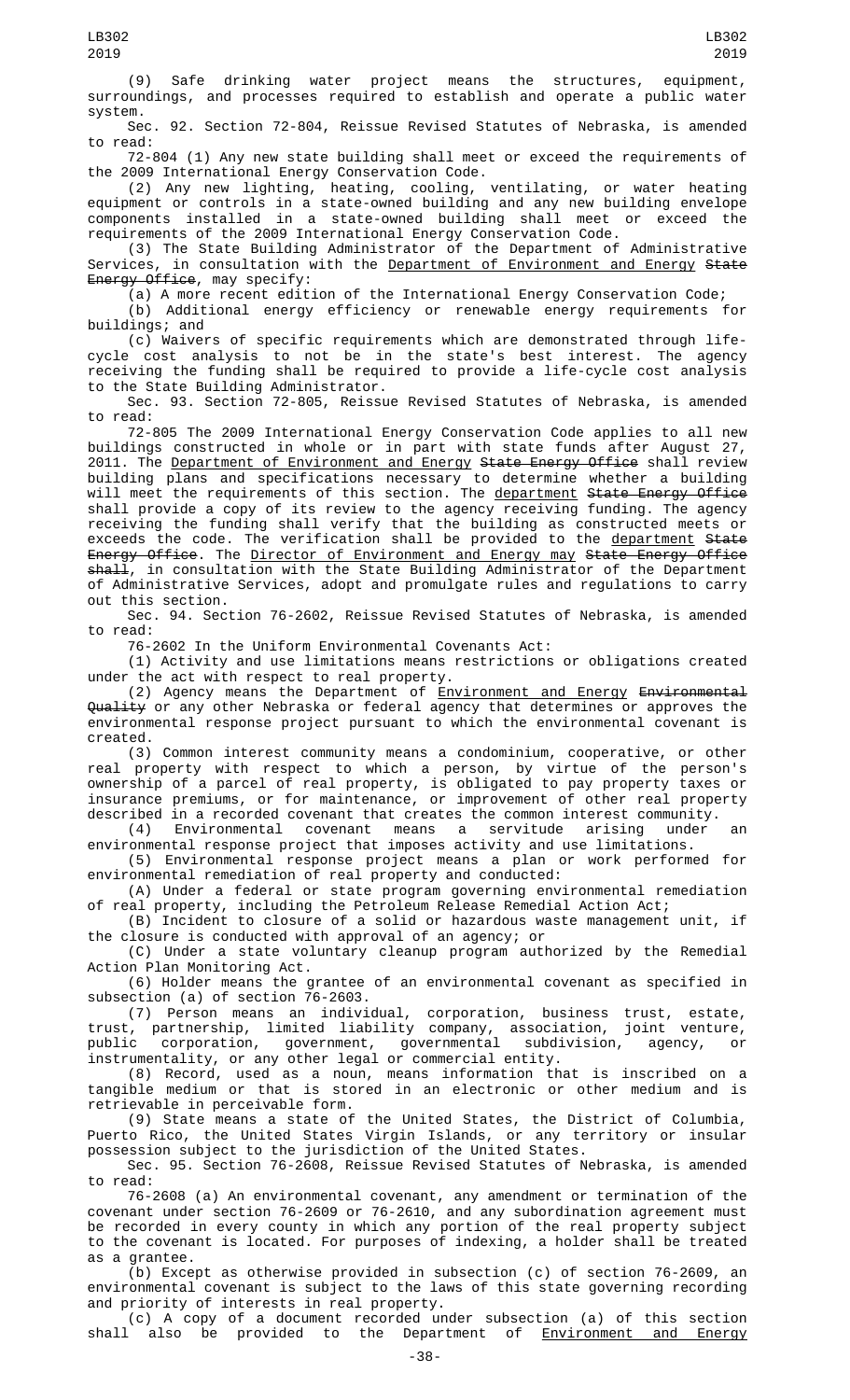(9) Safe drinking water project means the structures, equipment, surroundings, and processes required to establish and operate a public water system.

Sec. 92. Section 72-804, Reissue Revised Statutes of Nebraska, is amended to read:

72-804 (1) Any new state building shall meet or exceed the requirements of the 2009 International Energy Conservation Code.

(2) Any new lighting, heating, cooling, ventilating, or water heating equipment or controls in a state-owned building and any new building envelope components installed in a state-owned building shall meet or exceed the requirements of the 2009 International Energy Conservation Code.

(3) The State Building Administrator of the Department of Administrative Services, in consultation with the <u>Department of Environment and Energy</u> ~~State Energy Office~~, may specify:

(a) A more recent edition of the International Energy Conservation Code;

(b) Additional energy efficiency or renewable energy requirements for buildings; and

(c) Waivers of specific requirements which are demonstrated through life-cycle cost analysis to not be in the state's best interest. The agency receiving the funding shall be required to provide a life-cycle cost analysis to the State Building Administrator.

Sec. 93. Section 72-805, Reissue Revised Statutes of Nebraska, is amended to read:

72-805 The 2009 International Energy Conservation Code applies to all new buildings constructed in whole or in part with state funds after August 27, 2011. The <u>Department of Environment and Energy</u> ~~State Energy Office~~ shall review building plans and specifications necessary to determine whether a building will meet the requirements of this section. The <u>department</u> ~~State Energy Office~~ shall provide a copy of its review to the agency receiving funding. The agency receiving the funding shall verify that the building as constructed meets or exceeds the code. The verification shall be provided to the <u>department</u> ~~State Energy Office~~. The <u>Director of Environment and Energy may</u> ~~State Energy Office shall~~, in consultation with the State Building Administrator of the Department of Administrative Services, adopt and promulgate rules and regulations to carry out this section.

Sec. 94. Section 76-2602, Reissue Revised Statutes of Nebraska, is amended to read:

76-2602 In the Uniform Environmental Covenants Act:

(1) Activity and use limitations means restrictions or obligations created under the act with respect to real property.

(2) Agency means the Department of <u>Environment and Energy</u> ~~Environmental Quality~~ or any other Nebraska or federal agency that determines or approves the environmental response project pursuant to which the environmental covenant is created.

(3) Common interest community means a condominium, cooperative, or other real property with respect to which a person, by virtue of the person's ownership of a parcel of real property, is obligated to pay property taxes or insurance premiums, or for maintenance, or improvement of other real property described in a recorded covenant that creates the common interest community.

(4) Environmental covenant means a servitude arising under an environmental response project that imposes activity and use limitations.

(5) Environmental response project means a plan or work performed for environmental remediation of real property and conducted:

(A) Under a federal or state program governing environmental remediation of real property, including the Petroleum Release Remedial Action Act;

(B) Incident to closure of a solid or hazardous waste management unit, if the closure is conducted with approval of an agency; or

(C) Under a state voluntary cleanup program authorized by the Remedial Action Plan Monitoring Act.

(6) Holder means the grantee of an environmental covenant as specified in subsection (a) of section 76-2603.

(7) Person means an individual, corporation, business trust, estate, trust, partnership, limited liability company, association, joint venture, public corporation, government, governmental subdivision, agency, or instrumentality, or any other legal or commercial entity.

(8) Record, used as a noun, means information that is inscribed on a tangible medium or that is stored in an electronic or other medium and is retrievable in perceivable form.

(9) State means a state of the United States, the District of Columbia, Puerto Rico, the United States Virgin Islands, or any territory or insular possession subject to the jurisdiction of the United States.

Sec. 95. Section 76-2608, Reissue Revised Statutes of Nebraska, is amended to read:

76-2608 (a) An environmental covenant, any amendment or termination of the covenant under section 76-2609 or 76-2610, and any subordination agreement must be recorded in every county in which any portion of the real property subject to the covenant is located. For purposes of indexing, a holder shall be treated as a grantee.

(b) Except as otherwise provided in subsection (c) of section 76-2609, an environmental covenant is subject to the laws of this state governing recording and priority of interests in real property.

(c) A copy of a document recorded under subsection (a) of this section shall also be provided to the Department of <u>Environment and Energy</u>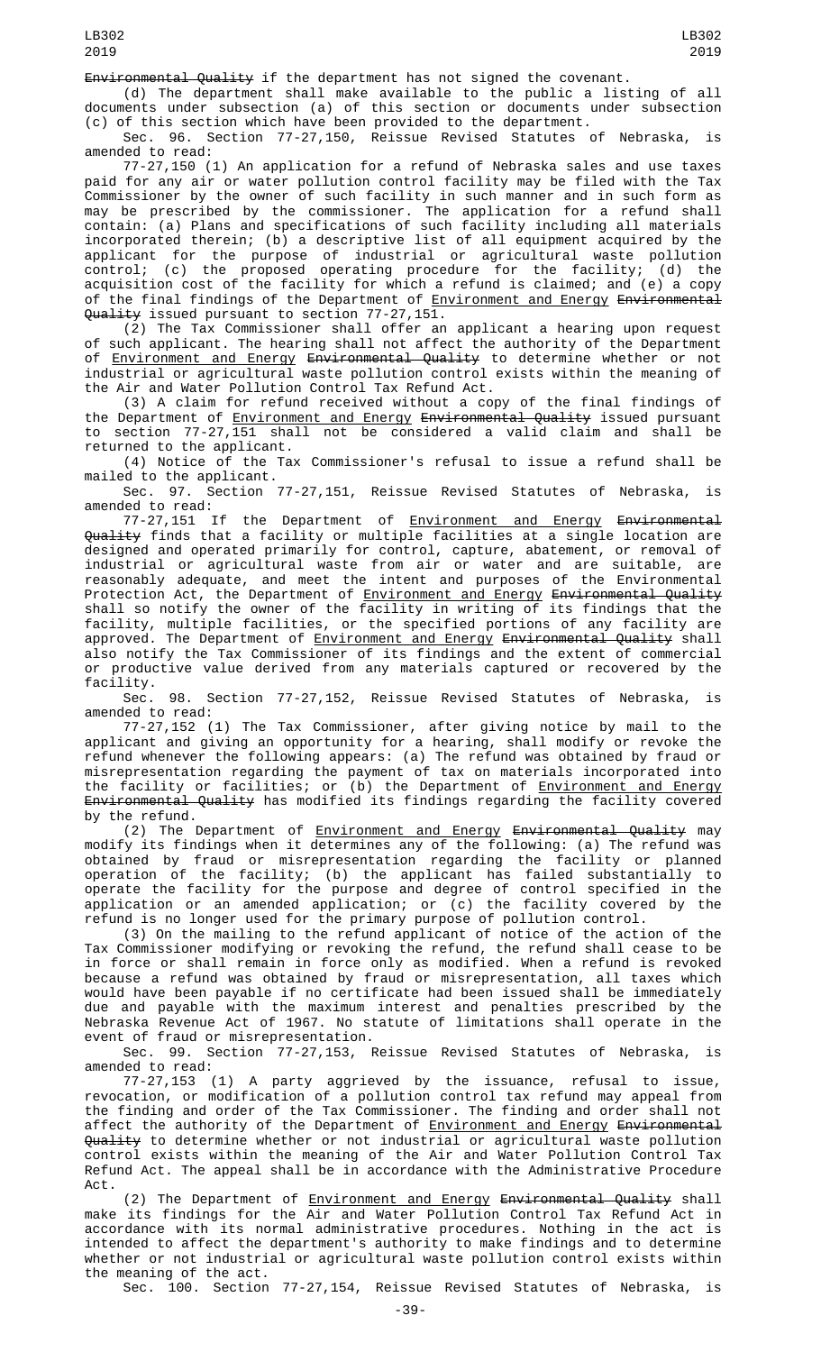Environmental Quality if the department has not signed the covenant.

(d) The department shall make available to the public a listing of all documents under subsection (a) of this section or documents under subsection (c) of this section which have been provided to the department.

Sec. 96. Section 77-27,150, Reissue Revised Statutes of Nebraska, is amended to read:

77-27,150 (1) An application for a refund of Nebraska sales and use taxes paid for any air or water pollution control facility may be filed with the Tax Commissioner by the owner of such facility in such manner and in such form as may be prescribed by the commissioner. The application for a refund shall contain: (a) Plans and specifications of such facility including all materials incorporated therein; (b) a descriptive list of all equipment acquired by the applicant for the purpose of industrial or agricultural waste pollution control; (c) the proposed operating procedure for the facility; (d) the acquisition cost of the facility for which a refund is claimed; and (e) a copy of the final findings of the Department of Environment and Energy ~~Environmental Quality~~ issued pursuant to section 77-27,151.

(2) The Tax Commissioner shall offer an applicant a hearing upon request of such applicant. The hearing shall not affect the authority of the Department of Environment and Energy ~~Environmental Quality~~ to determine whether or not industrial or agricultural waste pollution control exists within the meaning of the Air and Water Pollution Control Tax Refund Act.

(3) A claim for refund received without a copy of the final findings of the Department of Environment and Energy ~~Environmental Quality~~ issued pursuant to section 77-27,151 shall not be considered a valid claim and shall be returned to the applicant.

(4) Notice of the Tax Commissioner's refusal to issue a refund shall be mailed to the applicant.

Sec. 97. Section 77-27,151, Reissue Revised Statutes of Nebraska, is amended to read:

77-27,151 If the Department of Environment and Energy ~~Environmental Quality~~ finds that a facility or multiple facilities at a single location are designed and operated primarily for control, capture, abatement, or removal of industrial or agricultural waste from air or water and are suitable, are reasonably adequate, and meet the intent and purposes of the Environmental Protection Act, the Department of Environment and Energy ~~Environmental Quality~~ shall so notify the owner of the facility in writing of its findings that the facility, multiple facilities, or the specified portions of any facility are approved. The Department of Environment and Energy ~~Environmental Quality~~ shall also notify the Tax Commissioner of its findings and the extent of commercial or productive value derived from any materials captured or recovered by the facility.

Sec. 98. Section 77-27,152, Reissue Revised Statutes of Nebraska, is amended to read:

77-27,152 (1) The Tax Commissioner, after giving notice by mail to the applicant and giving an opportunity for a hearing, shall modify or revoke the refund whenever the following appears: (a) The refund was obtained by fraud or misrepresentation regarding the payment of tax on materials incorporated into the facility or facilities; or (b) the Department of Environment and Energy ~~Environmental Quality~~ has modified its findings regarding the facility covered by the refund.

(2) The Department of Environment and Energy ~~Environmental Quality~~ may modify its findings when it determines any of the following: (a) The refund was obtained by fraud or misrepresentation regarding the facility or planned operation of the facility; (b) the applicant has failed substantially to operate the facility for the purpose and degree of control specified in the application or an amended application; or (c) the facility covered by the refund is no longer used for the primary purpose of pollution control.

(3) On the mailing to the refund applicant of notice of the action of the Tax Commissioner modifying or revoking the refund, the refund shall cease to be in force or shall remain in force only as modified. When a refund is revoked because a refund was obtained by fraud or misrepresentation, all taxes which would have been payable if no certificate had been issued shall be immediately due and payable with the maximum interest and penalties prescribed by the Nebraska Revenue Act of 1967. No statute of limitations shall operate in the event of fraud or misrepresentation.

Sec. 99. Section 77-27,153, Reissue Revised Statutes of Nebraska, is amended to read:

77-27,153 (1) A party aggrieved by the issuance, refusal to issue, revocation, or modification of a pollution control tax refund may appeal from the finding and order of the Tax Commissioner. The finding and order shall not affect the authority of the Department of Environment and Energy ~~Environmental Quality~~ to determine whether or not industrial or agricultural waste pollution control exists within the meaning of the Air and Water Pollution Control Tax Refund Act. The appeal shall be in accordance with the Administrative Procedure Act.

(2) The Department of Environment and Energy ~~Environmental Quality~~ shall make its findings for the Air and Water Pollution Control Tax Refund Act in accordance with its normal administrative procedures. Nothing in the act is intended to affect the department's authority to make findings and to determine whether or not industrial or agricultural waste pollution control exists within the meaning of the act.

Sec. 100. Section 77-27,154, Reissue Revised Statutes of Nebraska, is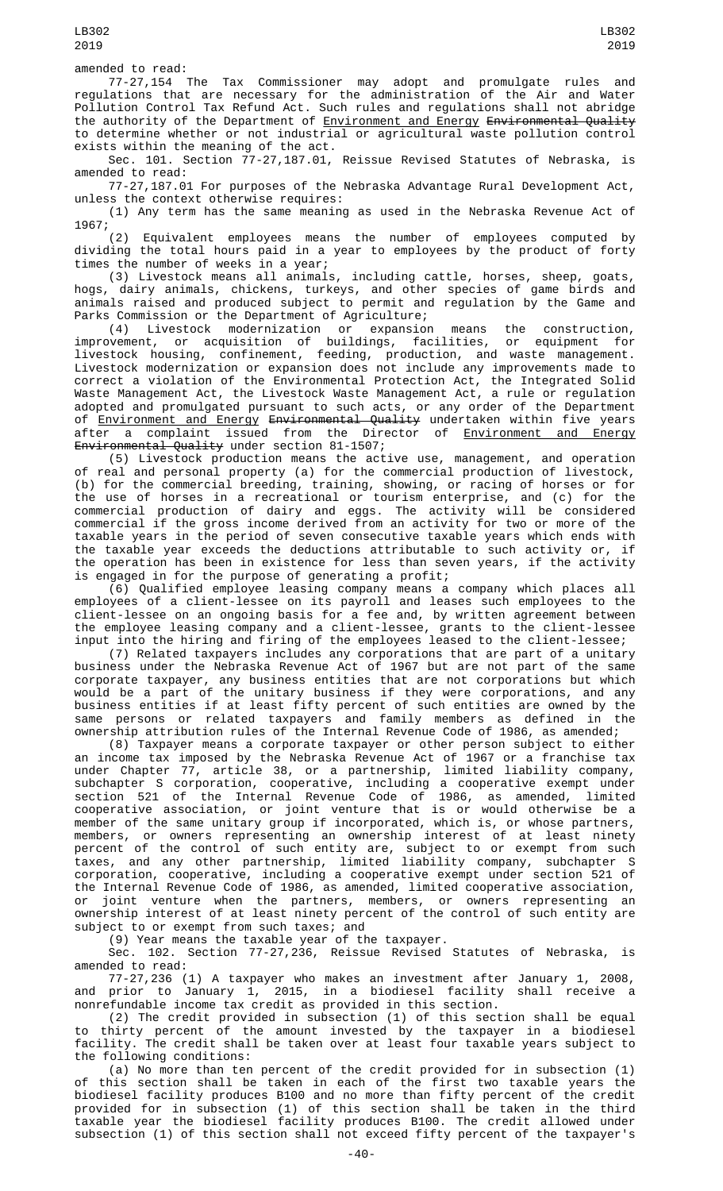amended to read:

77-27,154 The Tax Commissioner may adopt and promulgate rules and regulations that are necessary for the administration of the Air and Water Pollution Control Tax Refund Act. Such rules and regulations shall not abridge the authority of the Department of Environment and Energy ~~Environmental Quality~~ to determine whether or not industrial or agricultural waste pollution control exists within the meaning of the act.

Sec. 101. Section 77-27,187.01, Reissue Revised Statutes of Nebraska, is amended to read:

77-27,187.01 For purposes of the Nebraska Advantage Rural Development Act, unless the context otherwise requires:

(1) Any term has the same meaning as used in the Nebraska Revenue Act of 1967;

(2) Equivalent employees means the number of employees computed by dividing the total hours paid in a year to employees by the product of forty times the number of weeks in a year;

(3) Livestock means all animals, including cattle, horses, sheep, goats, hogs, dairy animals, chickens, turkeys, and other species of game birds and animals raised and produced subject to permit and regulation by the Game and Parks Commission or the Department of Agriculture;

(4) Livestock modernization or expansion means the construction, improvement, or acquisition of buildings, facilities, or equipment for livestock housing, confinement, feeding, production, and waste management. Livestock modernization or expansion does not include any improvements made to correct a violation of the Environmental Protection Act, the Integrated Solid Waste Management Act, the Livestock Waste Management Act, a rule or regulation adopted and promulgated pursuant to such acts, or any order of the Department of Environment and Energy ~~Environmental Quality~~ undertaken within five years after a complaint issued from the Director of Environment and Energy ~~Environmental Quality~~ under section 81-1507;

(5) Livestock production means the active use, management, and operation of real and personal property (a) for the commercial production of livestock, (b) for the commercial breeding, training, showing, or racing of horses or for the use of horses in a recreational or tourism enterprise, and (c) for the commercial production of dairy and eggs. The activity will be considered commercial if the gross income derived from an activity for two or more of the taxable years in the period of seven consecutive taxable years which ends with the taxable year exceeds the deductions attributable to such activity or, if the operation has been in existence for less than seven years, if the activity is engaged in for the purpose of generating a profit;

(6) Qualified employee leasing company means a company which places all employees of a client-lessee on its payroll and leases such employees to the client-lessee on an ongoing basis for a fee and, by written agreement between the employee leasing company and a client-lessee, grants to the client-lessee input into the hiring and firing of the employees leased to the client-lessee;

(7) Related taxpayers includes any corporations that are part of a unitary business under the Nebraska Revenue Act of 1967 but are not part of the same corporate taxpayer, any business entities that are not corporations but which would be a part of the unitary business if they were corporations, and any business entities if at least fifty percent of such entities are owned by the same persons or related taxpayers and family members as defined in the ownership attribution rules of the Internal Revenue Code of 1986, as amended;

(8) Taxpayer means a corporate taxpayer or other person subject to either an income tax imposed by the Nebraska Revenue Act of 1967 or a franchise tax under Chapter 77, article 38, or a partnership, limited liability company, subchapter S corporation, cooperative, including a cooperative exempt under section 521 of the Internal Revenue Code of 1986, as amended, limited cooperative association, or joint venture that is or would otherwise be a member of the same unitary group if incorporated, which is, or whose partners, members, or owners representing an ownership interest of at least ninety percent of the control of such entity are, subject to or exempt from such taxes, and any other partnership, limited liability company, subchapter S corporation, cooperative, including a cooperative exempt under section 521 of the Internal Revenue Code of 1986, as amended, limited cooperative association, or joint venture when the partners, members, or owners representing an ownership interest of at least ninety percent of the control of such entity are subject to or exempt from such taxes; and

(9) Year means the taxable year of the taxpayer.

Sec. 102. Section 77-27,236, Reissue Revised Statutes of Nebraska, is amended to read:

77-27,236 (1) A taxpayer who makes an investment after January 1, 2008, and prior to January 1, 2015, in a biodiesel facility shall receive a nonrefundable income tax credit as provided in this section.

(2) The credit provided in subsection (1) of this section shall be equal to thirty percent of the amount invested by the taxpayer in a biodiesel facility. The credit shall be taken over at least four taxable years subject to the following conditions:

(a) No more than ten percent of the credit provided for in subsection (1) of this section shall be taken in each of the first two taxable years the biodiesel facility produces B100 and no more than fifty percent of the credit provided for in subsection (1) of this section shall be taken in the third taxable year the biodiesel facility produces B100. The credit allowed under subsection (1) of this section shall not exceed fifty percent of the taxpayer's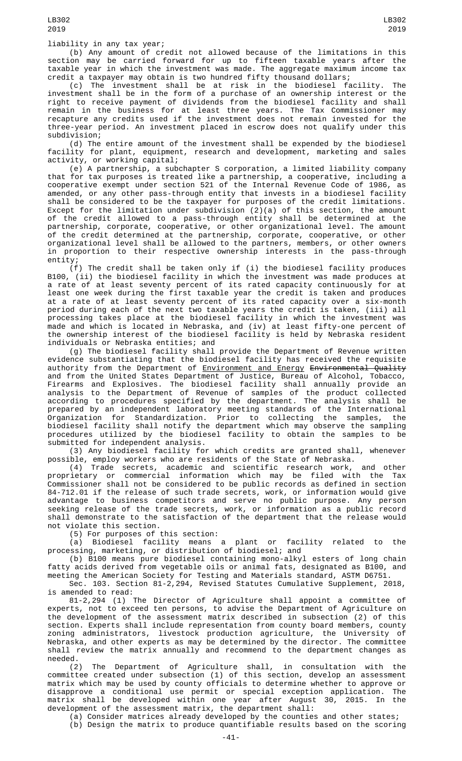liability in any tax year;

(b) Any amount of credit not allowed because of the limitations in this section may be carried forward for up to fifteen taxable years after the taxable year in which the investment was made. The aggregate maximum income tax credit a taxpayer may obtain is two hundred fifty thousand dollars;

(c) The investment shall be at risk in the biodiesel facility. The investment shall be in the form of a purchase of an ownership interest or the right to receive payment of dividends from the biodiesel facility and shall remain in the business for at least three years. The Tax Commissioner may recapture any credits used if the investment does not remain invested for the three-year period. An investment placed in escrow does not qualify under this subdivision;

(d) The entire amount of the investment shall be expended by the biodiesel facility for plant, equipment, research and development, marketing and sales activity, or working capital;

(e) A partnership, a subchapter S corporation, a limited liability company that for tax purposes is treated like a partnership, a cooperative, including a cooperative exempt under section 521 of the Internal Revenue Code of 1986, as amended, or any other pass-through entity that invests in a biodiesel facility shall be considered to be the taxpayer for purposes of the credit limitations. Except for the limitation under subdivision (2)(a) of this section, the amount of the credit allowed to a pass-through entity shall be determined at the partnership, corporate, cooperative, or other organizational level. The amount of the credit determined at the partnership, corporate, cooperative, or other organizational level shall be allowed to the partners, members, or other owners in proportion to their respective ownership interests in the pass-through entity;

(f) The credit shall be taken only if (i) the biodiesel facility produces B100, (ii) the biodiesel facility in which the investment was made produces at a rate of at least seventy percent of its rated capacity continuously for at least one week during the first taxable year the credit is taken and produces at a rate of at least seventy percent of its rated capacity over a six-month period during each of the next two taxable years the credit is taken, (iii) all processing takes place at the biodiesel facility in which the investment was made and which is located in Nebraska, and (iv) at least fifty-one percent of the ownership interest of the biodiesel facility is held by Nebraska resident individuals or Nebraska entities; and

(g) The biodiesel facility shall provide the Department of Revenue written evidence substantiating that the biodiesel facility has received the requisite authority from the Department of Environment and Energy ~~Environmental Quality~~ and from the United States Department of Justice, Bureau of Alcohol, Tobacco, Firearms and Explosives. The biodiesel facility shall annually provide an analysis to the Department of Revenue of samples of the product collected according to procedures specified by the department. The analysis shall be prepared by an independent laboratory meeting standards of the International Organization for Standardization. Prior to collecting the samples, the biodiesel facility shall notify the department which may observe the sampling procedures utilized by the biodiesel facility to obtain the samples to be submitted for independent analysis.

(3) Any biodiesel facility for which credits are granted shall, whenever possible, employ workers who are residents of the State of Nebraska.

(4) Trade secrets, academic and scientific research work, and other proprietary or commercial information which may be filed with the Tax Commissioner shall not be considered to be public records as defined in section 84-712.01 if the release of such trade secrets, work, or information would give advantage to business competitors and serve no public purpose. Any person seeking release of the trade secrets, work, or information as a public record shall demonstrate to the satisfaction of the department that the release would not violate this section.

(5) For purposes of this section:

(a) Biodiesel facility means a plant or facility related to the processing, marketing, or distribution of biodiesel; and

(b) B100 means pure biodiesel containing mono-alkyl esters of long chain fatty acids derived from vegetable oils or animal fats, designated as B100, and meeting the American Society for Testing and Materials standard, ASTM D6751.

Sec. 103. Section 81-2,294, Revised Statutes Cumulative Supplement, 2018, is amended to read:

81-2,294 (1) The Director of Agriculture shall appoint a committee of experts, not to exceed ten persons, to advise the Department of Agriculture on the development of the assessment matrix described in subsection (2) of this section. Experts shall include representation from county board members, county zoning administrators, livestock production agriculture, the University of Nebraska, and other experts as may be determined by the director. The committee shall review the matrix annually and recommend to the department changes as needed.

(2) The Department of Agriculture shall, in consultation with the committee created under subsection (1) of this section, develop an assessment matrix which may be used by county officials to determine whether to approve or disapprove a conditional use permit or special exception application. The matrix shall be developed within one year after August 30, 2015. In the development of the assessment matrix, the department shall:

(a) Consider matrices already developed by the counties and other states;

(b) Design the matrix to produce quantifiable results based on the scoring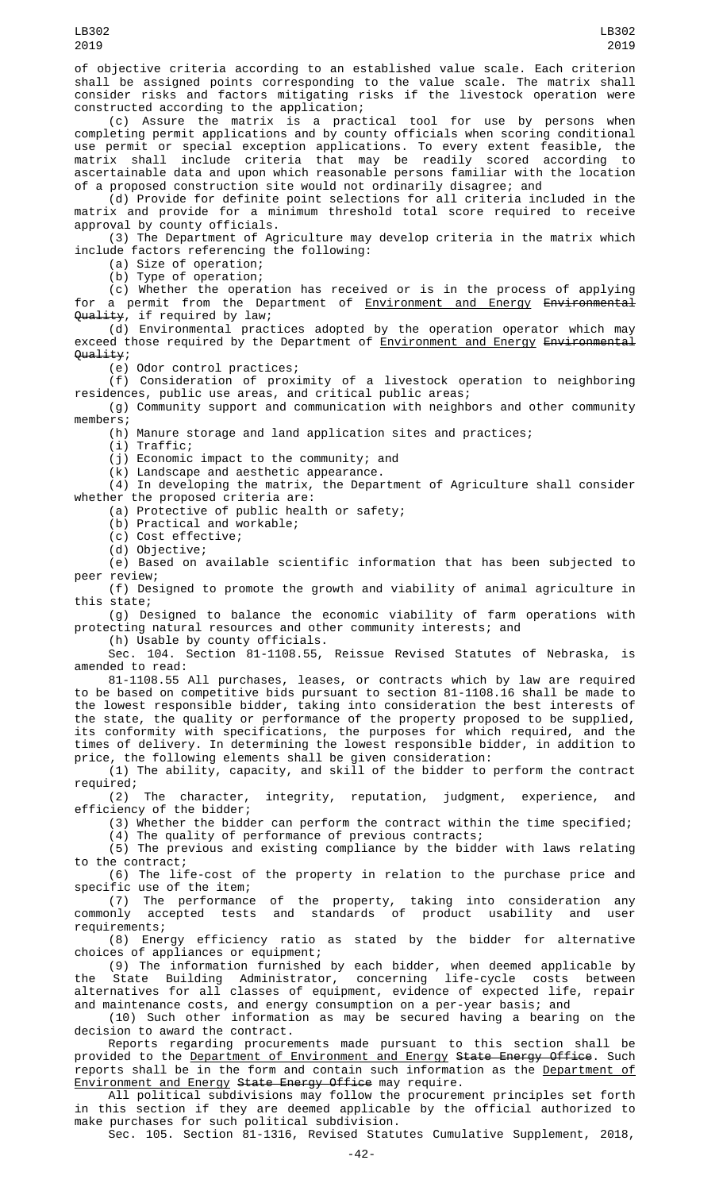of objective criteria according to an established value scale. Each criterion shall be assigned points corresponding to the value scale. The matrix shall consider risks and factors mitigating risks if the livestock operation were constructed according to the application;

(c) Assure the matrix is a practical tool for use by persons when completing permit applications and by county officials when scoring conditional use permit or special exception applications. To every extent feasible, the matrix shall include criteria that may be readily scored according to ascertainable data and upon which reasonable persons familiar with the location of a proposed construction site would not ordinarily disagree; and

(d) Provide for definite point selections for all criteria included in the matrix and provide for a minimum threshold total score required to receive approval by county officials.

(3) The Department of Agriculture may develop criteria in the matrix which include factors referencing the following:

(a) Size of operation;

(b) Type of operation;

(c) Whether the operation has received or is in the process of applying for a permit from the Department of Environment and Energy ~~Environmental Quality~~, if required by law;

(d) Environmental practices adopted by the operation operator which may exceed those required by the Department of Environment and Energy ~~Environmental Quality~~;

(e) Odor control practices;

(f) Consideration of proximity of a livestock operation to neighboring residences, public use areas, and critical public areas;

(g) Community support and communication with neighbors and other community members;

(h) Manure storage and land application sites and practices;

(i) Traffic;

(j) Economic impact to the community; and

(k) Landscape and aesthetic appearance.

(4) In developing the matrix, the Department of Agriculture shall consider whether the proposed criteria are:

(a) Protective of public health or safety;

(b) Practical and workable;

(c) Cost effective;

(d) Objective;

(e) Based on available scientific information that has been subjected to peer review;

(f) Designed to promote the growth and viability of animal agriculture in this state;

(g) Designed to balance the economic viability of farm operations with protecting natural resources and other community interests; and

(h) Usable by county officials.

Sec. 104. Section 81-1108.55, Reissue Revised Statutes of Nebraska, is amended to read:

81-1108.55 All purchases, leases, or contracts which by law are required to be based on competitive bids pursuant to section 81-1108.16 shall be made to the lowest responsible bidder, taking into consideration the best interests of the state, the quality or performance of the property proposed to be supplied, its conformity with specifications, the purposes for which required, and the times of delivery. In determining the lowest responsible bidder, in addition to price, the following elements shall be given consideration:

(1) The ability, capacity, and skill of the bidder to perform the contract required;

(2) The character, integrity, reputation, judgment, experience, and efficiency of the bidder;

(3) Whether the bidder can perform the contract within the time specified;

(4) The quality of performance of previous contracts;

(5) The previous and existing compliance by the bidder with laws relating to the contract;

(6) The life-cost of the property in relation to the purchase price and specific use of the item;

(7) The performance of the property, taking into consideration any commonly accepted tests and standards of product usability and user requirements;

(8) Energy efficiency ratio as stated by the bidder for alternative choices of appliances or equipment;

(9) The information furnished by each bidder, when deemed applicable by the State Building Administrator, concerning life-cycle costs between alternatives for all classes of equipment, evidence of expected life, repair and maintenance costs, and energy consumption on a per-year basis; and

(10) Such other information as may be secured having a bearing on the decision to award the contract.

Reports regarding procurements made pursuant to this section shall be provided to the Department of Environment and Energy ~~State Energy Office~~. Such reports shall be in the form and contain such information as the Department of Environment and Energy ~~State Energy Office~~ may require.

All political subdivisions may follow the procurement principles set forth in this section if they are deemed applicable by the official authorized to make purchases for such political subdivision.

Sec. 105. Section 81-1316, Revised Statutes Cumulative Supplement, 2018,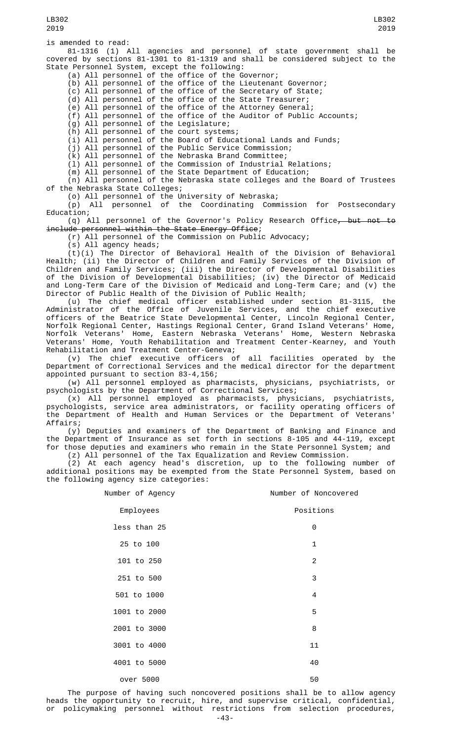is amended to read:

81-1316 (1) All agencies and personnel of state government shall be covered by sections 81-1301 to 81-1319 and shall be considered subject to the State Personnel System, except the following:

(a) All personnel of the office of the Governor;

(b) All personnel of the office of the Lieutenant Governor;

(c) All personnel of the office of the Secretary of State;

(d) All personnel of the office of the State Treasurer;

(e) All personnel of the office of the Attorney General;

(f) All personnel of the office of the Auditor of Public Accounts;

(g) All personnel of the Legislature;

(h) All personnel of the court systems;

(i) All personnel of the Board of Educational Lands and Funds;

(j) All personnel of the Public Service Commission;

(k) All personnel of the Nebraska Brand Committee;

(l) All personnel of the Commission of Industrial Relations;

(m) All personnel of the State Department of Education;

(n) All personnel of the Nebraska state colleges and the Board of Trustees of the Nebraska State Colleges;

(o) All personnel of the University of Nebraska;

(p) All personnel of the Coordinating Commission for Postsecondary Education;

(q) All personnel of the Governor's Policy Research Office~~, but not to include personnel within the State Energy Office~~;

(r) All personnel of the Commission on Public Advocacy;

(s) All agency heads;

(t)(i) The Director of Behavioral Health of the Division of Behavioral Health; (ii) the Director of Children and Family Services of the Division of Children and Family Services; (iii) the Director of Developmental Disabilities of the Division of Developmental Disabilities; (iv) the Director of Medicaid and Long-Term Care of the Division of Medicaid and Long-Term Care; and (v) the Director of Public Health of the Division of Public Health;

(u) The chief medical officer established under section 81-3115, the Administrator of the Office of Juvenile Services, and the chief executive officers of the Beatrice State Developmental Center, Lincoln Regional Center, Norfolk Regional Center, Hastings Regional Center, Grand Island Veterans' Home, Norfolk Veterans' Home, Eastern Nebraska Veterans' Home, Western Nebraska Veterans' Home, Youth Rehabilitation and Treatment Center-Kearney, and Youth Rehabilitation and Treatment Center-Geneva;

(v) The chief executive officers of all facilities operated by the Department of Correctional Services and the medical director for the department appointed pursuant to section 83-4,156;

(w) All personnel employed as pharmacists, physicians, psychiatrists, or psychologists by the Department of Correctional Services;

(x) All personnel employed as pharmacists, physicians, psychiatrists, psychologists, service area administrators, or facility operating officers of the Department of Health and Human Services or the Department of Veterans' Affairs;

(y) Deputies and examiners of the Department of Banking and Finance and the Department of Insurance as set forth in sections 8-105 and 44-119, except for those deputies and examiners who remain in the State Personnel System; and

(z) All personnel of the Tax Equalization and Review Commission.

(2) At each agency head's discretion, up to the following number of additional positions may be exempted from the State Personnel System, based on the following agency size categories:

| Number of Agency Employees | Number of Noncovered Positions |
|---|---|
| less than 25 | 0 |
| 25 to 100 | 1 |
| 101 to 250 | 2 |
| 251 to 500 | 3 |
| 501 to 1000 | 4 |
| 1001 to 2000 | 5 |
| 2001 to 3000 | 8 |
| 3001 to 4000 | 11 |
| 4001 to 5000 | 40 |
| over 5000 | 50 |

The purpose of having such noncovered positions shall be to allow agency heads the opportunity to recruit, hire, and supervise critical, confidential, or policymaking personnel without restrictions from selection procedures,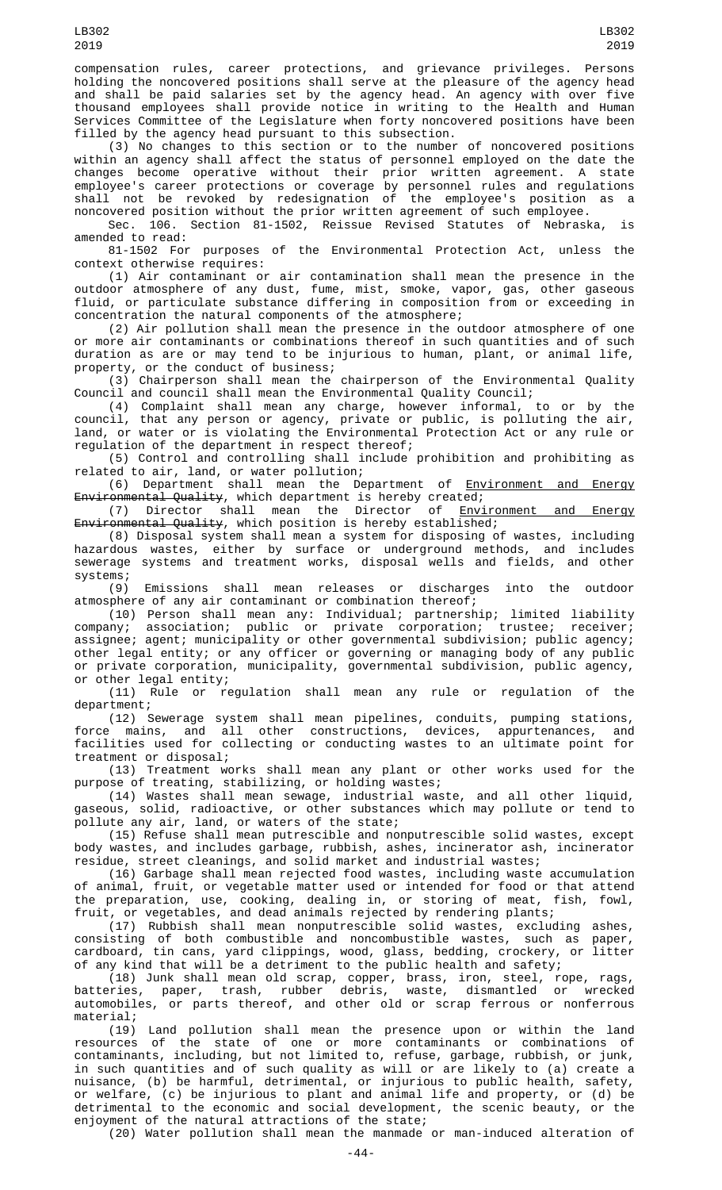compensation rules, career protections, and grievance privileges. Persons holding the noncovered positions shall serve at the pleasure of the agency head and shall be paid salaries set by the agency head. An agency with over five thousand employees shall provide notice in writing to the Health and Human Services Committee of the Legislature when forty noncovered positions have been filled by the agency head pursuant to this subsection.

(3) No changes to this section or to the number of noncovered positions within an agency shall affect the status of personnel employed on the date the changes become operative without their prior written agreement. A state employee's career protections or coverage by personnel rules and regulations shall not be revoked by redesignation of the employee's position as a noncovered position without the prior written agreement of such employee.

Sec. 106. Section 81-1502, Reissue Revised Statutes of Nebraska, is amended to read:

81-1502 For purposes of the Environmental Protection Act, unless the context otherwise requires:

(1) Air contaminant or air contamination shall mean the presence in the outdoor atmosphere of any dust, fume, mist, smoke, vapor, gas, other gaseous fluid, or particulate substance differing in composition from or exceeding in concentration the natural components of the atmosphere;

(2) Air pollution shall mean the presence in the outdoor atmosphere of one or more air contaminants or combinations thereof in such quantities and of such duration as are or may tend to be injurious to human, plant, or animal life, property, or the conduct of business;

(3) Chairperson shall mean the chairperson of the Environmental Quality Council and council shall mean the Environmental Quality Council;

(4) Complaint shall mean any charge, however informal, to or by the council, that any person or agency, private or public, is polluting the air, land, or water or is violating the Environmental Protection Act or any rule or regulation of the department in respect thereof;

(5) Control and controlling shall include prohibition and prohibiting as related to air, land, or water pollution;

(6) Department shall mean the Department of Environment and Energy ~~Environmental Quality~~, which department is hereby created;

(7) Director shall mean the Director of Environment and Energy ~~Environmental Quality~~, which position is hereby established;

(8) Disposal system shall mean a system for disposing of wastes, including hazardous wastes, either by surface or underground methods, and includes sewerage systems and treatment works, disposal wells and fields, and other systems;

(9) Emissions shall mean releases or discharges into the outdoor atmosphere of any air contaminant or combination thereof;

(10) Person shall mean any: Individual; partnership; limited liability company; association; public or private corporation; trustee; receiver; assignee; agent; municipality or other governmental subdivision; public agency; other legal entity; or any officer or governing or managing body of any public or private corporation, municipality, governmental subdivision, public agency, or other legal entity;

(11) Rule or regulation shall mean any rule or regulation of the department;

(12) Sewerage system shall mean pipelines, conduits, pumping stations, force mains, and all other constructions, devices, appurtenances, and facilities used for collecting or conducting wastes to an ultimate point for treatment or disposal;

(13) Treatment works shall mean any plant or other works used for the purpose of treating, stabilizing, or holding wastes;

(14) Wastes shall mean sewage, industrial waste, and all other liquid, gaseous, solid, radioactive, or other substances which may pollute or tend to pollute any air, land, or waters of the state;

(15) Refuse shall mean putrescible and nonputrescible solid wastes, except body wastes, and includes garbage, rubbish, ashes, incinerator ash, incinerator residue, street cleanings, and solid market and industrial wastes;

(16) Garbage shall mean rejected food wastes, including waste accumulation of animal, fruit, or vegetable matter used or intended for food or that attend the preparation, use, cooking, dealing in, or storing of meat, fish, fowl, fruit, or vegetables, and dead animals rejected by rendering plants;

(17) Rubbish shall mean nonputrescible solid wastes, excluding ashes, consisting of both combustible and noncombustible wastes, such as paper, cardboard, tin cans, yard clippings, wood, glass, bedding, crockery, or litter of any kind that will be a detriment to the public health and safety;

(18) Junk shall mean old scrap, copper, brass, iron, steel, rope, rags, batteries, paper, trash, rubber debris, waste, dismantled or wrecked automobiles, or parts thereof, and other old or scrap ferrous or nonferrous material;

(19) Land pollution shall mean the presence upon or within the land resources of the state of one or more contaminants or combinations of contaminants, including, but not limited to, refuse, garbage, rubbish, or junk, in such quantities and of such quality as will or are likely to (a) create a nuisance, (b) be harmful, detrimental, or injurious to public health, safety, or welfare, (c) be injurious to plant and animal life and property, or (d) be detrimental to the economic and social development, the scenic beauty, or the enjoyment of the natural attractions of the state;

(20) Water pollution shall mean the manmade or man-induced alteration of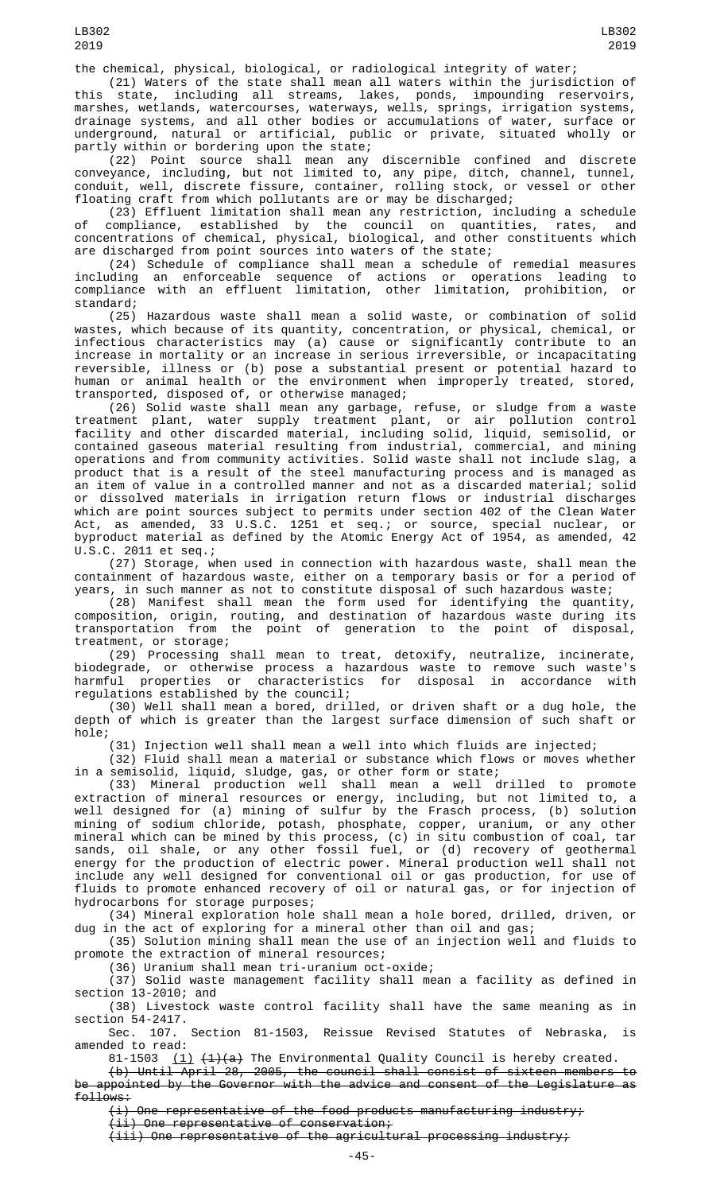the chemical, physical, biological, or radiological integrity of water;

(21) Waters of the state shall mean all waters within the jurisdiction of this state, including all streams, lakes, ponds, impounding reservoirs, marshes, wetlands, watercourses, waterways, wells, springs, irrigation systems, drainage systems, and all other bodies or accumulations of water, surface or underground, natural or artificial, public or private, situated wholly or partly within or bordering upon the state;

(22) Point source shall mean any discernible confined and discrete conveyance, including, but not limited to, any pipe, ditch, channel, tunnel, conduit, well, discrete fissure, container, rolling stock, or vessel or other floating craft from which pollutants are or may be discharged;

(23) Effluent limitation shall mean any restriction, including a schedule of compliance, established by the council on quantities, rates, and concentrations of chemical, physical, biological, and other constituents which are discharged from point sources into waters of the state;

(24) Schedule of compliance shall mean a schedule of remedial measures including an enforceable sequence of actions or operations leading to compliance with an effluent limitation, other limitation, prohibition, or standard;

(25) Hazardous waste shall mean a solid waste, or combination of solid wastes, which because of its quantity, concentration, or physical, chemical, or infectious characteristics may (a) cause or significantly contribute to an increase in mortality or an increase in serious irreversible, or incapacitating reversible, illness or (b) pose a substantial present or potential hazard to human or animal health or the environment when improperly treated, stored, transported, disposed of, or otherwise managed;

(26) Solid waste shall mean any garbage, refuse, or sludge from a waste treatment plant, water supply treatment plant, or air pollution control facility and other discarded material, including solid, liquid, semisolid, or contained gaseous material resulting from industrial, commercial, and mining operations and from community activities. Solid waste shall not include slag, a product that is a result of the steel manufacturing process and is managed as an item of value in a controlled manner and not as a discarded material; solid or dissolved materials in irrigation return flows or industrial discharges which are point sources subject to permits under section 402 of the Clean Water Act, as amended, 33 U.S.C. 1251 et seq.; or source, special nuclear, or byproduct material as defined by the Atomic Energy Act of 1954, as amended, 42 U.S.C. 2011 et seq.;

(27) Storage, when used in connection with hazardous waste, shall mean the containment of hazardous waste, either on a temporary basis or for a period of years, in such manner as not to constitute disposal of such hazardous waste;

(28) Manifest shall mean the form used for identifying the quantity, composition, origin, routing, and destination of hazardous waste during its transportation from the point of generation to the point of disposal, treatment, or storage;

(29) Processing shall mean to treat, detoxify, neutralize, incinerate, biodegrade, or otherwise process a hazardous waste to remove such waste's harmful properties or characteristics for disposal in accordance with regulations established by the council;

(30) Well shall mean a bored, drilled, or driven shaft or a dug hole, the depth of which is greater than the largest surface dimension of such shaft or hole;

(31) Injection well shall mean a well into which fluids are injected;

(32) Fluid shall mean a material or substance which flows or moves whether in a semisolid, liquid, sludge, gas, or other form or state;

(33) Mineral production well shall mean a well drilled to promote extraction of mineral resources or energy, including, but not limited to, a well designed for (a) mining of sulfur by the Frasch process, (b) solution mining of sodium chloride, potash, phosphate, copper, uranium, or any other mineral which can be mined by this process, (c) in situ combustion of coal, tar sands, oil shale, or any other fossil fuel, or (d) recovery of geothermal energy for the production of electric power. Mineral production well shall not include any well designed for conventional oil or gas production, for use of fluids to promote enhanced recovery of oil or natural gas, or for injection of hydrocarbons for storage purposes;

(34) Mineral exploration hole shall mean a hole bored, drilled, driven, or dug in the act of exploring for a mineral other than oil and gas;

(35) Solution mining shall mean the use of an injection well and fluids to promote the extraction of mineral resources;

(36) Uranium shall mean tri-uranium oct-oxide;

(37) Solid waste management facility shall mean a facility as defined in section 13-2010; and

(38) Livestock waste control facility shall have the same meaning as in section 54-2417.

Sec. 107. Section 81-1503, Reissue Revised Statutes of Nebraska, is amended to read:

81-1503 (1) ~~(1)(a)~~ The Environmental Quality Council is hereby created.

~~(b) Until April 28, 2005, the council shall consist of sixteen members to be appointed by the Governor with the advice and consent of the Legislature as follows:~~

~~(i) One representative of the food products manufacturing industry;~~

~~(ii) One representative of conservation;~~

~~(iii) One representative of the agricultural processing industry;~~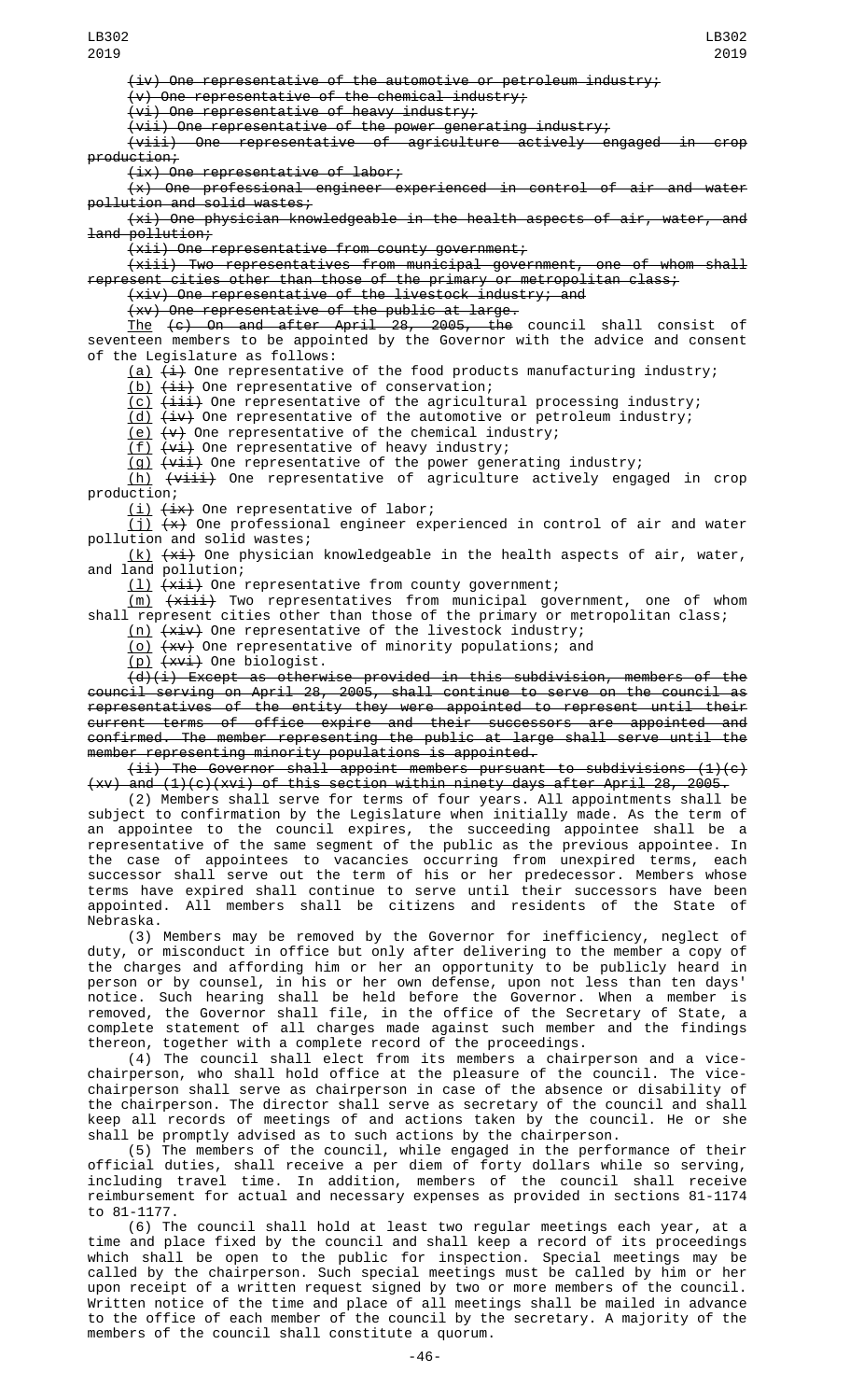(iv) One representative of the automotive or petroleum industry;

(v) One representative of the chemical industry;

(vi) One representative of heavy industry;

(vii) One representative of the power generating industry;

(viii) One representative of agriculture actively engaged in crop production;

(ix) One representative of labor;

(x) One professional engineer experienced in control of air and water pollution and solid wastes;

(xi) One physician knowledgeable in the health aspects of air, water, and land pollution;

(xii) One representative from county government;

(xiii) Two representatives from municipal government, one of whom shall represent cities other than those of the primary or metropolitan class;

(xiv) One representative of the livestock industry; and

(xv) One representative of the public at large.

The (c) On and after April 28, 2005, the council shall consist of seventeen members to be appointed by the Governor with the advice and consent of the Legislature as follows:

(a) (i) One representative of the food products manufacturing industry;

(b) (ii) One representative of conservation;

(c) (iii) One representative of the agricultural processing industry;

(d) (iv) One representative of the automotive or petroleum industry;

(e) (v) One representative of the chemical industry;

(f) (vi) One representative of heavy industry;

(g) (vii) One representative of the power generating industry;

(h) (viii) One representative of agriculture actively engaged in crop production;

(i) (ix) One representative of labor;

(j) (x) One professional engineer experienced in control of air and water pollution and solid wastes;

(k) (xi) One physician knowledgeable in the health aspects of air, water, and land pollution;

(l) (xii) One representative from county government;

(m) (xiii) Two representatives from municipal government, one of whom shall represent cities other than those of the primary or metropolitan class;

(n) (xiv) One representative of the livestock industry;

(o) (xv) One representative of minority populations; and

(p) (xvi) One biologist.

(d)(i) Except as otherwise provided in this subdivision, members of the council serving on April 28, 2005, shall continue to serve on the council as representatives of the entity they were appointed to represent until their current terms of office expire and their successors are appointed and confirmed. The member representing the public at large shall serve until the member representing minority populations is appointed.

(ii) The Governor shall appoint members pursuant to subdivisions (1)(c)(xv) and (1)(c)(xvi) of this section within ninety days after April 28, 2005.

(2) Members shall serve for terms of four years. All appointments shall be subject to confirmation by the Legislature when initially made. As the term of an appointee to the council expires, the succeeding appointee shall be a representative of the same segment of the public as the previous appointee. In the case of appointees to vacancies occurring from unexpired terms, each successor shall serve out the term of his or her predecessor. Members whose terms have expired shall continue to serve until their successors have been appointed. All members shall be citizens and residents of the State of Nebraska.

(3) Members may be removed by the Governor for inefficiency, neglect of duty, or misconduct in office but only after delivering to the member a copy of the charges and affording him or her an opportunity to be publicly heard in person or by counsel, in his or her own defense, upon not less than ten days' notice. Such hearing shall be held before the Governor. When a member is removed, the Governor shall file, in the office of the Secretary of State, a complete statement of all charges made against such member and the findings thereon, together with a complete record of the proceedings.

(4) The council shall elect from its members a chairperson and a vice-chairperson, who shall hold office at the pleasure of the council. The vice-chairperson shall serve as chairperson in case of the absence or disability of the chairperson. The director shall serve as secretary of the council and shall keep all records of meetings of and actions taken by the council. He or she shall be promptly advised as to such actions by the chairperson.

(5) The members of the council, while engaged in the performance of their official duties, shall receive a per diem of forty dollars while so serving, including travel time. In addition, members of the council shall receive reimbursement for actual and necessary expenses as provided in sections 81-1174 to 81-1177.

(6) The council shall hold at least two regular meetings each year, at a time and place fixed by the council and shall keep a record of its proceedings which shall be open to the public for inspection. Special meetings may be called by the chairperson. Such special meetings must be called by him or her upon receipt of a written request signed by two or more members of the council. Written notice of the time and place of all meetings shall be mailed in advance to the office of each member of the council by the secretary. A majority of the members of the council shall constitute a quorum.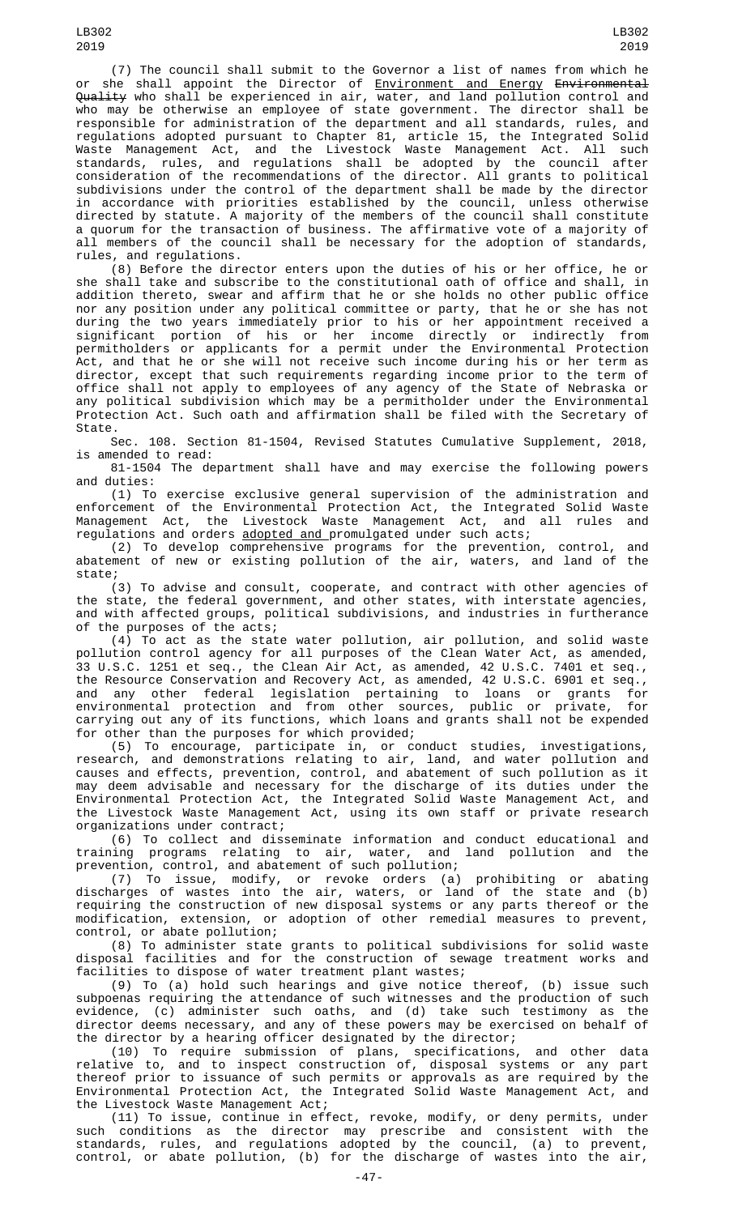(7) The council shall submit to the Governor a list of names from which he or she shall appoint the Director of Environment and Energy ~~Environmental Quality~~ who shall be experienced in air, water, and land pollution control and who may be otherwise an employee of state government. The director shall be responsible for administration of the department and all standards, rules, and regulations adopted pursuant to Chapter 81, article 15, the Integrated Solid Waste Management Act, and the Livestock Waste Management Act. All such standards, rules, and regulations shall be adopted by the council after consideration of the recommendations of the director. All grants to political subdivisions under the control of the department shall be made by the director in accordance with priorities established by the council, unless otherwise directed by statute. A majority of the members of the council shall constitute a quorum for the transaction of business. The affirmative vote of a majority of all members of the council shall be necessary for the adoption of standards, rules, and regulations.

(8) Before the director enters upon the duties of his or her office, he or she shall take and subscribe to the constitutional oath of office and shall, in addition thereto, swear and affirm that he or she holds no other public office nor any position under any political committee or party, that he or she has not during the two years immediately prior to his or her appointment received a significant portion of his or her income directly or indirectly from permitholders or applicants for a permit under the Environmental Protection Act, and that he or she will not receive such income during his or her term as director, except that such requirements regarding income prior to the term of office shall not apply to employees of any agency of the State of Nebraska or any political subdivision which may be a permitholder under the Environmental Protection Act. Such oath and affirmation shall be filed with the Secretary of State.

Sec. 108. Section 81-1504, Revised Statutes Cumulative Supplement, 2018, is amended to read:

81-1504 The department shall have and may exercise the following powers and duties:

(1) To exercise exclusive general supervision of the administration and enforcement of the Environmental Protection Act, the Integrated Solid Waste Management Act, the Livestock Waste Management Act, and all rules and regulations and orders adopted and promulgated under such acts;

(2) To develop comprehensive programs for the prevention, control, and abatement of new or existing pollution of the air, waters, and land of the state;

(3) To advise and consult, cooperate, and contract with other agencies of the state, the federal government, and other states, with interstate agencies, and with affected groups, political subdivisions, and industries in furtherance of the purposes of the acts;

(4) To act as the state water pollution, air pollution, and solid waste pollution control agency for all purposes of the Clean Water Act, as amended, 33 U.S.C. 1251 et seq., the Clean Air Act, as amended, 42 U.S.C. 7401 et seq., the Resource Conservation and Recovery Act, as amended, 42 U.S.C. 6901 et seq., and any other federal legislation pertaining to loans or grants for environmental protection and from other sources, public or private, for carrying out any of its functions, which loans and grants shall not be expended for other than the purposes for which provided;

(5) To encourage, participate in, or conduct studies, investigations, research, and demonstrations relating to air, land, and water pollution and causes and effects, prevention, control, and abatement of such pollution as it may deem advisable and necessary for the discharge of its duties under the Environmental Protection Act, the Integrated Solid Waste Management Act, and the Livestock Waste Management Act, using its own staff or private research organizations under contract;

(6) To collect and disseminate information and conduct educational and training programs relating to air, water, and land pollution and the prevention, control, and abatement of such pollution;

(7) To issue, modify, or revoke orders (a) prohibiting or abating discharges of wastes into the air, waters, or land of the state and (b) requiring the construction of new disposal systems or any parts thereof or the modification, extension, or adoption of other remedial measures to prevent, control, or abate pollution;

(8) To administer state grants to political subdivisions for solid waste disposal facilities and for the construction of sewage treatment works and facilities to dispose of water treatment plant wastes;

(9) To (a) hold such hearings and give notice thereof, (b) issue such subpoenas requiring the attendance of such witnesses and the production of such evidence, (c) administer such oaths, and (d) take such testimony as the director deems necessary, and any of these powers may be exercised on behalf of the director by a hearing officer designated by the director;

(10) To require submission of plans, specifications, and other data relative to, and to inspect construction of, disposal systems or any part thereof prior to issuance of such permits or approvals as are required by the Environmental Protection Act, the Integrated Solid Waste Management Act, and the Livestock Waste Management Act;

(11) To issue, continue in effect, revoke, modify, or deny permits, under such conditions as the director may prescribe and consistent with the standards, rules, and regulations adopted by the council, (a) to prevent, control, or abate pollution, (b) for the discharge of wastes into the air,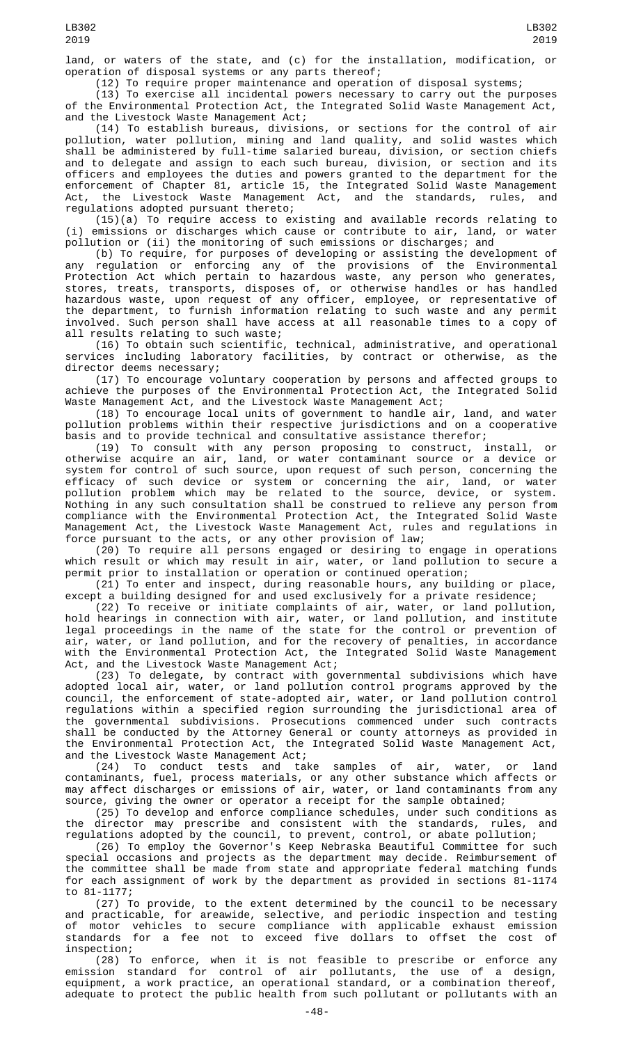land, or waters of the state, and (c) for the installation, modification, or operation of disposal systems or any parts thereof;

(12) To require proper maintenance and operation of disposal systems;

(13) To exercise all incidental powers necessary to carry out the purposes of the Environmental Protection Act, the Integrated Solid Waste Management Act, and the Livestock Waste Management Act;

(14) To establish bureaus, divisions, or sections for the control of air pollution, water pollution, mining and land quality, and solid wastes which shall be administered by full-time salaried bureau, division, or section chiefs and to delegate and assign to each such bureau, division, or section and its officers and employees the duties and powers granted to the department for the enforcement of Chapter 81, article 15, the Integrated Solid Waste Management Act, the Livestock Waste Management Act, and the standards, rules, and regulations adopted pursuant thereto;

(15)(a) To require access to existing and available records relating to (i) emissions or discharges which cause or contribute to air, land, or water pollution or (ii) the monitoring of such emissions or discharges; and

(b) To require, for purposes of developing or assisting the development of any regulation or enforcing any of the provisions of the Environmental Protection Act which pertain to hazardous waste, any person who generates, stores, treats, transports, disposes of, or otherwise handles or has handled hazardous waste, upon request of any officer, employee, or representative of the department, to furnish information relating to such waste and any permit involved. Such person shall have access at all reasonable times to a copy of all results relating to such waste;

(16) To obtain such scientific, technical, administrative, and operational services including laboratory facilities, by contract or otherwise, as the director deems necessary;

(17) To encourage voluntary cooperation by persons and affected groups to achieve the purposes of the Environmental Protection Act, the Integrated Solid Waste Management Act, and the Livestock Waste Management Act;

(18) To encourage local units of government to handle air, land, and water pollution problems within their respective jurisdictions and on a cooperative basis and to provide technical and consultative assistance therefor;

(19) To consult with any person proposing to construct, install, or otherwise acquire an air, land, or water contaminant source or a device or system for control of such source, upon request of such person, concerning the efficacy of such device or system or concerning the air, land, or water pollution problem which may be related to the source, device, or system. Nothing in any such consultation shall be construed to relieve any person from compliance with the Environmental Protection Act, the Integrated Solid Waste Management Act, the Livestock Waste Management Act, rules and regulations in force pursuant to the acts, or any other provision of law;

(20) To require all persons engaged or desiring to engage in operations which result or which may result in air, water, or land pollution to secure a permit prior to installation or operation or continued operation;

(21) To enter and inspect, during reasonable hours, any building or place, except a building designed for and used exclusively for a private residence;

(22) To receive or initiate complaints of air, water, or land pollution, hold hearings in connection with air, water, or land pollution, and institute legal proceedings in the name of the state for the control or prevention of air, water, or land pollution, and for the recovery of penalties, in accordance with the Environmental Protection Act, the Integrated Solid Waste Management Act, and the Livestock Waste Management Act;

(23) To delegate, by contract with governmental subdivisions which have adopted local air, water, or land pollution control programs approved by the council, the enforcement of state-adopted air, water, or land pollution control regulations within a specified region surrounding the jurisdictional area of the governmental subdivisions. Prosecutions commenced under such contracts shall be conducted by the Attorney General or county attorneys as provided in the Environmental Protection Act, the Integrated Solid Waste Management Act, and the Livestock Waste Management Act;

(24) To conduct tests and take samples of air, water, or land contaminants, fuel, process materials, or any other substance which affects or may affect discharges or emissions of air, water, or land contaminants from any source, giving the owner or operator a receipt for the sample obtained;

(25) To develop and enforce compliance schedules, under such conditions as the director may prescribe and consistent with the standards, rules, and regulations adopted by the council, to prevent, control, or abate pollution;

(26) To employ the Governor's Keep Nebraska Beautiful Committee for such special occasions and projects as the department may decide. Reimbursement of the committee shall be made from state and appropriate federal matching funds for each assignment of work by the department as provided in sections 81-1174 to 81-1177;

(27) To provide, to the extent determined by the council to be necessary and practicable, for areawide, selective, and periodic inspection and testing of motor vehicles to secure compliance with applicable exhaust emission standards for a fee not to exceed five dollars to offset the cost of inspection;

(28) To enforce, when it is not feasible to prescribe or enforce any emission standard for control of air pollutants, the use of a design, equipment, a work practice, an operational standard, or a combination thereof, adequate to protect the public health from such pollutant or pollutants with an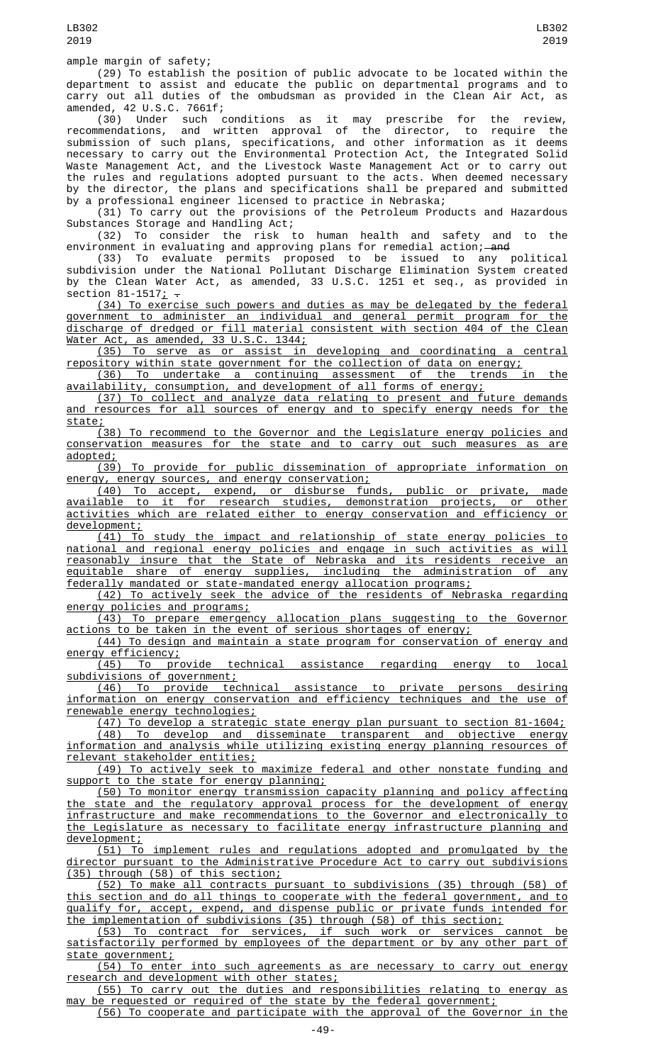ample margin of safety;

(29) To establish the position of public advocate to be located within the department to assist and educate the public on departmental programs and to carry out all duties of the ombudsman as provided in the Clean Air Act, as amended, 42 U.S.C. 7661f;

(30) Under such conditions as it may prescribe for the review, recommendations, and written approval of the director, to require the submission of such plans, specifications, and other information as it deems necessary to carry out the Environmental Protection Act, the Integrated Solid Waste Management Act, and the Livestock Waste Management Act or to carry out the rules and regulations adopted pursuant to the acts. When deemed necessary by the director, the plans and specifications shall be prepared and submitted by a professional engineer licensed to practice in Nebraska;

(31) To carry out the provisions of the Petroleum Products and Hazardous Substances Storage and Handling Act;

(32) To consider the risk to human health and safety and to the environment in evaluating and approving plans for remedial action; ~~and~~

(33) To evaluate permits proposed to be issued to any political subdivision under the National Pollutant Discharge Elimination System created by the Clean Water Act, as amended, 33 U.S.C. 1251 et seq., as provided in section 81-1517; ~~.~~

(34) To exercise such powers and duties as may be delegated by the federal government to administer an individual and general permit program for the discharge of dredged or fill material consistent with section 404 of the Clean Water Act, as amended, 33 U.S.C. 1344;

(35) To serve as or assist in developing and coordinating a central repository within state government for the collection of data on energy;

(36) To undertake a continuing assessment of the trends in the availability, consumption, and development of all forms of energy;

(37) To collect and analyze data relating to present and future demands and resources for all sources of energy and to specify energy needs for the state;

(38) To recommend to the Governor and the Legislature energy policies and conservation measures for the state and to carry out such measures as are adopted;

(39) To provide for public dissemination of appropriate information on energy, energy sources, and energy conservation;

(40) To accept, expend, or disburse funds, public or private, made available to it for research studies, demonstration projects, or other activities which are related either to energy conservation and efficiency or development;

(41) To study the impact and relationship of state energy policies to national and regional energy policies and engage in such activities as will reasonably insure that the State of Nebraska and its residents receive an equitable share of energy supplies, including the administration of any federally mandated or state-mandated energy allocation programs;

(42) To actively seek the advice of the residents of Nebraska regarding energy policies and programs;

(43) To prepare emergency allocation plans suggesting to the Governor actions to be taken in the event of serious shortages of energy;

(44) To design and maintain a state program for conservation of energy and energy efficiency;

(45) To provide technical assistance regarding energy to local subdivisions of government;

(46) To provide technical assistance to private persons desiring information on energy conservation and efficiency techniques and the use of renewable energy technologies;

(47) To develop a strategic state energy plan pursuant to section 81-1604;

(48) To develop and disseminate transparent and objective energy information and analysis while utilizing existing energy planning resources of relevant stakeholder entities;

(49) To actively seek to maximize federal and other nonstate funding and support to the state for energy planning;

(50) To monitor energy transmission capacity planning and policy affecting the state and the regulatory approval process for the development of energy infrastructure and make recommendations to the Governor and electronically to the Legislature as necessary to facilitate energy infrastructure planning and development;

(51) To implement rules and regulations adopted and promulgated by the director pursuant to the Administrative Procedure Act to carry out subdivisions (35) through (58) of this section;

(52) To make all contracts pursuant to subdivisions (35) through (58) of this section and do all things to cooperate with the federal government, and to qualify for, accept, expend, and dispense public or private funds intended for the implementation of subdivisions (35) through (58) of this section;

(53) To contract for services, if such work or services cannot be satisfactorily performed by employees of the department or by any other part of state government;

(54) To enter into such agreements as are necessary to carry out energy research and development with other states;

(55) To carry out the duties and responsibilities relating to energy as may be requested or required of the state by the federal government;

(56) To cooperate and participate with the approval of the Governor in the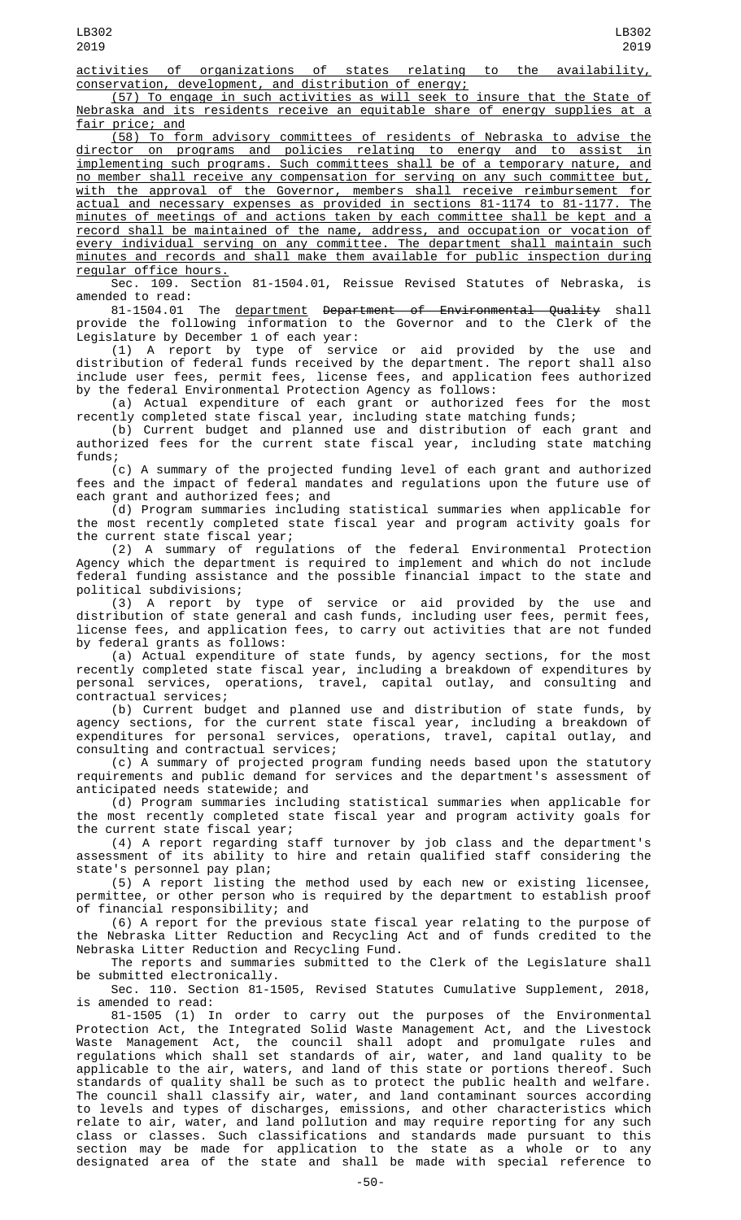activities of organizations of states relating to the availability, conservation, development, and distribution of energy;

(57) To engage in such activities as will seek to insure that the State of Nebraska and its residents receive an equitable share of energy supplies at a fair price; and

(58) To form advisory committees of residents of Nebraska to advise the director on programs and policies relating to energy and to assist in implementing such programs. Such committees shall be of a temporary nature, and no member shall receive any compensation for serving on any such committee but, with the approval of the Governor, members shall receive reimbursement for actual and necessary expenses as provided in sections 81-1174 to 81-1177. The minutes of meetings of and actions taken by each committee shall be kept and a record shall be maintained of the name, address, and occupation or vocation of every individual serving on any committee. The department shall maintain such minutes and records and shall make them available for public inspection during regular office hours.

Sec. 109. Section 81-1504.01, Reissue Revised Statutes of Nebraska, is amended to read:

81-1504.01 The department ~~Department of Environmental Quality~~ shall provide the following information to the Governor and to the Clerk of the Legislature by December 1 of each year:

(1) A report by type of service or aid provided by the use and distribution of federal funds received by the department. The report shall also include user fees, permit fees, license fees, and application fees authorized by the federal Environmental Protection Agency as follows:

(a) Actual expenditure of each grant or authorized fees for the most recently completed state fiscal year, including state matching funds;

(b) Current budget and planned use and distribution of each grant and authorized fees for the current state fiscal year, including state matching funds;

(c) A summary of the projected funding level of each grant and authorized fees and the impact of federal mandates and regulations upon the future use of each grant and authorized fees; and

(d) Program summaries including statistical summaries when applicable for the most recently completed state fiscal year and program activity goals for the current state fiscal year;

(2) A summary of regulations of the federal Environmental Protection Agency which the department is required to implement and which do not include federal funding assistance and the possible financial impact to the state and political subdivisions;

(3) A report by type of service or aid provided by the use and distribution of state general and cash funds, including user fees, permit fees, license fees, and application fees, to carry out activities that are not funded by federal grants as follows:

(a) Actual expenditure of state funds, by agency sections, for the most recently completed state fiscal year, including a breakdown of expenditures by personal services, operations, travel, capital outlay, and consulting and contractual services;

(b) Current budget and planned use and distribution of state funds, by agency sections, for the current state fiscal year, including a breakdown of expenditures for personal services, operations, travel, capital outlay, and consulting and contractual services;

(c) A summary of projected program funding needs based upon the statutory requirements and public demand for services and the department's assessment of anticipated needs statewide; and

(d) Program summaries including statistical summaries when applicable for the most recently completed state fiscal year and program activity goals for the current state fiscal year;

(4) A report regarding staff turnover by job class and the department's assessment of its ability to hire and retain qualified staff considering the state's personnel pay plan;

(5) A report listing the method used by each new or existing licensee, permittee, or other person who is required by the department to establish proof of financial responsibility; and

(6) A report for the previous state fiscal year relating to the purpose of the Nebraska Litter Reduction and Recycling Act and of funds credited to the Nebraska Litter Reduction and Recycling Fund.

The reports and summaries submitted to the Clerk of the Legislature shall be submitted electronically.

Sec. 110. Section 81-1505, Revised Statutes Cumulative Supplement, 2018, is amended to read:

81-1505 (1) In order to carry out the purposes of the Environmental Protection Act, the Integrated Solid Waste Management Act, and the Livestock Waste Management Act, the council shall adopt and promulgate rules and regulations which shall set standards of air, water, and land quality to be applicable to the air, waters, and land of this state or portions thereof. Such standards of quality shall be such as to protect the public health and welfare. The council shall classify air, water, and land contaminant sources according to levels and types of discharges, emissions, and other characteristics which relate to air, water, and land pollution and may require reporting for any such class or classes. Such classifications and standards made pursuant to this section may be made for application to the state as a whole or to any designated area of the state and shall be made with special reference to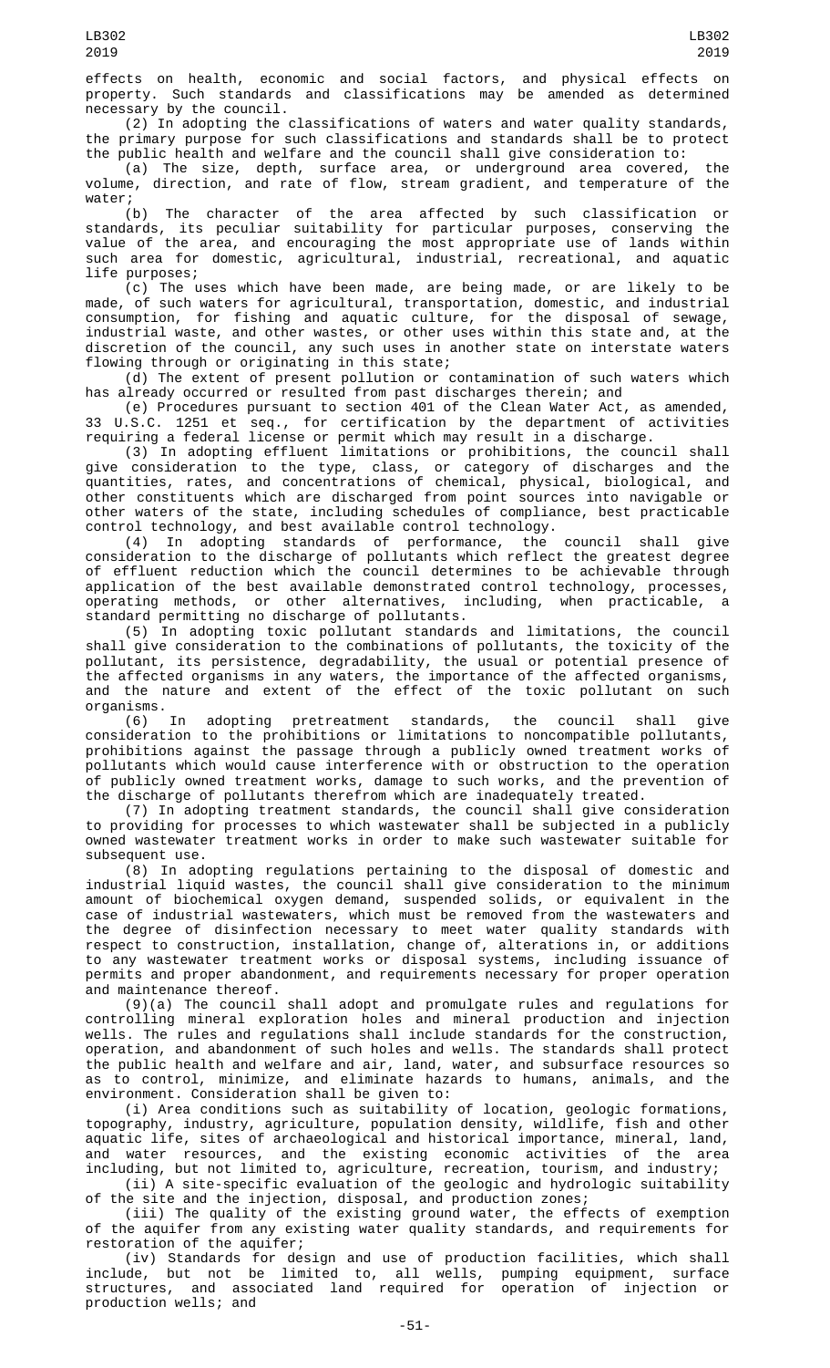effects on health, economic and social factors, and physical effects on property. Such standards and classifications may be amended as determined necessary by the council.

(2) In adopting the classifications of waters and water quality standards, the primary purpose for such classifications and standards shall be to protect the public health and welfare and the council shall give consideration to:

(a) The size, depth, surface area, or underground area covered, the volume, direction, and rate of flow, stream gradient, and temperature of the water;

(b) The character of the area affected by such classification or standards, its peculiar suitability for particular purposes, conserving the value of the area, and encouraging the most appropriate use of lands within such area for domestic, agricultural, industrial, recreational, and aquatic life purposes;

(c) The uses which have been made, are being made, or are likely to be made, of such waters for agricultural, transportation, domestic, and industrial consumption, for fishing and aquatic culture, for the disposal of sewage, industrial waste, and other wastes, or other uses within this state and, at the discretion of the council, any such uses in another state on interstate waters flowing through or originating in this state;

(d) The extent of present pollution or contamination of such waters which has already occurred or resulted from past discharges therein; and

(e) Procedures pursuant to section 401 of the Clean Water Act, as amended, 33 U.S.C. 1251 et seq., for certification by the department of activities requiring a federal license or permit which may result in a discharge.

(3) In adopting effluent limitations or prohibitions, the council shall give consideration to the type, class, or category of discharges and the quantities, rates, and concentrations of chemical, physical, biological, and other constituents which are discharged from point sources into navigable or other waters of the state, including schedules of compliance, best practicable control technology, and best available control technology.

(4) In adopting standards of performance, the council shall give consideration to the discharge of pollutants which reflect the greatest degree of effluent reduction which the council determines to be achievable through application of the best available demonstrated control technology, processes, operating methods, or other alternatives, including, when practicable, a standard permitting no discharge of pollutants.

(5) In adopting toxic pollutant standards and limitations, the council shall give consideration to the combinations of pollutants, the toxicity of the pollutant, its persistence, degradability, the usual or potential presence of the affected organisms in any waters, the importance of the affected organisms, and the nature and extent of the effect of the toxic pollutant on such organisms.

(6) In adopting pretreatment standards, the council shall give consideration to the prohibitions or limitations to noncompatible pollutants, prohibitions against the passage through a publicly owned treatment works of pollutants which would cause interference with or obstruction to the operation of publicly owned treatment works, damage to such works, and the prevention of the discharge of pollutants therefrom which are inadequately treated.

(7) In adopting treatment standards, the council shall give consideration to providing for processes to which wastewater shall be subjected in a publicly owned wastewater treatment works in order to make such wastewater suitable for subsequent use.

(8) In adopting regulations pertaining to the disposal of domestic and industrial liquid wastes, the council shall give consideration to the minimum amount of biochemical oxygen demand, suspended solids, or equivalent in the case of industrial wastewaters, which must be removed from the wastewaters and the degree of disinfection necessary to meet water quality standards with respect to construction, installation, change of, alterations in, or additions to any wastewater treatment works or disposal systems, including issuance of permits and proper abandonment, and requirements necessary for proper operation and maintenance thereof.

(9)(a) The council shall adopt and promulgate rules and regulations for controlling mineral exploration holes and mineral production and injection wells. The rules and regulations shall include standards for the construction, operation, and abandonment of such holes and wells. The standards shall protect the public health and welfare and air, land, water, and subsurface resources so as to control, minimize, and eliminate hazards to humans, animals, and the environment. Consideration shall be given to:

(i) Area conditions such as suitability of location, geologic formations, topography, industry, agriculture, population density, wildlife, fish and other aquatic life, sites of archaeological and historical importance, mineral, land, and water resources, and the existing economic activities of the area including, but not limited to, agriculture, recreation, tourism, and industry;

(ii) A site-specific evaluation of the geologic and hydrologic suitability of the site and the injection, disposal, and production zones;

(iii) The quality of the existing ground water, the effects of exemption of the aquifer from any existing water quality standards, and requirements for restoration of the aquifer;

(iv) Standards for design and use of production facilities, which shall include, but not be limited to, all wells, pumping equipment, surface structures, and associated land required for operation of injection or production wells; and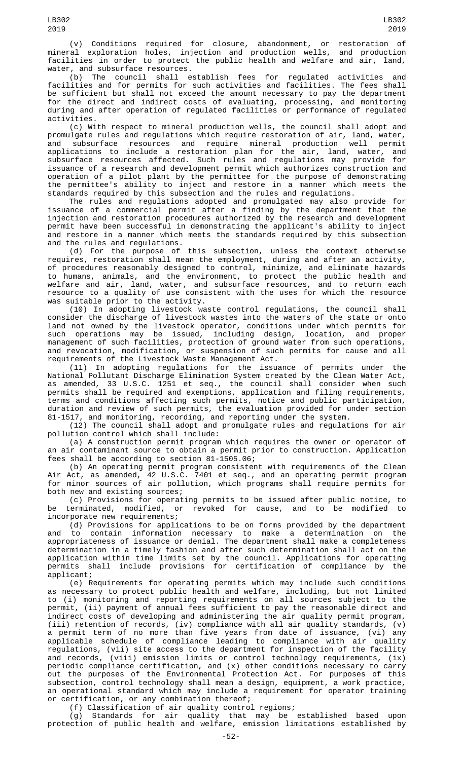(v) Conditions required for closure, abandonment, or restoration of mineral exploration holes, injection and production wells, and production facilities in order to protect the public health and welfare and air, land, water, and subsurface resources.

(b) The council shall establish fees for regulated activities and facilities and for permits for such activities and facilities. The fees shall be sufficient but shall not exceed the amount necessary to pay the department for the direct and indirect costs of evaluating, processing, and monitoring during and after operation of regulated facilities or performance of regulated activities.

(c) With respect to mineral production wells, the council shall adopt and promulgate rules and regulations which require restoration of air, land, water, and subsurface resources and require mineral production well permit applications to include a restoration plan for the air, land, water, and subsurface resources affected. Such rules and regulations may provide for issuance of a research and development permit which authorizes construction and operation of a pilot plant by the permittee for the purpose of demonstrating the permittee's ability to inject and restore in a manner which meets the standards required by this subsection and the rules and regulations.

The rules and regulations adopted and promulgated may also provide for issuance of a commercial permit after a finding by the department that the injection and restoration procedures authorized by the research and development permit have been successful in demonstrating the applicant's ability to inject and restore in a manner which meets the standards required by this subsection and the rules and regulations.

(d) For the purpose of this subsection, unless the context otherwise requires, restoration shall mean the employment, during and after an activity, of procedures reasonably designed to control, minimize, and eliminate hazards to humans, animals, and the environment, to protect the public health and welfare and air, land, water, and subsurface resources, and to return each resource to a quality of use consistent with the uses for which the resource was suitable prior to the activity.

(10) In adopting livestock waste control regulations, the council shall consider the discharge of livestock wastes into the waters of the state or onto land not owned by the livestock operator, conditions under which permits for such operations may be issued, including design, location, and proper management of such facilities, protection of ground water from such operations, and revocation, modification, or suspension of such permits for cause and all requirements of the Livestock Waste Management Act.

(11) In adopting regulations for the issuance of permits under the National Pollutant Discharge Elimination System created by the Clean Water Act, as amended, 33 U.S.C. 1251 et seq., the council shall consider when such permits shall be required and exemptions, application and filing requirements, terms and conditions affecting such permits, notice and public participation, duration and review of such permits, the evaluation provided for under section 81-1517, and monitoring, recording, and reporting under the system.

(12) The council shall adopt and promulgate rules and regulations for air pollution control which shall include:

(a) A construction permit program which requires the owner or operator of an air contaminant source to obtain a permit prior to construction. Application fees shall be according to section 81-1505.06;

(b) An operating permit program consistent with requirements of the Clean Air Act, as amended, 42 U.S.C. 7401 et seq., and an operating permit program for minor sources of air pollution, which programs shall require permits for both new and existing sources;

(c) Provisions for operating permits to be issued after public notice, to be terminated, modified, or revoked for cause, and to be modified to incorporate new requirements;

(d) Provisions for applications to be on forms provided by the department and to contain information necessary to make a determination on the appropriateness of issuance or denial. The department shall make a completeness determination in a timely fashion and after such determination shall act on the application within time limits set by the council. Applications for operating permits shall include provisions for certification of compliance by the applicant;

(e) Requirements for operating permits which may include such conditions as necessary to protect public health and welfare, including, but not limited to (i) monitoring and reporting requirements on all sources subject to the permit, (ii) payment of annual fees sufficient to pay the reasonable direct and indirect costs of developing and administering the air quality permit program, (iii) retention of records, (iv) compliance with all air quality standards, (v) a permit term of no more than five years from date of issuance, (vi) any applicable schedule of compliance leading to compliance with air quality regulations, (vii) site access to the department for inspection of the facility and records, (viii) emission limits or control technology requirements, (ix) periodic compliance certification, and (x) other conditions necessary to carry out the purposes of the Environmental Protection Act. For purposes of this subsection, control technology shall mean a design, equipment, a work practice, an operational standard which may include a requirement for operator training or certification, or any combination thereof;

(f) Classification of air quality control regions;

(g) Standards for air quality that may be established based upon protection of public health and welfare, emission limitations established by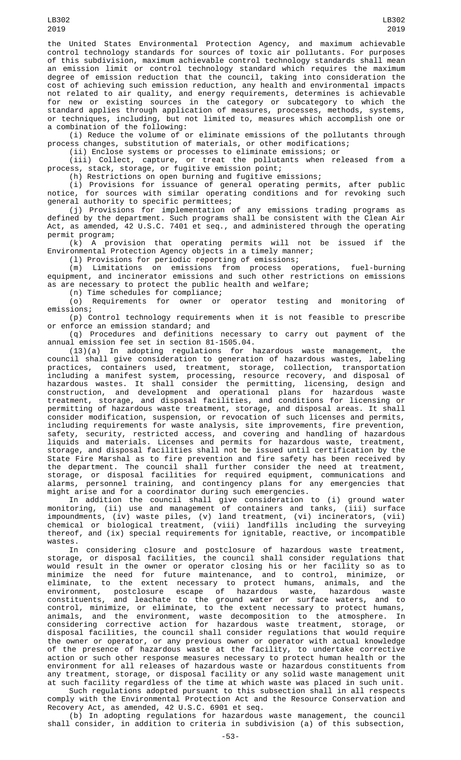the United States Environmental Protection Agency, and maximum achievable control technology standards for sources of toxic air pollutants. For purposes of this subdivision, maximum achievable control technology standards shall mean an emission limit or control technology standard which requires the maximum degree of emission reduction that the council, taking into consideration the cost of achieving such emission reduction, any health and environmental impacts not related to air quality, and energy requirements, determines is achievable for new or existing sources in the category or subcategory to which the standard applies through application of measures, processes, methods, systems, or techniques, including, but not limited to, measures which accomplish one or a combination of the following:

(i) Reduce the volume of or eliminate emissions of the pollutants through process changes, substitution of materials, or other modifications;

(ii) Enclose systems or processes to eliminate emissions; or

(iii) Collect, capture, or treat the pollutants when released from a process, stack, storage, or fugitive emission point;

(h) Restrictions on open burning and fugitive emissions;

(i) Provisions for issuance of general operating permits, after public notice, for sources with similar operating conditions and for revoking such general authority to specific permittees;

(j) Provisions for implementation of any emissions trading programs as defined by the department. Such programs shall be consistent with the Clean Air Act, as amended, 42 U.S.C. 7401 et seq., and administered through the operating permit program;

(k) A provision that operating permits will not be issued if the Environmental Protection Agency objects in a timely manner;

(l) Provisions for periodic reporting of emissions;

(m) Limitations on emissions from process operations, fuel-burning equipment, and incinerator emissions and such other restrictions on emissions as are necessary to protect the public health and welfare;

(n) Time schedules for compliance;

(o) Requirements for owner or operator testing and monitoring of emissions;

(p) Control technology requirements when it is not feasible to prescribe or enforce an emission standard; and

(q) Procedures and definitions necessary to carry out payment of the annual emission fee set in section 81-1505.04.

(13)(a) In adopting regulations for hazardous waste management, the council shall give consideration to generation of hazardous wastes, labeling practices, containers used, treatment, storage, collection, transportation including a manifest system, processing, resource recovery, and disposal of hazardous wastes. It shall consider the permitting, licensing, design and construction, and development and operational plans for hazardous waste treatment, storage, and disposal facilities, and conditions for licensing or permitting of hazardous waste treatment, storage, and disposal areas. It shall consider modification, suspension, or revocation of such licenses and permits, including requirements for waste analysis, site improvements, fire prevention, safety, security, restricted access, and covering and handling of hazardous liquids and materials. Licenses and permits for hazardous waste, treatment, storage, and disposal facilities shall not be issued until certification by the State Fire Marshal as to fire prevention and fire safety has been received by the department. The council shall further consider the need at treatment, storage, or disposal facilities for required equipment, communications and alarms, personnel training, and contingency plans for any emergencies that might arise and for a coordinator during such emergencies.

In addition the council shall give consideration to (i) ground water monitoring, (ii) use and management of containers and tanks, (iii) surface impoundments, (iv) waste piles, (v) land treatment, (vi) incinerators, (vii) chemical or biological treatment, (viii) landfills including the surveying thereof, and (ix) special requirements for ignitable, reactive, or incompatible wastes.

In considering closure and postclosure of hazardous waste treatment, storage, or disposal facilities, the council shall consider regulations that would result in the owner or operator closing his or her facility so as to minimize the need for future maintenance, and to control, minimize, or eliminate, to the extent necessary to protect humans, animals, and the environment, postclosure escape of hazardous waste, hazardous waste constituents, and leachate to the ground water or surface waters, and to control, minimize, or eliminate, to the extent necessary to protect humans, animals, and the environment, waste decomposition to the atmosphere. In considering corrective action for hazardous waste treatment, storage, or disposal facilities, the council shall consider regulations that would require the owner or operator, or any previous owner or operator with actual knowledge of the presence of hazardous waste at the facility, to undertake corrective action or such other response measures necessary to protect human health or the environment for all releases of hazardous waste or hazardous constituents from any treatment, storage, or disposal facility or any solid waste management unit at such facility regardless of the time at which waste was placed in such unit.

Such regulations adopted pursuant to this subsection shall in all respects comply with the Environmental Protection Act and the Resource Conservation and Recovery Act, as amended, 42 U.S.C. 6901 et seq.

(b) In adopting regulations for hazardous waste management, the council shall consider, in addition to criteria in subdivision (a) of this subsection,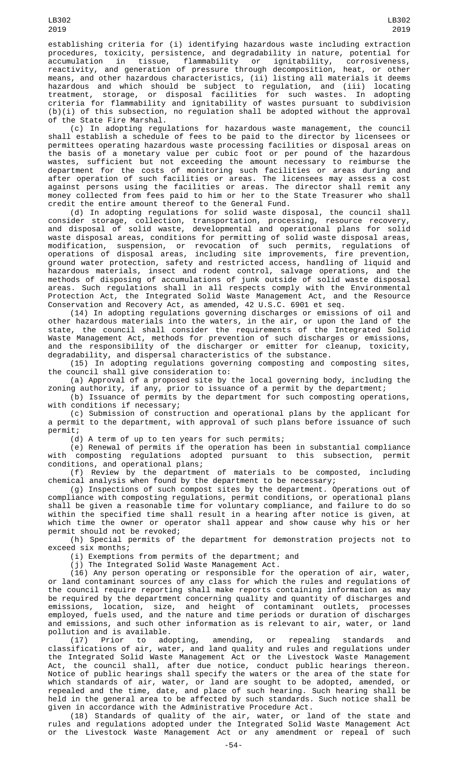establishing criteria for (i) identifying hazardous waste including extraction procedures, toxicity, persistence, and degradability in nature, potential for accumulation in tissue, flammability or ignitability, corrosiveness, reactivity, and generation of pressure through decomposition, heat, or other means, and other hazardous characteristics, (ii) listing all materials it deems hazardous and which should be subject to regulation, and (iii) locating treatment, storage, or disposal facilities for such wastes. In adopting criteria for flammability and ignitability of wastes pursuant to subdivision (b)(i) of this subsection, no regulation shall be adopted without the approval of the State Fire Marshal.

(c) In adopting regulations for hazardous waste management, the council shall establish a schedule of fees to be paid to the director by licensees or permittees operating hazardous waste processing facilities or disposal areas on the basis of a monetary value per cubic foot or per pound of the hazardous wastes, sufficient but not exceeding the amount necessary to reimburse the department for the costs of monitoring such facilities or areas during and after operation of such facilities or areas. The licensees may assess a cost against persons using the facilities or areas. The director shall remit any money collected from fees paid to him or her to the State Treasurer who shall credit the entire amount thereof to the General Fund.

(d) In adopting regulations for solid waste disposal, the council shall consider storage, collection, transportation, processing, resource recovery, and disposal of solid waste, developmental and operational plans for solid waste disposal areas, conditions for permitting of solid waste disposal areas, modification, suspension, or revocation of such permits, regulations of operations of disposal areas, including site improvements, fire prevention, ground water protection, safety and restricted access, handling of liquid and hazardous materials, insect and rodent control, salvage operations, and the methods of disposing of accumulations of junk outside of solid waste disposal areas. Such regulations shall in all respects comply with the Environmental Protection Act, the Integrated Solid Waste Management Act, and the Resource Conservation and Recovery Act, as amended, 42 U.S.C. 6901 et seq.

(14) In adopting regulations governing discharges or emissions of oil and other hazardous materials into the waters, in the air, or upon the land of the state, the council shall consider the requirements of the Integrated Solid Waste Management Act, methods for prevention of such discharges or emissions, and the responsibility of the discharger or emitter for cleanup, toxicity, degradability, and dispersal characteristics of the substance.

(15) In adopting regulations governing composting and composting sites, the council shall give consideration to:

(a) Approval of a proposed site by the local governing body, including the zoning authority, if any, prior to issuance of a permit by the department;

(b) Issuance of permits by the department for such composting operations, with conditions if necessary;

(c) Submission of construction and operational plans by the applicant for a permit to the department, with approval of such plans before issuance of such permit;

(d) A term of up to ten years for such permits;

(e) Renewal of permits if the operation has been in substantial compliance with composting regulations adopted pursuant to this subsection, permit conditions, and operational plans;

(f) Review by the department of materials to be composted, including chemical analysis when found by the department to be necessary;

(g) Inspections of such compost sites by the department. Operations out of compliance with composting regulations, permit conditions, or operational plans shall be given a reasonable time for voluntary compliance, and failure to do so within the specified time shall result in a hearing after notice is given, at which time the owner or operator shall appear and show cause why his or her permit should not be revoked;

(h) Special permits of the department for demonstration projects not to exceed six months;

(i) Exemptions from permits of the department; and

(j) The Integrated Solid Waste Management Act.

(16) Any person operating or responsible for the operation of air, water, or land contaminant sources of any class for which the rules and regulations of the council require reporting shall make reports containing information as may be required by the department concerning quality and quantity of discharges and emissions, location, size, and height of contaminant outlets, processes employed, fuels used, and the nature and time periods or duration of discharges and emissions, and such other information as is relevant to air, water, or land pollution and is available.

(17) Prior to adopting, amending, or repealing standards and classifications of air, water, and land quality and rules and regulations under the Integrated Solid Waste Management Act or the Livestock Waste Management Act, the council shall, after due notice, conduct public hearings thereon. Notice of public hearings shall specify the waters or the area of the state for which standards of air, water, or land are sought to be adopted, amended, or repealed and the time, date, and place of such hearing. Such hearing shall be held in the general area to be affected by such standards. Such notice shall be given in accordance with the Administrative Procedure Act.

(18) Standards of quality of the air, water, or land of the state and rules and regulations adopted under the Integrated Solid Waste Management Act or the Livestock Waste Management Act or any amendment or repeal of such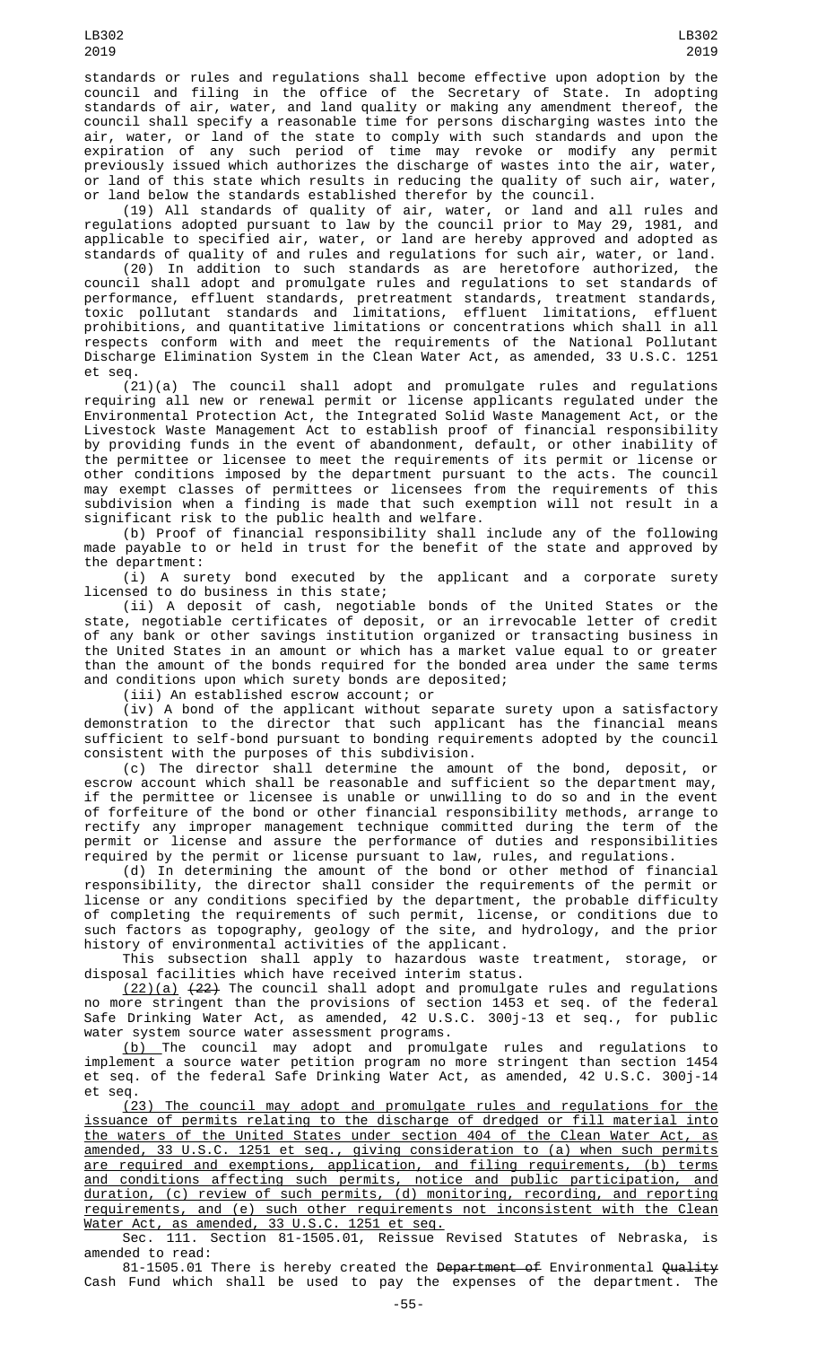standards or rules and regulations shall become effective upon adoption by the council and filing in the office of the Secretary of State. In adopting standards of air, water, and land quality or making any amendment thereof, the council shall specify a reasonable time for persons discharging wastes into the air, water, or land of the state to comply with such standards and upon the expiration of any such period of time may revoke or modify any permit previously issued which authorizes the discharge of wastes into the air, water, or land of this state which results in reducing the quality of such air, water, or land below the standards established therefor by the council.

(19) All standards of quality of air, water, or land and all rules and regulations adopted pursuant to law by the council prior to May 29, 1981, and applicable to specified air, water, or land are hereby approved and adopted as standards of quality of and rules and regulations for such air, water, or land.

(20) In addition to such standards as are heretofore authorized, the council shall adopt and promulgate rules and regulations to set standards of performance, effluent standards, pretreatment standards, treatment standards, toxic pollutant standards and limitations, effluent limitations, effluent prohibitions, and quantitative limitations or concentrations which shall in all respects conform with and meet the requirements of the National Pollutant Discharge Elimination System in the Clean Water Act, as amended, 33 U.S.C. 1251 et seq.

(21)(a) The council shall adopt and promulgate rules and regulations requiring all new or renewal permit or license applicants regulated under the Environmental Protection Act, the Integrated Solid Waste Management Act, or the Livestock Waste Management Act to establish proof of financial responsibility by providing funds in the event of abandonment, default, or other inability of the permittee or licensee to meet the requirements of its permit or license or other conditions imposed by the department pursuant to the acts. The council may exempt classes of permittees or licensees from the requirements of this subdivision when a finding is made that such exemption will not result in a significant risk to the public health and welfare.

(b) Proof of financial responsibility shall include any of the following made payable to or held in trust for the benefit of the state and approved by the department:

(i) A surety bond executed by the applicant and a corporate surety licensed to do business in this state;

(ii) A deposit of cash, negotiable bonds of the United States or the state, negotiable certificates of deposit, or an irrevocable letter of credit of any bank or other savings institution organized or transacting business in the United States in an amount or which has a market value equal to or greater than the amount of the bonds required for the bonded area under the same terms and conditions upon which surety bonds are deposited;

(iii) An established escrow account; or

(iv) A bond of the applicant without separate surety upon a satisfactory demonstration to the director that such applicant has the financial means sufficient to self-bond pursuant to bonding requirements adopted by the council consistent with the purposes of this subdivision.

(c) The director shall determine the amount of the bond, deposit, or escrow account which shall be reasonable and sufficient so the department may, if the permittee or licensee is unable or unwilling to do so and in the event of forfeiture of the bond or other financial responsibility methods, arrange to rectify any improper management technique committed during the term of the permit or license and assure the performance of duties and responsibilities required by the permit or license pursuant to law, rules, and regulations.

(d) In determining the amount of the bond or other method of financial responsibility, the director shall consider the requirements of the permit or license or any conditions specified by the department, the probable difficulty of completing the requirements of such permit, license, or conditions due to such factors as topography, geology of the site, and hydrology, and the prior history of environmental activities of the applicant.

This subsection shall apply to hazardous waste treatment, storage, or disposal facilities which have received interim status.

(22)(a) ~~(22)~~ The council shall adopt and promulgate rules and regulations no more stringent than the provisions of section 1453 et seq. of the federal Safe Drinking Water Act, as amended, 42 U.S.C. 300j-13 et seq., for public water system source water assessment programs.

(b) The council may adopt and promulgate rules and regulations to implement a source water petition program no more stringent than section 1454 et seq. of the federal Safe Drinking Water Act, as amended, 42 U.S.C. 300j-14 et seq.

(23) The council may adopt and promulgate rules and regulations for the issuance of permits relating to the discharge of dredged or fill material into the waters of the United States under section 404 of the Clean Water Act, as amended, 33 U.S.C. 1251 et seq., giving consideration to (a) when such permits are required and exemptions, application, and filing requirements, (b) terms and conditions affecting such permits, notice and public participation, and duration, (c) review of such permits, (d) monitoring, recording, and reporting requirements, and (e) such other requirements not inconsistent with the Clean Water Act, as amended, 33 U.S.C. 1251 et seq.

Sec. 111. Section 81-1505.01, Reissue Revised Statutes of Nebraska, is amended to read:

81-1505.01 There is hereby created the ~~Department of~~ Environmental ~~Quality~~ Cash Fund which shall be used to pay the expenses of the department. The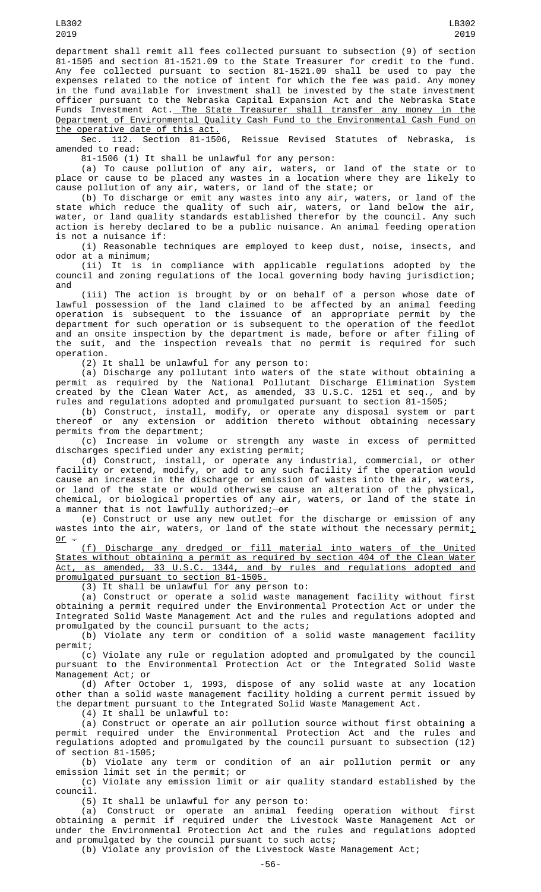department shall remit all fees collected pursuant to subsection (9) of section 81-1505 and section 81-1521.09 to the State Treasurer for credit to the fund. Any fee collected pursuant to section 81-1521.09 shall be used to pay the expenses related to the notice of intent for which the fee was paid. Any money in the fund available for investment shall be invested by the state investment officer pursuant to the Nebraska Capital Expansion Act and the Nebraska State Funds Investment Act. The State Treasurer shall transfer any money in the Department of Environmental Quality Cash Fund to the Environmental Cash Fund on the operative date of this act.

Sec. 112. Section 81-1506, Reissue Revised Statutes of Nebraska, is amended to read:

81-1506 (1) It shall be unlawful for any person:

(a) To cause pollution of any air, waters, or land of the state or to place or cause to be placed any wastes in a location where they are likely to cause pollution of any air, waters, or land of the state; or

(b) To discharge or emit any wastes into any air, waters, or land of the state which reduce the quality of such air, waters, or land below the air, water, or land quality standards established therefor by the council. Any such action is hereby declared to be a public nuisance. An animal feeding operation is not a nuisance if:

(i) Reasonable techniques are employed to keep dust, noise, insects, and odor at a minimum;

(ii) It is in compliance with applicable regulations adopted by the council and zoning regulations of the local governing body having jurisdiction; and

(iii) The action is brought by or on behalf of a person whose date of lawful possession of the land claimed to be affected by an animal feeding operation is subsequent to the issuance of an appropriate permit by the department for such operation or is subsequent to the operation of the feedlot and an onsite inspection by the department is made, before or after filing of the suit, and the inspection reveals that no permit is required for such operation.

(2) It shall be unlawful for any person to:

(a) Discharge any pollutant into waters of the state without obtaining a permit as required by the National Pollutant Discharge Elimination System created by the Clean Water Act, as amended, 33 U.S.C. 1251 et seq., and by rules and regulations adopted and promulgated pursuant to section 81-1505;

(b) Construct, install, modify, or operate any disposal system or part thereof or any extension or addition thereto without obtaining necessary permits from the department;

(c) Increase in volume or strength any waste in excess of permitted discharges specified under any existing permit;

(d) Construct, install, or operate any industrial, commercial, or other facility or extend, modify, or add to any such facility if the operation would cause an increase in the discharge or emission of wastes into the air, waters, or land of the state or would otherwise cause an alteration of the physical, chemical, or biological properties of any air, waters, or land of the state in a manner that is not lawfully authorized; ~~or~~

(e) Construct or use any new outlet for the discharge or emission of any wastes into the air, waters, or land of the state without the necessary permit; or ~~.~~

(f) Discharge any dredged or fill material into waters of the United States without obtaining a permit as required by section 404 of the Clean Water Act, as amended, 33 U.S.C. 1344, and by rules and regulations adopted and promulgated pursuant to section 81-1505.

(3) It shall be unlawful for any person to:

(a) Construct or operate a solid waste management facility without first obtaining a permit required under the Environmental Protection Act or under the Integrated Solid Waste Management Act and the rules and regulations adopted and promulgated by the council pursuant to the acts;

(b) Violate any term or condition of a solid waste management facility permit;

(c) Violate any rule or regulation adopted and promulgated by the council pursuant to the Environmental Protection Act or the Integrated Solid Waste Management Act; or

(d) After October 1, 1993, dispose of any solid waste at any location other than a solid waste management facility holding a current permit issued by the department pursuant to the Integrated Solid Waste Management Act.

(4) It shall be unlawful to:

(a) Construct or operate an air pollution source without first obtaining a permit required under the Environmental Protection Act and the rules and regulations adopted and promulgated by the council pursuant to subsection (12) of section 81-1505;

(b) Violate any term or condition of an air pollution permit or any emission limit set in the permit; or

(c) Violate any emission limit or air quality standard established by the council.

(5) It shall be unlawful for any person to:

(a) Construct or operate an animal feeding operation without first obtaining a permit if required under the Livestock Waste Management Act or under the Environmental Protection Act and the rules and regulations adopted and promulgated by the council pursuant to such acts;

(b) Violate any provision of the Livestock Waste Management Act;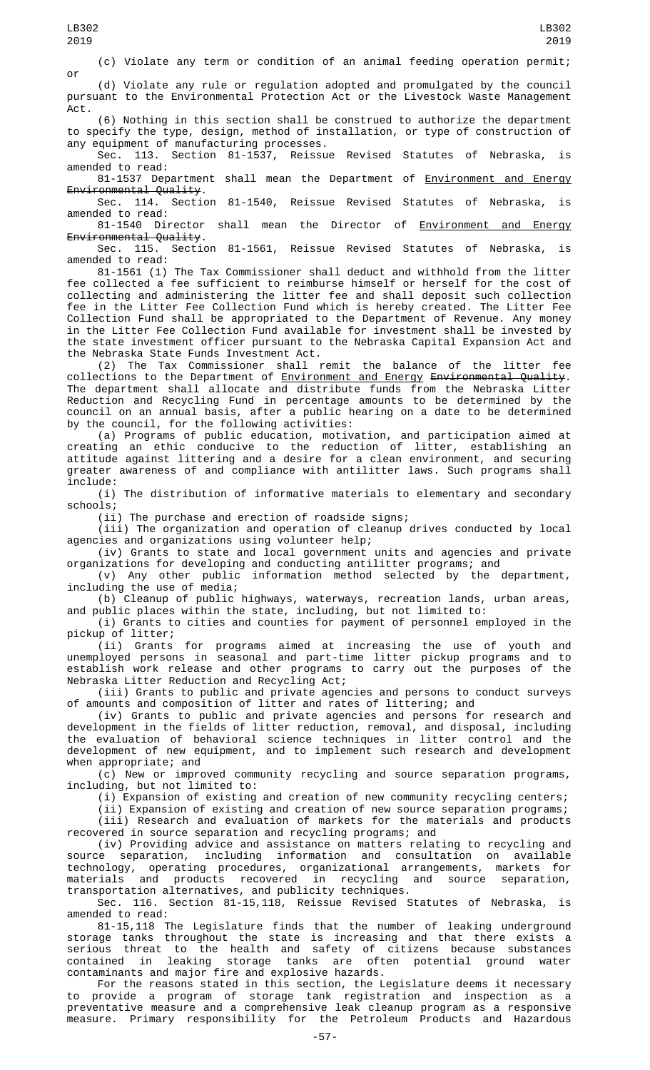(c) Violate any term or condition of an animal feeding operation permit; or

(d) Violate any rule or regulation adopted and promulgated by the council pursuant to the Environmental Protection Act or the Livestock Waste Management Act.

(6) Nothing in this section shall be construed to authorize the department to specify the type, design, method of installation, or type of construction of any equipment of manufacturing processes.

Sec. 113. Section 81-1537, Reissue Revised Statutes of Nebraska, is amended to read:

81-1537 Department shall mean the Department of Environment and Energy ~~Environmental Quality~~.

Sec. 114. Section 81-1540, Reissue Revised Statutes of Nebraska, is amended to read:

81-1540 Director shall mean the Director of Environment and Energy ~~Environmental Quality~~.

Sec. 115. Section 81-1561, Reissue Revised Statutes of Nebraska, is amended to read:

81-1561 (1) The Tax Commissioner shall deduct and withhold from the litter fee collected a fee sufficient to reimburse himself or herself for the cost of collecting and administering the litter fee and shall deposit such collection fee in the Litter Fee Collection Fund which is hereby created. The Litter Fee Collection Fund shall be appropriated to the Department of Revenue. Any money in the Litter Fee Collection Fund available for investment shall be invested by the state investment officer pursuant to the Nebraska Capital Expansion Act and the Nebraska State Funds Investment Act.

(2) The Tax Commissioner shall remit the balance of the litter fee collections to the Department of Environment and Energy ~~Environmental Quality~~. The department shall allocate and distribute funds from the Nebraska Litter Reduction and Recycling Fund in percentage amounts to be determined by the council on an annual basis, after a public hearing on a date to be determined by the council, for the following activities:

(a) Programs of public education, motivation, and participation aimed at creating an ethic conducive to the reduction of litter, establishing an attitude against littering and a desire for a clean environment, and securing greater awareness of and compliance with antilitter laws. Such programs shall include:

(i) The distribution of informative materials to elementary and secondary schools;

(ii) The purchase and erection of roadside signs;

(iii) The organization and operation of cleanup drives conducted by local agencies and organizations using volunteer help;

(iv) Grants to state and local government units and agencies and private organizations for developing and conducting antilitter programs; and

(v) Any other public information method selected by the department, including the use of media;

(b) Cleanup of public highways, waterways, recreation lands, urban areas, and public places within the state, including, but not limited to:

(i) Grants to cities and counties for payment of personnel employed in the pickup of litter;

(ii) Grants for programs aimed at increasing the use of youth and unemployed persons in seasonal and part-time litter pickup programs and to establish work release and other programs to carry out the purposes of the Nebraska Litter Reduction and Recycling Act;

(iii) Grants to public and private agencies and persons to conduct surveys of amounts and composition of litter and rates of littering; and

(iv) Grants to public and private agencies and persons for research and development in the fields of litter reduction, removal, and disposal, including the evaluation of behavioral science techniques in litter control and the development of new equipment, and to implement such research and development when appropriate; and

(c) New or improved community recycling and source separation programs, including, but not limited to:

(i) Expansion of existing and creation of new community recycling centers;

(ii) Expansion of existing and creation of new source separation programs;

(iii) Research and evaluation of markets for the materials and products recovered in source separation and recycling programs; and

(iv) Providing advice and assistance on matters relating to recycling and source separation, including information and consultation on available technology, operating procedures, organizational arrangements, markets for materials and products recovered in recycling and source separation, transportation alternatives, and publicity techniques.

Sec. 116. Section 81-15,118, Reissue Revised Statutes of Nebraska, is amended to read:

81-15,118 The Legislature finds that the number of leaking underground storage tanks throughout the state is increasing and that there exists a serious threat to the health and safety of citizens because substances contained in leaking storage tanks are often potential ground water contaminants and major fire and explosive hazards.

For the reasons stated in this section, the Legislature deems it necessary to provide a program of storage tank registration and inspection as a preventative measure and a comprehensive leak cleanup program as a responsive measure. Primary responsibility for the Petroleum Products and Hazardous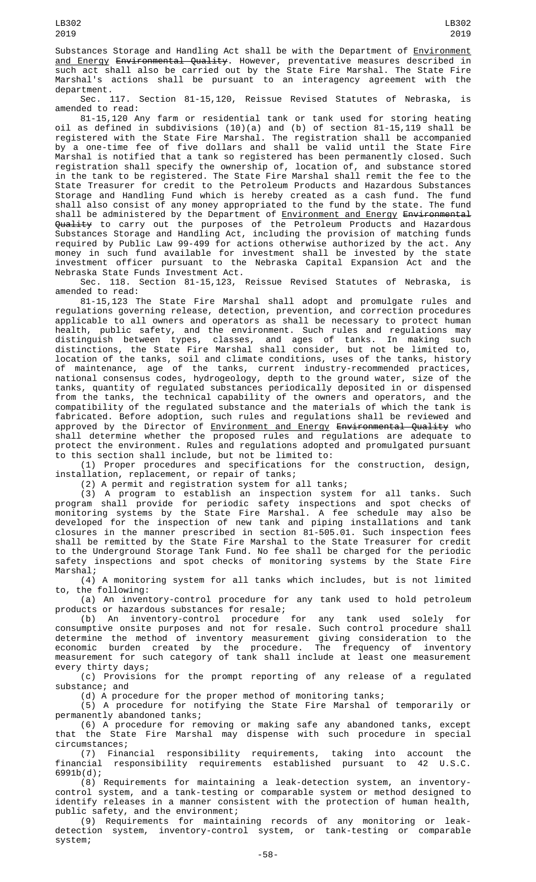Substances Storage and Handling Act shall be with the Department of Environment and Energy ~~Environmental Quality~~. However, preventative measures described in such act shall also be carried out by the State Fire Marshal. The State Fire Marshal's actions shall be pursuant to an interagency agreement with the department.

Sec. 117. Section 81-15,120, Reissue Revised Statutes of Nebraska, is amended to read:

81-15,120 Any farm or residential tank or tank used for storing heating oil as defined in subdivisions (10)(a) and (b) of section 81-15,119 shall be registered with the State Fire Marshal. The registration shall be accompanied by a one-time fee of five dollars and shall be valid until the State Fire Marshal is notified that a tank so registered has been permanently closed. Such registration shall specify the ownership of, location of, and substance stored in the tank to be registered. The State Fire Marshal shall remit the fee to the State Treasurer for credit to the Petroleum Products and Hazardous Substances Storage and Handling Fund which is hereby created as a cash fund. The fund shall also consist of any money appropriated to the fund by the state. The fund shall be administered by the Department of Environment and Energy ~~Environmental Quality~~ to carry out the purposes of the Petroleum Products and Hazardous Substances Storage and Handling Act, including the provision of matching funds required by Public Law 99-499 for actions otherwise authorized by the act. Any money in such fund available for investment shall be invested by the state investment officer pursuant to the Nebraska Capital Expansion Act and the Nebraska State Funds Investment Act.

Sec. 118. Section 81-15,123, Reissue Revised Statutes of Nebraska, is amended to read:

81-15,123 The State Fire Marshal shall adopt and promulgate rules and regulations governing release, detection, prevention, and correction procedures applicable to all owners and operators as shall be necessary to protect human health, public safety, and the environment. Such rules and regulations may distinguish between types, classes, and ages of tanks. In making such distinctions, the State Fire Marshal shall consider, but not be limited to, location of the tanks, soil and climate conditions, uses of the tanks, history of maintenance, age of the tanks, current industry-recommended practices, national consensus codes, hydrogeology, depth to the ground water, size of the tanks, quantity of regulated substances periodically deposited in or dispensed from the tanks, the technical capability of the owners and operators, and the compatibility of the regulated substance and the materials of which the tank is fabricated. Before adoption, such rules and regulations shall be reviewed and approved by the Director of Environment and Energy ~~Environmental Quality~~ who shall determine whether the proposed rules and regulations are adequate to protect the environment. Rules and regulations adopted and promulgated pursuant to this section shall include, but not be limited to:

(1) Proper procedures and specifications for the construction, design, installation, replacement, or repair of tanks;

(2) A permit and registration system for all tanks;

(3) A program to establish an inspection system for all tanks. Such program shall provide for periodic safety inspections and spot checks of monitoring systems by the State Fire Marshal. A fee schedule may also be developed for the inspection of new tank and piping installations and tank closures in the manner prescribed in section 81-505.01. Such inspection fees shall be remitted by the State Fire Marshal to the State Treasurer for credit to the Underground Storage Tank Fund. No fee shall be charged for the periodic safety inspections and spot checks of monitoring systems by the State Fire Marshal;

(4) A monitoring system for all tanks which includes, but is not limited to, the following:

(a) An inventory-control procedure for any tank used to hold petroleum products or hazardous substances for resale;

(b) An inventory-control procedure for any tank used solely for consumptive onsite purposes and not for resale. Such control procedure shall determine the method of inventory measurement giving consideration to the economic burden created by the procedure. The frequency of inventory measurement for such category of tank shall include at least one measurement every thirty days;

(c) Provisions for the prompt reporting of any release of a regulated substance; and

(d) A procedure for the proper method of monitoring tanks;

(5) A procedure for notifying the State Fire Marshal of temporarily or permanently abandoned tanks;

(6) A procedure for removing or making safe any abandoned tanks, except that the State Fire Marshal may dispense with such procedure in special circumstances;

(7) Financial responsibility requirements, taking into account the financial responsibility requirements established pursuant to 42 U.S.C. 6991b(d);

(8) Requirements for maintaining a leak-detection system, an inventory-control system, and a tank-testing or comparable system or method designed to identify releases in a manner consistent with the protection of human health, public safety, and the environment;

(9) Requirements for maintaining records of any monitoring or leak-detection system, inventory-control system, or tank-testing or comparable system;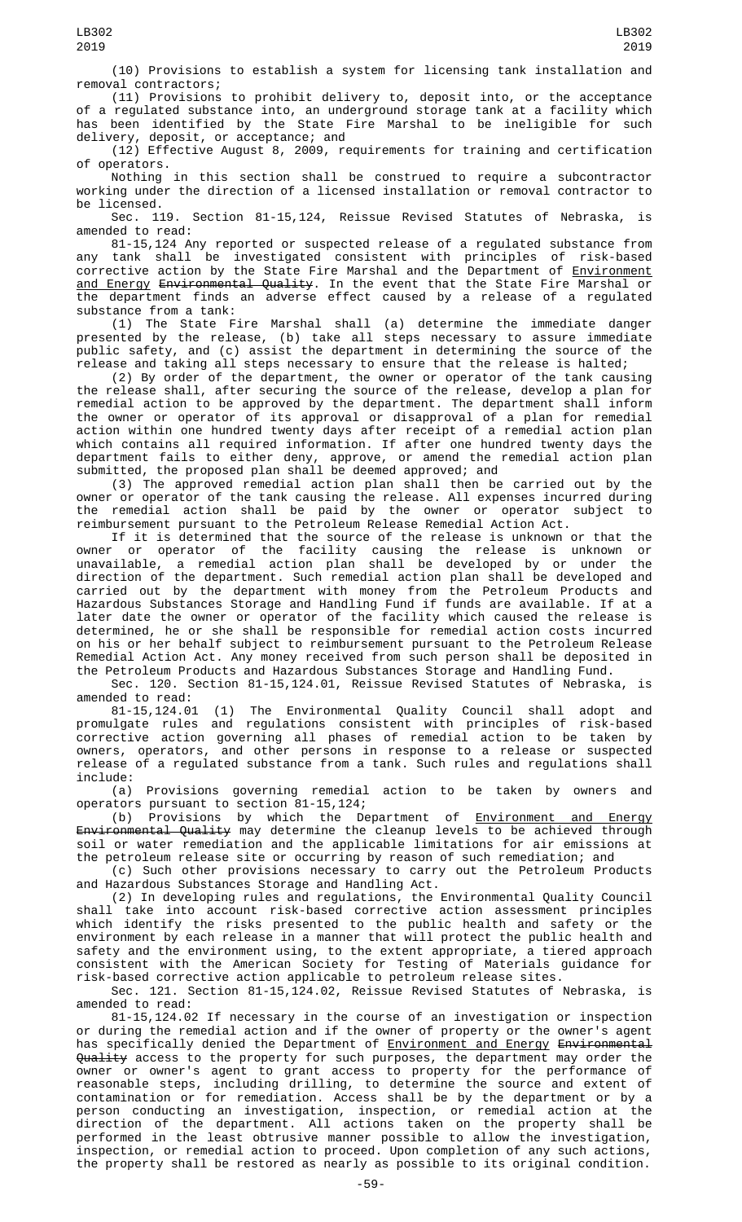(10) Provisions to establish a system for licensing tank installation and removal contractors;

(11) Provisions to prohibit delivery to, deposit into, or the acceptance of a regulated substance into, an underground storage tank at a facility which has been identified by the State Fire Marshal to be ineligible for such delivery, deposit, or acceptance; and

(12) Effective August 8, 2009, requirements for training and certification of operators.

Nothing in this section shall be construed to require a subcontractor working under the direction of a licensed installation or removal contractor to be licensed.

Sec. 119. Section 81-15,124, Reissue Revised Statutes of Nebraska, is amended to read:

81-15,124 Any reported or suspected release of a regulated substance from any tank shall be investigated consistent with principles of risk-based corrective action by the State Fire Marshal and the Department of Environment and Energy ~~Environmental Quality~~. In the event that the State Fire Marshal or the department finds an adverse effect caused by a release of a regulated substance from a tank:

(1) The State Fire Marshal shall (a) determine the immediate danger presented by the release, (b) take all steps necessary to assure immediate public safety, and (c) assist the department in determining the source of the release and taking all steps necessary to ensure that the release is halted;

(2) By order of the department, the owner or operator of the tank causing the release shall, after securing the source of the release, develop a plan for remedial action to be approved by the department. The department shall inform the owner or operator of its approval or disapproval of a plan for remedial action within one hundred twenty days after receipt of a remedial action plan which contains all required information. If after one hundred twenty days the department fails to either deny, approve, or amend the remedial action plan submitted, the proposed plan shall be deemed approved; and

(3) The approved remedial action plan shall then be carried out by the owner or operator of the tank causing the release. All expenses incurred during the remedial action shall be paid by the owner or operator subject to reimbursement pursuant to the Petroleum Release Remedial Action Act.

If it is determined that the source of the release is unknown or that the owner or operator of the facility causing the release is unknown or unavailable, a remedial action plan shall be developed by or under the direction of the department. Such remedial action plan shall be developed and carried out by the department with money from the Petroleum Products and Hazardous Substances Storage and Handling Fund if funds are available. If at a later date the owner or operator of the facility which caused the release is determined, he or she shall be responsible for remedial action costs incurred on his or her behalf subject to reimbursement pursuant to the Petroleum Release Remedial Action Act. Any money received from such person shall be deposited in the Petroleum Products and Hazardous Substances Storage and Handling Fund.

Sec. 120. Section 81-15,124.01, Reissue Revised Statutes of Nebraska, is amended to read:

81-15,124.01 (1) The Environmental Quality Council shall adopt and promulgate rules and regulations consistent with principles of risk-based corrective action governing all phases of remedial action to be taken by owners, operators, and other persons in response to a release or suspected release of a regulated substance from a tank. Such rules and regulations shall include:

(a) Provisions governing remedial action to be taken by owners and operators pursuant to section 81-15,124;

(b) Provisions by which the Department of Environment and Energy ~~Environmental Quality~~ may determine the cleanup levels to be achieved through soil or water remediation and the applicable limitations for air emissions at the petroleum release site or occurring by reason of such remediation; and

(c) Such other provisions necessary to carry out the Petroleum Products and Hazardous Substances Storage and Handling Act.

(2) In developing rules and regulations, the Environmental Quality Council shall take into account risk-based corrective action assessment principles which identify the risks presented to the public health and safety or the environment by each release in a manner that will protect the public health and safety and the environment using, to the extent appropriate, a tiered approach consistent with the American Society for Testing of Materials guidance for risk-based corrective action applicable to petroleum release sites.

Sec. 121. Section 81-15,124.02, Reissue Revised Statutes of Nebraska, is amended to read:

81-15,124.02 If necessary in the course of an investigation or inspection or during the remedial action and if the owner of property or the owner's agent has specifically denied the Department of Environment and Energy ~~Environmental Quality~~ access to the property for such purposes, the department may order the owner or owner's agent to grant access to property for the performance of reasonable steps, including drilling, to determine the source and extent of contamination or for remediation. Access shall be by the department or by a person conducting an investigation, inspection, or remedial action at the direction of the department. All actions taken on the property shall be performed in the least obtrusive manner possible to allow the investigation, inspection, or remedial action to proceed. Upon completion of any such actions, the property shall be restored as nearly as possible to its original condition.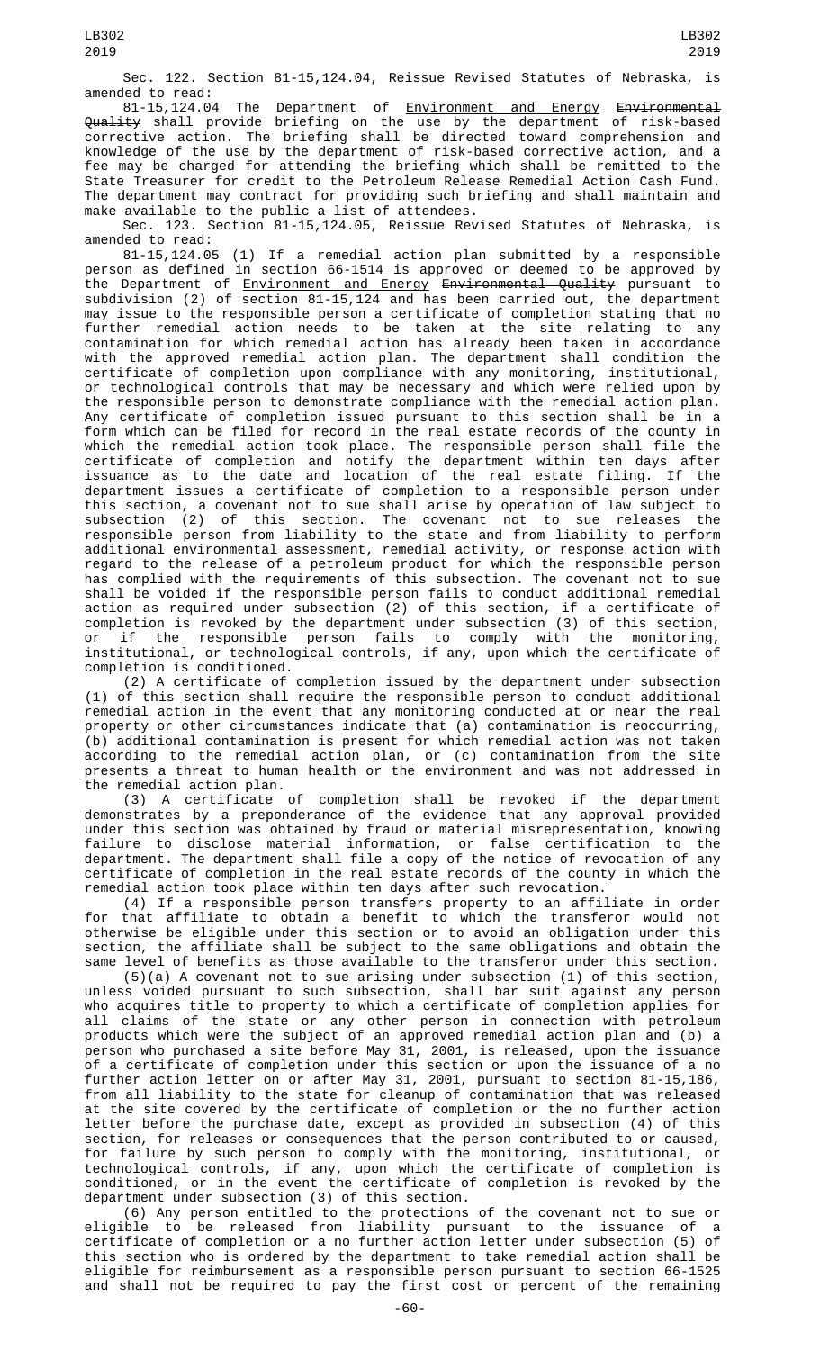Sec. 122. Section 81-15,124.04, Reissue Revised Statutes of Nebraska, is amended to read:

81-15,124.04 The Department of Environment and Energy ~~Environmental Quality~~ shall provide briefing on the use by the department of risk-based corrective action. The briefing shall be directed toward comprehension and knowledge of the use by the department of risk-based corrective action, and a fee may be charged for attending the briefing which shall be remitted to the State Treasurer for credit to the Petroleum Release Remedial Action Cash Fund. The department may contract for providing such briefing and shall maintain and make available to the public a list of attendees.

Sec. 123. Section 81-15,124.05, Reissue Revised Statutes of Nebraska, is amended to read:

81-15,124.05 (1) If a remedial action plan submitted by a responsible person as defined in section 66-1514 is approved or deemed to be approved by the Department of Environment and Energy ~~Environmental Quality~~ pursuant to subdivision (2) of section 81-15,124 and has been carried out, the department may issue to the responsible person a certificate of completion stating that no further remedial action needs to be taken at the site relating to any contamination for which remedial action has already been taken in accordance with the approved remedial action plan. The department shall condition the certificate of completion upon compliance with any monitoring, institutional, or technological controls that may be necessary and which were relied upon by the responsible person to demonstrate compliance with the remedial action plan. Any certificate of completion issued pursuant to this section shall be in a form which can be filed for record in the real estate records of the county in which the remedial action took place. The responsible person shall file the certificate of completion and notify the department within ten days after issuance as to the date and location of the real estate filing. If the department issues a certificate of completion to a responsible person under this section, a covenant not to sue shall arise by operation of law subject to subsection (2) of this section. The covenant not to sue releases the responsible person from liability to the state and from liability to perform additional environmental assessment, remedial activity, or response action with regard to the release of a petroleum product for which the responsible person has complied with the requirements of this subsection. The covenant not to sue shall be voided if the responsible person fails to conduct additional remedial action as required under subsection (2) of this section, if a certificate of completion is revoked by the department under subsection (3) of this section, or if the responsible person fails to comply with the monitoring, institutional, or technological controls, if any, upon which the certificate of completion is conditioned.

(2) A certificate of completion issued by the department under subsection (1) of this section shall require the responsible person to conduct additional remedial action in the event that any monitoring conducted at or near the real property or other circumstances indicate that (a) contamination is reoccurring, (b) additional contamination is present for which remedial action was not taken according to the remedial action plan, or (c) contamination from the site presents a threat to human health or the environment and was not addressed in the remedial action plan.

(3) A certificate of completion shall be revoked if the department demonstrates by a preponderance of the evidence that any approval provided under this section was obtained by fraud or material misrepresentation, knowing failure to disclose material information, or false certification to the department. The department shall file a copy of the notice of revocation of any certificate of completion in the real estate records of the county in which the remedial action took place within ten days after such revocation.

(4) If a responsible person transfers property to an affiliate in order for that affiliate to obtain a benefit to which the transferor would not otherwise be eligible under this section or to avoid an obligation under this section, the affiliate shall be subject to the same obligations and obtain the same level of benefits as those available to the transferor under this section.

(5)(a) A covenant not to sue arising under subsection (1) of this section, unless voided pursuant to such subsection, shall bar suit against any person who acquires title to property to which a certificate of completion applies for all claims of the state or any other person in connection with petroleum products which were the subject of an approved remedial action plan and (b) a person who purchased a site before May 31, 2001, is released, upon the issuance of a certificate of completion under this section or upon the issuance of a no further action letter on or after May 31, 2001, pursuant to section 81-15,186, from all liability to the state for cleanup of contamination that was released at the site covered by the certificate of completion or the no further action letter before the purchase date, except as provided in subsection (4) of this section, for releases or consequences that the person contributed to or caused, for failure by such person to comply with the monitoring, institutional, or technological controls, if any, upon which the certificate of completion is conditioned, or in the event the certificate of completion is revoked by the department under subsection (3) of this section.

(6) Any person entitled to the protections of the covenant not to sue or eligible to be released from liability pursuant to the issuance of a certificate of completion or a no further action letter under subsection (5) of this section who is ordered by the department to take remedial action shall be eligible for reimbursement as a responsible person pursuant to section 66-1525 and shall not be required to pay the first cost or percent of the remaining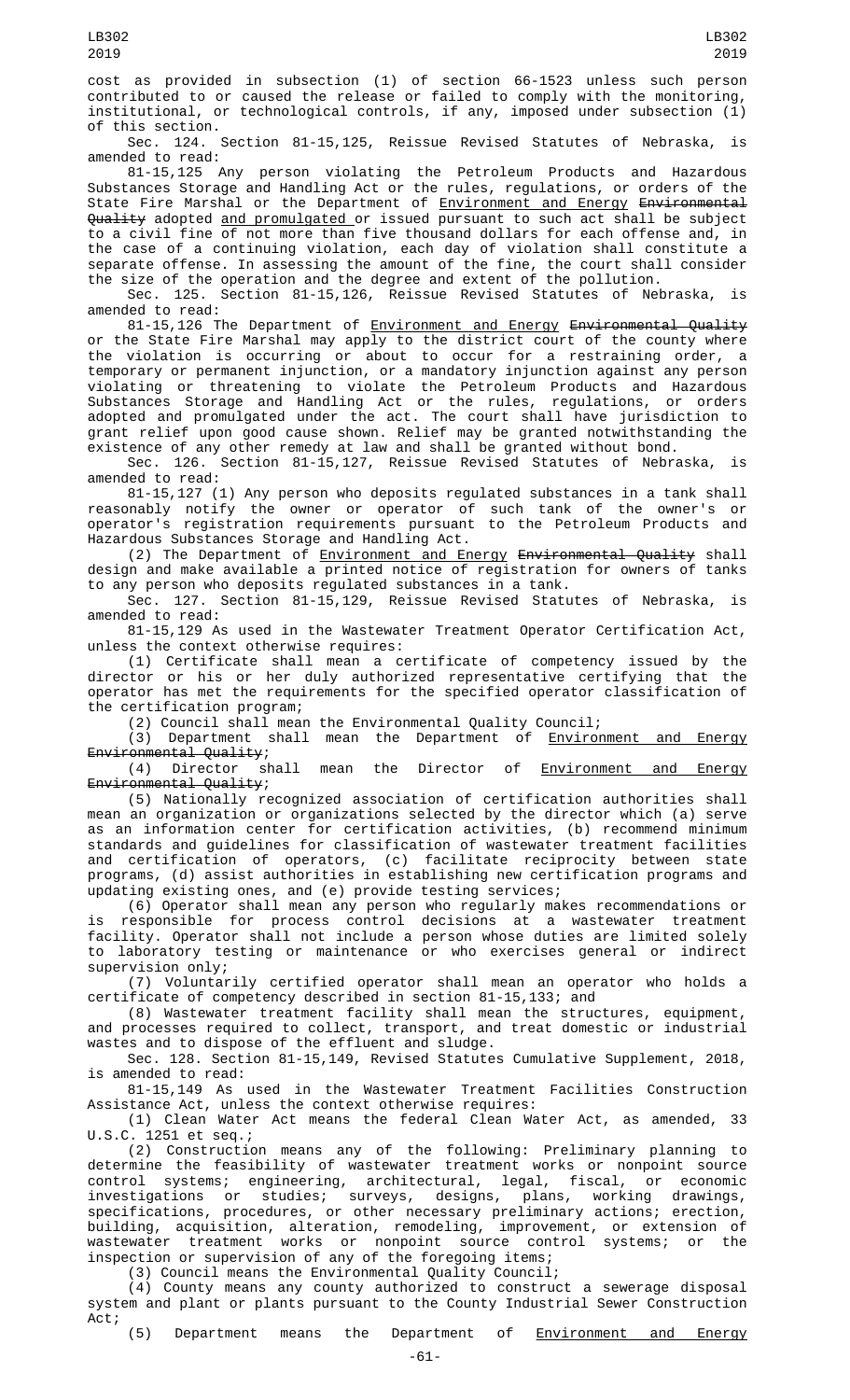cost as provided in subsection (1) of section 66-1523 unless such person contributed to or caused the release or failed to comply with the monitoring, institutional, or technological controls, if any, imposed under subsection (1) of this section.

Sec. 124. Section 81-15,125, Reissue Revised Statutes of Nebraska, is amended to read:

81-15,125 Any person violating the Petroleum Products and Hazardous Substances Storage and Handling Act or the rules, regulations, or orders of the State Fire Marshal or the Department of Environment and Energy ~~Environmental Quality~~ adopted and promulgated or issued pursuant to such act shall be subject to a civil fine of not more than five thousand dollars for each offense and, in the case of a continuing violation, each day of violation shall constitute a separate offense. In assessing the amount of the fine, the court shall consider the size of the operation and the degree and extent of the pollution.

Sec. 125. Section 81-15,126, Reissue Revised Statutes of Nebraska, is amended to read:

81-15,126 The Department of Environment and Energy ~~Environmental Quality~~ or the State Fire Marshal may apply to the district court of the county where the violation is occurring or about to occur for a restraining order, a temporary or permanent injunction, or a mandatory injunction against any person violating or threatening to violate the Petroleum Products and Hazardous Substances Storage and Handling Act or the rules, regulations, or orders adopted and promulgated under the act. The court shall have jurisdiction to grant relief upon good cause shown. Relief may be granted notwithstanding the existence of any other remedy at law and shall be granted without bond.

Sec. 126. Section 81-15,127, Reissue Revised Statutes of Nebraska, is amended to read:

81-15,127 (1) Any person who deposits regulated substances in a tank shall reasonably notify the owner or operator of such tank of the owner's or operator's registration requirements pursuant to the Petroleum Products and Hazardous Substances Storage and Handling Act.

(2) The Department of Environment and Energy ~~Environmental Quality~~ shall design and make available a printed notice of registration for owners of tanks to any person who deposits regulated substances in a tank.

Sec. 127. Section 81-15,129, Reissue Revised Statutes of Nebraska, is amended to read:

81-15,129 As used in the Wastewater Treatment Operator Certification Act, unless the context otherwise requires:

(1) Certificate shall mean a certificate of competency issued by the director or his or her duly authorized representative certifying that the operator has met the requirements for the specified operator classification of the certification program;

(2) Council shall mean the Environmental Quality Council;

(3) Department shall mean the Department of Environment and Energy ~~Environmental Quality~~;

(4) Director shall mean the Director of Environment and Energy ~~Environmental Quality~~;

(5) Nationally recognized association of certification authorities shall mean an organization or organizations selected by the director which (a) serve as an information center for certification activities, (b) recommend minimum standards and guidelines for classification of wastewater treatment facilities and certification of operators, (c) facilitate reciprocity between state programs, (d) assist authorities in establishing new certification programs and updating existing ones, and (e) provide testing services;

(6) Operator shall mean any person who regularly makes recommendations or is responsible for process control decisions at a wastewater treatment facility. Operator shall not include a person whose duties are limited solely to laboratory testing or maintenance or who exercises general or indirect supervision only;

(7) Voluntarily certified operator shall mean an operator who holds a certificate of competency described in section 81-15,133; and

(8) Wastewater treatment facility shall mean the structures, equipment, and processes required to collect, transport, and treat domestic or industrial wastes and to dispose of the effluent and sludge.

Sec. 128. Section 81-15,149, Revised Statutes Cumulative Supplement, 2018, is amended to read:

81-15,149 As used in the Wastewater Treatment Facilities Construction Assistance Act, unless the context otherwise requires:

(1) Clean Water Act means the federal Clean Water Act, as amended, 33 U.S.C. 1251 et seq.;

(2) Construction means any of the following: Preliminary planning to determine the feasibility of wastewater treatment works or nonpoint source control systems; engineering, architectural, legal, fiscal, or economic investigations or studies; surveys, designs, plans, working drawings, specifications, procedures, or other necessary preliminary actions; erection, building, acquisition, alteration, remodeling, improvement, or extension of wastewater treatment works or nonpoint source control systems; or the inspection or supervision of any of the foregoing items;

(3) Council means the Environmental Quality Council;

(4) County means any county authorized to construct a sewerage disposal system and plant or plants pursuant to the County Industrial Sewer Construction Act;

(5) Department means the Department of Environment and Energy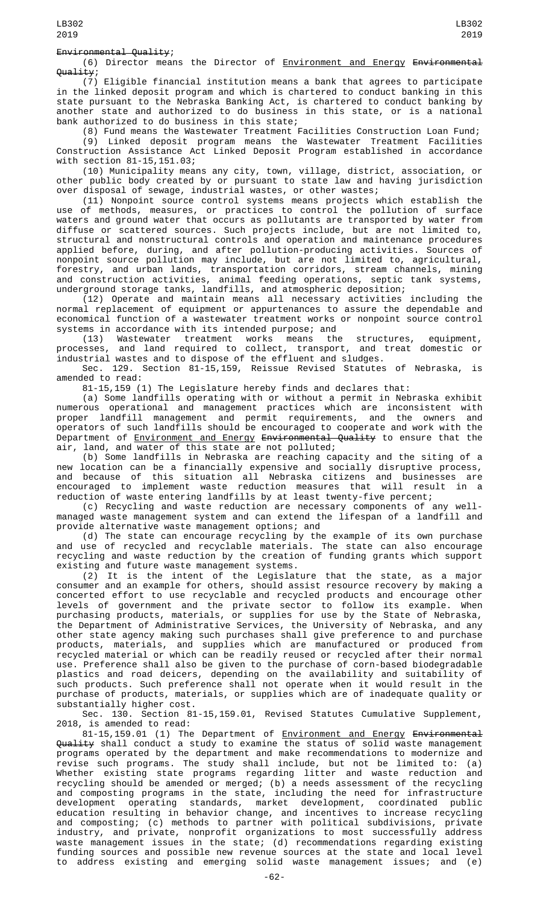~~Environmental Quality~~;

(6) Director means the Director of Environment and Energy ~~Environmental Quality~~;

(7) Eligible financial institution means a bank that agrees to participate in the linked deposit program and which is chartered to conduct banking in this state pursuant to the Nebraska Banking Act, is chartered to conduct banking by another state and authorized to do business in this state, or is a national bank authorized to do business in this state;

(8) Fund means the Wastewater Treatment Facilities Construction Loan Fund;

(9) Linked deposit program means the Wastewater Treatment Facilities Construction Assistance Act Linked Deposit Program established in accordance with section 81-15,151.03;

(10) Municipality means any city, town, village, district, association, or other public body created by or pursuant to state law and having jurisdiction over disposal of sewage, industrial wastes, or other wastes;

(11) Nonpoint source control systems means projects which establish the use of methods, measures, or practices to control the pollution of surface waters and ground water that occurs as pollutants are transported by water from diffuse or scattered sources. Such projects include, but are not limited to, structural and nonstructural controls and operation and maintenance procedures applied before, during, and after pollution-producing activities. Sources of nonpoint source pollution may include, but are not limited to, agricultural, forestry, and urban lands, transportation corridors, stream channels, mining and construction activities, animal feeding operations, septic tank systems, underground storage tanks, landfills, and atmospheric deposition;

(12) Operate and maintain means all necessary activities including the normal replacement of equipment or appurtenances to assure the dependable and economical function of a wastewater treatment works or nonpoint source control systems in accordance with its intended purpose; and

(13) Wastewater treatment works means the structures, equipment, processes, and land required to collect, transport, and treat domestic or industrial wastes and to dispose of the effluent and sludges.

Sec. 129. Section 81-15,159, Reissue Revised Statutes of Nebraska, is amended to read:

81-15,159 (1) The Legislature hereby finds and declares that:

(a) Some landfills operating with or without a permit in Nebraska exhibit numerous operational and management practices which are inconsistent with proper landfill management and permit requirements, and the owners and operators of such landfills should be encouraged to cooperate and work with the Department of Environment and Energy ~~Environmental Quality~~ to ensure that the air, land, and water of this state are not polluted;

(b) Some landfills in Nebraska are reaching capacity and the siting of a new location can be a financially expensive and socially disruptive process, and because of this situation all Nebraska citizens and businesses are encouraged to implement waste reduction measures that will result in a reduction of waste entering landfills by at least twenty-five percent;

(c) Recycling and waste reduction are necessary components of any well-managed waste management system and can extend the lifespan of a landfill and provide alternative waste management options; and

(d) The state can encourage recycling by the example of its own purchase and use of recycled and recyclable materials. The state can also encourage recycling and waste reduction by the creation of funding grants which support existing and future waste management systems.

(2) It is the intent of the Legislature that the state, as a major consumer and an example for others, should assist resource recovery by making a concerted effort to use recyclable and recycled products and encourage other levels of government and the private sector to follow its example. When purchasing products, materials, or supplies for use by the State of Nebraska, the Department of Administrative Services, the University of Nebraska, and any other state agency making such purchases shall give preference to and purchase products, materials, and supplies which are manufactured or produced from recycled material or which can be readily reused or recycled after their normal use. Preference shall also be given to the purchase of corn-based biodegradable plastics and road deicers, depending on the availability and suitability of such products. Such preference shall not operate when it would result in the purchase of products, materials, or supplies which are of inadequate quality or substantially higher cost.

Sec. 130. Section 81-15,159.01, Revised Statutes Cumulative Supplement, 2018, is amended to read:

81-15,159.01 (1) The Department of Environment and Energy ~~Environmental Quality~~ shall conduct a study to examine the status of solid waste management programs operated by the department and make recommendations to modernize and revise such programs. The study shall include, but not be limited to: (a) Whether existing state programs regarding litter and waste reduction and recycling should be amended or merged; (b) a needs assessment of the recycling and composting programs in the state, including the need for infrastructure development operating standards, market development, coordinated public education resulting in behavior change, and incentives to increase recycling and composting; (c) methods to partner with political subdivisions, private industry, and private, nonprofit organizations to most successfully address waste management issues in the state; (d) recommendations regarding existing funding sources and possible new revenue sources at the state and local level to address existing and emerging solid waste management issues; and (e)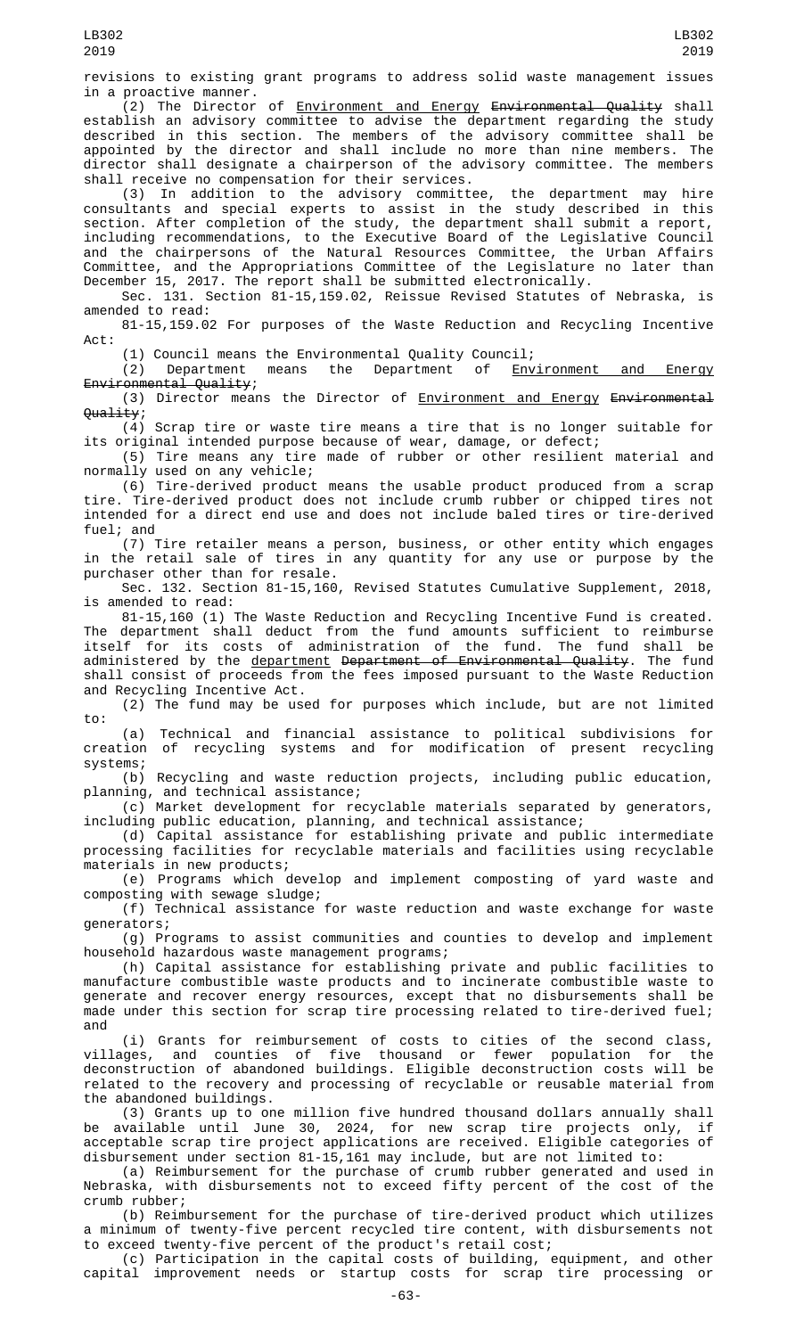revisions to existing grant programs to address solid waste management issues in a proactive manner.

(2) The Director of Environment and Energy ~~Environmental Quality~~ shall establish an advisory committee to advise the department regarding the study described in this section. The members of the advisory committee shall be appointed by the director and shall include no more than nine members. The director shall designate a chairperson of the advisory committee. The members shall receive no compensation for their services.

(3) In addition to the advisory committee, the department may hire consultants and special experts to assist in the study described in this section. After completion of the study, the department shall submit a report, including recommendations, to the Executive Board of the Legislative Council and the chairpersons of the Natural Resources Committee, the Urban Affairs Committee, and the Appropriations Committee of the Legislature no later than December 15, 2017. The report shall be submitted electronically.

Sec. 131. Section 81-15,159.02, Reissue Revised Statutes of Nebraska, is amended to read:

81-15,159.02 For purposes of the Waste Reduction and Recycling Incentive Act:

(1) Council means the Environmental Quality Council;

(2) Department means the Department of Environment and Energy ~~Environmental Quality~~;

(3) Director means the Director of Environment and Energy ~~Environmental Quality~~;

(4) Scrap tire or waste tire means a tire that is no longer suitable for its original intended purpose because of wear, damage, or defect;

(5) Tire means any tire made of rubber or other resilient material and normally used on any vehicle;

(6) Tire-derived product means the usable product produced from a scrap tire. Tire-derived product does not include crumb rubber or chipped tires not intended for a direct end use and does not include baled tires or tire-derived fuel; and

(7) Tire retailer means a person, business, or other entity which engages in the retail sale of tires in any quantity for any use or purpose by the purchaser other than for resale.

Sec. 132. Section 81-15,160, Revised Statutes Cumulative Supplement, 2018, is amended to read:

81-15,160 (1) The Waste Reduction and Recycling Incentive Fund is created. The department shall deduct from the fund amounts sufficient to reimburse itself for its costs of administration of the fund. The fund shall be administered by the department ~~Department of Environmental Quality~~. The fund shall consist of proceeds from the fees imposed pursuant to the Waste Reduction and Recycling Incentive Act.

(2) The fund may be used for purposes which include, but are not limited to:

(a) Technical and financial assistance to political subdivisions for creation of recycling systems and for modification of present recycling systems;

(b) Recycling and waste reduction projects, including public education, planning, and technical assistance;

(c) Market development for recyclable materials separated by generators, including public education, planning, and technical assistance;

(d) Capital assistance for establishing private and public intermediate processing facilities for recyclable materials and facilities using recyclable materials in new products;

(e) Programs which develop and implement composting of yard waste and composting with sewage sludge;

(f) Technical assistance for waste reduction and waste exchange for waste generators;

(g) Programs to assist communities and counties to develop and implement household hazardous waste management programs;

(h) Capital assistance for establishing private and public facilities to manufacture combustible waste products and to incinerate combustible waste to generate and recover energy resources, except that no disbursements shall be made under this section for scrap tire processing related to tire-derived fuel; and

(i) Grants for reimbursement of costs to cities of the second class, villages, and counties of five thousand or fewer population for the deconstruction of abandoned buildings. Eligible deconstruction costs will be related to the recovery and processing of recyclable or reusable material from the abandoned buildings.

(3) Grants up to one million five hundred thousand dollars annually shall be available until June 30, 2024, for new scrap tire projects only, if acceptable scrap tire project applications are received. Eligible categories of disbursement under section 81-15,161 may include, but are not limited to:

(a) Reimbursement for the purchase of crumb rubber generated and used in Nebraska, with disbursements not to exceed fifty percent of the cost of the crumb rubber;

(b) Reimbursement for the purchase of tire-derived product which utilizes a minimum of twenty-five percent recycled tire content, with disbursements not to exceed twenty-five percent of the product's retail cost;

(c) Participation in the capital costs of building, equipment, and other capital improvement needs or startup costs for scrap tire processing or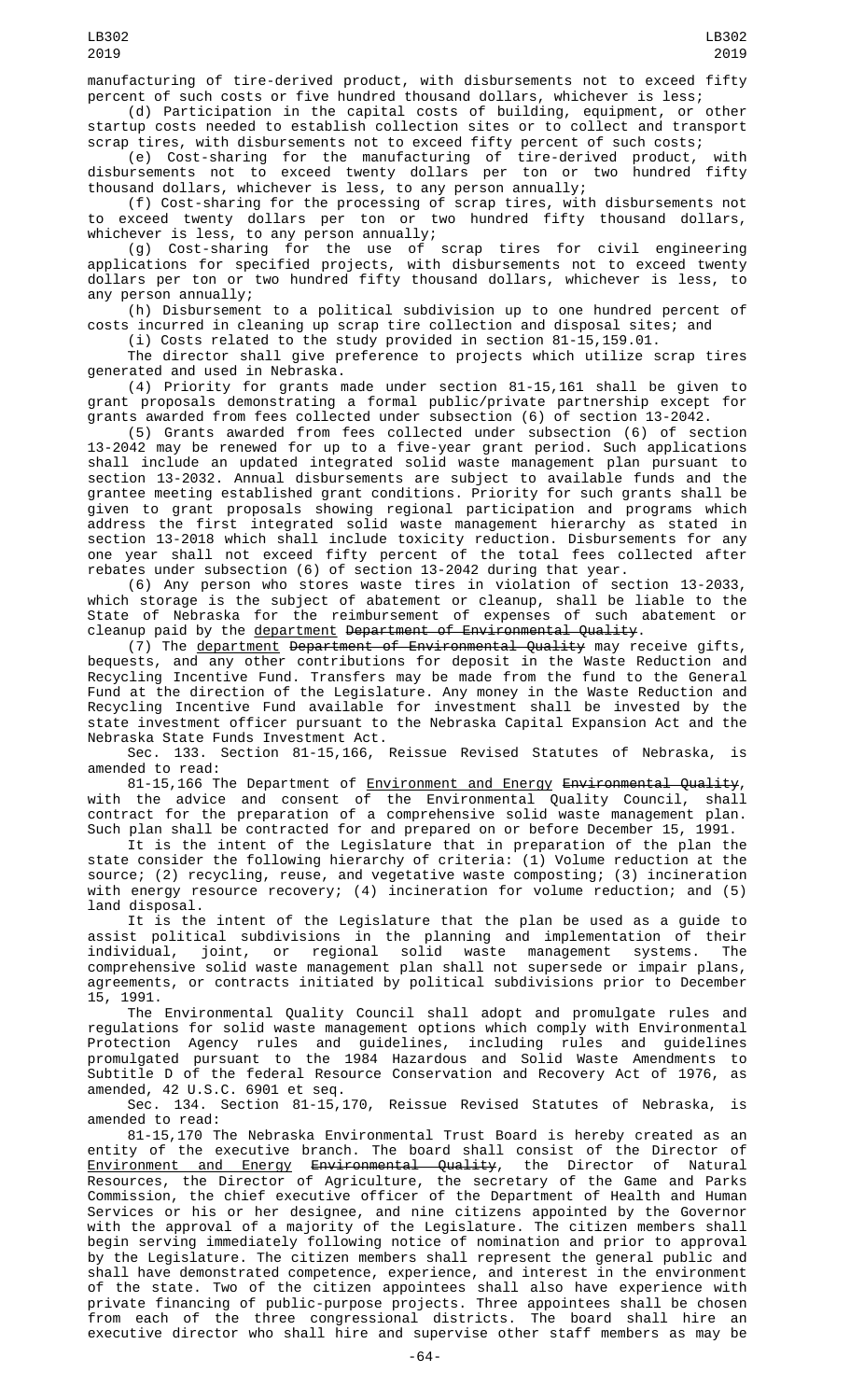manufacturing of tire-derived product, with disbursements not to exceed fifty percent of such costs or five hundred thousand dollars, whichever is less;

(d) Participation in the capital costs of building, equipment, or other startup costs needed to establish collection sites or to collect and transport scrap tires, with disbursements not to exceed fifty percent of such costs;

(e) Cost-sharing for the manufacturing of tire-derived product, with disbursements not to exceed twenty dollars per ton or two hundred fifty thousand dollars, whichever is less, to any person annually;

(f) Cost-sharing for the processing of scrap tires, with disbursements not to exceed twenty dollars per ton or two hundred fifty thousand dollars, whichever is less, to any person annually;

(g) Cost-sharing for the use of scrap tires for civil engineering applications for specified projects, with disbursements not to exceed twenty dollars per ton or two hundred fifty thousand dollars, whichever is less, to any person annually;

(h) Disbursement to a political subdivision up to one hundred percent of costs incurred in cleaning up scrap tire collection and disposal sites; and

(i) Costs related to the study provided in section 81-15,159.01.

The director shall give preference to projects which utilize scrap tires generated and used in Nebraska.

(4) Priority for grants made under section 81-15,161 shall be given to grant proposals demonstrating a formal public/private partnership except for grants awarded from fees collected under subsection (6) of section 13-2042.

(5) Grants awarded from fees collected under subsection (6) of section 13-2042 may be renewed for up to a five-year grant period. Such applications shall include an updated integrated solid waste management plan pursuant to section 13-2032. Annual disbursements are subject to available funds and the grantee meeting established grant conditions. Priority for such grants shall be given to grant proposals showing regional participation and programs which address the first integrated solid waste management hierarchy as stated in section 13-2018 which shall include toxicity reduction. Disbursements for any one year shall not exceed fifty percent of the total fees collected after rebates under subsection (6) of section 13-2042 during that year.

(6) Any person who stores waste tires in violation of section 13-2033, which storage is the subject of abatement or cleanup, shall be liable to the State of Nebraska for the reimbursement of expenses of such abatement or cleanup paid by the <u>department</u> ~~Department of Environmental Quality~~.

(7) The <u>department</u> ~~Department of Environmental Quality~~ may receive gifts, bequests, and any other contributions for deposit in the Waste Reduction and Recycling Incentive Fund. Transfers may be made from the fund to the General Fund at the direction of the Legislature. Any money in the Waste Reduction and Recycling Incentive Fund available for investment shall be invested by the state investment officer pursuant to the Nebraska Capital Expansion Act and the Nebraska State Funds Investment Act.

Sec. 133. Section 81-15,166, Reissue Revised Statutes of Nebraska, is amended to read:

81-15,166 The Department of <u>Environment and Energy</u> ~~Environmental Quality~~, with the advice and consent of the Environmental Quality Council, shall contract for the preparation of a comprehensive solid waste management plan. Such plan shall be contracted for and prepared on or before December 15, 1991.

It is the intent of the Legislature that in preparation of the plan the state consider the following hierarchy of criteria: (1) Volume reduction at the source; (2) recycling, reuse, and vegetative waste composting; (3) incineration with energy resource recovery; (4) incineration for volume reduction; and (5) land disposal.

It is the intent of the Legislature that the plan be used as a guide to assist political subdivisions in the planning and implementation of their individual, joint, or regional solid waste management systems. The comprehensive solid waste management plan shall not supersede or impair plans, agreements, or contracts initiated by political subdivisions prior to December 15, 1991.

The Environmental Quality Council shall adopt and promulgate rules and regulations for solid waste management options which comply with Environmental Protection Agency rules and guidelines, including rules and guidelines promulgated pursuant to the 1984 Hazardous and Solid Waste Amendments to Subtitle D of the federal Resource Conservation and Recovery Act of 1976, as amended, 42 U.S.C. 6901 et seq.

Sec. 134. Section 81-15,170, Reissue Revised Statutes of Nebraska, is amended to read:

81-15,170 The Nebraska Environmental Trust Board is hereby created as an entity of the executive branch. The board shall consist of the Director of <u>Environment and Energy</u> ~~Environmental Quality~~, the Director of Natural Resources, the Director of Agriculture, the secretary of the Game and Parks Commission, the chief executive officer of the Department of Health and Human Services or his or her designee, and nine citizens appointed by the Governor with the approval of a majority of the Legislature. The citizen members shall begin serving immediately following notice of nomination and prior to approval by the Legislature. The citizen members shall represent the general public and shall have demonstrated competence, experience, and interest in the environment of the state. Two of the citizen appointees shall also have experience with private financing of public-purpose projects. Three appointees shall be chosen from each of the three congressional districts. The board shall hire an executive director who shall hire and supervise other staff members as may be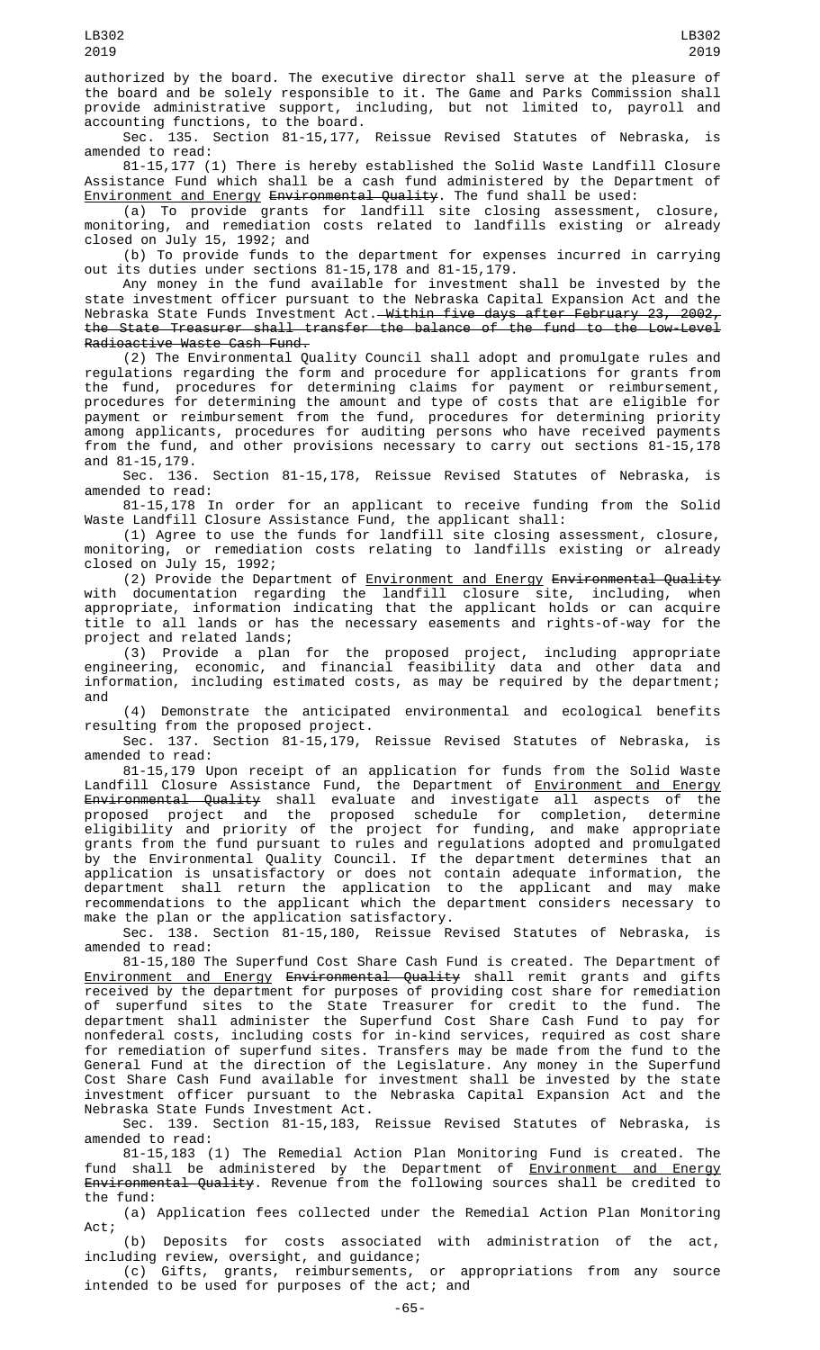authorized by the board. The executive director shall serve at the pleasure of the board and be solely responsible to it. The Game and Parks Commission shall provide administrative support, including, but not limited to, payroll and accounting functions, to the board.

Sec. 135. Section 81-15,177, Reissue Revised Statutes of Nebraska, is amended to read:

81-15,177 (1) There is hereby established the Solid Waste Landfill Closure Assistance Fund which shall be a cash fund administered by the Department of Environment and Energy ~~Environmental Quality~~. The fund shall be used:

(a) To provide grants for landfill site closing assessment, closure, monitoring, and remediation costs related to landfills existing or already closed on July 15, 1992; and

(b) To provide funds to the department for expenses incurred in carrying out its duties under sections 81-15,178 and 81-15,179.

Any money in the fund available for investment shall be invested by the state investment officer pursuant to the Nebraska Capital Expansion Act and the Nebraska State Funds Investment Act. ~~Within five days after February 23, 2002, the State Treasurer shall transfer the balance of the fund to the Low-Level Radioactive Waste Cash Fund.~~

(2) The Environmental Quality Council shall adopt and promulgate rules and regulations regarding the form and procedure for applications for grants from the fund, procedures for determining claims for payment or reimbursement, procedures for determining the amount and type of costs that are eligible for payment or reimbursement from the fund, procedures for determining priority among applicants, procedures for auditing persons who have received payments from the fund, and other provisions necessary to carry out sections 81-15,178 and 81-15,179.

Sec. 136. Section 81-15,178, Reissue Revised Statutes of Nebraska, is amended to read:

81-15,178 In order for an applicant to receive funding from the Solid Waste Landfill Closure Assistance Fund, the applicant shall:

(1) Agree to use the funds for landfill site closing assessment, closure, monitoring, or remediation costs relating to landfills existing or already closed on July 15, 1992;

(2) Provide the Department of Environment and Energy ~~Environmental Quality~~ with documentation regarding the landfill closure site, including, when appropriate, information indicating that the applicant holds or can acquire title to all lands or has the necessary easements and rights-of-way for the project and related lands;

(3) Provide a plan for the proposed project, including appropriate engineering, economic, and financial feasibility data and other data and information, including estimated costs, as may be required by the department; and

(4) Demonstrate the anticipated environmental and ecological benefits resulting from the proposed project.

Sec. 137. Section 81-15,179, Reissue Revised Statutes of Nebraska, is amended to read:

81-15,179 Upon receipt of an application for funds from the Solid Waste Landfill Closure Assistance Fund, the Department of Environment and Energy ~~Environmental Quality~~ shall evaluate and investigate all aspects of the proposed project and the proposed schedule for completion, determine eligibility and priority of the project for funding, and make appropriate grants from the fund pursuant to rules and regulations adopted and promulgated by the Environmental Quality Council. If the department determines that an application is unsatisfactory or does not contain adequate information, the department shall return the application to the applicant and may make recommendations to the applicant which the department considers necessary to make the plan or the application satisfactory.

Sec. 138. Section 81-15,180, Reissue Revised Statutes of Nebraska, is amended to read:

81-15,180 The Superfund Cost Share Cash Fund is created. The Department of Environment and Energy ~~Environmental Quality~~ shall remit grants and gifts received by the department for purposes of providing cost share for remediation of superfund sites to the State Treasurer for credit to the fund. The department shall administer the Superfund Cost Share Cash Fund to pay for nonfederal costs, including costs for in-kind services, required as cost share for remediation of superfund sites. Transfers may be made from the fund to the General Fund at the direction of the Legislature. Any money in the Superfund Cost Share Cash Fund available for investment shall be invested by the state investment officer pursuant to the Nebraska Capital Expansion Act and the Nebraska State Funds Investment Act.

Sec. 139. Section 81-15,183, Reissue Revised Statutes of Nebraska, is amended to read:

81-15,183 (1) The Remedial Action Plan Monitoring Fund is created. The fund shall be administered by the Department of Environment and Energy ~~Environmental Quality~~. Revenue from the following sources shall be credited to the fund:

(a) Application fees collected under the Remedial Action Plan Monitoring Act;

(b) Deposits for costs associated with administration of the act, including review, oversight, and guidance;

(c) Gifts, grants, reimbursements, or appropriations from any source intended to be used for purposes of the act; and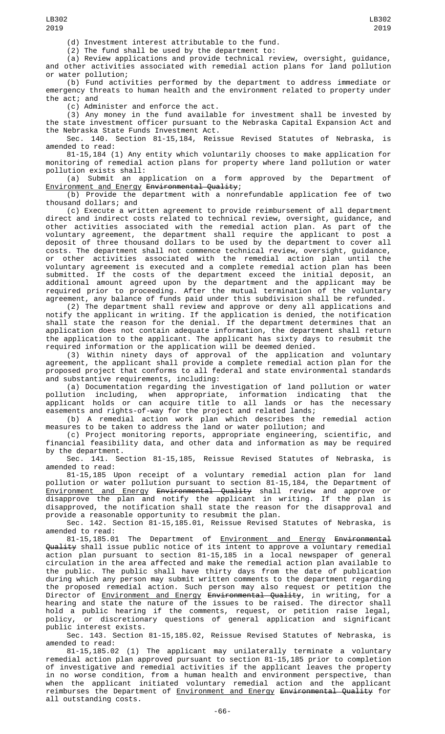(d) Investment interest attributable to the fund.

(2) The fund shall be used by the department to:

(a) Review applications and provide technical review, oversight, guidance, and other activities associated with remedial action plans for land pollution or water pollution;

(b) Fund activities performed by the department to address immediate or emergency threats to human health and the environment related to property under the act; and

(c) Administer and enforce the act.

(3) Any money in the fund available for investment shall be invested by the state investment officer pursuant to the Nebraska Capital Expansion Act and the Nebraska State Funds Investment Act.

Sec. 140. Section 81-15,184, Reissue Revised Statutes of Nebraska, is amended to read:

81-15,184 (1) Any entity which voluntarily chooses to make application for monitoring of remedial action plans for property where land pollution or water pollution exists shall:

(a) Submit an application on a form approved by the Department of Environment and Energy ~~Environmental Quality~~;

(b) Provide the department with a nonrefundable application fee of two thousand dollars; and

(c) Execute a written agreement to provide reimbursement of all department direct and indirect costs related to technical review, oversight, guidance, and other activities associated with the remedial action plan. As part of the voluntary agreement, the department shall require the applicant to post a deposit of three thousand dollars to be used by the department to cover all costs. The department shall not commence technical review, oversight, guidance, or other activities associated with the remedial action plan until the voluntary agreement is executed and a complete remedial action plan has been submitted. If the costs of the department exceed the initial deposit, an additional amount agreed upon by the department and the applicant may be required prior to proceeding. After the mutual termination of the voluntary agreement, any balance of funds paid under this subdivision shall be refunded.

(2) The department shall review and approve or deny all applications and notify the applicant in writing. If the application is denied, the notification shall state the reason for the denial. If the department determines that an application does not contain adequate information, the department shall return the application to the applicant. The applicant has sixty days to resubmit the required information or the application will be deemed denied.

(3) Within ninety days of approval of the application and voluntary agreement, the applicant shall provide a complete remedial action plan for the proposed project that conforms to all federal and state environmental standards and substantive requirements, including:

(a) Documentation regarding the investigation of land pollution or water pollution including, when appropriate, information indicating that the applicant holds or can acquire title to all lands or has the necessary easements and rights-of-way for the project and related lands;

(b) A remedial action work plan which describes the remedial action measures to be taken to address the land or water pollution; and

(c) Project monitoring reports, appropriate engineering, scientific, and financial feasibility data, and other data and information as may be required by the department.

Sec. 141. Section 81-15,185, Reissue Revised Statutes of Nebraska, is amended to read:

81-15,185 Upon receipt of a voluntary remedial action plan for land pollution or water pollution pursuant to section 81-15,184, the Department of Environment and Energy ~~Environmental Quality~~ shall review and approve or disapprove the plan and notify the applicant in writing. If the plan is disapproved, the notification shall state the reason for the disapproval and provide a reasonable opportunity to resubmit the plan.

Sec. 142. Section 81-15,185.01, Reissue Revised Statutes of Nebraska, is amended to read:

81-15,185.01 The Department of Environment and Energy ~~Environmental Quality~~ shall issue public notice of its intent to approve a voluntary remedial action plan pursuant to section 81-15,185 in a local newspaper of general circulation in the area affected and make the remedial action plan available to the public. The public shall have thirty days from the date of publication during which any person may submit written comments to the department regarding the proposed remedial action. Such person may also request or petition the Director of Environment and Energy ~~Environmental Quality~~, in writing, for a hearing and state the nature of the issues to be raised. The director shall hold a public hearing if the comments, request, or petition raise legal, policy, or discretionary questions of general application and significant public interest exists.

Sec. 143. Section 81-15,185.02, Reissue Revised Statutes of Nebraska, is amended to read:

81-15,185.02 (1) The applicant may unilaterally terminate a voluntary remedial action plan approved pursuant to section 81-15,185 prior to completion of investigative and remedial activities if the applicant leaves the property in no worse condition, from a human health and environment perspective, than when the applicant initiated voluntary remedial action and the applicant reimburses the Department of Environment and Energy ~~Environmental Quality~~ for all outstanding costs.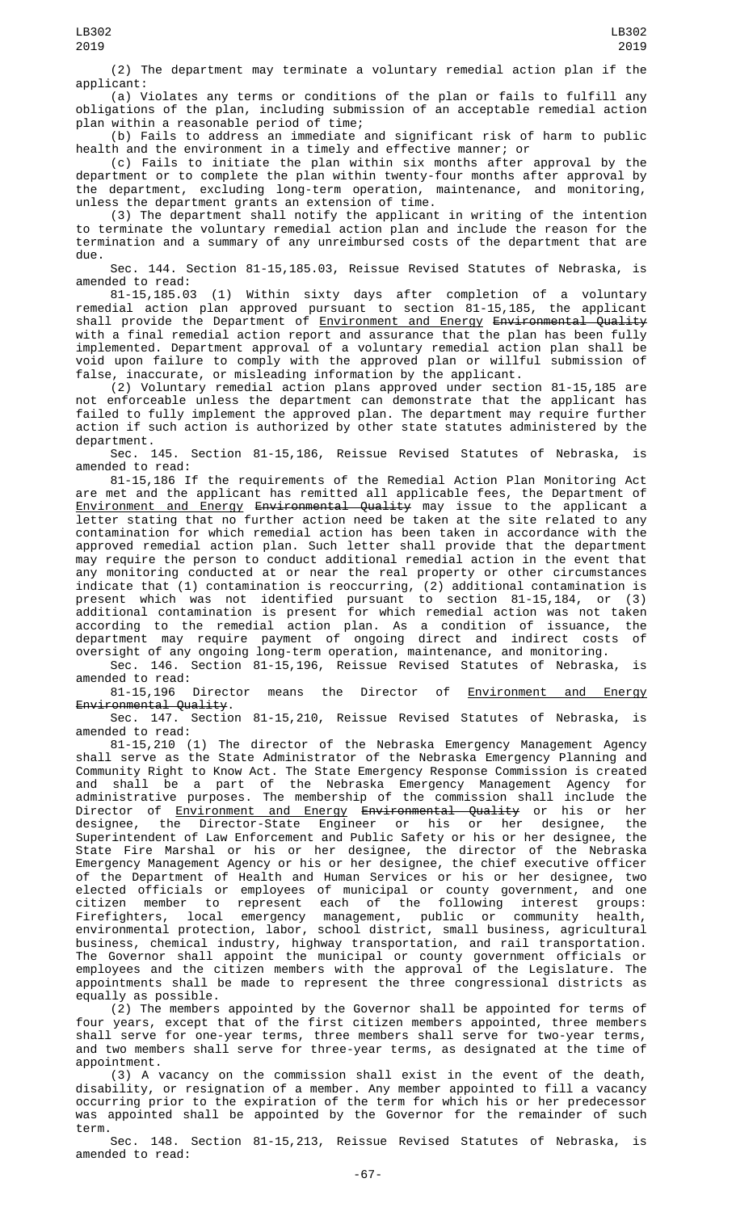(2) The department may terminate a voluntary remedial action plan if the applicant:

(a) Violates any terms or conditions of the plan or fails to fulfill any obligations of the plan, including submission of an acceptable remedial action plan within a reasonable period of time;

(b) Fails to address an immediate and significant risk of harm to public health and the environment in a timely and effective manner; or

(c) Fails to initiate the plan within six months after approval by the department or to complete the plan within twenty-four months after approval by the department, excluding long-term operation, maintenance, and monitoring, unless the department grants an extension of time.

(3) The department shall notify the applicant in writing of the intention to terminate the voluntary remedial action plan and include the reason for the termination and a summary of any unreimbursed costs of the department that are due.

Sec. 144. Section 81-15,185.03, Reissue Revised Statutes of Nebraska, is amended to read:

81-15,185.03 (1) Within sixty days after completion of a voluntary remedial action plan approved pursuant to section 81-15,185, the applicant shall provide the Department of Environment and Energy ~~Environmental Quality~~ with a final remedial action report and assurance that the plan has been fully implemented. Department approval of a voluntary remedial action plan shall be void upon failure to comply with the approved plan or willful submission of false, inaccurate, or misleading information by the applicant.

(2) Voluntary remedial action plans approved under section 81-15,185 are not enforceable unless the department can demonstrate that the applicant has failed to fully implement the approved plan. The department may require further action if such action is authorized by other state statutes administered by the department.

Sec. 145. Section 81-15,186, Reissue Revised Statutes of Nebraska, is amended to read:

81-15,186 If the requirements of the Remedial Action Plan Monitoring Act are met and the applicant has remitted all applicable fees, the Department of Environment and Energy ~~Environmental Quality~~ may issue to the applicant a letter stating that no further action need be taken at the site related to any contamination for which remedial action has been taken in accordance with the approved remedial action plan. Such letter shall provide that the department may require the person to conduct additional remedial action in the event that any monitoring conducted at or near the real property or other circumstances indicate that (1) contamination is reoccurring, (2) additional contamination is present which was not identified pursuant to section 81-15,184, or (3) additional contamination is present for which remedial action was not taken according to the remedial action plan. As a condition of issuance, the department may require payment of ongoing direct and indirect costs of oversight of any ongoing long-term operation, maintenance, and monitoring.

Sec. 146. Section 81-15,196, Reissue Revised Statutes of Nebraska, is amended to read:

81-15,196 Director means the Director of Environment and Energy ~~Environmental Quality~~.

Sec. 147. Section 81-15,210, Reissue Revised Statutes of Nebraska, is amended to read:

81-15,210 (1) The director of the Nebraska Emergency Management Agency shall serve as the State Administrator of the Nebraska Emergency Planning and Community Right to Know Act. The State Emergency Response Commission is created and shall be a part of the Nebraska Emergency Management Agency for administrative purposes. The membership of the commission shall include the Director of Environment and Energy ~~Environmental Quality~~ or his or her designee, the Director-State Engineer or his or her designee, the Superintendent of Law Enforcement and Public Safety or his or her designee, the State Fire Marshal or his or her designee, the director of the Nebraska Emergency Management Agency or his or her designee, the chief executive officer of the Department of Health and Human Services or his or her designee, two elected officials or employees of municipal or county government, and one citizen member to represent each of the following interest groups: Firefighters, local emergency management, public or community health, environmental protection, labor, school district, small business, agricultural business, chemical industry, highway transportation, and rail transportation. The Governor shall appoint the municipal or county government officials or employees and the citizen members with the approval of the Legislature. The appointments shall be made to represent the three congressional districts as equally as possible.

(2) The members appointed by the Governor shall be appointed for terms of four years, except that of the first citizen members appointed, three members shall serve for one-year terms, three members shall serve for two-year terms, and two members shall serve for three-year terms, as designated at the time of appointment.

(3) A vacancy on the commission shall exist in the event of the death, disability, or resignation of a member. Any member appointed to fill a vacancy occurring prior to the expiration of the term for which his or her predecessor was appointed shall be appointed by the Governor for the remainder of such term.

Sec. 148. Section 81-15,213, Reissue Revised Statutes of Nebraska, is amended to read: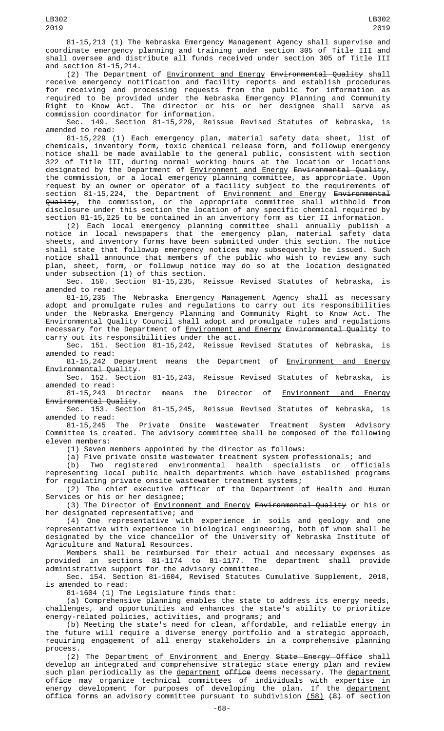81-15,213 (1) The Nebraska Emergency Management Agency shall supervise and coordinate emergency planning and training under section 305 of Title III and shall oversee and distribute all funds received under section 305 of Title III and section 81-15,214.

(2) The Department of Environment and Energy ~~Environmental Quality~~ shall receive emergency notification and facility reports and establish procedures for receiving and processing requests from the public for information as required to be provided under the Nebraska Emergency Planning and Community Right to Know Act. The director or his or her designee shall serve as commission coordinator for information.

Sec. 149. Section 81-15,229, Reissue Revised Statutes of Nebraska, is amended to read:

81-15,229 (1) Each emergency plan, material safety data sheet, list of chemicals, inventory form, toxic chemical release form, and followup emergency notice shall be made available to the general public, consistent with section 322 of Title III, during normal working hours at the location or locations designated by the Department of Environment and Energy ~~Environmental Quality~~, the commission, or a local emergency planning committee, as appropriate. Upon request by an owner or operator of a facility subject to the requirements of section 81-15,224, the Department of Environment and Energy ~~Environmental Quality~~, the commission, or the appropriate committee shall withhold from disclosure under this section the location of any specific chemical required by section 81-15,225 to be contained in an inventory form as tier II information.

(2) Each local emergency planning committee shall annually publish a notice in local newspapers that the emergency plan, material safety data sheets, and inventory forms have been submitted under this section. The notice shall state that followup emergency notices may subsequently be issued. Such notice shall announce that members of the public who wish to review any such plan, sheet, form, or followup notice may do so at the location designated under subsection (1) of this section.

Sec. 150. Section 81-15,235, Reissue Revised Statutes of Nebraska, is amended to read:

81-15,235 The Nebraska Emergency Management Agency shall as necessary adopt and promulgate rules and regulations to carry out its responsibilities under the Nebraska Emergency Planning and Community Right to Know Act. The Environmental Quality Council shall adopt and promulgate rules and regulations necessary for the Department of Environment and Energy ~~Environmental Quality~~ to carry out its responsibilities under the act.

Sec. 151. Section 81-15,242, Reissue Revised Statutes of Nebraska, is amended to read:

81-15,242 Department means the Department of Environment and Energy ~~Environmental Quality~~.

Sec. 152. Section 81-15,243, Reissue Revised Statutes of Nebraska, is amended to read:

81-15,243 Director means the Director of Environment and Energy ~~Environmental Quality~~.

Sec. 153. Section 81-15,245, Reissue Revised Statutes of Nebraska, is amended to read:

81-15,245 The Private Onsite Wastewater Treatment System Advisory Committee is created. The advisory committee shall be composed of the following eleven members:

(1) Seven members appointed by the director as follows:

(a) Five private onsite wastewater treatment system professionals; and

(b) Two registered environmental health specialists or officials representing local public health departments which have established programs for regulating private onsite wastewater treatment systems;

(2) The chief executive officer of the Department of Health and Human Services or his or her designee;

(3) The Director of Environment and Energy ~~Environmental Quality~~ or his or her designated representative; and

(4) One representative with experience in soils and geology and one representative with experience in biological engineering, both of whom shall be designated by the vice chancellor of the University of Nebraska Institute of Agriculture and Natural Resources.

Members shall be reimbursed for their actual and necessary expenses as provided in sections 81-1174 to 81-1177. The department shall provide administrative support for the advisory committee.

Sec. 154. Section 81-1604, Revised Statutes Cumulative Supplement, 2018, is amended to read:

81-1604 (1) The Legislature finds that:

(a) Comprehensive planning enables the state to address its energy needs, challenges, and opportunities and enhances the state's ability to prioritize energy-related policies, activities, and programs; and

(b) Meeting the state's need for clean, affordable, and reliable energy in the future will require a diverse energy portfolio and a strategic approach, requiring engagement of all energy stakeholders in a comprehensive planning process.

(2) The Department of Environment and Energy ~~State Energy Office~~ shall develop an integrated and comprehensive strategic state energy plan and review such plan periodically as the department ~~office~~ deems necessary. The department ~~office~~ may organize technical committees of individuals with expertise in energy development for purposes of developing the plan. If the department ~~office~~ forms an advisory committee pursuant to subdivision (58) ~~(8)~~ of section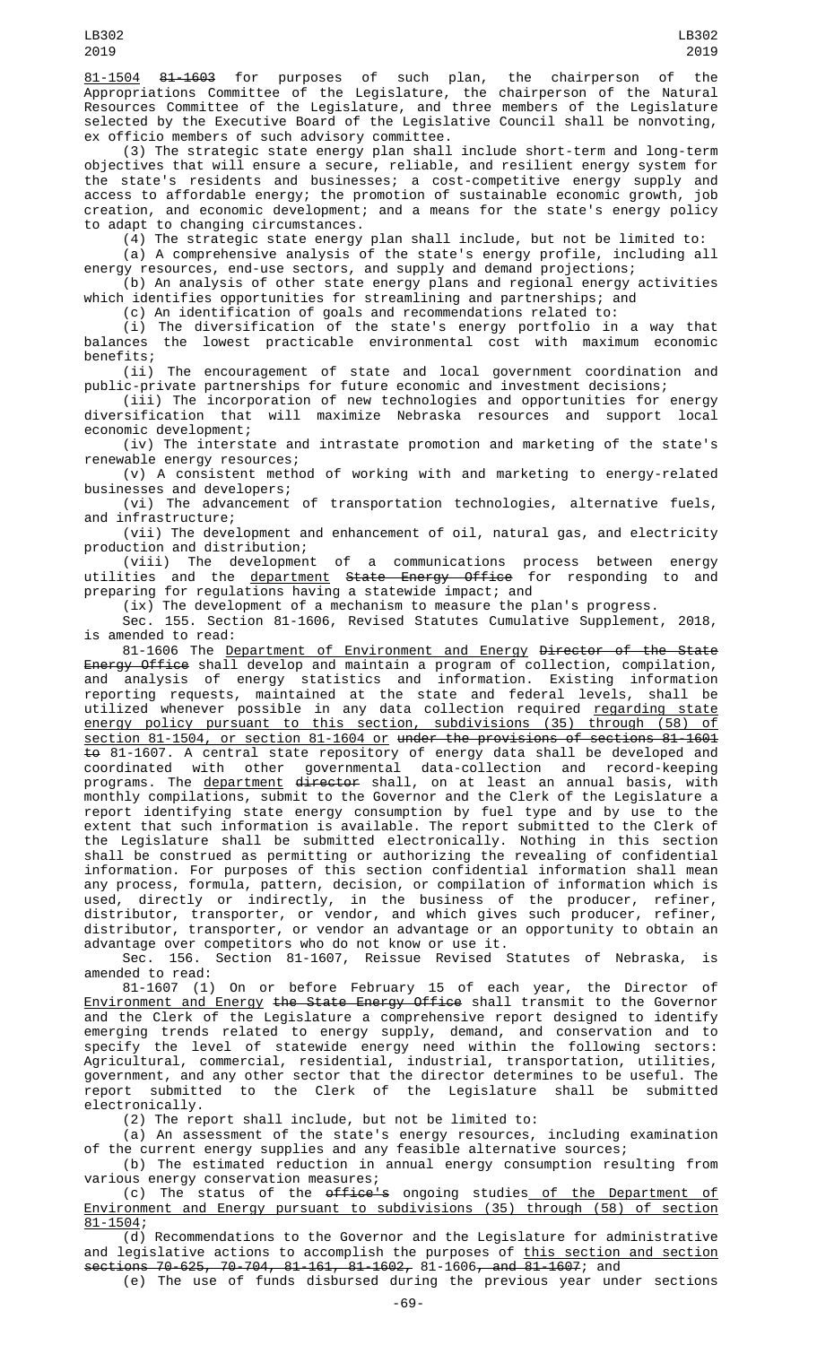81-1504 ~~81-1603~~ for purposes of such plan, the chairperson of the Appropriations Committee of the Legislature, the chairperson of the Natural Resources Committee of the Legislature, and three members of the Legislature selected by the Executive Board of the Legislative Council shall be nonvoting, ex officio members of such advisory committee.

(3) The strategic state energy plan shall include short-term and long-term objectives that will ensure a secure, reliable, and resilient energy system for the state's residents and businesses; a cost-competitive energy supply and access to affordable energy; the promotion of sustainable economic growth, job creation, and economic development; and a means for the state's energy policy to adapt to changing circumstances.

(4) The strategic state energy plan shall include, but not be limited to:

(a) A comprehensive analysis of the state's energy profile, including all energy resources, end-use sectors, and supply and demand projections;

(b) An analysis of other state energy plans and regional energy activities which identifies opportunities for streamlining and partnerships; and

(c) An identification of goals and recommendations related to:

(i) The diversification of the state's energy portfolio in a way that balances the lowest practicable environmental cost with maximum economic benefits;

(ii) The encouragement of state and local government coordination and public-private partnerships for future economic and investment decisions;

(iii) The incorporation of new technologies and opportunities for energy diversification that will maximize Nebraska resources and support local economic development;

(iv) The interstate and intrastate promotion and marketing of the state's renewable energy resources;

(v) A consistent method of working with and marketing to energy-related businesses and developers;

(vi) The advancement of transportation technologies, alternative fuels, and infrastructure;

(vii) The development and enhancement of oil, natural gas, and electricity production and distribution;

(viii) The development of a communications process between energy utilities and the department ~~State Energy Office~~ for responding to and preparing for regulations having a statewide impact; and

(ix) The development of a mechanism to measure the plan's progress.

Sec. 155. Section 81-1606, Revised Statutes Cumulative Supplement, 2018, is amended to read:

81-1606 The Department of Environment and Energy ~~Director of the State Energy Office~~ shall develop and maintain a program of collection, compilation, and analysis of energy statistics and information. Existing information reporting requests, maintained at the state and federal levels, shall be utilized whenever possible in any data collection required regarding state energy policy pursuant to this section, subdivisions (35) through (58) of section 81-1504, or section 81-1604 or ~~under the provisions of sections 81-1601 to~~ 81-1607. A central state repository of energy data shall be developed and coordinated with other governmental data-collection and record-keeping programs. The department ~~director~~ shall, on at least an annual basis, with monthly compilations, submit to the Governor and the Clerk of the Legislature a report identifying state energy consumption by fuel type and by use to the extent that such information is available. The report submitted to the Clerk of the Legislature shall be submitted electronically. Nothing in this section shall be construed as permitting or authorizing the revealing of confidential information. For purposes of this section confidential information shall mean any process, formula, pattern, decision, or compilation of information which is used, directly or indirectly, in the business of the producer, refiner, distributor, transporter, or vendor, and which gives such producer, refiner, distributor, transporter, or vendor an advantage or an opportunity to obtain an advantage over competitors who do not know or use it.

Sec. 156. Section 81-1607, Reissue Revised Statutes of Nebraska, is amended to read:

81-1607 (1) On or before February 15 of each year, the Director of Environment and Energy ~~the State Energy Office~~ shall transmit to the Governor and the Clerk of the Legislature a comprehensive report designed to identify emerging trends related to energy supply, demand, and conservation and to specify the level of statewide energy need within the following sectors: Agricultural, commercial, residential, industrial, transportation, utilities, government, and any other sector that the director determines to be useful. The report submitted to the Clerk of the Legislature shall be submitted electronically.

(2) The report shall include, but not be limited to:

(a) An assessment of the state's energy resources, including examination of the current energy supplies and any feasible alternative sources;

(b) The estimated reduction in annual energy consumption resulting from various energy conservation measures;

(c) The status of the ~~office's~~ ongoing studies of the Department of Environment and Energy pursuant to subdivisions (35) through (58) of section 81-1504;

(d) Recommendations to the Governor and the Legislature for administrative and legislative actions to accomplish the purposes of this section and section ~~sections 70-625, 70-704, 81-161, 81-1602,~~ 81-1606~~, and 81-1607~~; and

(e) The use of funds disbursed during the previous year under sections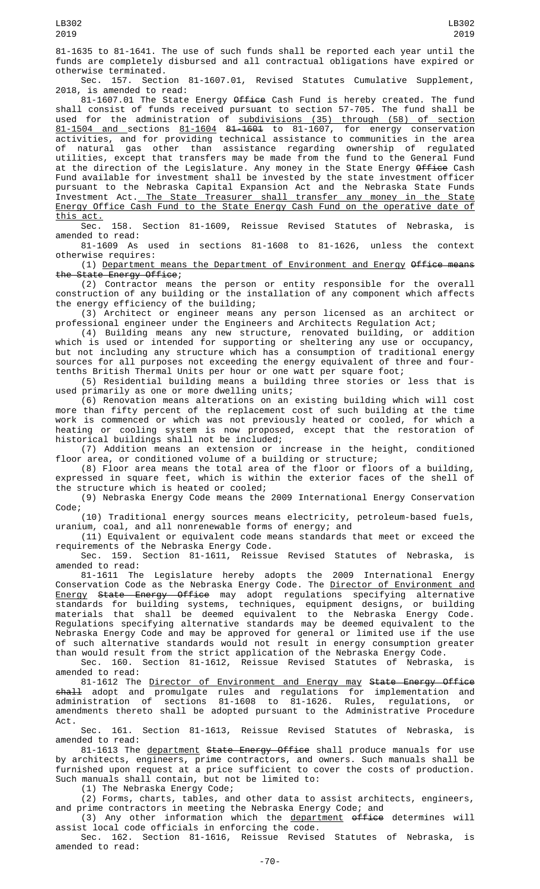81-1635 to 81-1641. The use of such funds shall be reported each year until the funds are completely disbursed and all contractual obligations have expired or otherwise terminated.

Sec. 157. Section 81-1607.01, Revised Statutes Cumulative Supplement, 2018, is amended to read:

81-1607.01 The State Energy ~~Office~~ Cash Fund is hereby created. The fund shall consist of funds received pursuant to section 57-705. The fund shall be used for the administration of subdivisions (35) through (58) of section 81-1504 and sections 81-1604 ~~81-1601~~ to 81-1607, for energy conservation activities, and for providing technical assistance to communities in the area of natural gas other than assistance regarding ownership of regulated utilities, except that transfers may be made from the fund to the General Fund at the direction of the Legislature. Any money in the State Energy ~~Office~~ Cash Fund available for investment shall be invested by the state investment officer pursuant to the Nebraska Capital Expansion Act and the Nebraska State Funds Investment Act. The State Treasurer shall transfer any money in the State Energy Office Cash Fund to the State Energy Cash Fund on the operative date of this act.

Sec. 158. Section 81-1609, Reissue Revised Statutes of Nebraska, is amended to read:

81-1609 As used in sections 81-1608 to 81-1626, unless the context otherwise requires:

(1) Department means the Department of Environment and Energy ~~Office means the State Energy Office~~;

(2) Contractor means the person or entity responsible for the overall construction of any building or the installation of any component which affects the energy efficiency of the building;

(3) Architect or engineer means any person licensed as an architect or professional engineer under the Engineers and Architects Regulation Act;

(4) Building means any new structure, renovated building, or addition which is used or intended for supporting or sheltering any use or occupancy, but not including any structure which has a consumption of traditional energy sources for all purposes not exceeding the energy equivalent of three and four-tenths British Thermal Units per hour or one watt per square foot;

(5) Residential building means a building three stories or less that is used primarily as one or more dwelling units;

(6) Renovation means alterations on an existing building which will cost more than fifty percent of the replacement cost of such building at the time work is commenced or which was not previously heated or cooled, for which a heating or cooling system is now proposed, except that the restoration of historical buildings shall not be included;

(7) Addition means an extension or increase in the height, conditioned floor area, or conditioned volume of a building or structure;

(8) Floor area means the total area of the floor or floors of a building, expressed in square feet, which is within the exterior faces of the shell of the structure which is heated or cooled;

(9) Nebraska Energy Code means the 2009 International Energy Conservation Code;

(10) Traditional energy sources means electricity, petroleum-based fuels, uranium, coal, and all nonrenewable forms of energy; and

(11) Equivalent or equivalent code means standards that meet or exceed the requirements of the Nebraska Energy Code.

Sec. 159. Section 81-1611, Reissue Revised Statutes of Nebraska, is amended to read:

81-1611 The Legislature hereby adopts the 2009 International Energy Conservation Code as the Nebraska Energy Code. The Director of Environment and Energy ~~State Energy Office~~ may adopt regulations specifying alternative standards for building systems, techniques, equipment designs, or building materials that shall be deemed equivalent to the Nebraska Energy Code. Regulations specifying alternative standards may be deemed equivalent to the Nebraska Energy Code and may be approved for general or limited use if the use of such alternative standards would not result in energy consumption greater than would result from the strict application of the Nebraska Energy Code.

Sec. 160. Section 81-1612, Reissue Revised Statutes of Nebraska, is amended to read:

81-1612 The Director of Environment and Energy may ~~State Energy Office shall~~ adopt and promulgate rules and regulations for implementation and administration of sections 81-1608 to 81-1626. Rules, regulations, or amendments thereto shall be adopted pursuant to the Administrative Procedure Act.

Sec. 161. Section 81-1613, Reissue Revised Statutes of Nebraska, is amended to read:

81-1613 The department ~~State Energy Office~~ shall produce manuals for use by architects, engineers, prime contractors, and owners. Such manuals shall be furnished upon request at a price sufficient to cover the costs of production. Such manuals shall contain, but not be limited to:

(1) The Nebraska Energy Code;

(2) Forms, charts, tables, and other data to assist architects, engineers, and prime contractors in meeting the Nebraska Energy Code; and

(3) Any other information which the department ~~office~~ determines will assist local code officials in enforcing the code.

Sec. 162. Section 81-1616, Reissue Revised Statutes of Nebraska, is amended to read: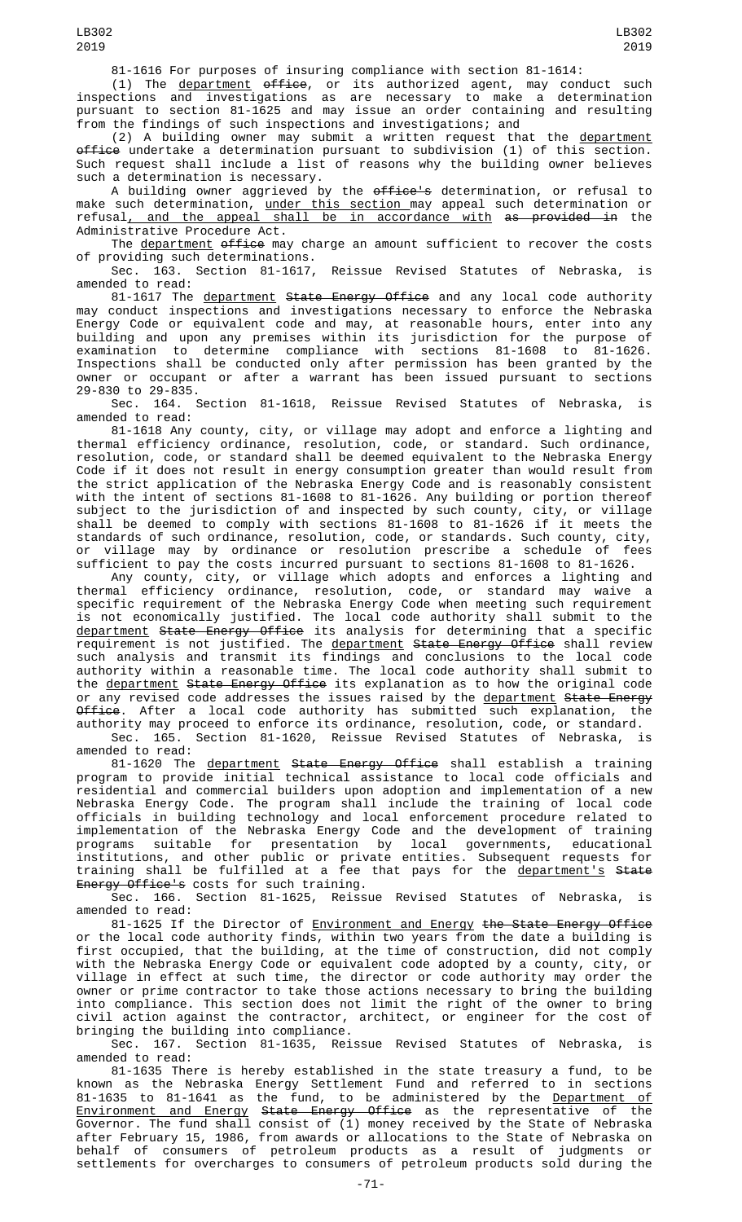81-1616 For purposes of insuring compliance with section 81-1614:

(1) The department ~~office~~, or its authorized agent, may conduct such inspections and investigations as are necessary to make a determination pursuant to section 81-1625 and may issue an order containing and resulting from the findings of such inspections and investigations; and

(2) A building owner may submit a written request that the department ~~office~~ undertake a determination pursuant to subdivision (1) of this section. Such request shall include a list of reasons why the building owner believes such a determination is necessary.

A building owner aggrieved by the ~~office's~~ determination, or refusal to make such determination, under this section may appeal such determination or refusal, and the appeal shall be in accordance with ~~as provided in~~ the Administrative Procedure Act.

The department ~~office~~ may charge an amount sufficient to recover the costs of providing such determinations.

Sec. 163. Section 81-1617, Reissue Revised Statutes of Nebraska, is amended to read:

81-1617 The department ~~State Energy Office~~ and any local code authority may conduct inspections and investigations necessary to enforce the Nebraska Energy Code or equivalent code and may, at reasonable hours, enter into any building and upon any premises within its jurisdiction for the purpose of examination to determine compliance with sections 81-1608 to 81-1626. Inspections shall be conducted only after permission has been granted by the owner or occupant or after a warrant has been issued pursuant to sections 29-830 to 29-835.

Sec. 164. Section 81-1618, Reissue Revised Statutes of Nebraska, is amended to read:

81-1618 Any county, city, or village may adopt and enforce a lighting and thermal efficiency ordinance, resolution, code, or standard. Such ordinance, resolution, code, or standard shall be deemed equivalent to the Nebraska Energy Code if it does not result in energy consumption greater than would result from the strict application of the Nebraska Energy Code and is reasonably consistent with the intent of sections 81-1608 to 81-1626. Any building or portion thereof subject to the jurisdiction of and inspected by such county, city, or village shall be deemed to comply with sections 81-1608 to 81-1626 if it meets the standards of such ordinance, resolution, code, or standards. Such county, city, or village may by ordinance or resolution prescribe a schedule of fees sufficient to pay the costs incurred pursuant to sections 81-1608 to 81-1626.

Any county, city, or village which adopts and enforces a lighting and thermal efficiency ordinance, resolution, code, or standard may waive a specific requirement of the Nebraska Energy Code when meeting such requirement is not economically justified. The local code authority shall submit to the department ~~State Energy Office~~ its analysis for determining that a specific requirement is not justified. The department ~~State Energy Office~~ shall review such analysis and transmit its findings and conclusions to the local code authority within a reasonable time. The local code authority shall submit to the department ~~State Energy Office~~ its explanation as to how the original code or any revised code addresses the issues raised by the department ~~State Energy Office~~. After a local code authority has submitted such explanation, the authority may proceed to enforce its ordinance, resolution, code, or standard.

Sec. 165. Section 81-1620, Reissue Revised Statutes of Nebraska, is amended to read:

81-1620 The department ~~State Energy Office~~ shall establish a training program to provide initial technical assistance to local code officials and residential and commercial builders upon adoption and implementation of a new Nebraska Energy Code. The program shall include the training of local code officials in building technology and local enforcement procedure related to implementation of the Nebraska Energy Code and the development of training programs suitable for presentation by local governments, educational institutions, and other public or private entities. Subsequent requests for training shall be fulfilled at a fee that pays for the department's ~~State Energy Office's~~ costs for such training.

Sec. 166. Section 81-1625, Reissue Revised Statutes of Nebraska, is amended to read:

81-1625 If the Director of Environment and Energy ~~the State Energy Office~~ or the local code authority finds, within two years from the date a building is first occupied, that the building, at the time of construction, did not comply with the Nebraska Energy Code or equivalent code adopted by a county, city, or village in effect at such time, the director or code authority may order the owner or prime contractor to take those actions necessary to bring the building into compliance. This section does not limit the right of the owner to bring civil action against the contractor, architect, or engineer for the cost of bringing the building into compliance.

Sec. 167. Section 81-1635, Reissue Revised Statutes of Nebraska, is amended to read:

81-1635 There is hereby established in the state treasury a fund, to be known as the Nebraska Energy Settlement Fund and referred to in sections 81-1635 to 81-1641 as the fund, to be administered by the Department of Environment and Energy ~~State Energy Office~~ as the representative of the Governor. The fund shall consist of (1) money received by the State of Nebraska after February 15, 1986, from awards or allocations to the State of Nebraska on behalf of consumers of petroleum products as a result of judgments or settlements for overcharges to consumers of petroleum products sold during the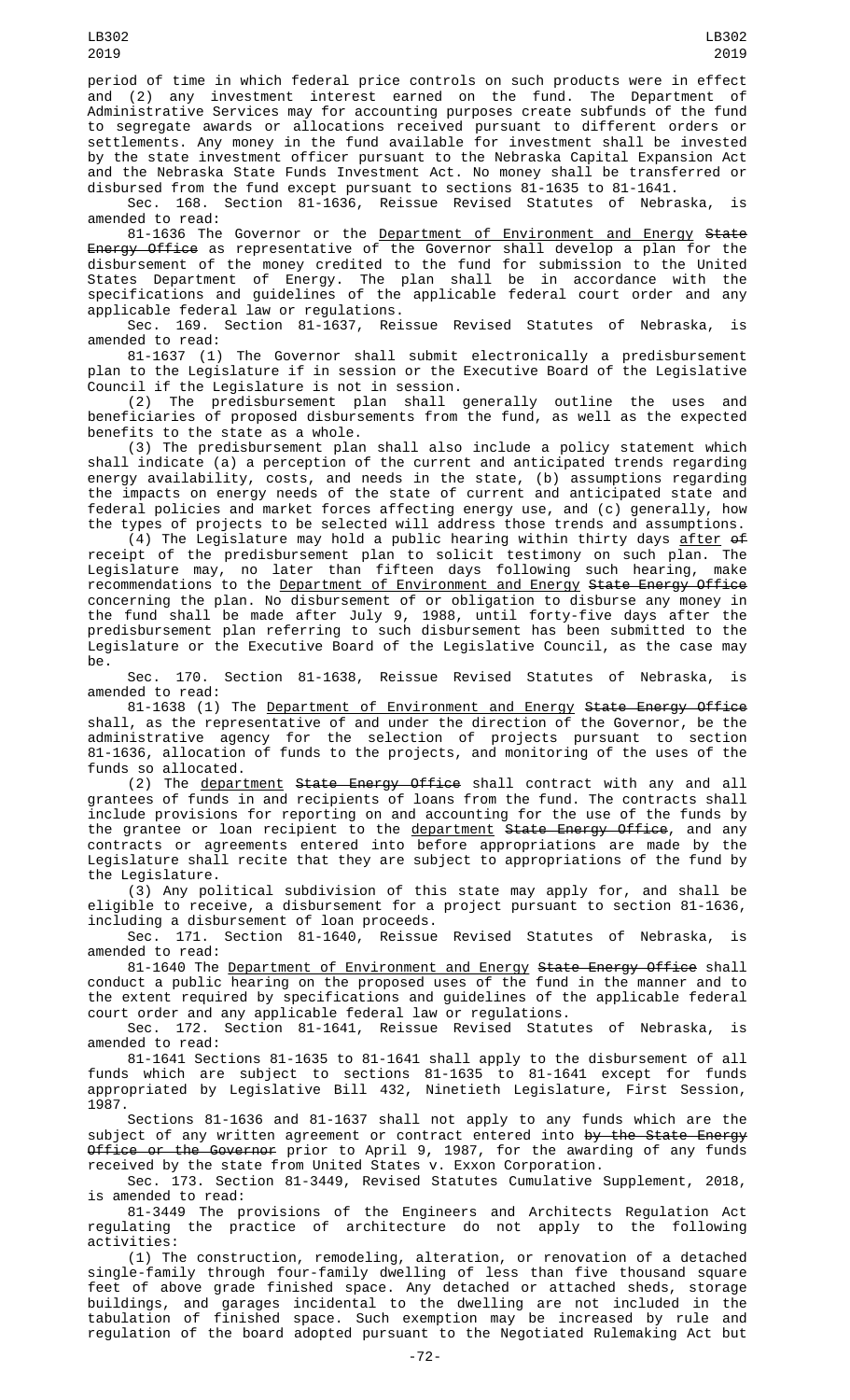period of time in which federal price controls on such products were in effect and (2) any investment interest earned on the fund. The Department of Administrative Services may for accounting purposes create subfunds of the fund to segregate awards or allocations received pursuant to different orders or settlements. Any money in the fund available for investment shall be invested by the state investment officer pursuant to the Nebraska Capital Expansion Act and the Nebraska State Funds Investment Act. No money shall be transferred or disbursed from the fund except pursuant to sections 81-1635 to 81-1641.

Sec. 168. Section 81-1636, Reissue Revised Statutes of Nebraska, is amended to read:

81-1636 The Governor or the Department of Environment and Energy ~~State Energy Office~~ as representative of the Governor shall develop a plan for the disbursement of the money credited to the fund for submission to the United States Department of Energy. The plan shall be in accordance with the specifications and guidelines of the applicable federal court order and any applicable federal law or regulations.

Sec. 169. Section 81-1637, Reissue Revised Statutes of Nebraska, is amended to read:

81-1637 (1) The Governor shall submit electronically a predisbursement plan to the Legislature if in session or the Executive Board of the Legislative Council if the Legislature is not in session.

(2) The predisbursement plan shall generally outline the uses and beneficiaries of proposed disbursements from the fund, as well as the expected benefits to the state as a whole.

(3) The predisbursement plan shall also include a policy statement which shall indicate (a) a perception of the current and anticipated trends regarding energy availability, costs, and needs in the state, (b) assumptions regarding the impacts on energy needs of the state of current and anticipated state and federal policies and market forces affecting energy use, and (c) generally, how the types of projects to be selected will address those trends and assumptions.

(4) The Legislature may hold a public hearing within thirty days after ~~of~~ receipt of the predisbursement plan to solicit testimony on such plan. The Legislature may, no later than fifteen days following such hearing, make recommendations to the Department of Environment and Energy ~~State Energy Office~~ concerning the plan. No disbursement of or obligation to disburse any money in the fund shall be made after July 9, 1988, until forty-five days after the predisbursement plan referring to such disbursement has been submitted to the Legislature or the Executive Board of the Legislative Council, as the case may be.

Sec. 170. Section 81-1638, Reissue Revised Statutes of Nebraska, is amended to read:

81-1638 (1) The Department of Environment and Energy ~~State Energy Office~~ shall, as the representative of and under the direction of the Governor, be the administrative agency for the selection of projects pursuant to section 81-1636, allocation of funds to the projects, and monitoring of the uses of the funds so allocated.

(2) The department ~~State Energy Office~~ shall contract with any and all grantees of funds in and recipients of loans from the fund. The contracts shall include provisions for reporting on and accounting for the use of the funds by the grantee or loan recipient to the department ~~State Energy Office~~, and any contracts or agreements entered into before appropriations are made by the Legislature shall recite that they are subject to appropriations of the fund by the Legislature.

(3) Any political subdivision of this state may apply for, and shall be eligible to receive, a disbursement for a project pursuant to section 81-1636, including a disbursement of loan proceeds.

Sec. 171. Section 81-1640, Reissue Revised Statutes of Nebraska, is amended to read:

81-1640 The Department of Environment and Energy ~~State Energy Office~~ shall conduct a public hearing on the proposed uses of the fund in the manner and to the extent required by specifications and guidelines of the applicable federal court order and any applicable federal law or regulations.

Sec. 172. Section 81-1641, Reissue Revised Statutes of Nebraska, is amended to read:

81-1641 Sections 81-1635 to 81-1641 shall apply to the disbursement of all funds which are subject to sections 81-1635 to 81-1641 except for funds appropriated by Legislative Bill 432, Ninetieth Legislature, First Session, 1987.

Sections 81-1636 and 81-1637 shall not apply to any funds which are the subject of any written agreement or contract entered into ~~by the State Energy Office or the Governor~~ prior to April 9, 1987, for the awarding of any funds received by the state from United States v. Exxon Corporation.

Sec. 173. Section 81-3449, Revised Statutes Cumulative Supplement, 2018, is amended to read:

81-3449 The provisions of the Engineers and Architects Regulation Act regulating the practice of architecture do not apply to the following activities:

(1) The construction, remodeling, alteration, or renovation of a detached single-family through four-family dwelling of less than five thousand square feet of above grade finished space. Any detached or attached sheds, storage buildings, and garages incidental to the dwelling are not included in the tabulation of finished space. Such exemption may be increased by rule and regulation of the board adopted pursuant to the Negotiated Rulemaking Act but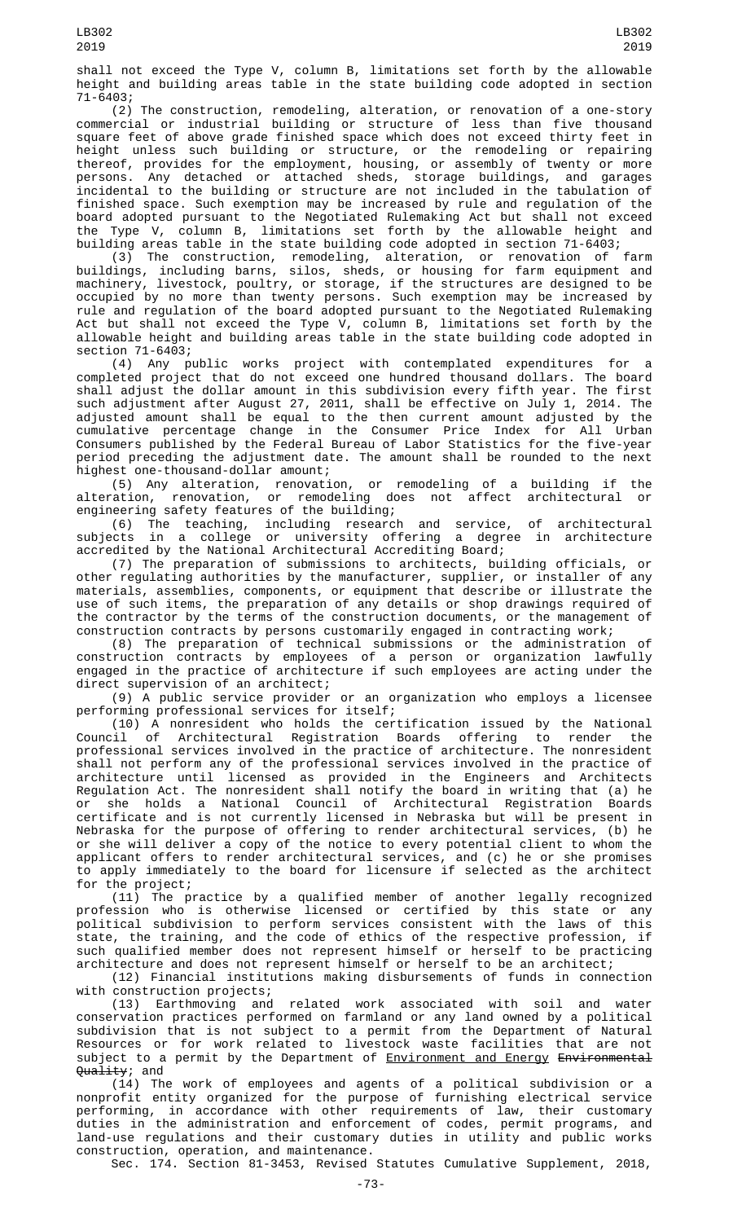shall not exceed the Type V, column B, limitations set forth by the allowable height and building areas table in the state building code adopted in section 71-6403;

(2) The construction, remodeling, alteration, or renovation of a one-story commercial or industrial building or structure of less than five thousand square feet of above grade finished space which does not exceed thirty feet in height unless such building or structure, or the remodeling or repairing thereof, provides for the employment, housing, or assembly of twenty or more persons. Any detached or attached sheds, storage buildings, and garages incidental to the building or structure are not included in the tabulation of finished space. Such exemption may be increased by rule and regulation of the board adopted pursuant to the Negotiated Rulemaking Act but shall not exceed the Type V, column B, limitations set forth by the allowable height and building areas table in the state building code adopted in section 71-6403;

(3) The construction, remodeling, alteration, or renovation of farm buildings, including barns, silos, sheds, or housing for farm equipment and machinery, livestock, poultry, or storage, if the structures are designed to be occupied by no more than twenty persons. Such exemption may be increased by rule and regulation of the board adopted pursuant to the Negotiated Rulemaking Act but shall not exceed the Type V, column B, limitations set forth by the allowable height and building areas table in the state building code adopted in section 71-6403;

(4) Any public works project with contemplated expenditures for a completed project that do not exceed one hundred thousand dollars. The board shall adjust the dollar amount in this subdivision every fifth year. The first such adjustment after August 27, 2011, shall be effective on July 1, 2014. The adjusted amount shall be equal to the then current amount adjusted by the cumulative percentage change in the Consumer Price Index for All Urban Consumers published by the Federal Bureau of Labor Statistics for the five-year period preceding the adjustment date. The amount shall be rounded to the next highest one-thousand-dollar amount;

(5) Any alteration, renovation, or remodeling of a building if the alteration, renovation, or remodeling does not affect architectural or engineering safety features of the building;

(6) The teaching, including research and service, of architectural subjects in a college or university offering a degree in architecture accredited by the National Architectural Accrediting Board;

(7) The preparation of submissions to architects, building officials, or other regulating authorities by the manufacturer, supplier, or installer of any materials, assemblies, components, or equipment that describe or illustrate the use of such items, the preparation of any details or shop drawings required of the contractor by the terms of the construction documents, or the management of construction contracts by persons customarily engaged in contracting work;

(8) The preparation of technical submissions or the administration of construction contracts by employees of a person or organization lawfully engaged in the practice of architecture if such employees are acting under the direct supervision of an architect;

(9) A public service provider or an organization who employs a licensee performing professional services for itself;

(10) A nonresident who holds the certification issued by the National Council of Architectural Registration Boards offering to render the professional services involved in the practice of architecture. The nonresident shall not perform any of the professional services involved in the practice of architecture until licensed as provided in the Engineers and Architects Regulation Act. The nonresident shall notify the board in writing that (a) he or she holds a National Council of Architectural Registration Boards certificate and is not currently licensed in Nebraska but will be present in Nebraska for the purpose of offering to render architectural services, (b) he or she will deliver a copy of the notice to every potential client to whom the applicant offers to render architectural services, and (c) he or she promises to apply immediately to the board for licensure if selected as the architect for the project;

(11) The practice by a qualified member of another legally recognized profession who is otherwise licensed or certified by this state or any political subdivision to perform services consistent with the laws of this state, the training, and the code of ethics of the respective profession, if such qualified member does not represent himself or herself to be practicing architecture and does not represent himself or herself to be an architect;

(12) Financial institutions making disbursements of funds in connection with construction projects;

(13) Earthmoving and related work associated with soil and water conservation practices performed on farmland or any land owned by a political subdivision that is not subject to a permit from the Department of Natural Resources or for work related to livestock waste facilities that are not subject to a permit by the Department of Environment and Energy ~~Environmental Quality~~; and

(14) The work of employees and agents of a political subdivision or a nonprofit entity organized for the purpose of furnishing electrical service performing, in accordance with other requirements of law, their customary duties in the administration and enforcement of codes, permit programs, and land-use regulations and their customary duties in utility and public works construction, operation, and maintenance.

Sec. 174. Section 81-3453, Revised Statutes Cumulative Supplement, 2018,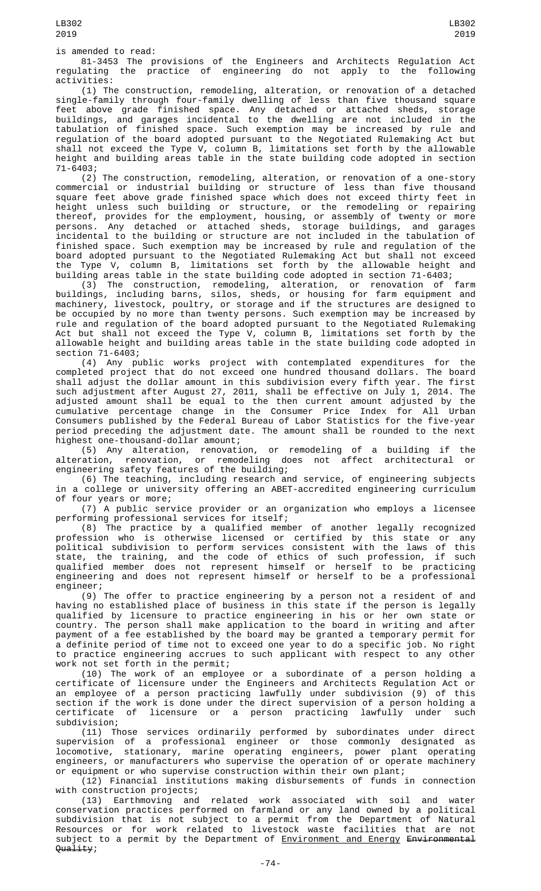is amended to read:

81-3453 The provisions of the Engineers and Architects Regulation Act regulating the practice of engineering do not apply to the following activities:

(1) The construction, remodeling, alteration, or renovation of a detached single-family through four-family dwelling of less than five thousand square feet above grade finished space. Any detached or attached sheds, storage buildings, and garages incidental to the dwelling are not included in the tabulation of finished space. Such exemption may be increased by rule and regulation of the board adopted pursuant to the Negotiated Rulemaking Act but shall not exceed the Type V, column B, limitations set forth by the allowable height and building areas table in the state building code adopted in section 71-6403;

(2) The construction, remodeling, alteration, or renovation of a one-story commercial or industrial building or structure of less than five thousand square feet above grade finished space which does not exceed thirty feet in height unless such building or structure, or the remodeling or repairing thereof, provides for the employment, housing, or assembly of twenty or more persons. Any detached or attached sheds, storage buildings, and garages incidental to the building or structure are not included in the tabulation of finished space. Such exemption may be increased by rule and regulation of the board adopted pursuant to the Negotiated Rulemaking Act but shall not exceed the Type V, column B, limitations set forth by the allowable height and building areas table in the state building code adopted in section 71-6403;

(3) The construction, remodeling, alteration, or renovation of farm buildings, including barns, silos, sheds, or housing for farm equipment and machinery, livestock, poultry, or storage and if the structures are designed to be occupied by no more than twenty persons. Such exemption may be increased by rule and regulation of the board adopted pursuant to the Negotiated Rulemaking Act but shall not exceed the Type V, column B, limitations set forth by the allowable height and building areas table in the state building code adopted in section 71-6403;

(4) Any public works project with contemplated expenditures for the completed project that do not exceed one hundred thousand dollars. The board shall adjust the dollar amount in this subdivision every fifth year. The first such adjustment after August 27, 2011, shall be effective on July 1, 2014. The adjusted amount shall be equal to the then current amount adjusted by the cumulative percentage change in the Consumer Price Index for All Urban Consumers published by the Federal Bureau of Labor Statistics for the five-year period preceding the adjustment date. The amount shall be rounded to the next highest one-thousand-dollar amount;

(5) Any alteration, renovation, or remodeling of a building if the alteration, renovation, or remodeling does not affect architectural or engineering safety features of the building;

(6) The teaching, including research and service, of engineering subjects in a college or university offering an ABET-accredited engineering curriculum of four years or more;

(7) A public service provider or an organization who employs a licensee performing professional services for itself;

(8) The practice by a qualified member of another legally recognized profession who is otherwise licensed or certified by this state or any political subdivision to perform services consistent with the laws of this state, the training, and the code of ethics of such profession, if such qualified member does not represent himself or herself to be practicing engineering and does not represent himself or herself to be a professional engineer;

(9) The offer to practice engineering by a person not a resident of and having no established place of business in this state if the person is legally qualified by licensure to practice engineering in his or her own state or country. The person shall make application to the board in writing and after payment of a fee established by the board may be granted a temporary permit for a definite period of time not to exceed one year to do a specific job. No right to practice engineering accrues to such applicant with respect to any other work not set forth in the permit;

(10) The work of an employee or a subordinate of a person holding a certificate of licensure under the Engineers and Architects Regulation Act or an employee of a person practicing lawfully under subdivision (9) of this section if the work is done under the direct supervision of a person holding a certificate of licensure or a person practicing lawfully under such subdivision;

(11) Those services ordinarily performed by subordinates under direct supervision of a professional engineer or those commonly designated as locomotive, stationary, marine operating engineers, power plant operating engineers, or manufacturers who supervise the operation of or operate machinery or equipment or who supervise construction within their own plant;

(12) Financial institutions making disbursements of funds in connection with construction projects;

(13) Earthmoving and related work associated with soil and water conservation practices performed on farmland or any land owned by a political subdivision that is not subject to a permit from the Department of Natural Resources or for work related to livestock waste facilities that are not subject to a permit by the Department of Environment and Energy ~~Environmental Quality~~;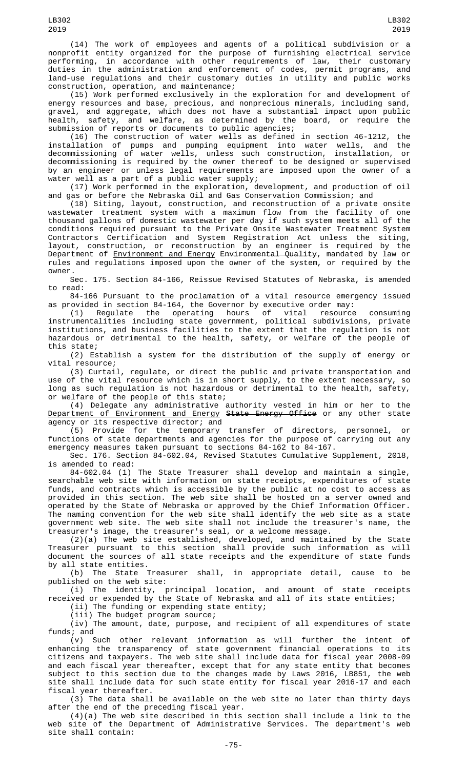(14) The work of employees and agents of a political subdivision or a nonprofit entity organized for the purpose of furnishing electrical service performing, in accordance with other requirements of law, their customary duties in the administration and enforcement of codes, permit programs, and land-use regulations and their customary duties in utility and public works construction, operation, and maintenance;

(15) Work performed exclusively in the exploration for and development of energy resources and base, precious, and nonprecious minerals, including sand, gravel, and aggregate, which does not have a substantial impact upon public health, safety, and welfare, as determined by the board, or require the submission of reports or documents to public agencies;

(16) The construction of water wells as defined in section 46-1212, the installation of pumps and pumping equipment into water wells, and the decommissioning of water wells, unless such construction, installation, or decommissioning is required by the owner thereof to be designed or supervised by an engineer or unless legal requirements are imposed upon the owner of a water well as a part of a public water supply;

(17) Work performed in the exploration, development, and production of oil and gas or before the Nebraska Oil and Gas Conservation Commission; and

(18) Siting, layout, construction, and reconstruction of a private onsite wastewater treatment system with a maximum flow from the facility of one thousand gallons of domestic wastewater per day if such system meets all of the conditions required pursuant to the Private Onsite Wastewater Treatment System Contractors Certification and System Registration Act unless the siting, layout, construction, or reconstruction by an engineer is required by the Department of Environment and Energy ~~Environmental Quality~~, mandated by law or rules and regulations imposed upon the owner of the system, or required by the owner.

Sec. 175. Section 84-166, Reissue Revised Statutes of Nebraska, is amended to read:

84-166 Pursuant to the proclamation of a vital resource emergency issued as provided in section 84-164, the Governor by executive order may:

(1) Regulate the operating hours of vital resource consuming instrumentalities including state government, political subdivisions, private institutions, and business facilities to the extent that the regulation is not hazardous or detrimental to the health, safety, or welfare of the people of this state;

(2) Establish a system for the distribution of the supply of energy or vital resource;

(3) Curtail, regulate, or direct the public and private transportation and use of the vital resource which is in short supply, to the extent necessary, so long as such regulation is not hazardous or detrimental to the health, safety, or welfare of the people of this state;

(4) Delegate any administrative authority vested in him or her to the Department of Environment and Energy ~~State Energy Office~~ or any other state agency or its respective director; and

(5) Provide for the temporary transfer of directors, personnel, or functions of state departments and agencies for the purpose of carrying out any emergency measures taken pursuant to sections 84-162 to 84-167.

Sec. 176. Section 84-602.04, Revised Statutes Cumulative Supplement, 2018, is amended to read:

84-602.04 (1) The State Treasurer shall develop and maintain a single, searchable web site with information on state receipts, expenditures of state funds, and contracts which is accessible by the public at no cost to access as provided in this section. The web site shall be hosted on a server owned and operated by the State of Nebraska or approved by the Chief Information Officer. The naming convention for the web site shall identify the web site as a state government web site. The web site shall not include the treasurer's name, the treasurer's image, the treasurer's seal, or a welcome message.

(2)(a) The web site established, developed, and maintained by the State Treasurer pursuant to this section shall provide such information as will document the sources of all state receipts and the expenditure of state funds by all state entities.

(b) The State Treasurer shall, in appropriate detail, cause to be published on the web site:

(i) The identity, principal location, and amount of state receipts received or expended by the State of Nebraska and all of its state entities;

(ii) The funding or expending state entity;

(iii) The budget program source;

(iv) The amount, date, purpose, and recipient of all expenditures of state funds; and

(v) Such other relevant information as will further the intent of enhancing the transparency of state government financial operations to its citizens and taxpayers. The web site shall include data for fiscal year 2008-09 and each fiscal year thereafter, except that for any state entity that becomes subject to this section due to the changes made by Laws 2016, LB851, the web site shall include data for such state entity for fiscal year 2016-17 and each fiscal year thereafter.

(3) The data shall be available on the web site no later than thirty days after the end of the preceding fiscal year.

(4)(a) The web site described in this section shall include a link to the web site of the Department of Administrative Services. The department's web site shall contain: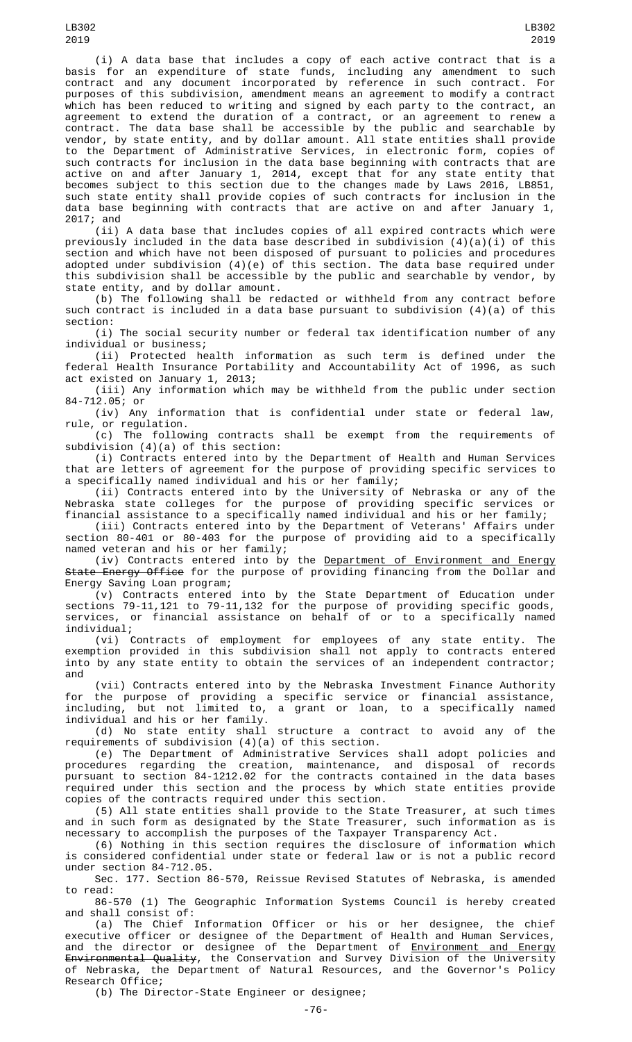(i) A data base that includes a copy of each active contract that is a basis for an expenditure of state funds, including any amendment to such contract and any document incorporated by reference in such contract. For purposes of this subdivision, amendment means an agreement to modify a contract which has been reduced to writing and signed by each party to the contract, an agreement to extend the duration of a contract, or an agreement to renew a contract. The data base shall be accessible by the public and searchable by vendor, by state entity, and by dollar amount. All state entities shall provide to the Department of Administrative Services, in electronic form, copies of such contracts for inclusion in the data base beginning with contracts that are active on and after January 1, 2014, except that for any state entity that becomes subject to this section due to the changes made by Laws 2016, LB851, such state entity shall provide copies of such contracts for inclusion in the data base beginning with contracts that are active on and after January 1, 2017; and

(ii) A data base that includes copies of all expired contracts which were previously included in the data base described in subdivision (4)(a)(i) of this section and which have not been disposed of pursuant to policies and procedures adopted under subdivision (4)(e) of this section. The data base required under this subdivision shall be accessible by the public and searchable by vendor, by state entity, and by dollar amount.

(b) The following shall be redacted or withheld from any contract before such contract is included in a data base pursuant to subdivision (4)(a) of this section:

(i) The social security number or federal tax identification number of any individual or business;

(ii) Protected health information as such term is defined under the federal Health Insurance Portability and Accountability Act of 1996, as such act existed on January 1, 2013;

(iii) Any information which may be withheld from the public under section 84-712.05; or

(iv) Any information that is confidential under state or federal law, rule, or regulation.

(c) The following contracts shall be exempt from the requirements of subdivision (4)(a) of this section:

(i) Contracts entered into by the Department of Health and Human Services that are letters of agreement for the purpose of providing specific services to a specifically named individual and his or her family;

(ii) Contracts entered into by the University of Nebraska or any of the Nebraska state colleges for the purpose of providing specific services or financial assistance to a specifically named individual and his or her family;

(iii) Contracts entered into by the Department of Veterans' Affairs under section 80-401 or 80-403 for the purpose of providing aid to a specifically named veteran and his or her family;

(iv) Contracts entered into by the Department of Environment and Energy ~~State Energy Office~~ for the purpose of providing financing from the Dollar and Energy Saving Loan program;

(v) Contracts entered into by the State Department of Education under sections 79-11,121 to 79-11,132 for the purpose of providing specific goods, services, or financial assistance on behalf of or to a specifically named individual;

(vi) Contracts of employment for employees of any state entity. The exemption provided in this subdivision shall not apply to contracts entered into by any state entity to obtain the services of an independent contractor; and

(vii) Contracts entered into by the Nebraska Investment Finance Authority for the purpose of providing a specific service or financial assistance, including, but not limited to, a grant or loan, to a specifically named individual and his or her family.

(d) No state entity shall structure a contract to avoid any of the requirements of subdivision (4)(a) of this section.

(e) The Department of Administrative Services shall adopt policies and procedures regarding the creation, maintenance, and disposal of records pursuant to section 84-1212.02 for the contracts contained in the data bases required under this section and the process by which state entities provide copies of the contracts required under this section.

(5) All state entities shall provide to the State Treasurer, at such times and in such form as designated by the State Treasurer, such information as is necessary to accomplish the purposes of the Taxpayer Transparency Act.

(6) Nothing in this section requires the disclosure of information which is considered confidential under state or federal law or is not a public record under section 84-712.05.

Sec. 177. Section 86-570, Reissue Revised Statutes of Nebraska, is amended to read:

86-570 (1) The Geographic Information Systems Council is hereby created and shall consist of:

(a) The Chief Information Officer or his or her designee, the chief executive officer or designee of the Department of Health and Human Services, and the director or designee of the Department of Environment and Energy ~~Environmental Quality~~, the Conservation and Survey Division of the University of Nebraska, the Department of Natural Resources, and the Governor's Policy Research Office;

(b) The Director-State Engineer or designee;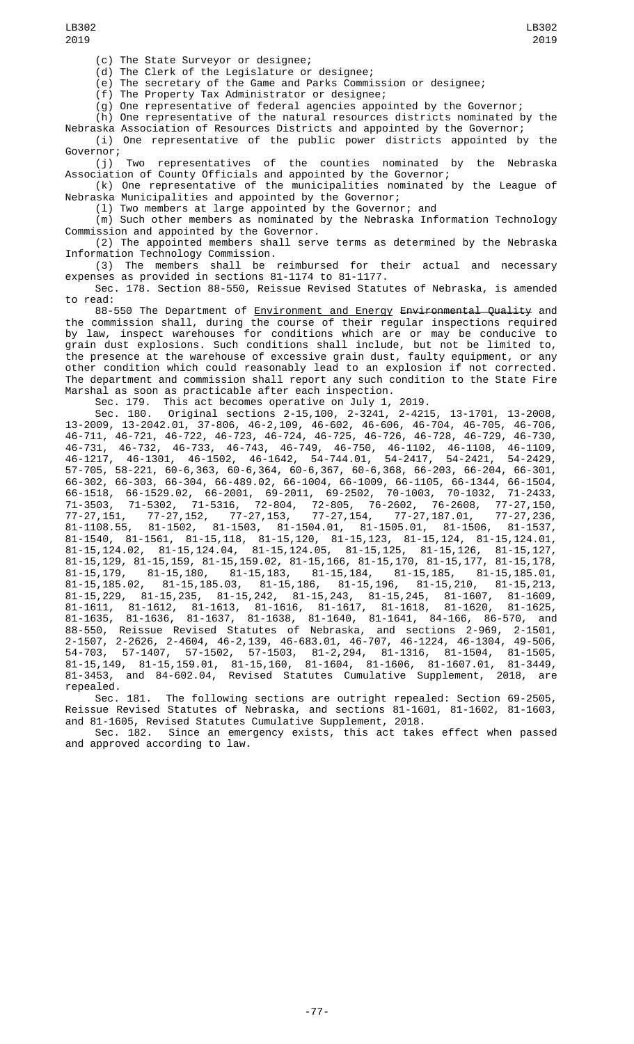(c) The State Surveyor or designee;

(d) The Clerk of the Legislature or designee;

(e) The secretary of the Game and Parks Commission or designee;

(f) The Property Tax Administrator or designee;

(g) One representative of federal agencies appointed by the Governor;

(h) One representative of the natural resources districts nominated by the Nebraska Association of Resources Districts and appointed by the Governor;

(i) One representative of the public power districts appointed by the Governor;

(j) Two representatives of the counties nominated by the Nebraska Association of County Officials and appointed by the Governor;

(k) One representative of the municipalities nominated by the League of Nebraska Municipalities and appointed by the Governor;

(l) Two members at large appointed by the Governor; and

(m) Such other members as nominated by the Nebraska Information Technology Commission and appointed by the Governor.

(2) The appointed members shall serve terms as determined by the Nebraska Information Technology Commission.

(3) The members shall be reimbursed for their actual and necessary expenses as provided in sections 81-1174 to 81-1177.

Sec. 178. Section 88-550, Reissue Revised Statutes of Nebraska, is amended to read:

88-550 The Department of Environment and Energy ~~Environmental Quality~~ and the commission shall, during the course of their regular inspections required by law, inspect warehouses for conditions which are or may be conducive to grain dust explosions. Such conditions shall include, but not be limited to, the presence at the warehouse of excessive grain dust, faulty equipment, or any other condition which could reasonably lead to an explosion if not corrected. The department and commission shall report any such condition to the State Fire Marshal as soon as practicable after each inspection.

Sec. 179. This act becomes operative on July 1, 2019.

Sec. 180. Original sections 2-15,100, 2-3241, 2-4215, 13-1701, 13-2008, 13-2009, 13-2042.01, 37-806, 46-2,109, 46-602, 46-606, 46-704, 46-705, 46-706, 46-711, 46-721, 46-722, 46-723, 46-724, 46-725, 46-726, 46-728, 46-729, 46-730, 46-731, 46-732, 46-733, 46-743, 46-749, 46-750, 46-1102, 46-1108, 46-1109, 46-1217, 46-1301, 46-1502, 46-1642, 54-744.01, 54-2417, 54-2421, 54-2429, 57-705, 58-221, 60-6,363, 60-6,364, 60-6,367, 60-6,368, 66-203, 66-204, 66-301, 66-302, 66-303, 66-304, 66-489.02, 66-1004, 66-1009, 66-1105, 66-1344, 66-1504, 66-1518, 66-1529.02, 66-2001, 69-2011, 69-2502, 70-1003, 70-1032, 71-2433, 71-3503, 71-5302, 71-5316, 72-804, 72-805, 76-2602, 76-2608, 77-27,150, 77-27,151, 77-27,152, 77-27,153, 77-27,154, 77-27,187.01, 77-27,236, 81-1108.55, 81-1502, 81-1503, 81-1504.01, 81-1505.01, 81-1506, 81-1537, 81-1540, 81-1561, 81-15,118, 81-15,120, 81-15,123, 81-15,124, 81-15,124.01, 81-15,124.02, 81-15,124.04, 81-15,124.05, 81-15,125, 81-15,126, 81-15,127, 81-15,129, 81-15,159, 81-15,159.02, 81-15,166, 81-15,170, 81-15,177, 81-15,178, 81-15,179, 81-15,180, 81-15,183, 81-15,184, 81-15,185, 81-15,185.01, 81-15,185.02, 81-15,185.03, 81-15,186, 81-15,196, 81-15,210, 81-15,213, 81-15,229, 81-15,235, 81-15,242, 81-15,243, 81-15,245, 81-1607, 81-1609, 81-1611, 81-1612, 81-1613, 81-1616, 81-1617, 81-1618, 81-1620, 81-1625, 81-1635, 81-1636, 81-1637, 81-1638, 81-1640, 81-1641, 84-166, 86-570, and 88-550, Reissue Revised Statutes of Nebraska, and sections 2-969, 2-1501, 2-1507, 2-2626, 2-4604, 46-2,139, 46-683.01, 46-707, 46-1224, 46-1304, 49-506, 54-703, 57-1407, 57-1502, 57-1503, 81-2,294, 81-1316, 81-1504, 81-1505, 81-15,149, 81-15,159.01, 81-15,160, 81-1604, 81-1606, 81-1607.01, 81-3449, 81-3453, and 84-602.04, Revised Statutes Cumulative Supplement, 2018, are repealed.

Sec. 181. The following sections are outright repealed: Section 69-2505, Reissue Revised Statutes of Nebraska, and sections 81-1601, 81-1602, 81-1603, and 81-1605, Revised Statutes Cumulative Supplement, 2018.

Sec. 182. Since an emergency exists, this act takes effect when passed and approved according to law.